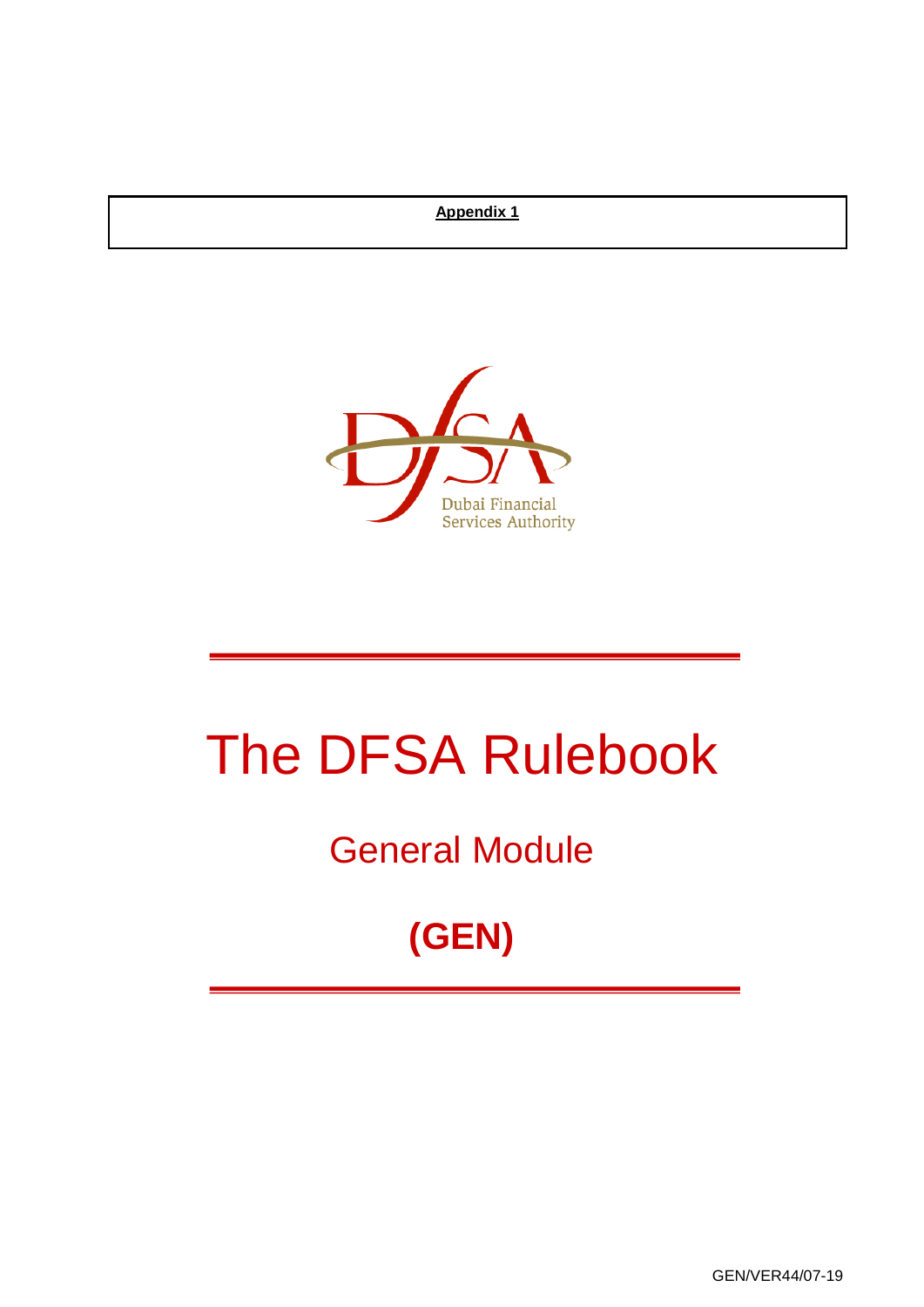**Appendix 1**

Dubai Financial
Services Authority

# The DFSA Rulebook

## General Module

## (GEN)

GEN/VER44/07-19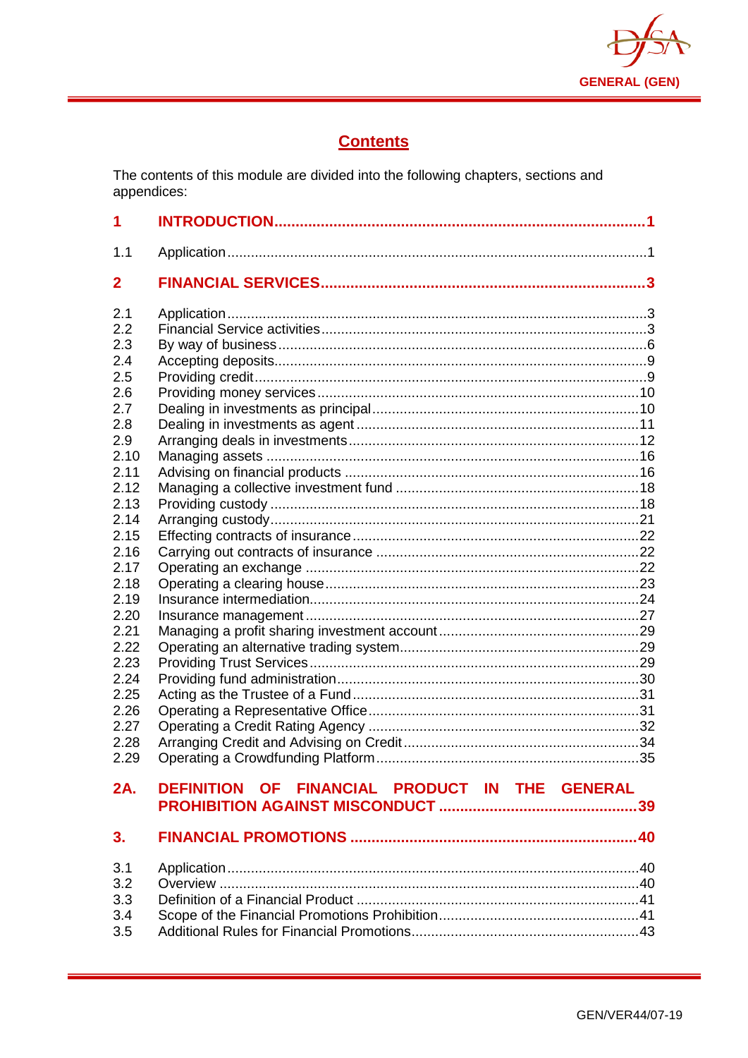## Contents

The contents of this module are divided into the following chapters, sections and appendices:

| | | |
|---|---|---|
| **1** | **INTRODUCTION** | **1** |
| 1.1 | Application | 1 |
| **2** | **FINANCIAL SERVICES** | **3** |
| 2.1 | Application | 3 |
| 2.2 | Financial Service activities | 3 |
| 2.3 | By way of business | 6 |
| 2.4 | Accepting deposits | 9 |
| 2.5 | Providing credit | 9 |
| 2.6 | Providing money services | 10 |
| 2.7 | Dealing in investments as principal | 10 |
| 2.8 | Dealing in investments as agent | 11 |
| 2.9 | Arranging deals in investments | 12 |
| 2.10 | Managing assets | 16 |
| 2.11 | Advising on financial products | 16 |
| 2.12 | Managing a collective investment fund | 18 |
| 2.13 | Providing custody | 18 |
| 2.14 | Arranging custody | 21 |
| 2.15 | Effecting contracts of insurance | 22 |
| 2.16 | Carrying out contracts of insurance | 22 |
| 2.17 | Operating an exchange | 22 |
| 2.18 | Operating a clearing house | 23 |
| 2.19 | Insurance intermediation | 24 |
| 2.20 | Insurance management | 27 |
| 2.21 | Managing a profit sharing investment account | 29 |
| 2.22 | Operating an alternative trading system | 29 |
| 2.23 | Providing Trust Services | 29 |
| 2.24 | Providing fund administration | 30 |
| 2.25 | Acting as the Trustee of a Fund | 31 |
| 2.26 | Operating a Representative Office | 31 |
| 2.27 | Operating a Credit Rating Agency | 32 |
| 2.28 | Arranging Credit and Advising on Credit | 34 |
| 2.29 | Operating a Crowdfunding Platform | 35 |
| **2A.** | **DEFINITION OF FINANCIAL PRODUCT IN THE GENERAL PROHIBITION AGAINST MISCONDUCT** | **39** |
| **3.** | **FINANCIAL PROMOTIONS** | **40** |
| 3.1 | Application | 40 |
| 3.2 | Overview | 40 |
| 3.3 | Definition of a Financial Product | 41 |
| 3.4 | Scope of the Financial Promotions Prohibition | 41 |
| 3.5 | Additional Rules for Financial Promotions | 43 |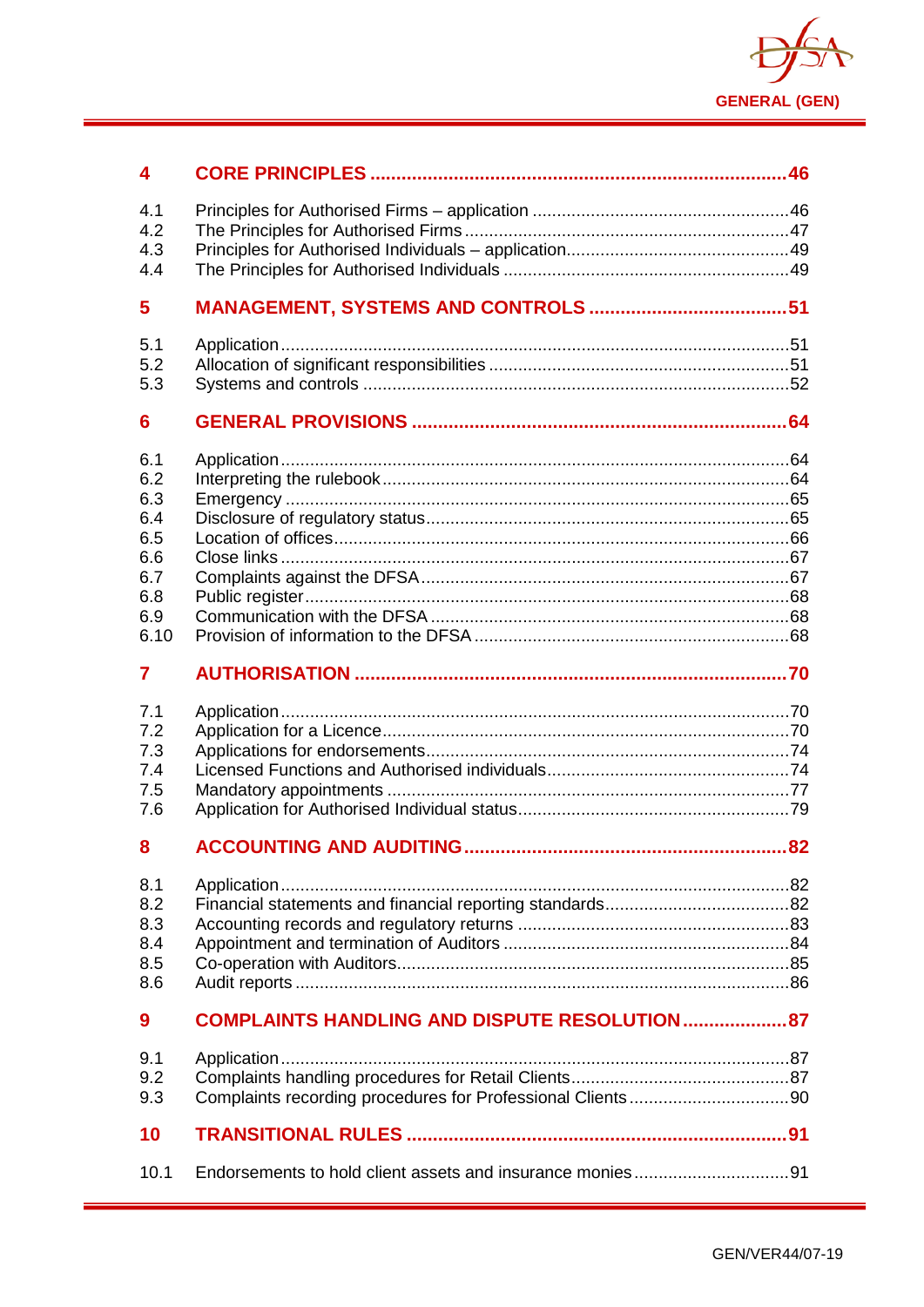| | | |
|---|---|---|
| **4** | **CORE PRINCIPLES** | **46** |
| 4.1 | Principles for Authorised Firms – application | 46 |
| 4.2 | The Principles for Authorised Firms | 47 |
| 4.3 | Principles for Authorised Individuals – application | 49 |
| 4.4 | The Principles for Authorised Individuals | 49 |
| **5** | **MANAGEMENT, SYSTEMS AND CONTROLS** | **51** |
| 5.1 | Application | 51 |
| 5.2 | Allocation of significant responsibilities | 51 |
| 5.3 | Systems and controls | 52 |
| **6** | **GENERAL PROVISIONS** | **64** |
| 6.1 | Application | 64 |
| 6.2 | Interpreting the rulebook | 64 |
| 6.3 | Emergency | 65 |
| 6.4 | Disclosure of regulatory status | 65 |
| 6.5 | Location of offices | 66 |
| 6.6 | Close links | 67 |
| 6.7 | Complaints against the DFSA | 67 |
| 6.8 | Public register | 68 |
| 6.9 | Communication with the DFSA | 68 |
| 6.10 | Provision of information to the DFSA | 68 |
| **7** | **AUTHORISATION** | **70** |
| 7.1 | Application | 70 |
| 7.2 | Application for a Licence | 70 |
| 7.3 | Applications for endorsements | 74 |
| 7.4 | Licensed Functions and Authorised individuals | 74 |
| 7.5 | Mandatory appointments | 77 |
| 7.6 | Application for Authorised Individual status | 79 |
| **8** | **ACCOUNTING AND AUDITING** | **82** |
| 8.1 | Application | 82 |
| 8.2 | Financial statements and financial reporting standards | 82 |
| 8.3 | Accounting records and regulatory returns | 83 |
| 8.4 | Appointment and termination of Auditors | 84 |
| 8.5 | Co-operation with Auditors | 85 |
| 8.6 | Audit reports | 86 |
| **9** | **COMPLAINTS HANDLING AND DISPUTE RESOLUTION** | **87** |
| 9.1 | Application | 87 |
| 9.2 | Complaints handling procedures for Retail Clients | 87 |
| 9.3 | Complaints recording procedures for Professional Clients | 90 |
| **10** | **TRANSITIONAL RULES** | **91** |
| 10.1 | Endorsements to hold client assets and insurance monies | 91 |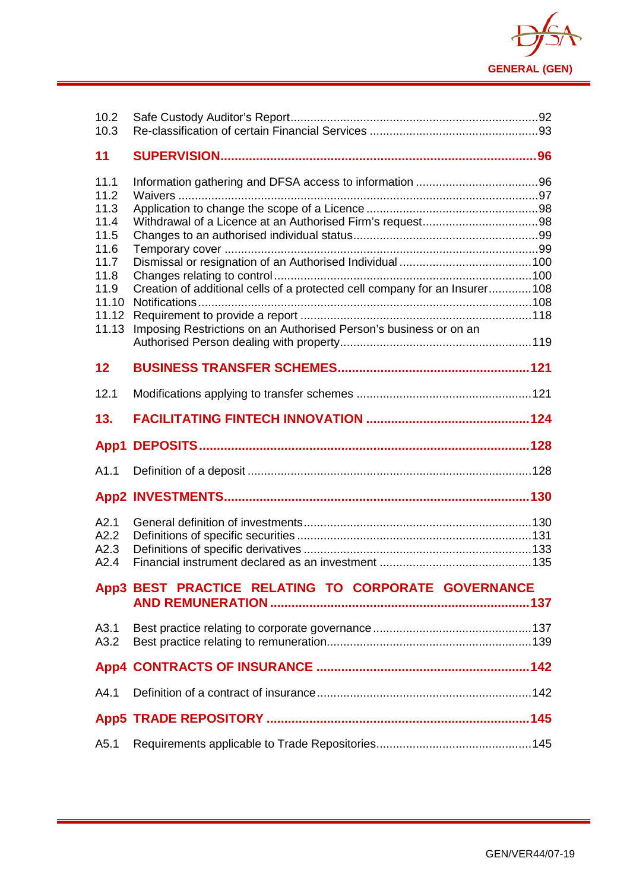10.2 Safe Custody Auditor's Report ........................................................................... 92
10.3 Re-classification of certain Financial Services .................................................. 93

**11 SUPERVISION ......................................................................................... 96**

11.1 Information gathering and DFSA access to information ..................................... 96
11.2 Waivers ............................................................................................................. 97
11.3 Application to change the scope of a Licence .................................................... 98
11.4 Withdrawal of a Licence at an Authorised Firm's request ................................... 98
11.5 Changes to an authorised individual status ........................................................ 99
11.6 Temporary cover ................................................................................................ 99
11.7 Dismissal or resignation of an Authorised Individual ......................................... 100
11.8 Changes relating to control ............................................................................... 100
11.9 Creation of additional cells of a protected cell company for an Insurer ............. 108
11.10 Notifications ..................................................................................................... 108
11.12 Requirement to provide a report ..................................................................... 118
11.13 Imposing Restrictions on an Authorised Person's business or on an Authorised Person dealing with property .......................................................... 119

**12 BUSINESS TRANSFER SCHEMES ..................................................... 121**

12.1 Modifications applying to transfer schemes ..................................................... 121

**13. FACILITATING FINTECH INNOVATION ............................................. 124**

**App1 DEPOSITS ............................................................................................ 128**

A1.1 Definition of a deposit ...................................................................................... 128

**App2 INVESTMENTS ...................................................................................... 130**

A2.1 General definition of investments ..................................................................... 130
A2.2 Definitions of specific securities ....................................................................... 131
A2.3 Definitions of specific derivatives ..................................................................... 133
A2.4 Financial instrument declared as an investment .............................................. 135

**App3 BEST PRACTICE RELATING TO CORPORATE GOVERNANCE AND REMUNERATION ........................................................................ 137**

A3.1 Best practice relating to corporate governance ................................................ 137
A3.2 Best practice relating to remuneration .............................................................. 139

**App4 CONTRACTS OF INSURANCE ............................................................ 142**

A4.1 Definition of a contract of insurance ................................................................. 142

**App5 TRADE REPOSITORY ......................................................................... 145**

A5.1 Requirements applicable to Trade Repositories ............................................... 145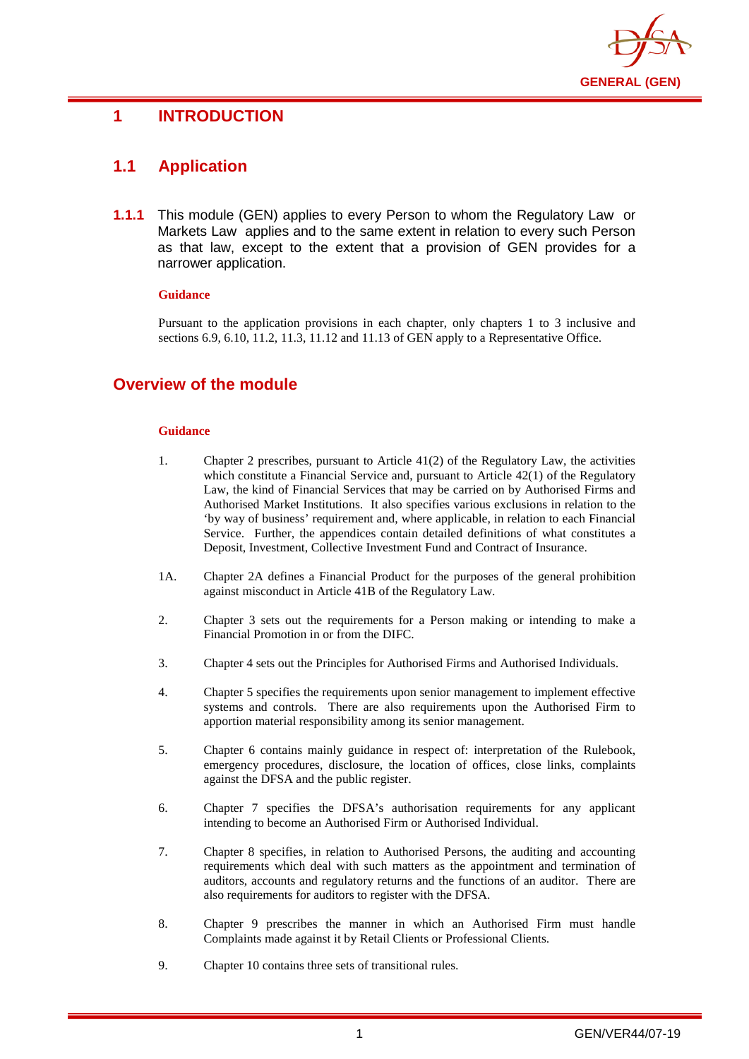# 1 INTRODUCTION

## 1.1 Application

**1.1.1** This module (GEN) applies to every Person to whom the Regulatory Law or Markets Law applies and to the same extent in relation to every such Person as that law, except to the extent that a provision of GEN provides for a narrower application.

**Guidance**

Pursuant to the application provisions in each chapter, only chapters 1 to 3 inclusive and sections 6.9, 6.10, 11.2, 11.3, 11.12 and 11.13 of GEN apply to a Representative Office.

## Overview of the module

**Guidance**

1. Chapter 2 prescribes, pursuant to Article 41(2) of the Regulatory Law, the activities which constitute a Financial Service and, pursuant to Article 42(1) of the Regulatory Law, the kind of Financial Services that may be carried on by Authorised Firms and Authorised Market Institutions. It also specifies various exclusions in relation to the 'by way of business' requirement and, where applicable, in relation to each Financial Service. Further, the appendices contain detailed definitions of what constitutes a Deposit, Investment, Collective Investment Fund and Contract of Insurance.

1A. Chapter 2A defines a Financial Product for the purposes of the general prohibition against misconduct in Article 41B of the Regulatory Law.

2. Chapter 3 sets out the requirements for a Person making or intending to make a Financial Promotion in or from the DIFC.

3. Chapter 4 sets out the Principles for Authorised Firms and Authorised Individuals.

4. Chapter 5 specifies the requirements upon senior management to implement effective systems and controls. There are also requirements upon the Authorised Firm to apportion material responsibility among its senior management.

5. Chapter 6 contains mainly guidance in respect of: interpretation of the Rulebook, emergency procedures, disclosure, the location of offices, close links, complaints against the DFSA and the public register.

6. Chapter 7 specifies the DFSA's authorisation requirements for any applicant intending to become an Authorised Firm or Authorised Individual.

7. Chapter 8 specifies, in relation to Authorised Persons, the auditing and accounting requirements which deal with such matters as the appointment and termination of auditors, accounts and regulatory returns and the functions of an auditor. There are also requirements for auditors to register with the DFSA.

8. Chapter 9 prescribes the manner in which an Authorised Firm must handle Complaints made against it by Retail Clients or Professional Clients.

9. Chapter 10 contains three sets of transitional rules.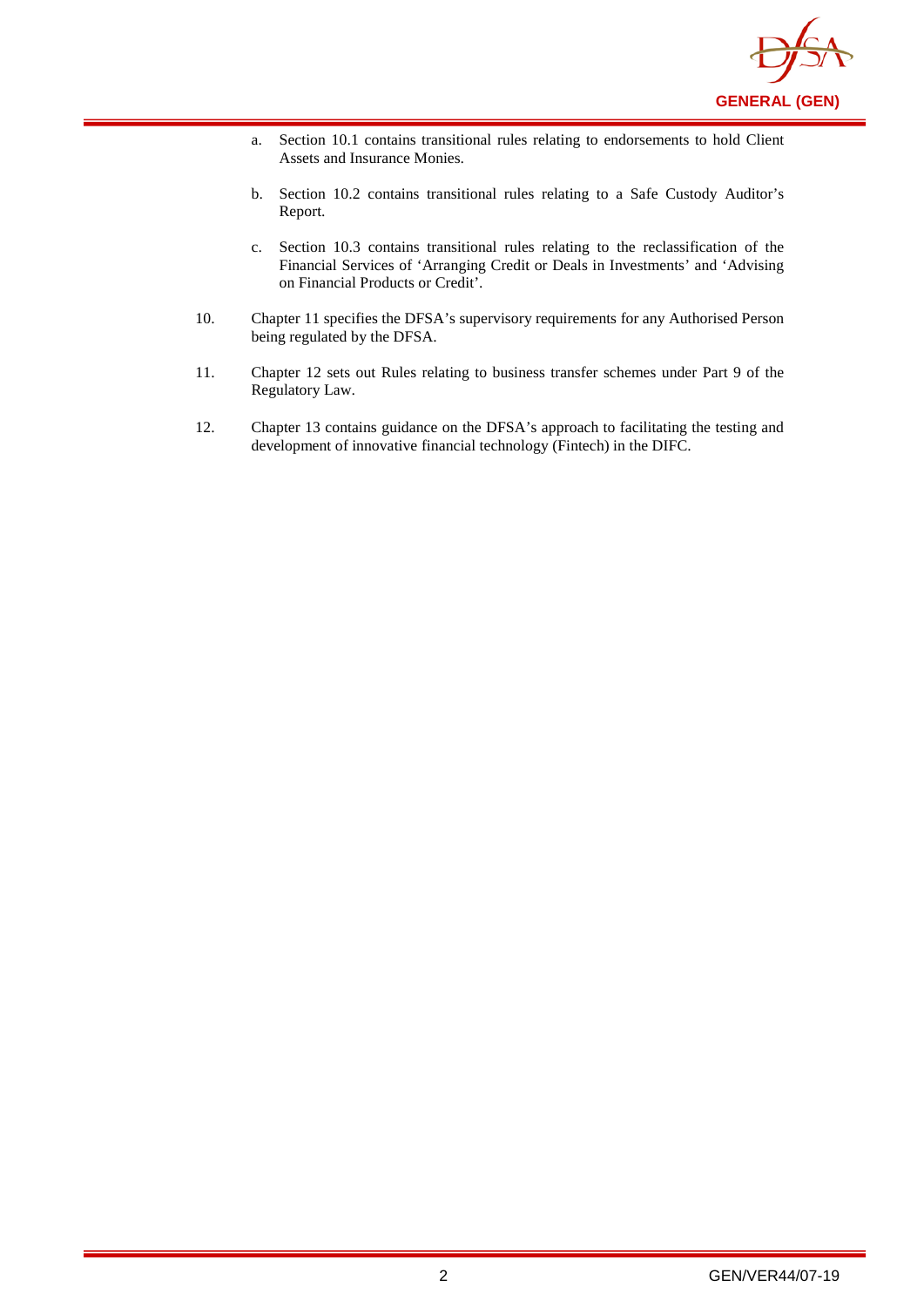a. Section 10.1 contains transitional rules relating to endorsements to hold Client Assets and Insurance Monies.

b. Section 10.2 contains transitional rules relating to a Safe Custody Auditor's Report.

c. Section 10.3 contains transitional rules relating to the reclassification of the Financial Services of 'Arranging Credit or Deals in Investments' and 'Advising on Financial Products or Credit'.

10. Chapter 11 specifies the DFSA's supervisory requirements for any Authorised Person being regulated by the DFSA.

11. Chapter 12 sets out Rules relating to business transfer schemes under Part 9 of the Regulatory Law.

12. Chapter 13 contains guidance on the DFSA's approach to facilitating the testing and development of innovative financial technology (Fintech) in the DIFC.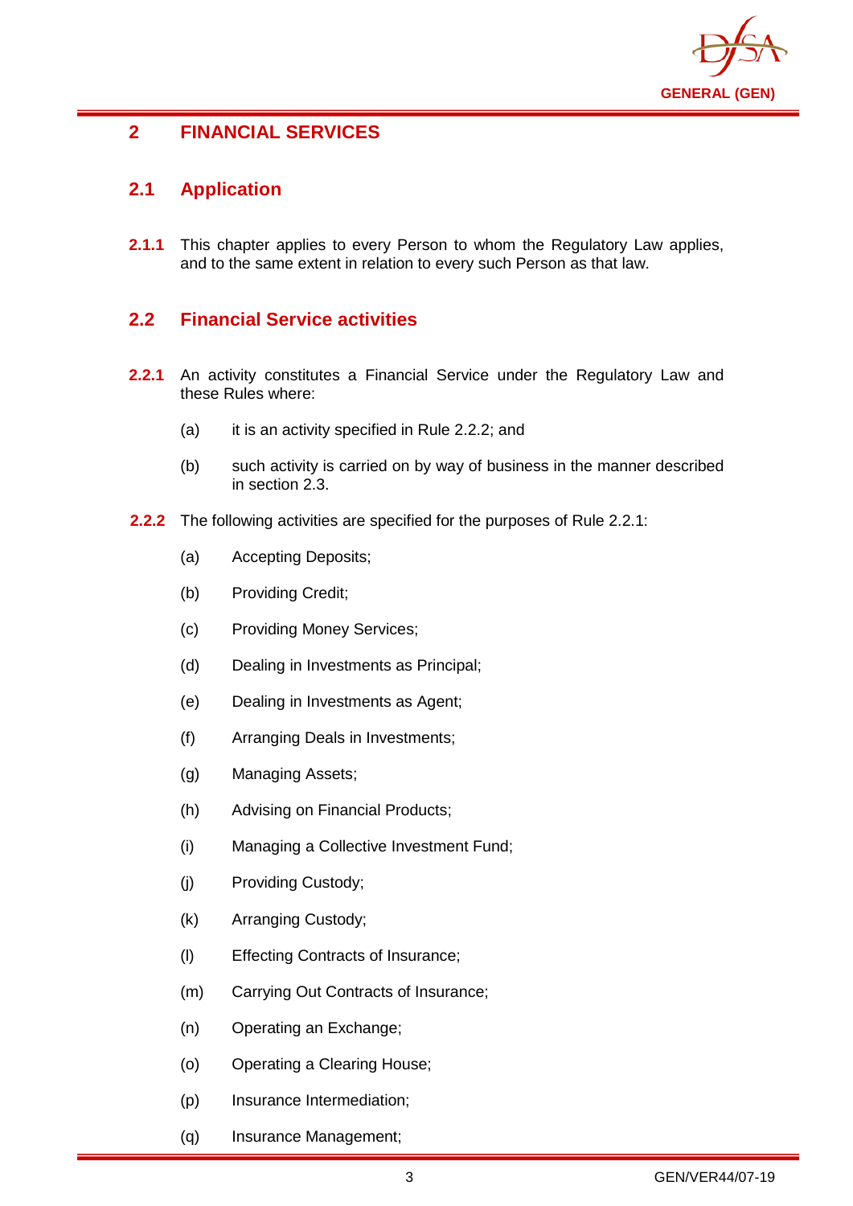## 2 FINANCIAL SERVICES

### 2.1 Application

**2.1.1** This chapter applies to every Person to whom the Regulatory Law applies, and to the same extent in relation to every such Person as that law.

### 2.2 Financial Service activities

**2.2.1** An activity constitutes a Financial Service under the Regulatory Law and these Rules where:

(a) it is an activity specified in Rule 2.2.2; and

(b) such activity is carried on by way of business in the manner described in section 2.3.

**2.2.2** The following activities are specified for the purposes of Rule 2.2.1:

(a) Accepting Deposits;

(b) Providing Credit;

(c) Providing Money Services;

(d) Dealing in Investments as Principal;

(e) Dealing in Investments as Agent;

(f) Arranging Deals in Investments;

(g) Managing Assets;

(h) Advising on Financial Products;

(i) Managing a Collective Investment Fund;

(j) Providing Custody;

(k) Arranging Custody;

(l) Effecting Contracts of Insurance;

(m) Carrying Out Contracts of Insurance;

(n) Operating an Exchange;

(o) Operating a Clearing House;

(p) Insurance Intermediation;

(q) Insurance Management;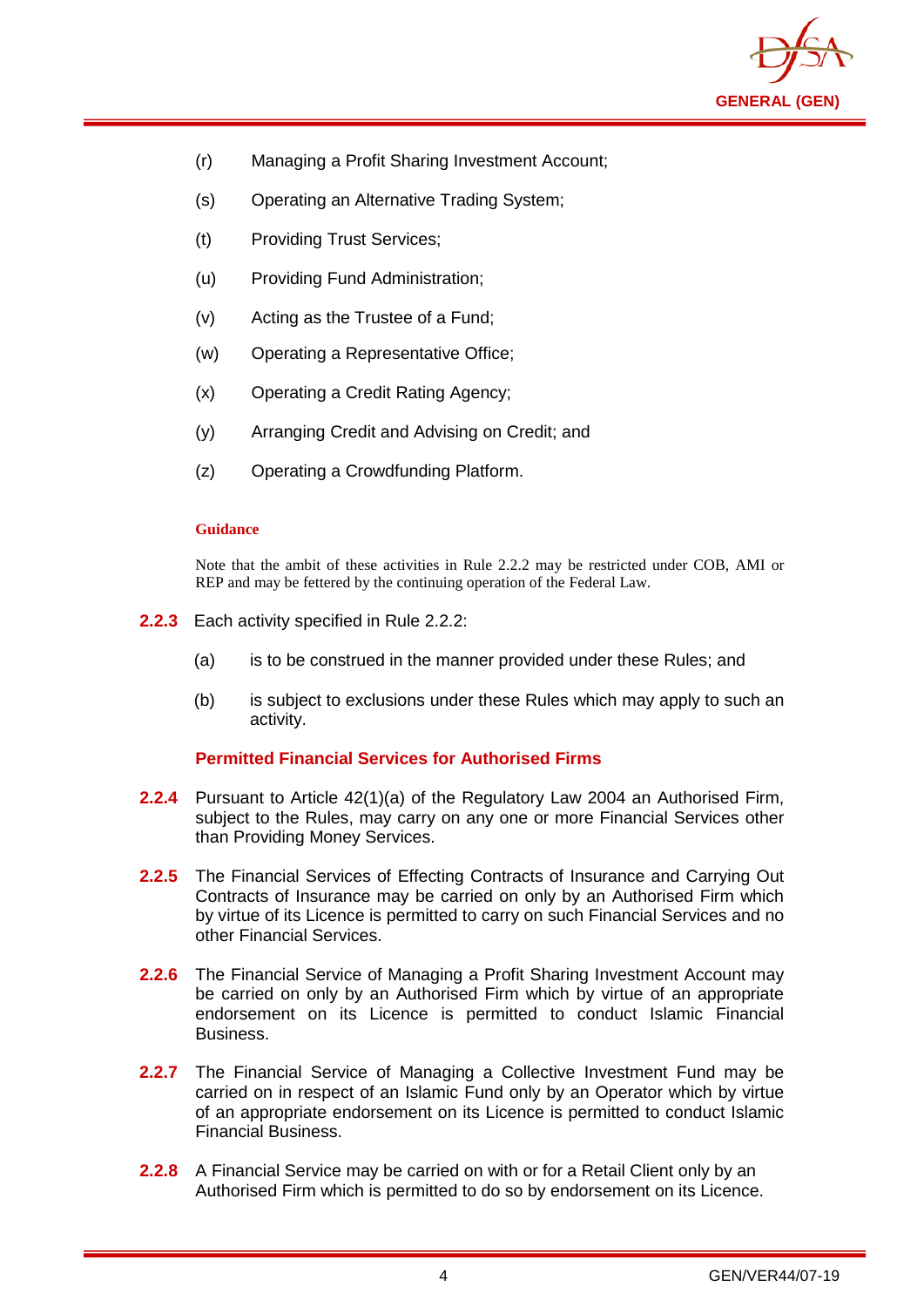(r) Managing a Profit Sharing Investment Account;

(s) Operating an Alternative Trading System;

(t) Providing Trust Services;

(u) Providing Fund Administration;

(v) Acting as the Trustee of a Fund;

(w) Operating a Representative Office;

(x) Operating a Credit Rating Agency;

(y) Arranging Credit and Advising on Credit; and

(z) Operating a Crowdfunding Platform.

**Guidance**

Note that the ambit of these activities in Rule 2.2.2 may be restricted under COB, AMI or REP and may be fettered by the continuing operation of the Federal Law.

**2.2.3** Each activity specified in Rule 2.2.2:

(a) is to be construed in the manner provided under these Rules; and

(b) is subject to exclusions under these Rules which may apply to such an activity.

### Permitted Financial Services for Authorised Firms

**2.2.4** Pursuant to Article 42(1)(a) of the Regulatory Law 2004 an Authorised Firm, subject to the Rules, may carry on any one or more Financial Services other than Providing Money Services.

**2.2.5** The Financial Services of Effecting Contracts of Insurance and Carrying Out Contracts of Insurance may be carried on only by an Authorised Firm which by virtue of its Licence is permitted to carry on such Financial Services and no other Financial Services.

**2.2.6** The Financial Service of Managing a Profit Sharing Investment Account may be carried on only by an Authorised Firm which by virtue of an appropriate endorsement on its Licence is permitted to conduct Islamic Financial Business.

**2.2.7** The Financial Service of Managing a Collective Investment Fund may be carried on in respect of an Islamic Fund only by an Operator which by virtue of an appropriate endorsement on its Licence is permitted to conduct Islamic Financial Business.

**2.2.8** A Financial Service may be carried on with or for a Retail Client only by an Authorised Firm which is permitted to do so by endorsement on its Licence.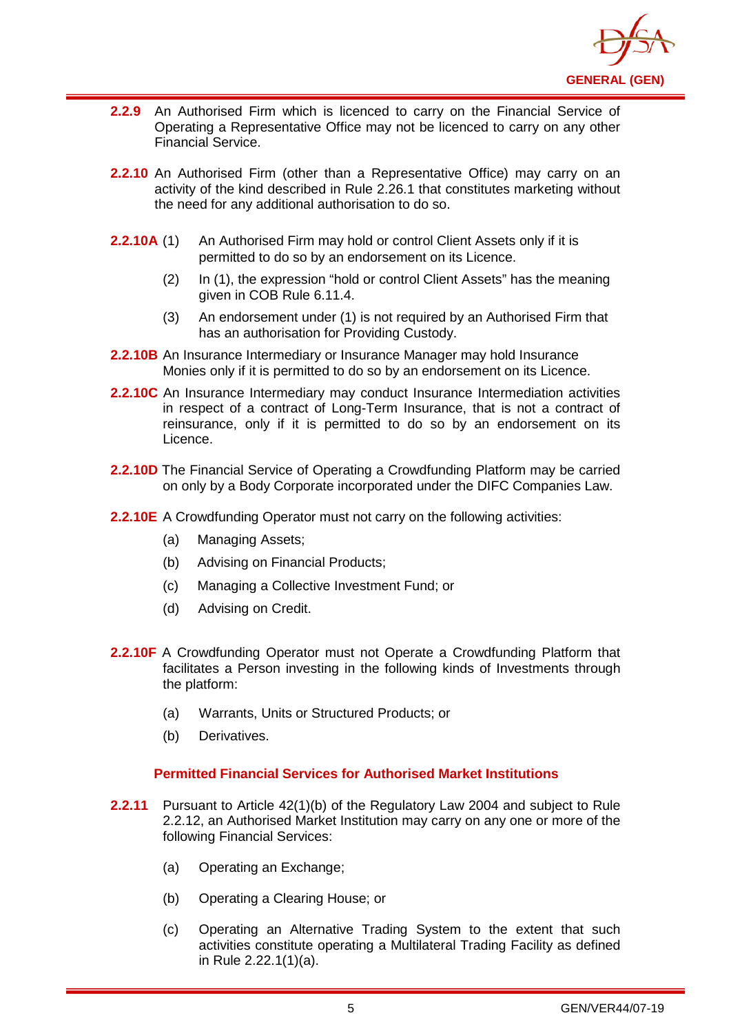**2.2.9** An Authorised Firm which is licenced to carry on the Financial Service of Operating a Representative Office may not be licenced to carry on any other Financial Service.

**2.2.10** An Authorised Firm (other than a Representative Office) may carry on an activity of the kind described in Rule 2.26.1 that constitutes marketing without the need for any additional authorisation to do so.

**2.2.10A** (1) An Authorised Firm may hold or control Client Assets only if it is permitted to do so by an endorsement on its Licence.

(2) In (1), the expression "hold or control Client Assets" has the meaning given in COB Rule 6.11.4.

(3) An endorsement under (1) is not required by an Authorised Firm that has an authorisation for Providing Custody.

**2.2.10B** An Insurance Intermediary or Insurance Manager may hold Insurance Monies only if it is permitted to do so by an endorsement on its Licence.

**2.2.10C** An Insurance Intermediary may conduct Insurance Intermediation activities in respect of a contract of Long-Term Insurance, that is not a contract of reinsurance, only if it is permitted to do so by an endorsement on its Licence.

**2.2.10D** The Financial Service of Operating a Crowdfunding Platform may be carried on only by a Body Corporate incorporated under the DIFC Companies Law.

**2.2.10E** A Crowdfunding Operator must not carry on the following activities:

(a) Managing Assets;

(b) Advising on Financial Products;

(c) Managing a Collective Investment Fund; or

(d) Advising on Credit.

**2.2.10F** A Crowdfunding Operator must not Operate a Crowdfunding Platform that facilitates a Person investing in the following kinds of Investments through the platform:

(a) Warrants, Units or Structured Products; or

(b) Derivatives.

### Permitted Financial Services for Authorised Market Institutions

**2.2.11** Pursuant to Article 42(1)(b) of the Regulatory Law 2004 and subject to Rule 2.2.12, an Authorised Market Institution may carry on any one or more of the following Financial Services:

(a) Operating an Exchange;

(b) Operating a Clearing House; or

(c) Operating an Alternative Trading System to the extent that such activities constitute operating a Multilateral Trading Facility as defined in Rule 2.22.1(1)(a).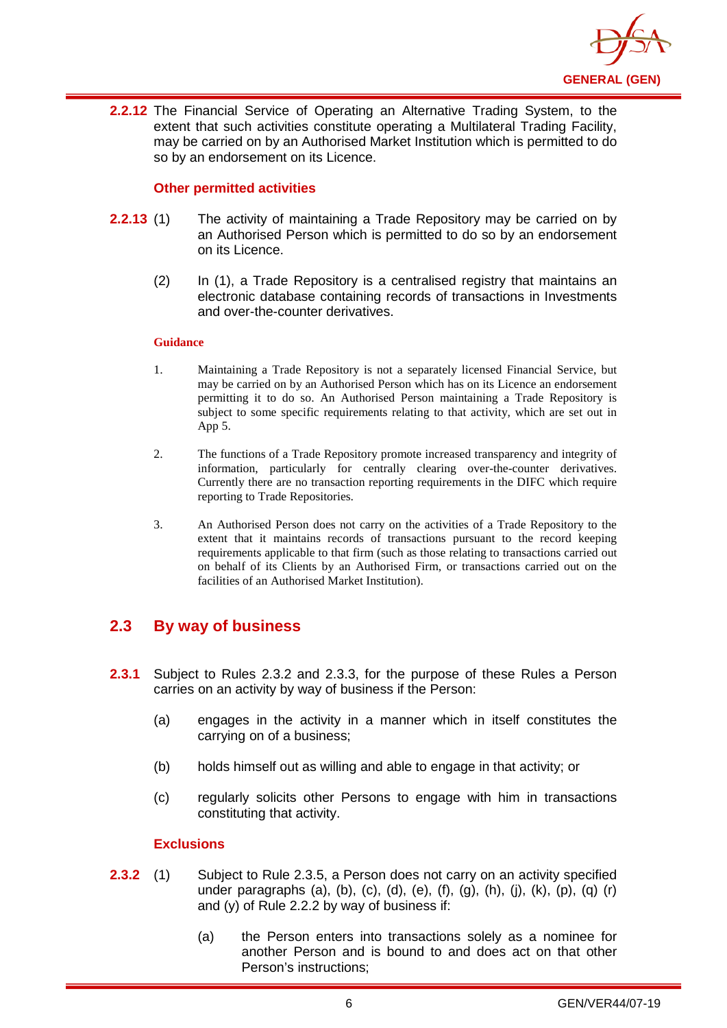**2.2.12** The Financial Service of Operating an Alternative Trading System, to the extent that such activities constitute operating a Multilateral Trading Facility, may be carried on by an Authorised Market Institution which is permitted to do so by an endorsement on its Licence.

### Other permitted activities

**2.2.13** (1) The activity of maintaining a Trade Repository may be carried on by an Authorised Person which is permitted to do so by an endorsement on its Licence.

(2) In (1), a Trade Repository is a centralised registry that maintains an electronic database containing records of transactions in Investments and over-the-counter derivatives.

#### Guidance

1. Maintaining a Trade Repository is not a separately licensed Financial Service, but may be carried on by an Authorised Person which has on its Licence an endorsement permitting it to do so. An Authorised Person maintaining a Trade Repository is subject to some specific requirements relating to that activity, which are set out in App 5.

2. The functions of a Trade Repository promote increased transparency and integrity of information, particularly for centrally clearing over-the-counter derivatives. Currently there are no transaction reporting requirements in the DIFC which require reporting to Trade Repositories.

3. An Authorised Person does not carry on the activities of a Trade Repository to the extent that it maintains records of transactions pursuant to the record keeping requirements applicable to that firm (such as those relating to transactions carried out on behalf of its Clients by an Authorised Firm, or transactions carried out on the facilities of an Authorised Market Institution).

## 2.3 By way of business

**2.3.1** Subject to Rules 2.3.2 and 2.3.3, for the purpose of these Rules a Person carries on an activity by way of business if the Person:

(a) engages in the activity in a manner which in itself constitutes the carrying on of a business;

(b) holds himself out as willing and able to engage in that activity; or

(c) regularly solicits other Persons to engage with him in transactions constituting that activity.

### Exclusions

**2.3.2** (1) Subject to Rule 2.3.5, a Person does not carry on an activity specified under paragraphs (a), (b), (c), (d), (e), (f), (g), (h), (j), (k), (p), (q) (r) and (y) of Rule 2.2.2 by way of business if:

(a) the Person enters into transactions solely as a nominee for another Person and is bound to and does act on that other Person's instructions;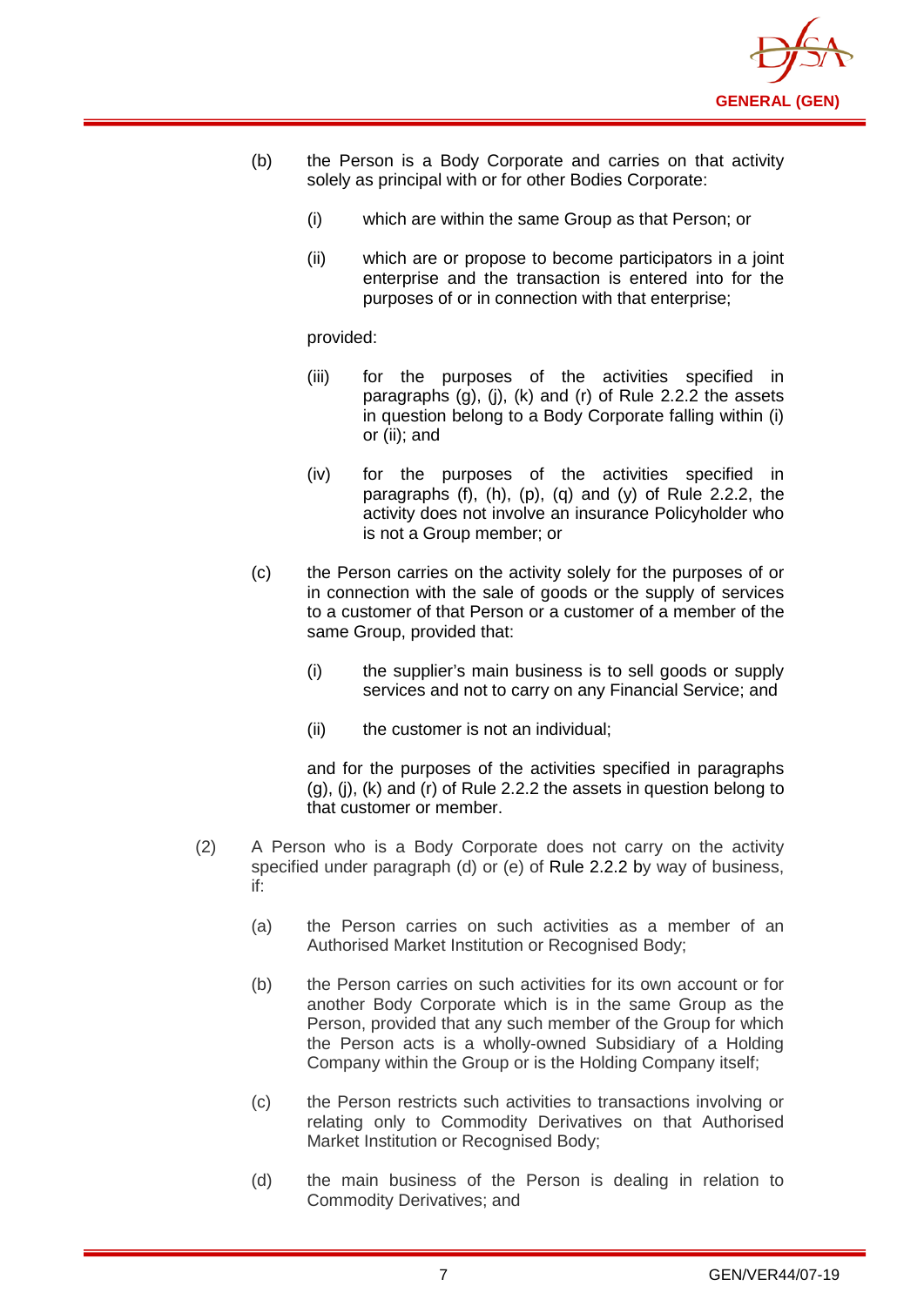(b) the Person is a Body Corporate and carries on that activity solely as principal with or for other Bodies Corporate:

    (i) which are within the same Group as that Person; or

    (ii) which are or propose to become participators in a joint enterprise and the transaction is entered into for the purposes of or in connection with that enterprise;

    provided:

    (iii) for the purposes of the activities specified in paragraphs (g), (j), (k) and (r) of Rule 2.2.2 the assets in question belong to a Body Corporate falling within (i) or (ii); and

    (iv) for the purposes of the activities specified in paragraphs (f), (h), (p), (q) and (y) of Rule 2.2.2, the activity does not involve an insurance Policyholder who is not a Group member; or

(c) the Person carries on the activity solely for the purposes of or in connection with the sale of goods or the supply of services to a customer of that Person or a customer of a member of the same Group, provided that:

    (i) the supplier's main business is to sell goods or supply services and not to carry on any Financial Service; and

    (ii) the customer is not an individual;

    and for the purposes of the activities specified in paragraphs (g), (j), (k) and (r) of Rule 2.2.2 the assets in question belong to that customer or member.

(2) A Person who is a Body Corporate does not carry on the activity specified under paragraph (d) or (e) of Rule 2.2.2 by way of business, if:

(a) the Person carries on such activities as a member of an Authorised Market Institution or Recognised Body;

(b) the Person carries on such activities for its own account or for another Body Corporate which is in the same Group as the Person, provided that any such member of the Group for which the Person acts is a wholly-owned Subsidiary of a Holding Company within the Group or is the Holding Company itself;

(c) the Person restricts such activities to transactions involving or relating only to Commodity Derivatives on that Authorised Market Institution or Recognised Body;

(d) the main business of the Person is dealing in relation to Commodity Derivatives; and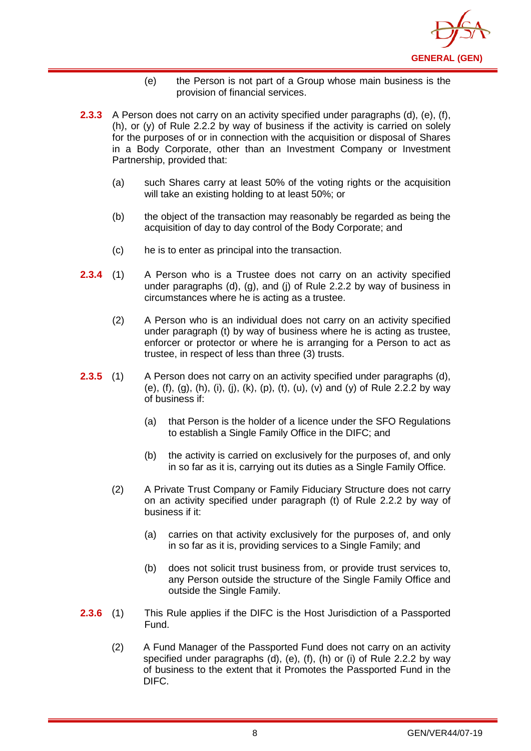(e) the Person is not part of a Group whose main business is the provision of financial services.

**2.3.3** A Person does not carry on an activity specified under paragraphs (d), (e), (f), (h), or (y) of Rule 2.2.2 by way of business if the activity is carried on solely for the purposes of or in connection with the acquisition or disposal of Shares in a Body Corporate, other than an Investment Company or Investment Partnership, provided that:

(a) such Shares carry at least 50% of the voting rights or the acquisition will take an existing holding to at least 50%; or

(b) the object of the transaction may reasonably be regarded as being the acquisition of day to day control of the Body Corporate; and

(c) he is to enter as principal into the transaction.

**2.3.4** (1) A Person who is a Trustee does not carry on an activity specified under paragraphs (d), (g), and (j) of Rule 2.2.2 by way of business in circumstances where he is acting as a trustee.

(2) A Person who is an individual does not carry on an activity specified under paragraph (t) by way of business where he is acting as trustee, enforcer or protector or where he is arranging for a Person to act as trustee, in respect of less than three (3) trusts.

**2.3.5** (1) A Person does not carry on an activity specified under paragraphs (d), (e), (f), (g), (h), (i), (j), (k), (p), (t), (u), (v) and (y) of Rule 2.2.2 by way of business if:

(a) that Person is the holder of a licence under the SFO Regulations to establish a Single Family Office in the DIFC; and

(b) the activity is carried on exclusively for the purposes of, and only in so far as it is, carrying out its duties as a Single Family Office.

(2) A Private Trust Company or Family Fiduciary Structure does not carry on an activity specified under paragraph (t) of Rule 2.2.2 by way of business if it:

(a) carries on that activity exclusively for the purposes of, and only in so far as it is, providing services to a Single Family; and

(b) does not solicit trust business from, or provide trust services to, any Person outside the structure of the Single Family Office and outside the Single Family.

**2.3.6** (1) This Rule applies if the DIFC is the Host Jurisdiction of a Passported Fund.

(2) A Fund Manager of the Passported Fund does not carry on an activity specified under paragraphs (d), (e), (f), (h) or (i) of Rule 2.2.2 by way of business to the extent that it Promotes the Passported Fund in the DIFC.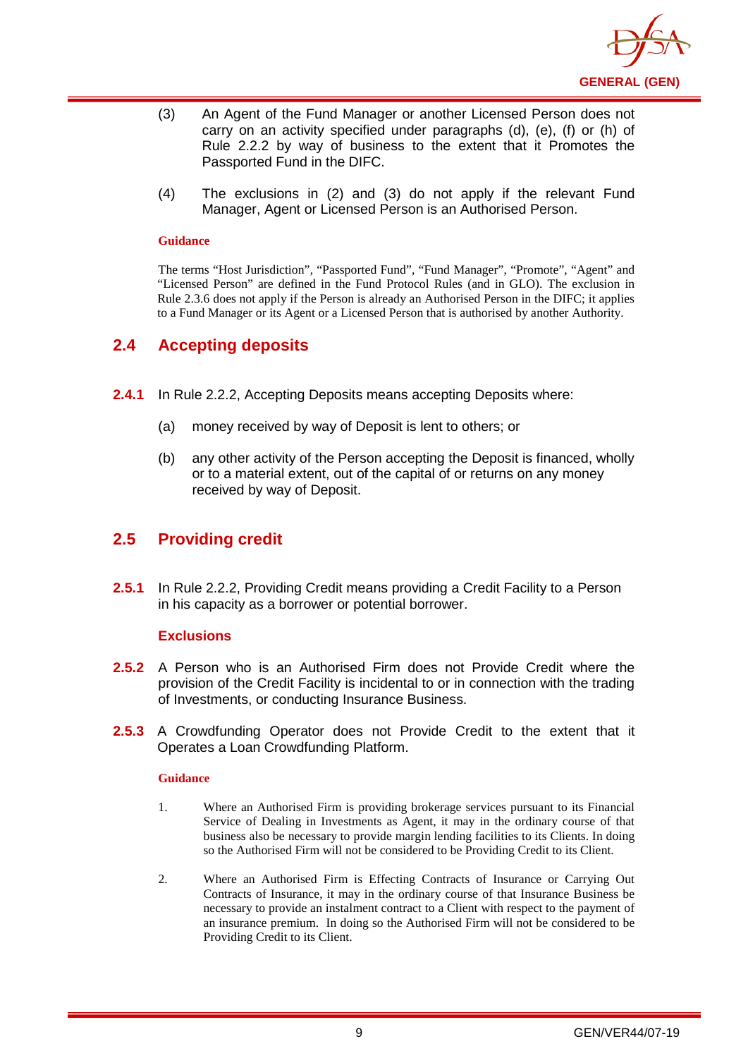(3) An Agent of the Fund Manager or another Licensed Person does not carry on an activity specified under paragraphs (d), (e), (f) or (h) of Rule 2.2.2 by way of business to the extent that it Promotes the Passported Fund in the DIFC.

(4) The exclusions in (2) and (3) do not apply if the relevant Fund Manager, Agent or Licensed Person is an Authorised Person.

**Guidance**

The terms "Host Jurisdiction", "Passported Fund", "Fund Manager", "Promote", "Agent" and "Licensed Person" are defined in the Fund Protocol Rules (and in GLO). The exclusion in Rule 2.3.6 does not apply if the Person is already an Authorised Person in the DIFC; it applies to a Fund Manager or its Agent or a Licensed Person that is authorised by another Authority.

## 2.4 Accepting deposits

**2.4.1** In Rule 2.2.2, Accepting Deposits means accepting Deposits where:

(a) money received by way of Deposit is lent to others; or

(b) any other activity of the Person accepting the Deposit is financed, wholly or to a material extent, out of the capital of or returns on any money received by way of Deposit.

## 2.5 Providing credit

**2.5.1** In Rule 2.2.2, Providing Credit means providing a Credit Facility to a Person in his capacity as a borrower or potential borrower.

### Exclusions

**2.5.2** A Person who is an Authorised Firm does not Provide Credit where the provision of the Credit Facility is incidental to or in connection with the trading of Investments, or conducting Insurance Business.

**2.5.3** A Crowdfunding Operator does not Provide Credit to the extent that it Operates a Loan Crowdfunding Platform.

**Guidance**

1. Where an Authorised Firm is providing brokerage services pursuant to its Financial Service of Dealing in Investments as Agent, it may in the ordinary course of that business also be necessary to provide margin lending facilities to its Clients. In doing so the Authorised Firm will not be considered to be Providing Credit to its Client.

2. Where an Authorised Firm is Effecting Contracts of Insurance or Carrying Out Contracts of Insurance, it may in the ordinary course of that Insurance Business be necessary to provide an instalment contract to a Client with respect to the payment of an insurance premium. In doing so the Authorised Firm will not be considered to be Providing Credit to its Client.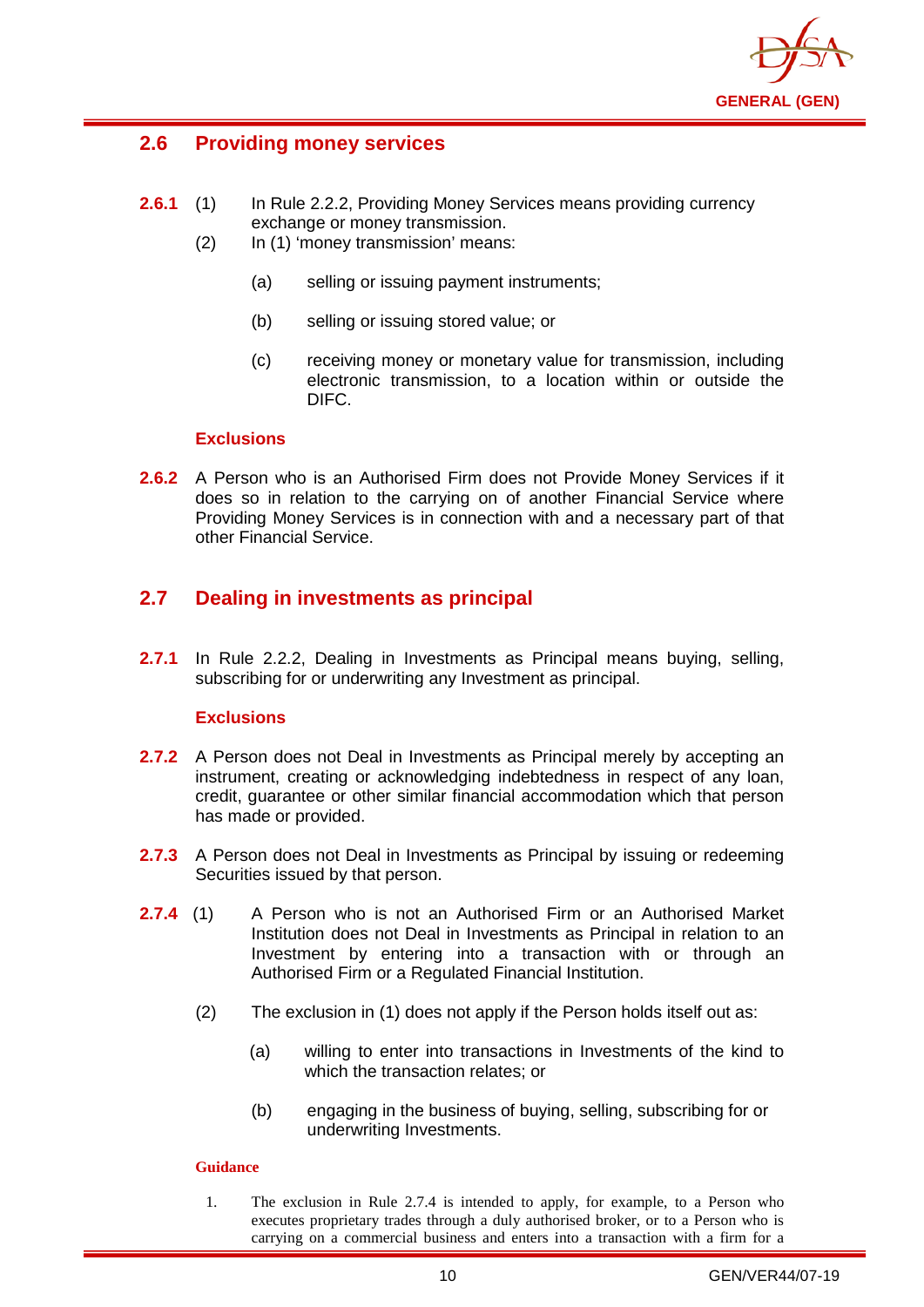## 2.6 Providing money services

**2.6.1** (1) In Rule 2.2.2, Providing Money Services means providing currency exchange or money transmission.

(2) In (1) 'money transmission' means:

(a) selling or issuing payment instruments;

(b) selling or issuing stored value; or

(c) receiving money or monetary value for transmission, including electronic transmission, to a location within or outside the DIFC.

### Exclusions

**2.6.2** A Person who is an Authorised Firm does not Provide Money Services if it does so in relation to the carrying on of another Financial Service where Providing Money Services is in connection with and a necessary part of that other Financial Service.

## 2.7 Dealing in investments as principal

**2.7.1** In Rule 2.2.2, Dealing in Investments as Principal means buying, selling, subscribing for or underwriting any Investment as principal.

### Exclusions

**2.7.2** A Person does not Deal in Investments as Principal merely by accepting an instrument, creating or acknowledging indebtedness in respect of any loan, credit, guarantee or other similar financial accommodation which that person has made or provided.

**2.7.3** A Person does not Deal in Investments as Principal by issuing or redeeming Securities issued by that person.

**2.7.4** (1) A Person who is not an Authorised Firm or an Authorised Market Institution does not Deal in Investments as Principal in relation to an Investment by entering into a transaction with or through an Authorised Firm or a Regulated Financial Institution.

(2) The exclusion in (1) does not apply if the Person holds itself out as:

(a) willing to enter into transactions in Investments of the kind to which the transaction relates; or

(b) engaging in the business of buying, selling, subscribing for or underwriting Investments.

#### Guidance

1. The exclusion in Rule 2.7.4 is intended to apply, for example, to a Person who executes proprietary trades through a duly authorised broker, or to a Person who is carrying on a commercial business and enters into a transaction with a firm for a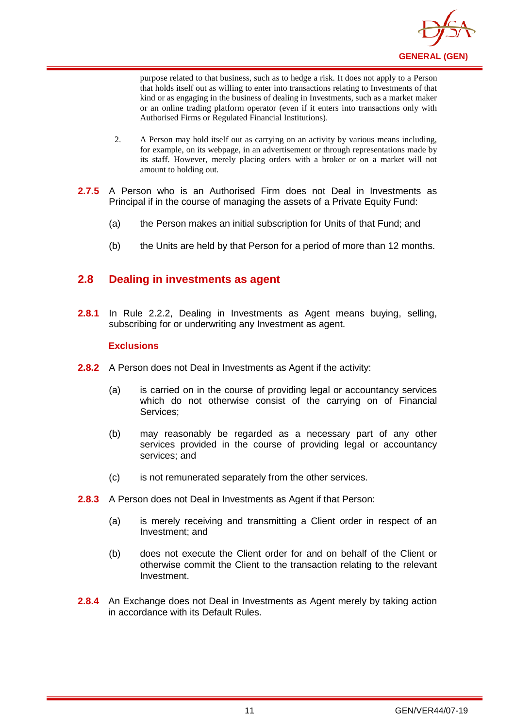purpose related to that business, such as to hedge a risk. It does not apply to a Person that holds itself out as willing to enter into transactions relating to Investments of that kind or as engaging in the business of dealing in Investments, such as a market maker or an online trading platform operator (even if it enters into transactions only with Authorised Firms or Regulated Financial Institutions).

2. A Person may hold itself out as carrying on an activity by various means including, for example, on its webpage, in an advertisement or through representations made by its staff. However, merely placing orders with a broker or on a market will not amount to holding out.

**2.7.5** A Person who is an Authorised Firm does not Deal in Investments as Principal if in the course of managing the assets of a Private Equity Fund:

(a) the Person makes an initial subscription for Units of that Fund; and

(b) the Units are held by that Person for a period of more than 12 months.

## 2.8 Dealing in investments as agent

**2.8.1** In Rule 2.2.2, Dealing in Investments as Agent means buying, selling, subscribing for or underwriting any Investment as agent.

### Exclusions

**2.8.2** A Person does not Deal in Investments as Agent if the activity:

(a) is carried on in the course of providing legal or accountancy services which do not otherwise consist of the carrying on of Financial Services;

(b) may reasonably be regarded as a necessary part of any other services provided in the course of providing legal or accountancy services; and

(c) is not remunerated separately from the other services.

**2.8.3** A Person does not Deal in Investments as Agent if that Person:

(a) is merely receiving and transmitting a Client order in respect of an Investment; and

(b) does not execute the Client order for and on behalf of the Client or otherwise commit the Client to the transaction relating to the relevant Investment.

**2.8.4** An Exchange does not Deal in Investments as Agent merely by taking action in accordance with its Default Rules.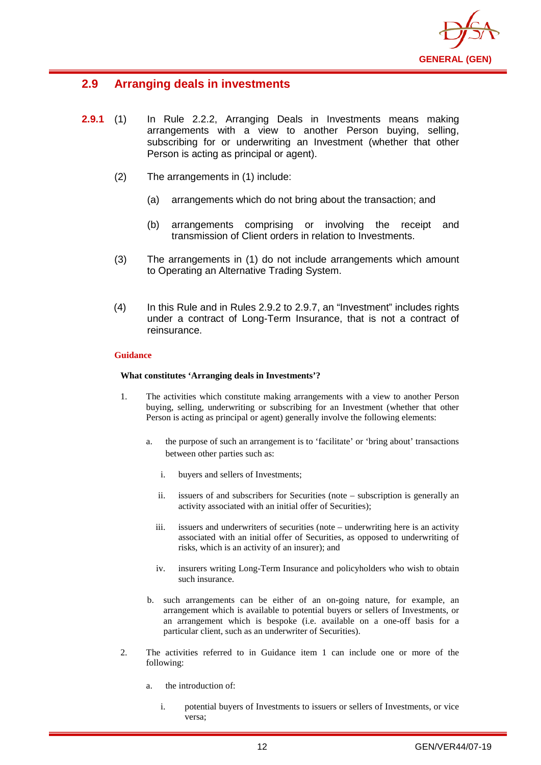## 2.9 Arranging deals in investments

**2.9.1** (1) In Rule 2.2.2, Arranging Deals in Investments means making arrangements with a view to another Person buying, selling, subscribing for or underwriting an Investment (whether that other Person is acting as principal or agent).

(2) The arrangements in (1) include:

(a) arrangements which do not bring about the transaction; and

(b) arrangements comprising or involving the receipt and transmission of Client orders in relation to Investments.

(3) The arrangements in (1) do not include arrangements which amount to Operating an Alternative Trading System.

(4) In this Rule and in Rules 2.9.2 to 2.9.7, an "Investment" includes rights under a contract of Long-Term Insurance, that is not a contract of reinsurance.

**Guidance**

**What constitutes 'Arranging deals in Investments'?**

1. The activities which constitute making arrangements with a view to another Person buying, selling, underwriting or subscribing for an Investment (whether that other Person is acting as principal or agent) generally involve the following elements:

   a. the purpose of such an arrangement is to 'facilitate' or 'bring about' transactions between other parties such as:

      i. buyers and sellers of Investments;

      ii. issuers of and subscribers for Securities (note – subscription is generally an activity associated with an initial offer of Securities);

      iii. issuers and underwriters of securities (note – underwriting here is an activity associated with an initial offer of Securities, as opposed to underwriting of risks, which is an activity of an insurer); and

      iv. insurers writing Long-Term Insurance and policyholders who wish to obtain such insurance.

   b. such arrangements can be either of an on-going nature, for example, an arrangement which is available to potential buyers or sellers of Investments, or an arrangement which is bespoke (i.e. available on a one-off basis for a particular client, such as an underwriter of Securities).

2. The activities referred to in Guidance item 1 can include one or more of the following:

   a. the introduction of:

      i. potential buyers of Investments to issuers or sellers of Investments, or vice versa;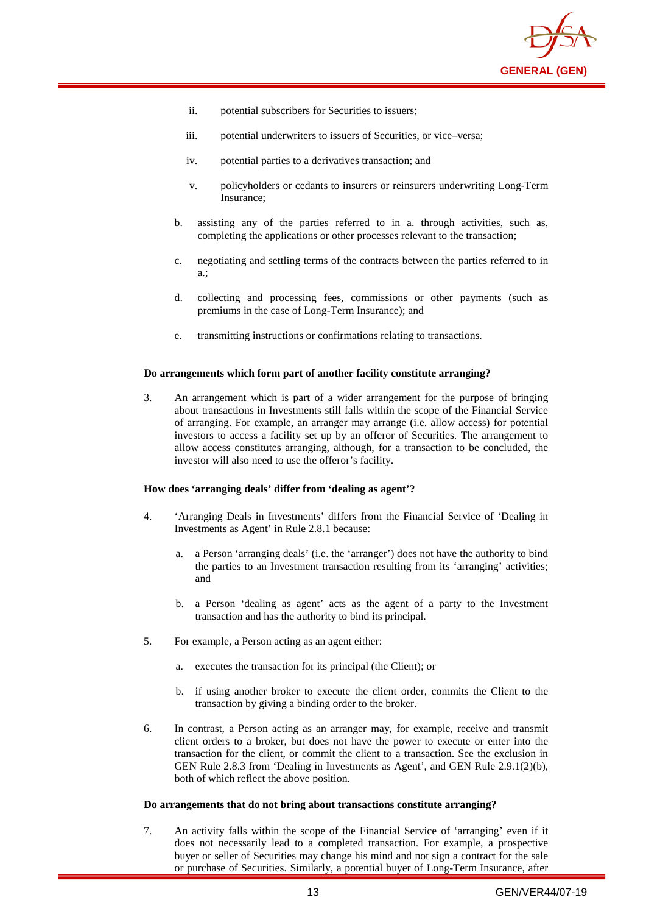ii. potential subscribers for Securities to issuers;

   iii. potential underwriters to issuers of Securities, or vice–versa;

   iv. potential parties to a derivatives transaction; and

   v. policyholders or cedants to insurers or reinsurers underwriting Long-Term Insurance;

b. assisting any of the parties referred to in a. through activities, such as, completing the applications or other processes relevant to the transaction;

c. negotiating and settling terms of the contracts between the parties referred to in a.;

d. collecting and processing fees, commissions or other payments (such as premiums in the case of Long-Term Insurance); and

e. transmitting instructions or confirmations relating to transactions.

**Do arrangements which form part of another facility constitute arranging?**

3. An arrangement which is part of a wider arrangement for the purpose of bringing about transactions in Investments still falls within the scope of the Financial Service of arranging. For example, an arranger may arrange (i.e. allow access) for potential investors to access a facility set up by an offeror of Securities. The arrangement to allow access constitutes arranging, although, for a transaction to be concluded, the investor will also need to use the offeror's facility.

**How does 'arranging deals' differ from 'dealing as agent'?**

4. 'Arranging Deals in Investments' differs from the Financial Service of 'Dealing in Investments as Agent' in Rule 2.8.1 because:

   a. a Person 'arranging deals' (i.e. the 'arranger') does not have the authority to bind the parties to an Investment transaction resulting from its 'arranging' activities; and

   b. a Person 'dealing as agent' acts as the agent of a party to the Investment transaction and has the authority to bind its principal.

5. For example, a Person acting as an agent either:

   a. executes the transaction for its principal (the Client); or

   b. if using another broker to execute the client order, commits the Client to the transaction by giving a binding order to the broker.

6. In contrast, a Person acting as an arranger may, for example, receive and transmit client orders to a broker, but does not have the power to execute or enter into the transaction for the client, or commit the client to a transaction. See the exclusion in GEN Rule 2.8.3 from 'Dealing in Investments as Agent', and GEN Rule 2.9.1(2)(b), both of which reflect the above position.

**Do arrangements that do not bring about transactions constitute arranging?**

7. An activity falls within the scope of the Financial Service of 'arranging' even if it does not necessarily lead to a completed transaction. For example, a prospective buyer or seller of Securities may change his mind and not sign a contract for the sale or purchase of Securities. Similarly, a potential buyer of Long-Term Insurance, after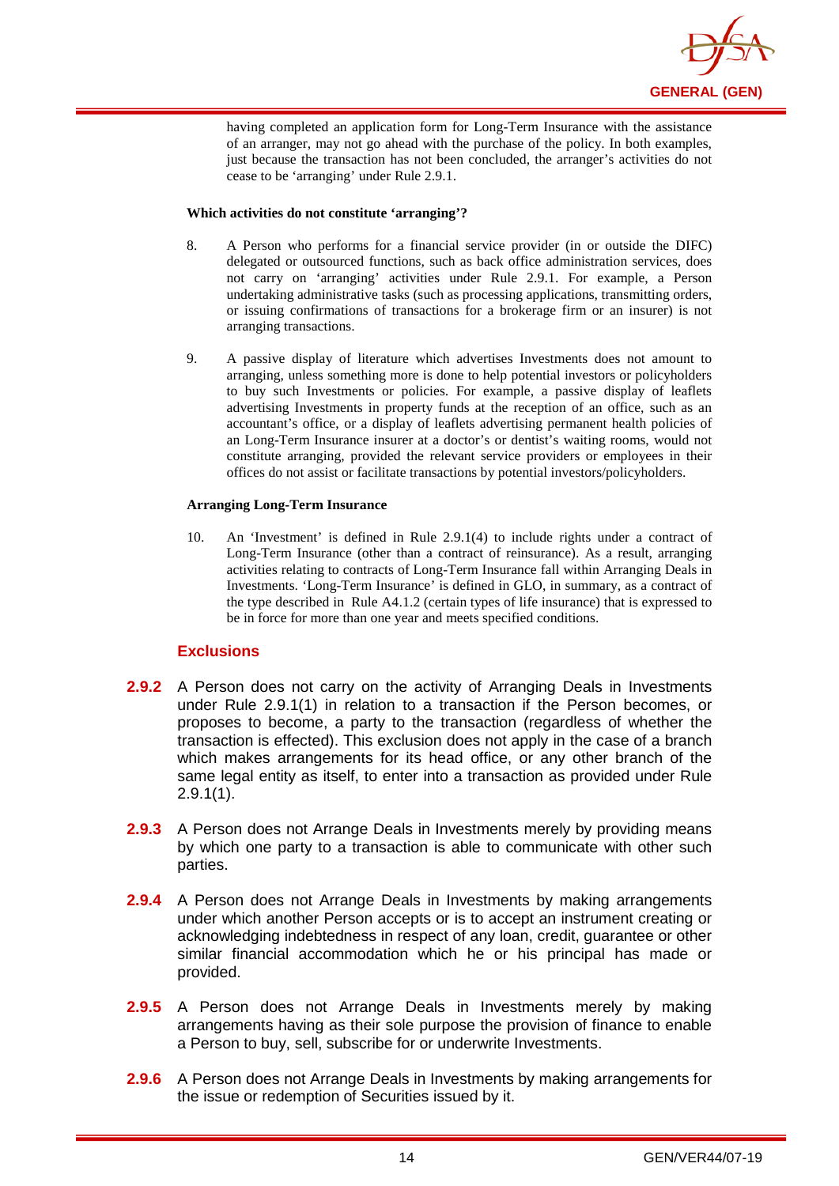having completed an application form for Long-Term Insurance with the assistance of an arranger, may not go ahead with the purchase of the policy. In both examples, just because the transaction has not been concluded, the arranger's activities do not cease to be 'arranging' under Rule 2.9.1.

**Which activities do not constitute 'arranging'?**

8. A Person who performs for a financial service provider (in or outside the DIFC) delegated or outsourced functions, such as back office administration services, does not carry on 'arranging' activities under Rule 2.9.1. For example, a Person undertaking administrative tasks (such as processing applications, transmitting orders, or issuing confirmations of transactions for a brokerage firm or an insurer) is not arranging transactions.

9. A passive display of literature which advertises Investments does not amount to arranging, unless something more is done to help potential investors or policyholders to buy such Investments or policies. For example, a passive display of leaflets advertising Investments in property funds at the reception of an office, such as an accountant's office, or a display of leaflets advertising permanent health policies of an Long-Term Insurance insurer at a doctor's or dentist's waiting rooms, would not constitute arranging, provided the relevant service providers or employees in their offices do not assist or facilitate transactions by potential investors/policyholders.

**Arranging Long-Term Insurance**

10. An 'Investment' is defined in Rule 2.9.1(4) to include rights under a contract of Long-Term Insurance (other than a contract of reinsurance). As a result, arranging activities relating to contracts of Long-Term Insurance fall within Arranging Deals in Investments. 'Long-Term Insurance' is defined in GLO, in summary, as a contract of the type described in Rule A4.1.2 (certain types of life insurance) that is expressed to be in force for more than one year and meets specified conditions.

## Exclusions

**2.9.2** A Person does not carry on the activity of Arranging Deals in Investments under Rule 2.9.1(1) in relation to a transaction if the Person becomes, or proposes to become, a party to the transaction (regardless of whether the transaction is effected). This exclusion does not apply in the case of a branch which makes arrangements for its head office, or any other branch of the same legal entity as itself, to enter into a transaction as provided under Rule 2.9.1(1).

**2.9.3** A Person does not Arrange Deals in Investments merely by providing means by which one party to a transaction is able to communicate with other such parties.

**2.9.4** A Person does not Arrange Deals in Investments by making arrangements under which another Person accepts or is to accept an instrument creating or acknowledging indebtedness in respect of any loan, credit, guarantee or other similar financial accommodation which he or his principal has made or provided.

**2.9.5** A Person does not Arrange Deals in Investments merely by making arrangements having as their sole purpose the provision of finance to enable a Person to buy, sell, subscribe for or underwrite Investments.

**2.9.6** A Person does not Arrange Deals in Investments by making arrangements for the issue or redemption of Securities issued by it.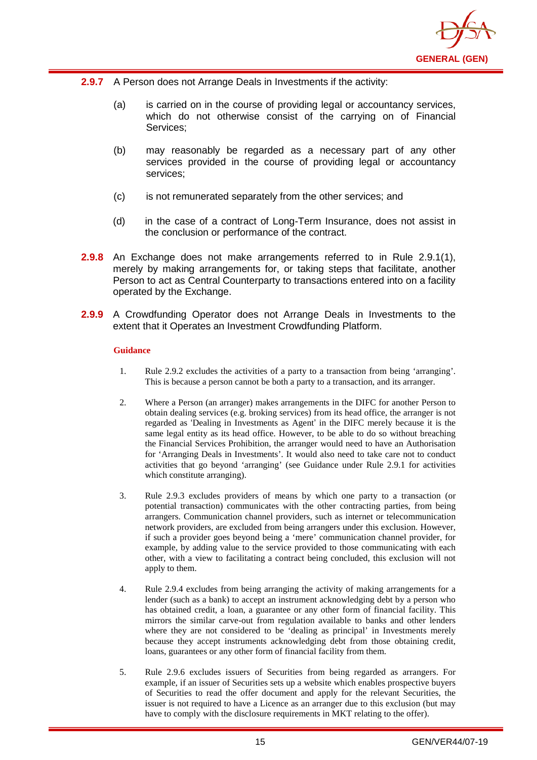**2.9.7** A Person does not Arrange Deals in Investments if the activity:

(a) is carried on in the course of providing legal or accountancy services, which do not otherwise consist of the carrying on of Financial Services;

(b) may reasonably be regarded as a necessary part of any other services provided in the course of providing legal or accountancy services;

(c) is not remunerated separately from the other services; and

(d) in the case of a contract of Long-Term Insurance, does not assist in the conclusion or performance of the contract.

**2.9.8** An Exchange does not make arrangements referred to in Rule 2.9.1(1), merely by making arrangements for, or taking steps that facilitate, another Person to act as Central Counterparty to transactions entered into on a facility operated by the Exchange.

**2.9.9** A Crowdfunding Operator does not Arrange Deals in Investments to the extent that it Operates an Investment Crowdfunding Platform.

**Guidance**

1. Rule 2.9.2 excludes the activities of a party to a transaction from being 'arranging'. This is because a person cannot be both a party to a transaction, and its arranger.

2. Where a Person (an arranger) makes arrangements in the DIFC for another Person to obtain dealing services (e.g. broking services) from its head office, the arranger is not regarded as 'Dealing in Investments as Agent' in the DIFC merely because it is the same legal entity as its head office. However, to be able to do so without breaching the Financial Services Prohibition, the arranger would need to have an Authorisation for 'Arranging Deals in Investments'. It would also need to take care not to conduct activities that go beyond 'arranging' (see Guidance under Rule 2.9.1 for activities which constitute arranging).

3. Rule 2.9.3 excludes providers of means by which one party to a transaction (or potential transaction) communicates with the other contracting parties, from being arrangers. Communication channel providers, such as internet or telecommunication network providers, are excluded from being arrangers under this exclusion. However, if such a provider goes beyond being a 'mere' communication channel provider, for example, by adding value to the service provided to those communicating with each other, with a view to facilitating a contract being concluded, this exclusion will not apply to them.

4. Rule 2.9.4 excludes from being arranging the activity of making arrangements for a lender (such as a bank) to accept an instrument acknowledging debt by a person who has obtained credit, a loan, a guarantee or any other form of financial facility. This mirrors the similar carve-out from regulation available to banks and other lenders where they are not considered to be 'dealing as principal' in Investments merely because they accept instruments acknowledging debt from those obtaining credit, loans, guarantees or any other form of financial facility from them.

5. Rule 2.9.6 excludes issuers of Securities from being regarded as arrangers. For example, if an issuer of Securities sets up a website which enables prospective buyers of Securities to read the offer document and apply for the relevant Securities, the issuer is not required to have a Licence as an arranger due to this exclusion (but may have to comply with the disclosure requirements in MKT relating to the offer).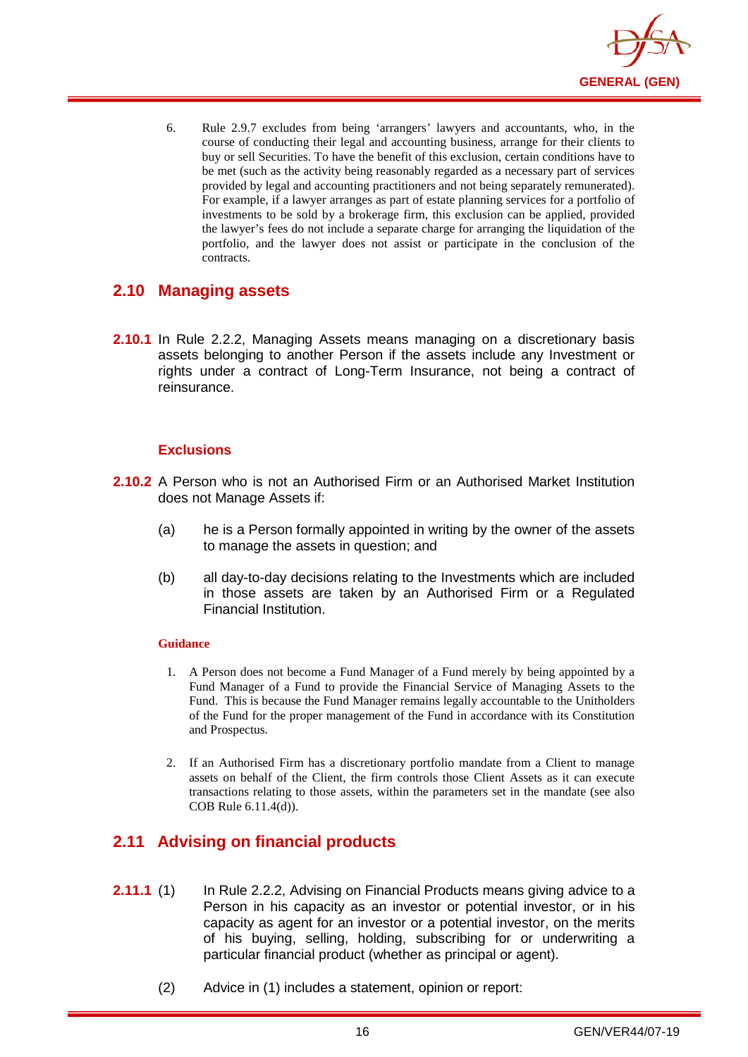6. Rule 2.9.7 excludes from being 'arrangers' lawyers and accountants, who, in the course of conducting their legal and accounting business, arrange for their clients to buy or sell Securities. To have the benefit of this exclusion, certain conditions have to be met (such as the activity being reasonably regarded as a necessary part of services provided by legal and accounting practitioners and not being separately remunerated). For example, if a lawyer arranges as part of estate planning services for a portfolio of investments to be sold by a brokerage firm, this exclusion can be applied, provided the lawyer's fees do not include a separate charge for arranging the liquidation of the portfolio, and the lawyer does not assist or participate in the conclusion of the contracts.

## 2.10 Managing assets

**2.10.1** In Rule 2.2.2, Managing Assets means managing on a discretionary basis assets belonging to another Person if the assets include any Investment or rights under a contract of Long-Term Insurance, not being a contract of reinsurance.

### Exclusions

**2.10.2** A Person who is not an Authorised Firm or an Authorised Market Institution does not Manage Assets if:

(a) he is a Person formally appointed in writing by the owner of the assets to manage the assets in question; and

(b) all day-to-day decisions relating to the Investments which are included in those assets are taken by an Authorised Firm or a Regulated Financial Institution.

**Guidance**

1. A Person does not become a Fund Manager of a Fund merely by being appointed by a Fund Manager of a Fund to provide the Financial Service of Managing Assets to the Fund. This is because the Fund Manager remains legally accountable to the Unitholders of the Fund for the proper management of the Fund in accordance with its Constitution and Prospectus.

2. If an Authorised Firm has a discretionary portfolio mandate from a Client to manage assets on behalf of the Client, the firm controls those Client Assets as it can execute transactions relating to those assets, within the parameters set in the mandate (see also COB Rule 6.11.4(d)).

## 2.11 Advising on financial products

**2.11.1** (1) In Rule 2.2.2, Advising on Financial Products means giving advice to a Person in his capacity as an investor or potential investor, or in his capacity as agent for an investor or a potential investor, on the merits of his buying, selling, holding, subscribing for or underwriting a particular financial product (whether as principal or agent).

(2) Advice in (1) includes a statement, opinion or report: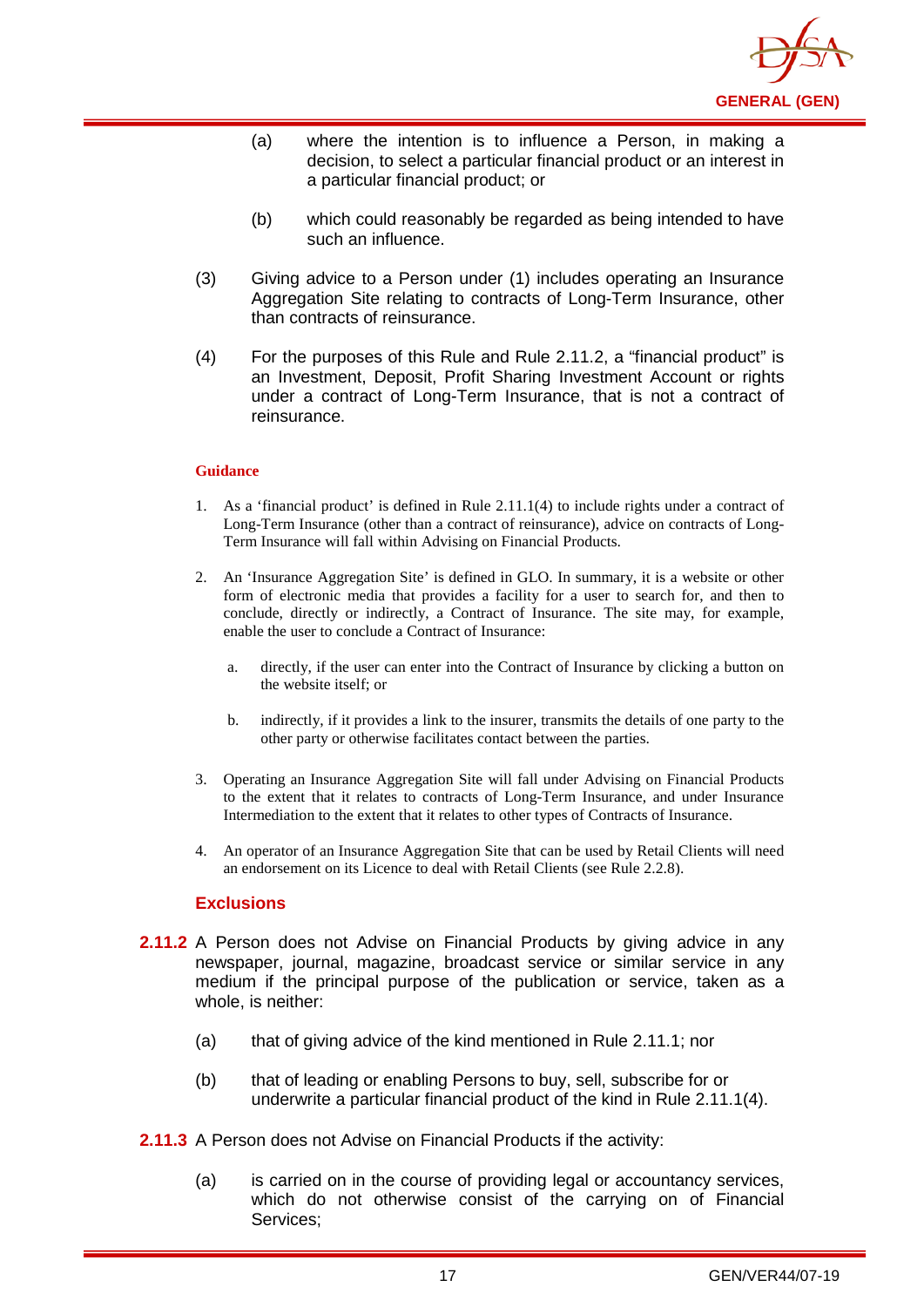(a) where the intention is to influence a Person, in making a decision, to select a particular financial product or an interest in a particular financial product; or

(b) which could reasonably be regarded as being intended to have such an influence.

(3) Giving advice to a Person under (1) includes operating an Insurance Aggregation Site relating to contracts of Long-Term Insurance, other than contracts of reinsurance.

(4) For the purposes of this Rule and Rule 2.11.2, a "financial product" is an Investment, Deposit, Profit Sharing Investment Account or rights under a contract of Long-Term Insurance, that is not a contract of reinsurance.

**Guidance**

1. As a 'financial product' is defined in Rule 2.11.1(4) to include rights under a contract of Long-Term Insurance (other than a contract of reinsurance), advice on contracts of Long-Term Insurance will fall within Advising on Financial Products.

2. An 'Insurance Aggregation Site' is defined in GLO. In summary, it is a website or other form of electronic media that provides a facility for a user to search for, and then to conclude, directly or indirectly, a Contract of Insurance. The site may, for example, enable the user to conclude a Contract of Insurance:

   a. directly, if the user can enter into the Contract of Insurance by clicking a button on the website itself; or

   b. indirectly, if it provides a link to the insurer, transmits the details of one party to the other party or otherwise facilitates contact between the parties.

3. Operating an Insurance Aggregation Site will fall under Advising on Financial Products to the extent that it relates to contracts of Long-Term Insurance, and under Insurance Intermediation to the extent that it relates to other types of Contracts of Insurance.

4. An operator of an Insurance Aggregation Site that can be used by Retail Clients will need an endorsement on its Licence to deal with Retail Clients (see Rule 2.2.8).

### Exclusions

**2.11.2** A Person does not Advise on Financial Products by giving advice in any newspaper, journal, magazine, broadcast service or similar service in any medium if the principal purpose of the publication or service, taken as a whole, is neither:

(a) that of giving advice of the kind mentioned in Rule 2.11.1; nor

(b) that of leading or enabling Persons to buy, sell, subscribe for or underwrite a particular financial product of the kind in Rule 2.11.1(4).

**2.11.3** A Person does not Advise on Financial Products if the activity:

(a) is carried on in the course of providing legal or accountancy services, which do not otherwise consist of the carrying on of Financial Services;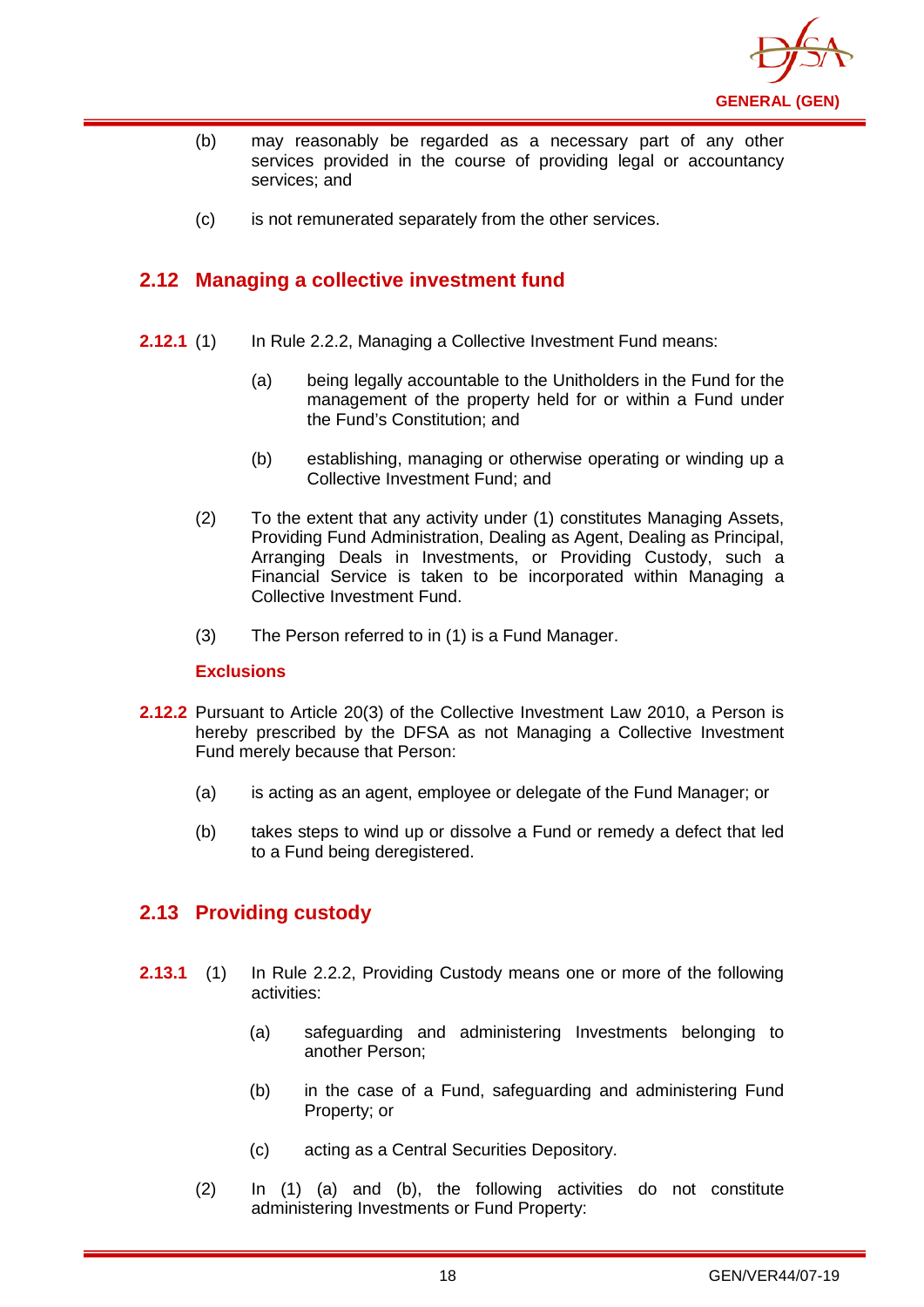(b) may reasonably be regarded as a necessary part of any other services provided in the course of providing legal or accountancy services; and

(c) is not remunerated separately from the other services.

## 2.12 Managing a collective investment fund

**2.12.1** (1) In Rule 2.2.2, Managing a Collective Investment Fund means:

(a) being legally accountable to the Unitholders in the Fund for the management of the property held for or within a Fund under the Fund's Constitution; and

(b) establishing, managing or otherwise operating or winding up a Collective Investment Fund; and

(2) To the extent that any activity under (1) constitutes Managing Assets, Providing Fund Administration, Dealing as Agent, Dealing as Principal, Arranging Deals in Investments, or Providing Custody, such a Financial Service is taken to be incorporated within Managing a Collective Investment Fund.

(3) The Person referred to in (1) is a Fund Manager.

### Exclusions

**2.12.2** Pursuant to Article 20(3) of the Collective Investment Law 2010, a Person is hereby prescribed by the DFSA as not Managing a Collective Investment Fund merely because that Person:

(a) is acting as an agent, employee or delegate of the Fund Manager; or

(b) takes steps to wind up or dissolve a Fund or remedy a defect that led to a Fund being deregistered.

## 2.13 Providing custody

**2.13.1** (1) In Rule 2.2.2, Providing Custody means one or more of the following activities:

(a) safeguarding and administering Investments belonging to another Person;

(b) in the case of a Fund, safeguarding and administering Fund Property; or

(c) acting as a Central Securities Depository.

(2) In (1) (a) and (b), the following activities do not constitute administering Investments or Fund Property: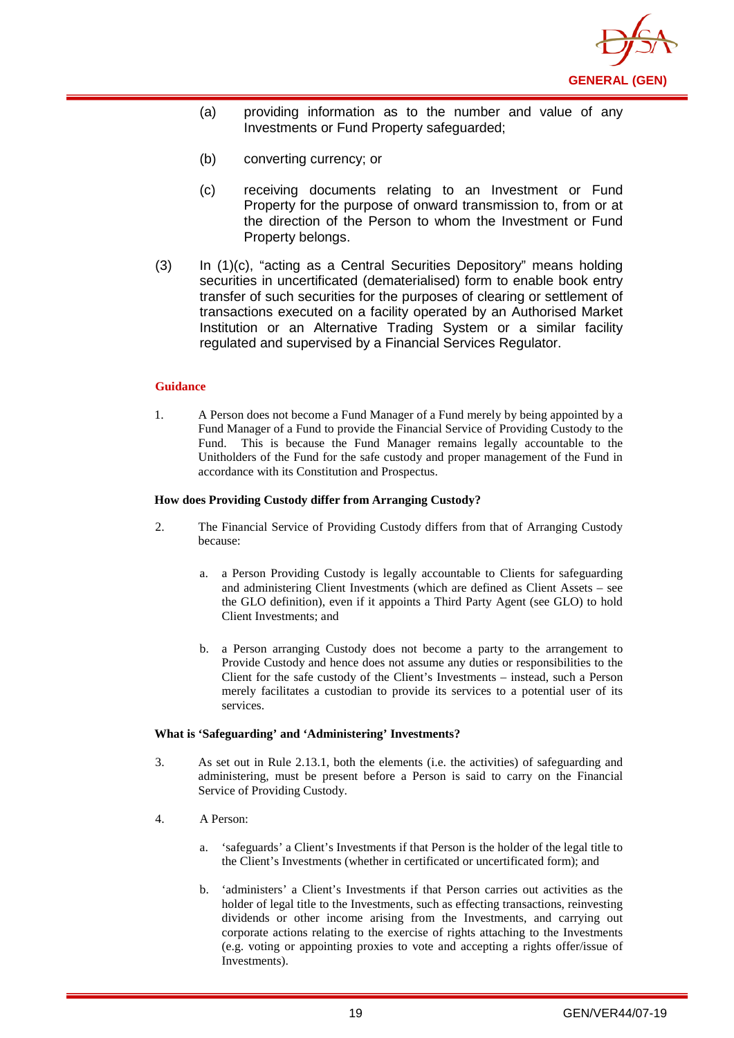(a) providing information as to the number and value of any Investments or Fund Property safeguarded;

(b) converting currency; or

(c) receiving documents relating to an Investment or Fund Property for the purpose of onward transmission to, from or at the direction of the Person to whom the Investment or Fund Property belongs.

(3) In (1)(c), "acting as a Central Securities Depository" means holding securities in uncertificated (dematerialised) form to enable book entry transfer of such securities for the purposes of clearing or settlement of transactions executed on a facility operated by an Authorised Market Institution or an Alternative Trading System or a similar facility regulated and supervised by a Financial Services Regulator.

**Guidance**

1. A Person does not become a Fund Manager of a Fund merely by being appointed by a Fund Manager of a Fund to provide the Financial Service of Providing Custody to the Fund. This is because the Fund Manager remains legally accountable to the Unitholders of the Fund for the safe custody and proper management of the Fund in accordance with its Constitution and Prospectus.

**How does Providing Custody differ from Arranging Custody?**

2. The Financial Service of Providing Custody differs from that of Arranging Custody because:

   a. a Person Providing Custody is legally accountable to Clients for safeguarding and administering Client Investments (which are defined as Client Assets – see the GLO definition), even if it appoints a Third Party Agent (see GLO) to hold Client Investments; and

   b. a Person arranging Custody does not become a party to the arrangement to Provide Custody and hence does not assume any duties or responsibilities to the Client for the safe custody of the Client's Investments – instead, such a Person merely facilitates a custodian to provide its services to a potential user of its services.

**What is 'Safeguarding' and 'Administering' Investments?**

3. As set out in Rule 2.13.1, both the elements (i.e. the activities) of safeguarding and administering, must be present before a Person is said to carry on the Financial Service of Providing Custody.

4. A Person:

   a. 'safeguards' a Client's Investments if that Person is the holder of the legal title to the Client's Investments (whether in certificated or uncertificated form); and

   b. 'administers' a Client's Investments if that Person carries out activities as the holder of legal title to the Investments, such as effecting transactions, reinvesting dividends or other income arising from the Investments, and carrying out corporate actions relating to the exercise of rights attaching to the Investments (e.g. voting or appointing proxies to vote and accepting a rights offer/issue of Investments).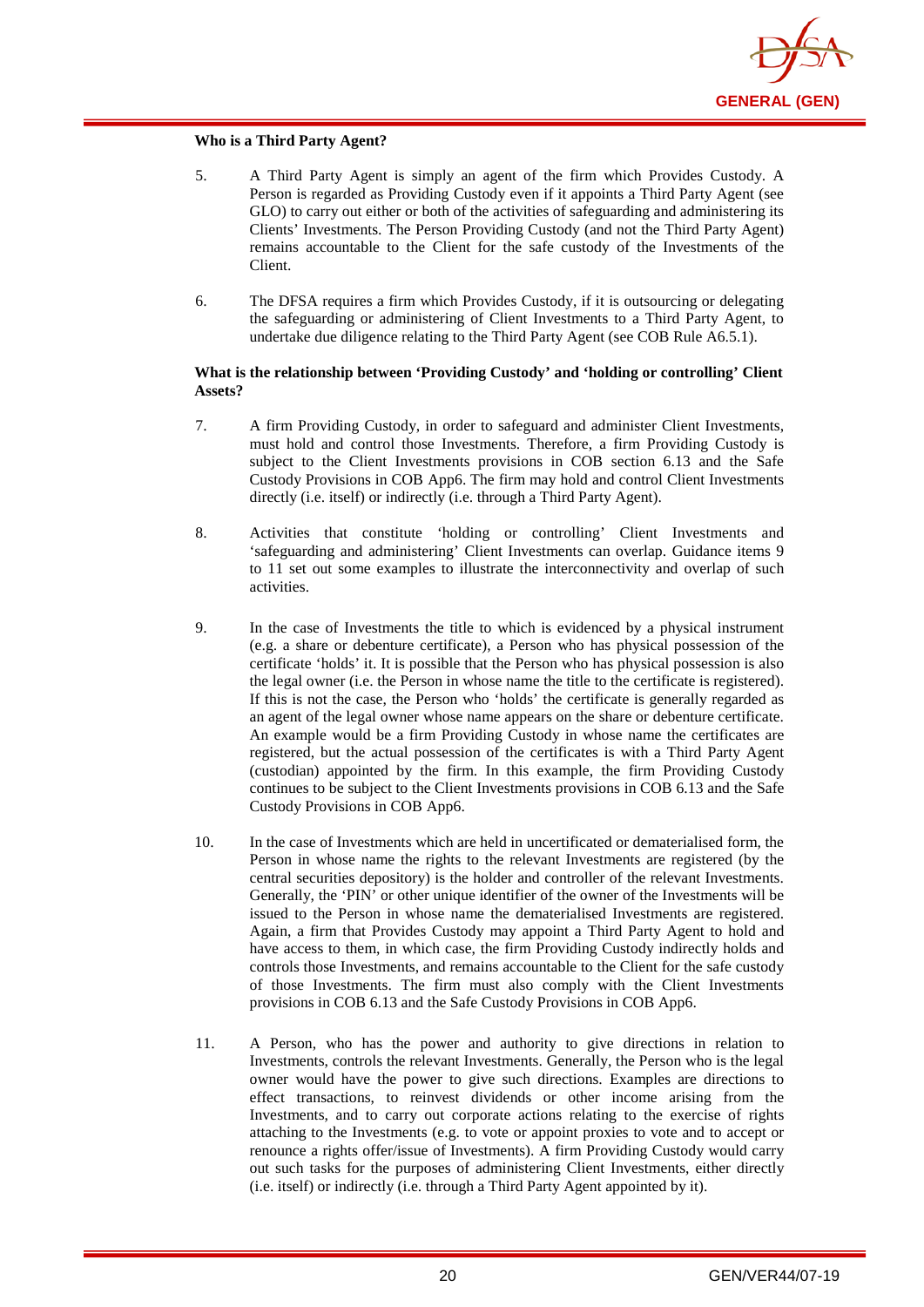**Who is a Third Party Agent?**

5. A Third Party Agent is simply an agent of the firm which Provides Custody. A Person is regarded as Providing Custody even if it appoints a Third Party Agent (see GLO) to carry out either or both of the activities of safeguarding and administering its Clients' Investments. The Person Providing Custody (and not the Third Party Agent) remains accountable to the Client for the safe custody of the Investments of the Client.

6. The DFSA requires a firm which Provides Custody, if it is outsourcing or delegating the safeguarding or administering of Client Investments to a Third Party Agent, to undertake due diligence relating to the Third Party Agent (see COB Rule A6.5.1).

**What is the relationship between 'Providing Custody' and 'holding or controlling' Client Assets?**

7. A firm Providing Custody, in order to safeguard and administer Client Investments, must hold and control those Investments. Therefore, a firm Providing Custody is subject to the Client Investments provisions in COB section 6.13 and the Safe Custody Provisions in COB App6. The firm may hold and control Client Investments directly (i.e. itself) or indirectly (i.e. through a Third Party Agent).

8. Activities that constitute 'holding or controlling' Client Investments and 'safeguarding and administering' Client Investments can overlap. Guidance items 9 to 11 set out some examples to illustrate the interconnectivity and overlap of such activities.

9. In the case of Investments the title to which is evidenced by a physical instrument (e.g. a share or debenture certificate), a Person who has physical possession of the certificate 'holds' it. It is possible that the Person who has physical possession is also the legal owner (i.e. the Person in whose name the title to the certificate is registered). If this is not the case, the Person who 'holds' the certificate is generally regarded as an agent of the legal owner whose name appears on the share or debenture certificate. An example would be a firm Providing Custody in whose name the certificates are registered, but the actual possession of the certificates is with a Third Party Agent (custodian) appointed by the firm. In this example, the firm Providing Custody continues to be subject to the Client Investments provisions in COB 6.13 and the Safe Custody Provisions in COB App6.

10. In the case of Investments which are held in uncertificated or dematerialised form, the Person in whose name the rights to the relevant Investments are registered (by the central securities depository) is the holder and controller of the relevant Investments. Generally, the 'PIN' or other unique identifier of the owner of the Investments will be issued to the Person in whose name the dematerialised Investments are registered. Again, a firm that Provides Custody may appoint a Third Party Agent to hold and have access to them, in which case, the firm Providing Custody indirectly holds and controls those Investments, and remains accountable to the Client for the safe custody of those Investments. The firm must also comply with the Client Investments provisions in COB 6.13 and the Safe Custody Provisions in COB App6.

11. A Person, who has the power and authority to give directions in relation to Investments, controls the relevant Investments. Generally, the Person who is the legal owner would have the power to give such directions. Examples are directions to effect transactions, to reinvest dividends or other income arising from the Investments, and to carry out corporate actions relating to the exercise of rights attaching to the Investments (e.g. to vote or appoint proxies to vote and to accept or renounce a rights offer/issue of Investments). A firm Providing Custody would carry out such tasks for the purposes of administering Client Investments, either directly (i.e. itself) or indirectly (i.e. through a Third Party Agent appointed by it).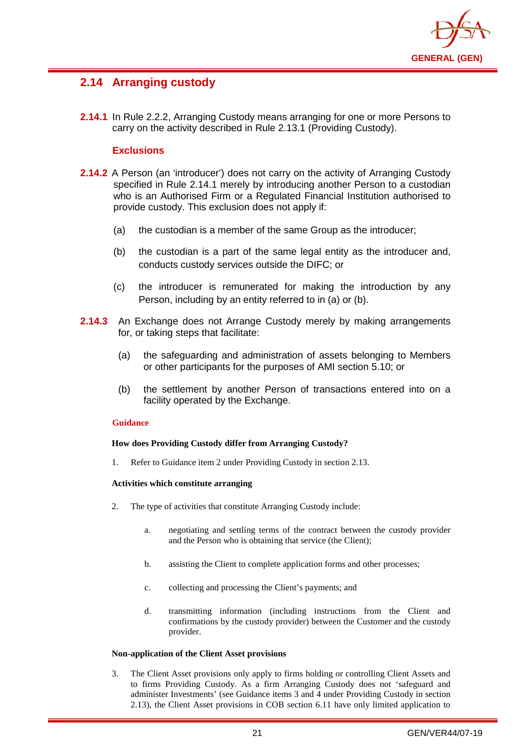## 2.14 Arranging custody

**2.14.1** In Rule 2.2.2, Arranging Custody means arranging for one or more Persons to carry on the activity described in Rule 2.13.1 (Providing Custody).

### Exclusions

**2.14.2** A Person (an 'introducer') does not carry on the activity of Arranging Custody specified in Rule 2.14.1 merely by introducing another Person to a custodian who is an Authorised Firm or a Regulated Financial Institution authorised to provide custody. This exclusion does not apply if:

(a) the custodian is a member of the same Group as the introducer;

(b) the custodian is a part of the same legal entity as the introducer and, conducts custody services outside the DIFC; or

(c) the introducer is remunerated for making the introduction by any Person, including by an entity referred to in (a) or (b).

**2.14.3** An Exchange does not Arrange Custody merely by making arrangements for, or taking steps that facilitate:

(a) the safeguarding and administration of assets belonging to Members or other participants for the purposes of AMI section 5.10; or

(b) the settlement by another Person of transactions entered into on a facility operated by the Exchange.

#### Guidance

**How does Providing Custody differ from Arranging Custody?**

1. Refer to Guidance item 2 under Providing Custody in section 2.13.

**Activities which constitute arranging**

2. The type of activities that constitute Arranging Custody include:

   a. negotiating and settling terms of the contract between the custody provider and the Person who is obtaining that service (the Client);

   b. assisting the Client to complete application forms and other processes;

   c. collecting and processing the Client's payments; and

   d. transmitting information (including instructions from the Client and confirmations by the custody provider) between the Customer and the custody provider.

**Non-application of the Client Asset provisions**

3. The Client Asset provisions only apply to firms holding or controlling Client Assets and to firms Providing Custody. As a firm Arranging Custody does not 'safeguard and administer Investments' (see Guidance items 3 and 4 under Providing Custody in section 2.13), the Client Asset provisions in COB section 6.11 have only limited application to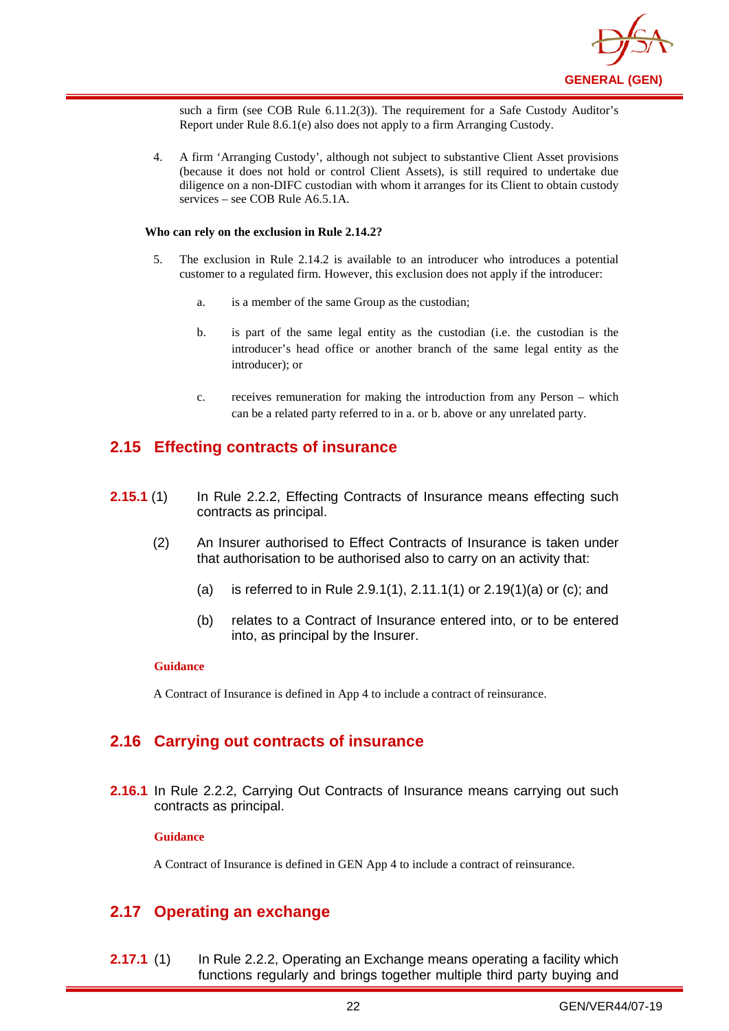such a firm (see COB Rule 6.11.2(3)). The requirement for a Safe Custody Auditor's Report under Rule 8.6.1(e) also does not apply to a firm Arranging Custody.

4. A firm 'Arranging Custody', although not subject to substantive Client Asset provisions (because it does not hold or control Client Assets), is still required to undertake due diligence on a non-DIFC custodian with whom it arranges for its Client to obtain custody services – see COB Rule A6.5.1A.

**Who can rely on the exclusion in Rule 2.14.2?**

5. The exclusion in Rule 2.14.2 is available to an introducer who introduces a potential customer to a regulated firm. However, this exclusion does not apply if the introducer:

   a. is a member of the same Group as the custodian;

   b. is part of the same legal entity as the custodian (i.e. the custodian is the introducer's head office or another branch of the same legal entity as the introducer); or

   c. receives remuneration for making the introduction from any Person – which can be a related party referred to in a. or b. above or any unrelated party.

## 2.15 Effecting contracts of insurance

**2.15.1** (1) In Rule 2.2.2, Effecting Contracts of Insurance means effecting such contracts as principal.

(2) An Insurer authorised to Effect Contracts of Insurance is taken under that authorisation to be authorised also to carry on an activity that:

(a) is referred to in Rule 2.9.1(1), 2.11.1(1) or 2.19(1)(a) or (c); and

(b) relates to a Contract of Insurance entered into, or to be entered into, as principal by the Insurer.

**Guidance**

A Contract of Insurance is defined in App 4 to include a contract of reinsurance.

## 2.16 Carrying out contracts of insurance

**2.16.1** In Rule 2.2.2, Carrying Out Contracts of Insurance means carrying out such contracts as principal.

**Guidance**

A Contract of Insurance is defined in GEN App 4 to include a contract of reinsurance.

## 2.17 Operating an exchange

**2.17.1** (1) In Rule 2.2.2, Operating an Exchange means operating a facility which functions regularly and brings together multiple third party buying and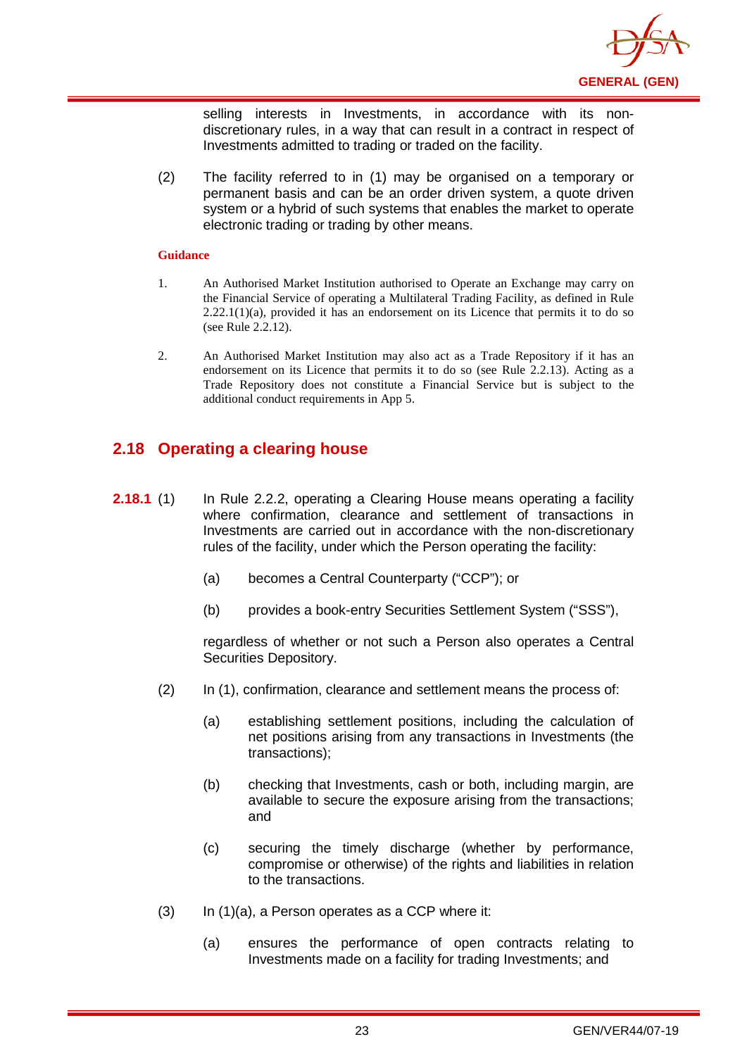selling interests in Investments, in accordance with its non-discretionary rules, in a way that can result in a contract in respect of Investments admitted to trading or traded on the facility.

(2) The facility referred to in (1) may be organised on a temporary or permanent basis and can be an order driven system, a quote driven system or a hybrid of such systems that enables the market to operate electronic trading or trading by other means.

**Guidance**

1. An Authorised Market Institution authorised to Operate an Exchange may carry on the Financial Service of operating a Multilateral Trading Facility, as defined in Rule 2.22.1(1)(a), provided it has an endorsement on its Licence that permits it to do so (see Rule 2.2.12).

2. An Authorised Market Institution may also act as a Trade Repository if it has an endorsement on its Licence that permits it to do so (see Rule 2.2.13). Acting as a Trade Repository does not constitute a Financial Service but is subject to the additional conduct requirements in App 5.

## 2.18 Operating a clearing house

**2.18.1** (1) In Rule 2.2.2, operating a Clearing House means operating a facility where confirmation, clearance and settlement of transactions in Investments are carried out in accordance with the non-discretionary rules of the facility, under which the Person operating the facility:

(a) becomes a Central Counterparty ("CCP"); or

(b) provides a book-entry Securities Settlement System ("SSS"),

regardless of whether or not such a Person also operates a Central Securities Depository.

(2) In (1), confirmation, clearance and settlement means the process of:

(a) establishing settlement positions, including the calculation of net positions arising from any transactions in Investments (the transactions);

(b) checking that Investments, cash or both, including margin, are available to secure the exposure arising from the transactions; and

(c) securing the timely discharge (whether by performance, compromise or otherwise) of the rights and liabilities in relation to the transactions.

(3) In (1)(a), a Person operates as a CCP where it:

(a) ensures the performance of open contracts relating to Investments made on a facility for trading Investments; and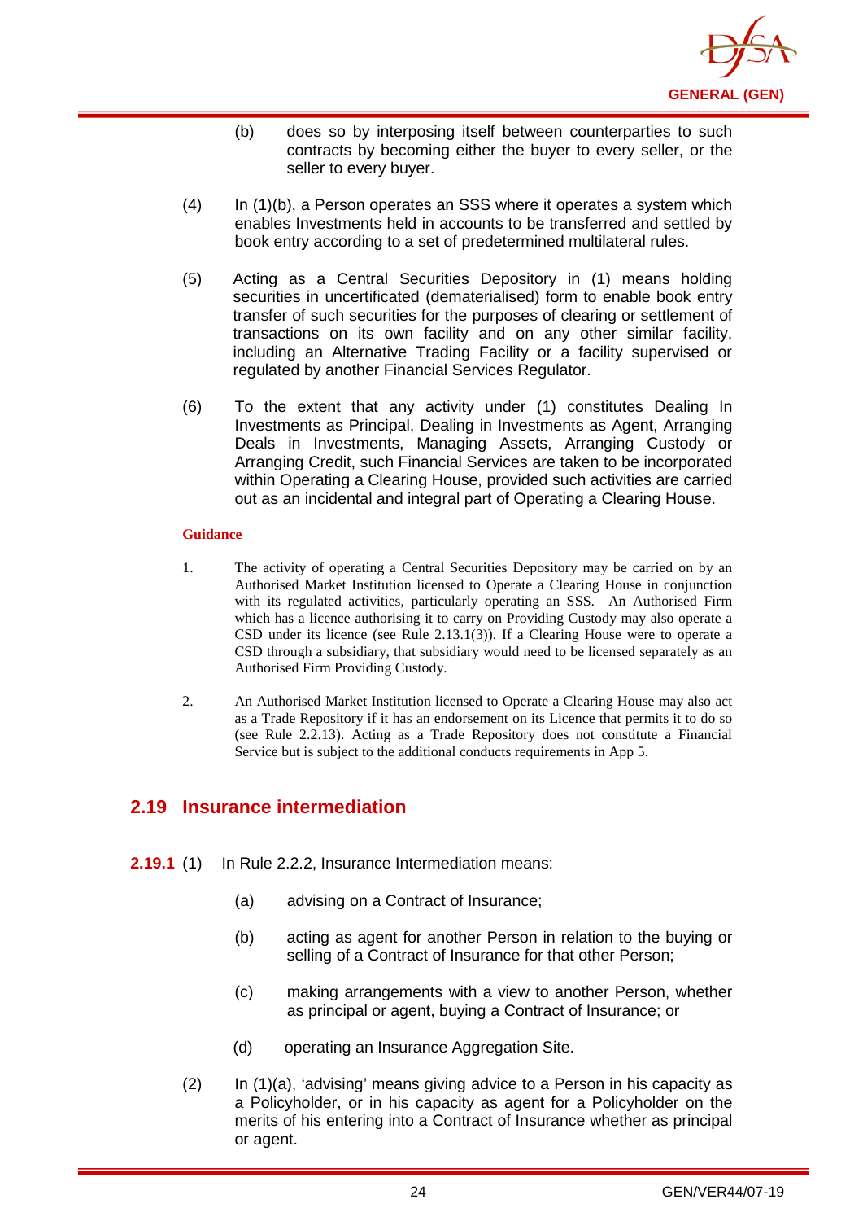(b) does so by interposing itself between counterparties to such contracts by becoming either the buyer to every seller, or the seller to every buyer.

(4) In (1)(b), a Person operates an SSS where it operates a system which enables Investments held in accounts to be transferred and settled by book entry according to a set of predetermined multilateral rules.

(5) Acting as a Central Securities Depository in (1) means holding securities in uncertificated (dematerialised) form to enable book entry transfer of such securities for the purposes of clearing or settlement of transactions on its own facility and on any other similar facility, including an Alternative Trading Facility or a facility supervised or regulated by another Financial Services Regulator.

(6) To the extent that any activity under (1) constitutes Dealing In Investments as Principal, Dealing in Investments as Agent, Arranging Deals in Investments, Managing Assets, Arranging Custody or Arranging Credit, such Financial Services are taken to be incorporated within Operating a Clearing House, provided such activities are carried out as an incidental and integral part of Operating a Clearing House.

**Guidance**

1. The activity of operating a Central Securities Depository may be carried on by an Authorised Market Institution licensed to Operate a Clearing House in conjunction with its regulated activities, particularly operating an SSS. An Authorised Firm which has a licence authorising it to carry on Providing Custody may also operate a CSD under its licence (see Rule 2.13.1(3)). If a Clearing House were to operate a CSD through a subsidiary, that subsidiary would need to be licensed separately as an Authorised Firm Providing Custody.

2. An Authorised Market Institution licensed to Operate a Clearing House may also act as a Trade Repository if it has an endorsement on its Licence that permits it to do so (see Rule 2.2.13). Acting as a Trade Repository does not constitute a Financial Service but is subject to the additional conducts requirements in App 5.

## 2.19 Insurance intermediation

**2.19.1** (1) In Rule 2.2.2, Insurance Intermediation means:

(a) advising on a Contract of Insurance;

(b) acting as agent for another Person in relation to the buying or selling of a Contract of Insurance for that other Person;

(c) making arrangements with a view to another Person, whether as principal or agent, buying a Contract of Insurance; or

(d) operating an Insurance Aggregation Site.

(2) In (1)(a), 'advising' means giving advice to a Person in his capacity as a Policyholder, or in his capacity as agent for a Policyholder on the merits of his entering into a Contract of Insurance whether as principal or agent.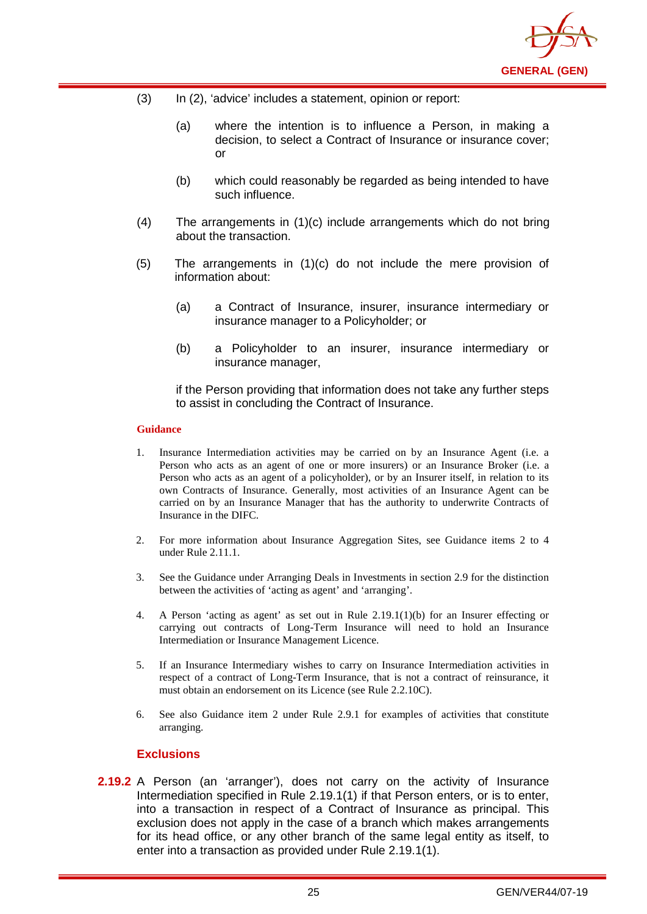(3) In (2), 'advice' includes a statement, opinion or report:

(a) where the intention is to influence a Person, in making a decision, to select a Contract of Insurance or insurance cover; or

(b) which could reasonably be regarded as being intended to have such influence.

(4) The arrangements in (1)(c) include arrangements which do not bring about the transaction.

(5) The arrangements in (1)(c) do not include the mere provision of information about:

(a) a Contract of Insurance, insurer, insurance intermediary or insurance manager to a Policyholder; or

(b) a Policyholder to an insurer, insurance intermediary or insurance manager,

if the Person providing that information does not take any further steps to assist in concluding the Contract of Insurance.

**Guidance**

1. Insurance Intermediation activities may be carried on by an Insurance Agent (i.e. a Person who acts as an agent of one or more insurers) or an Insurance Broker (i.e. a Person who acts as an agent of a policyholder), or by an Insurer itself, in relation to its own Contracts of Insurance. Generally, most activities of an Insurance Agent can be carried on by an Insurance Manager that has the authority to underwrite Contracts of Insurance in the DIFC.

2. For more information about Insurance Aggregation Sites, see Guidance items 2 to 4 under Rule 2.11.1.

3. See the Guidance under Arranging Deals in Investments in section 2.9 for the distinction between the activities of 'acting as agent' and 'arranging'.

4. A Person 'acting as agent' as set out in Rule 2.19.1(1)(b) for an Insurer effecting or carrying out contracts of Long-Term Insurance will need to hold an Insurance Intermediation or Insurance Management Licence.

5. If an Insurance Intermediary wishes to carry on Insurance Intermediation activities in respect of a contract of Long-Term Insurance, that is not a contract of reinsurance, it must obtain an endorsement on its Licence (see Rule 2.2.10C).

6. See also Guidance item 2 under Rule 2.9.1 for examples of activities that constitute arranging.

**Exclusions**

**2.19.2** A Person (an 'arranger'), does not carry on the activity of Insurance Intermediation specified in Rule 2.19.1(1) if that Person enters, or is to enter, into a transaction in respect of a Contract of Insurance as principal. This exclusion does not apply in the case of a branch which makes arrangements for its head office, or any other branch of the same legal entity as itself, to enter into a transaction as provided under Rule 2.19.1(1).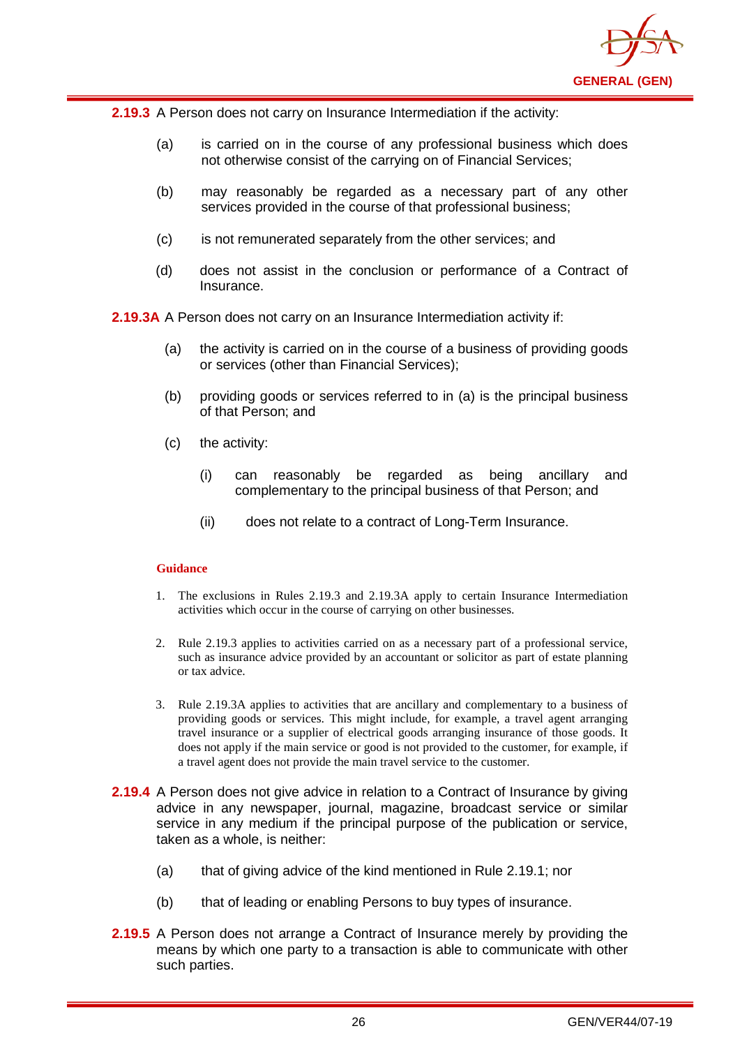**2.19.3** A Person does not carry on Insurance Intermediation if the activity:

(a) is carried on in the course of any professional business which does not otherwise consist of the carrying on of Financial Services;

(b) may reasonably be regarded as a necessary part of any other services provided in the course of that professional business;

(c) is not remunerated separately from the other services; and

(d) does not assist in the conclusion or performance of a Contract of Insurance.

**2.19.3A** A Person does not carry on an Insurance Intermediation activity if:

(a) the activity is carried on in the course of a business of providing goods or services (other than Financial Services);

(b) providing goods or services referred to in (a) is the principal business of that Person; and

(c) the activity:

(i) can reasonably be regarded as being ancillary and complementary to the principal business of that Person; and

(ii) does not relate to a contract of Long-Term Insurance.

**Guidance**

1. The exclusions in Rules 2.19.3 and 2.19.3A apply to certain Insurance Intermediation activities which occur in the course of carrying on other businesses.

2. Rule 2.19.3 applies to activities carried on as a necessary part of a professional service, such as insurance advice provided by an accountant or solicitor as part of estate planning or tax advice.

3. Rule 2.19.3A applies to activities that are ancillary and complementary to a business of providing goods or services. This might include, for example, a travel agent arranging travel insurance or a supplier of electrical goods arranging insurance of those goods. It does not apply if the main service or good is not provided to the customer, for example, if a travel agent does not provide the main travel service to the customer.

**2.19.4** A Person does not give advice in relation to a Contract of Insurance by giving advice in any newspaper, journal, magazine, broadcast service or similar service in any medium if the principal purpose of the publication or service, taken as a whole, is neither:

(a) that of giving advice of the kind mentioned in Rule 2.19.1; nor

(b) that of leading or enabling Persons to buy types of insurance.

**2.19.5** A Person does not arrange a Contract of Insurance merely by providing the means by which one party to a transaction is able to communicate with other such parties.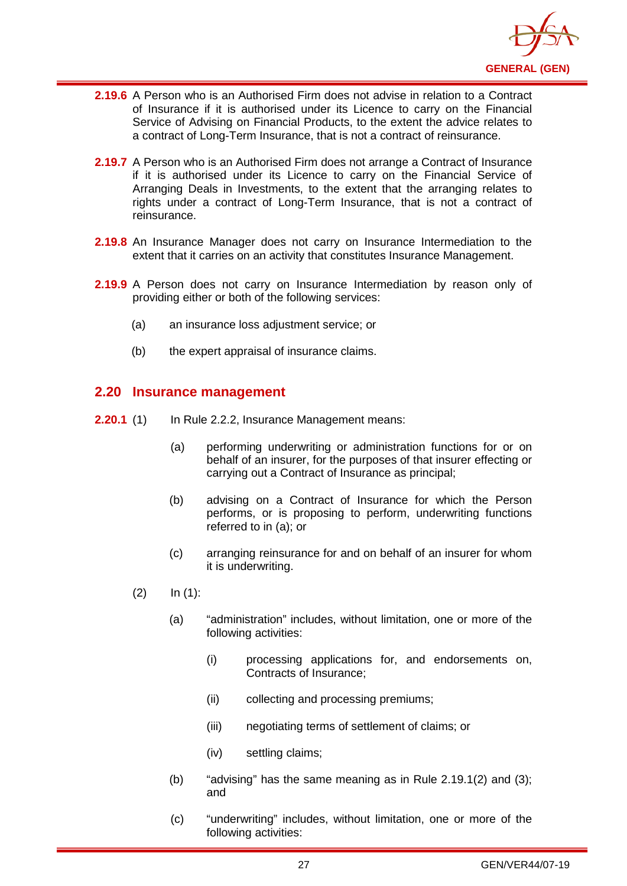**2.19.6** A Person who is an Authorised Firm does not advise in relation to a Contract of Insurance if it is authorised under its Licence to carry on the Financial Service of Advising on Financial Products, to the extent the advice relates to a contract of Long-Term Insurance, that is not a contract of reinsurance.

**2.19.7** A Person who is an Authorised Firm does not arrange a Contract of Insurance if it is authorised under its Licence to carry on the Financial Service of Arranging Deals in Investments, to the extent that the arranging relates to rights under a contract of Long-Term Insurance, that is not a contract of reinsurance.

**2.19.8** An Insurance Manager does not carry on Insurance Intermediation to the extent that it carries on an activity that constitutes Insurance Management.

**2.19.9** A Person does not carry on Insurance Intermediation by reason only of providing either or both of the following services:

- (a) an insurance loss adjustment service; or
- (b) the expert appraisal of insurance claims.

## 2.20 Insurance management

**2.20.1** (1) In Rule 2.2.2, Insurance Management means:

- (a) performing underwriting or administration functions for or on behalf of an insurer, for the purposes of that insurer effecting or carrying out a Contract of Insurance as principal;
- (b) advising on a Contract of Insurance for which the Person performs, or is proposing to perform, underwriting functions referred to in (a); or
- (c) arranging reinsurance for and on behalf of an insurer for whom it is underwriting.

(2) In (1):

- (a) "administration" includes, without limitation, one or more of the following activities:
  - (i) processing applications for, and endorsements on, Contracts of Insurance;
  - (ii) collecting and processing premiums;
  - (iii) negotiating terms of settlement of claims; or
  - (iv) settling claims;
- (b) "advising" has the same meaning as in Rule 2.19.1(2) and (3); and
- (c) "underwriting" includes, without limitation, one or more of the following activities: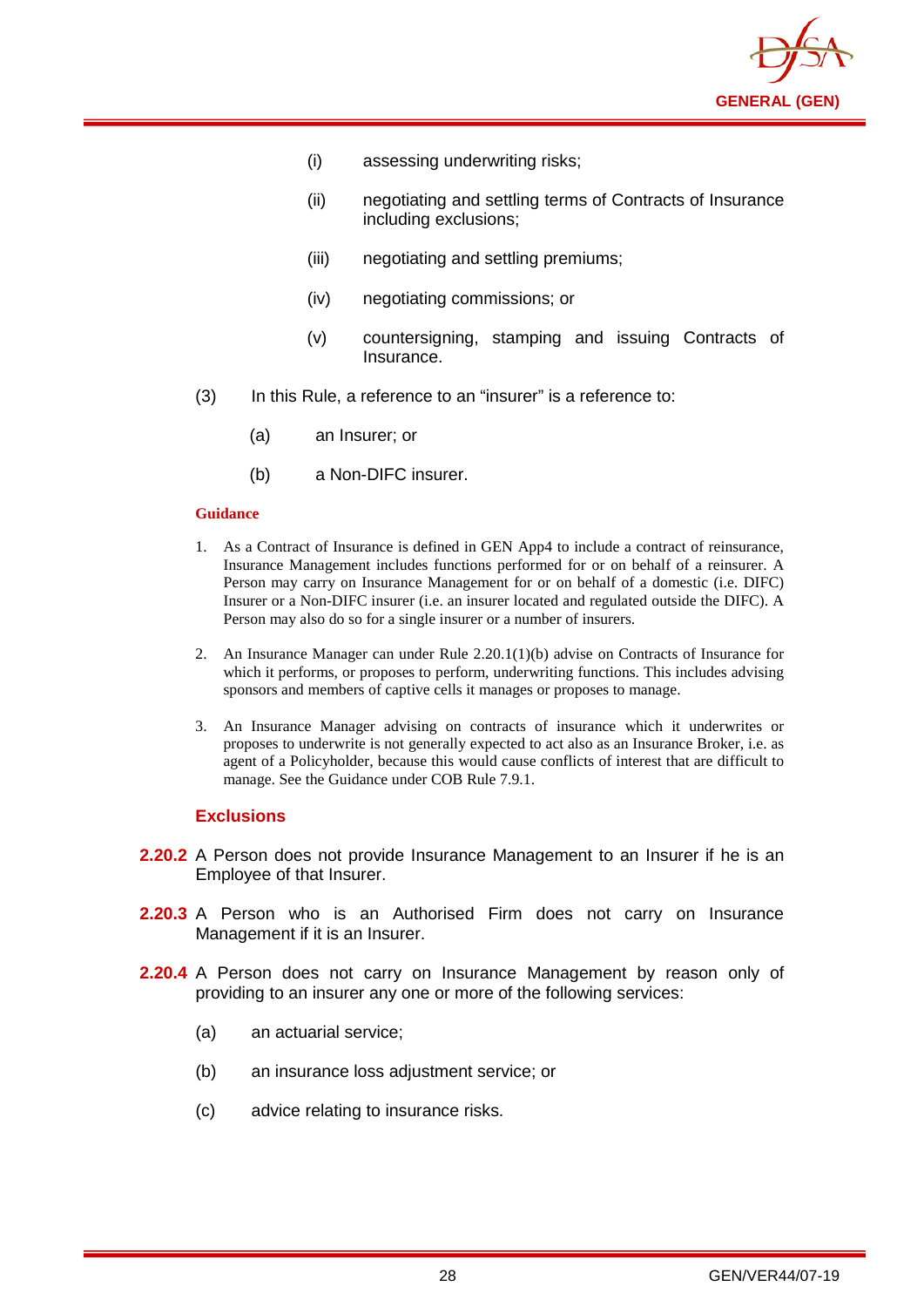(i) assessing underwriting risks;

(ii) negotiating and settling terms of Contracts of Insurance including exclusions;

(iii) negotiating and settling premiums;

(iv) negotiating commissions; or

(v) countersigning, stamping and issuing Contracts of Insurance.

(3) In this Rule, a reference to an “insurer” is a reference to:

(a) an Insurer; or

(b) a Non-DIFC insurer.

**Guidance**

1. As a Contract of Insurance is defined in GEN App4 to include a contract of reinsurance, Insurance Management includes functions performed for or on behalf of a reinsurer. A Person may carry on Insurance Management for or on behalf of a domestic (i.e. DIFC) Insurer or a Non-DIFC insurer (i.e. an insurer located and regulated outside the DIFC). A Person may also do so for a single insurer or a number of insurers.

2. An Insurance Manager can under Rule 2.20.1(1)(b) advise on Contracts of Insurance for which it performs, or proposes to perform, underwriting functions. This includes advising sponsors and members of captive cells it manages or proposes to manage.

3. An Insurance Manager advising on contracts of insurance which it underwrites or proposes to underwrite is not generally expected to act also as an Insurance Broker, i.e. as agent of a Policyholder, because this would cause conflicts of interest that are difficult to manage. See the Guidance under COB Rule 7.9.1.

### Exclusions

**2.20.2** A Person does not provide Insurance Management to an Insurer if he is an Employee of that Insurer.

**2.20.3** A Person who is an Authorised Firm does not carry on Insurance Management if it is an Insurer.

**2.20.4** A Person does not carry on Insurance Management by reason only of providing to an insurer any one or more of the following services:

(a) an actuarial service;

(b) an insurance loss adjustment service; or

(c) advice relating to insurance risks.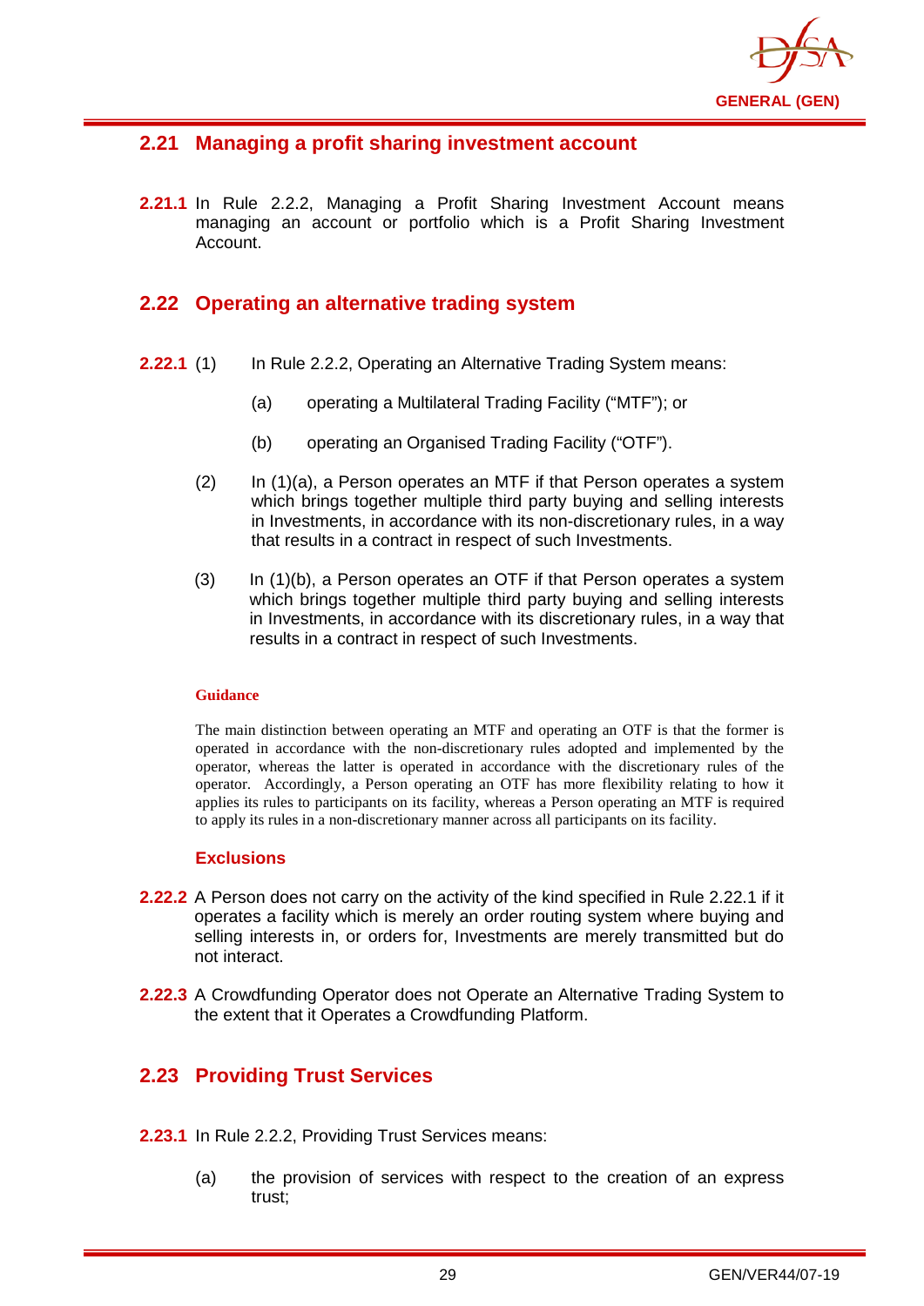## 2.21 Managing a profit sharing investment account

**2.21.1** In Rule 2.2.2, Managing a Profit Sharing Investment Account means managing an account or portfolio which is a Profit Sharing Investment Account.

## 2.22 Operating an alternative trading system

**2.22.1** (1) In Rule 2.2.2, Operating an Alternative Trading System means:

(a) operating a Multilateral Trading Facility ("MTF"); or

(b) operating an Organised Trading Facility ("OTF").

(2) In (1)(a), a Person operates an MTF if that Person operates a system which brings together multiple third party buying and selling interests in Investments, in accordance with its non-discretionary rules, in a way that results in a contract in respect of such Investments.

(3) In (1)(b), a Person operates an OTF if that Person operates a system which brings together multiple third party buying and selling interests in Investments, in accordance with its discretionary rules, in a way that results in a contract in respect of such Investments.

**Guidance**

The main distinction between operating an MTF and operating an OTF is that the former is operated in accordance with the non-discretionary rules adopted and implemented by the operator, whereas the latter is operated in accordance with the discretionary rules of the operator. Accordingly, a Person operating an OTF has more flexibility relating to how it applies its rules to participants on its facility, whereas a Person operating an MTF is required to apply its rules in a non-discretionary manner across all participants on its facility.

**Exclusions**

**2.22.2** A Person does not carry on the activity of the kind specified in Rule 2.22.1 if it operates a facility which is merely an order routing system where buying and selling interests in, or orders for, Investments are merely transmitted but do not interact.

**2.22.3** A Crowdfunding Operator does not Operate an Alternative Trading System to the extent that it Operates a Crowdfunding Platform.

## 2.23 Providing Trust Services

**2.23.1** In Rule 2.2.2, Providing Trust Services means:

(a) the provision of services with respect to the creation of an express trust;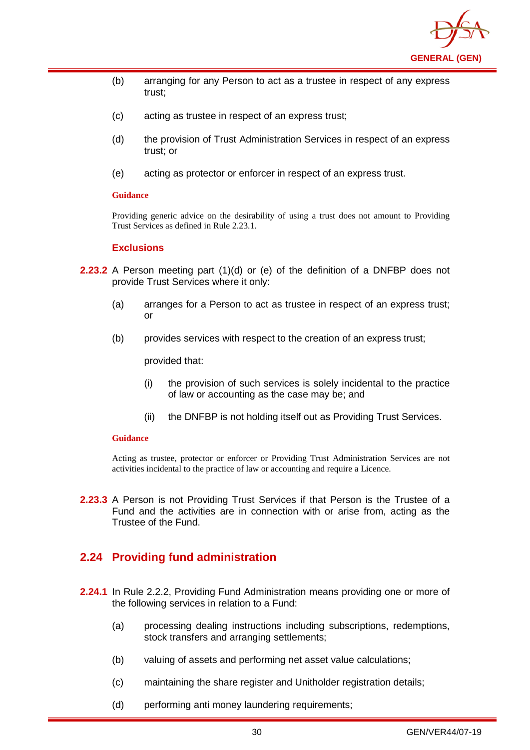(b) arranging for any Person to act as a trustee in respect of any express trust;

(c) acting as trustee in respect of an express trust;

(d) the provision of Trust Administration Services in respect of an express trust; or

(e) acting as protector or enforcer in respect of an express trust.

**Guidance**

Providing generic advice on the desirability of using a trust does not amount to Providing Trust Services as defined in Rule 2.23.1.

### Exclusions

**2.23.2** A Person meeting part (1)(d) or (e) of the definition of a DNFBP does not provide Trust Services where it only:

(a) arranges for a Person to act as trustee in respect of an express trust; or

(b) provides services with respect to the creation of an express trust;

provided that:

(i) the provision of such services is solely incidental to the practice of law or accounting as the case may be; and

(ii) the DNFBP is not holding itself out as Providing Trust Services.

**Guidance**

Acting as trustee, protector or enforcer or Providing Trust Administration Services are not activities incidental to the practice of law or accounting and require a Licence.

**2.23.3** A Person is not Providing Trust Services if that Person is the Trustee of a Fund and the activities are in connection with or arise from, acting as the Trustee of the Fund.

## 2.24 Providing fund administration

**2.24.1** In Rule 2.2.2, Providing Fund Administration means providing one or more of the following services in relation to a Fund:

(a) processing dealing instructions including subscriptions, redemptions, stock transfers and arranging settlements;

(b) valuing of assets and performing net asset value calculations;

(c) maintaining the share register and Unitholder registration details;

(d) performing anti money laundering requirements;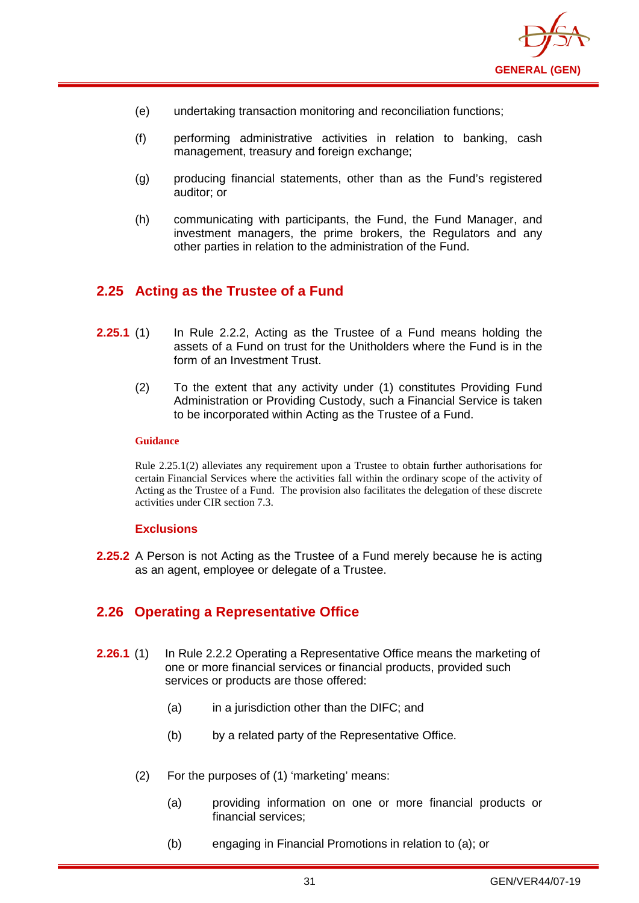(e) undertaking transaction monitoring and reconciliation functions;

(f) performing administrative activities in relation to banking, cash management, treasury and foreign exchange;

(g) producing financial statements, other than as the Fund's registered auditor; or

(h) communicating with participants, the Fund, the Fund Manager, and investment managers, the prime brokers, the Regulators and any other parties in relation to the administration of the Fund.

## 2.25 Acting as the Trustee of a Fund

**2.25.1** (1) In Rule 2.2.2, Acting as the Trustee of a Fund means holding the assets of a Fund on trust for the Unitholders where the Fund is in the form of an Investment Trust.

(2) To the extent that any activity under (1) constitutes Providing Fund Administration or Providing Custody, such a Financial Service is taken to be incorporated within Acting as the Trustee of a Fund.

**Guidance**

Rule 2.25.1(2) alleviates any requirement upon a Trustee to obtain further authorisations for certain Financial Services where the activities fall within the ordinary scope of the activity of Acting as the Trustee of a Fund. The provision also facilitates the delegation of these discrete activities under CIR section 7.3.

**Exclusions**

**2.25.2** A Person is not Acting as the Trustee of a Fund merely because he is acting as an agent, employee or delegate of a Trustee.

## 2.26 Operating a Representative Office

**2.26.1** (1) In Rule 2.2.2 Operating a Representative Office means the marketing of one or more financial services or financial products, provided such services or products are those offered:

(a) in a jurisdiction other than the DIFC; and

(b) by a related party of the Representative Office.

(2) For the purposes of (1) 'marketing' means:

(a) providing information on one or more financial products or financial services;

(b) engaging in Financial Promotions in relation to (a); or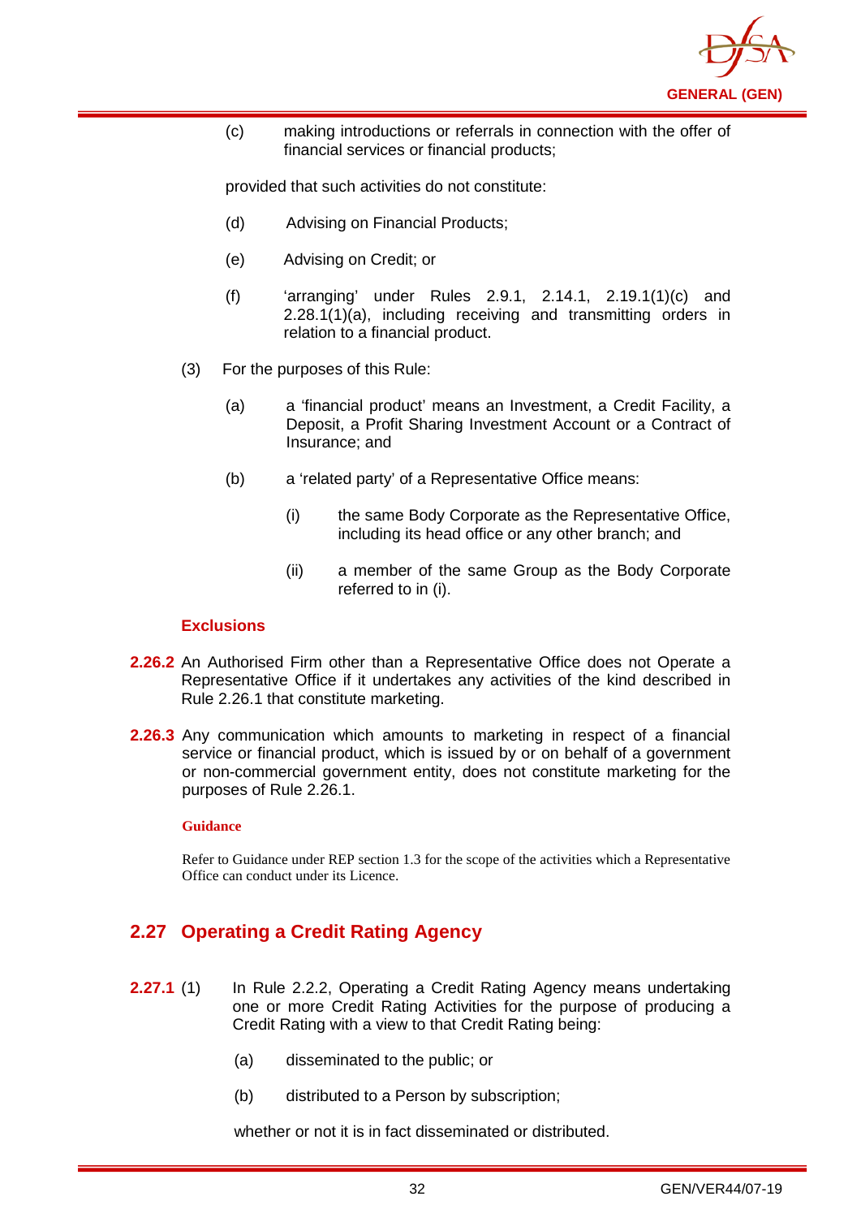(c) making introductions or referrals in connection with the offer of financial services or financial products;

provided that such activities do not constitute:

(d) Advising on Financial Products;

(e) Advising on Credit; or

(f) 'arranging' under Rules 2.9.1, 2.14.1, 2.19.1(1)(c) and 2.28.1(1)(a), including receiving and transmitting orders in relation to a financial product.

(3) For the purposes of this Rule:

(a) a 'financial product' means an Investment, a Credit Facility, a Deposit, a Profit Sharing Investment Account or a Contract of Insurance; and

(b) a 'related party' of a Representative Office means:

(i) the same Body Corporate as the Representative Office, including its head office or any other branch; and

(ii) a member of the same Group as the Body Corporate referred to in (i).

### Exclusions

**2.26.2** An Authorised Firm other than a Representative Office does not Operate a Representative Office if it undertakes any activities of the kind described in Rule 2.26.1 that constitute marketing.

**2.26.3** Any communication which amounts to marketing in respect of a financial service or financial product, which is issued by or on behalf of a government or non-commercial government entity, does not constitute marketing for the purposes of Rule 2.26.1.

**Guidance**

Refer to Guidance under REP section 1.3 for the scope of the activities which a Representative Office can conduct under its Licence.

## 2.27 Operating a Credit Rating Agency

**2.27.1** (1) In Rule 2.2.2, Operating a Credit Rating Agency means undertaking one or more Credit Rating Activities for the purpose of producing a Credit Rating with a view to that Credit Rating being:

(a) disseminated to the public; or

(b) distributed to a Person by subscription;

whether or not it is in fact disseminated or distributed.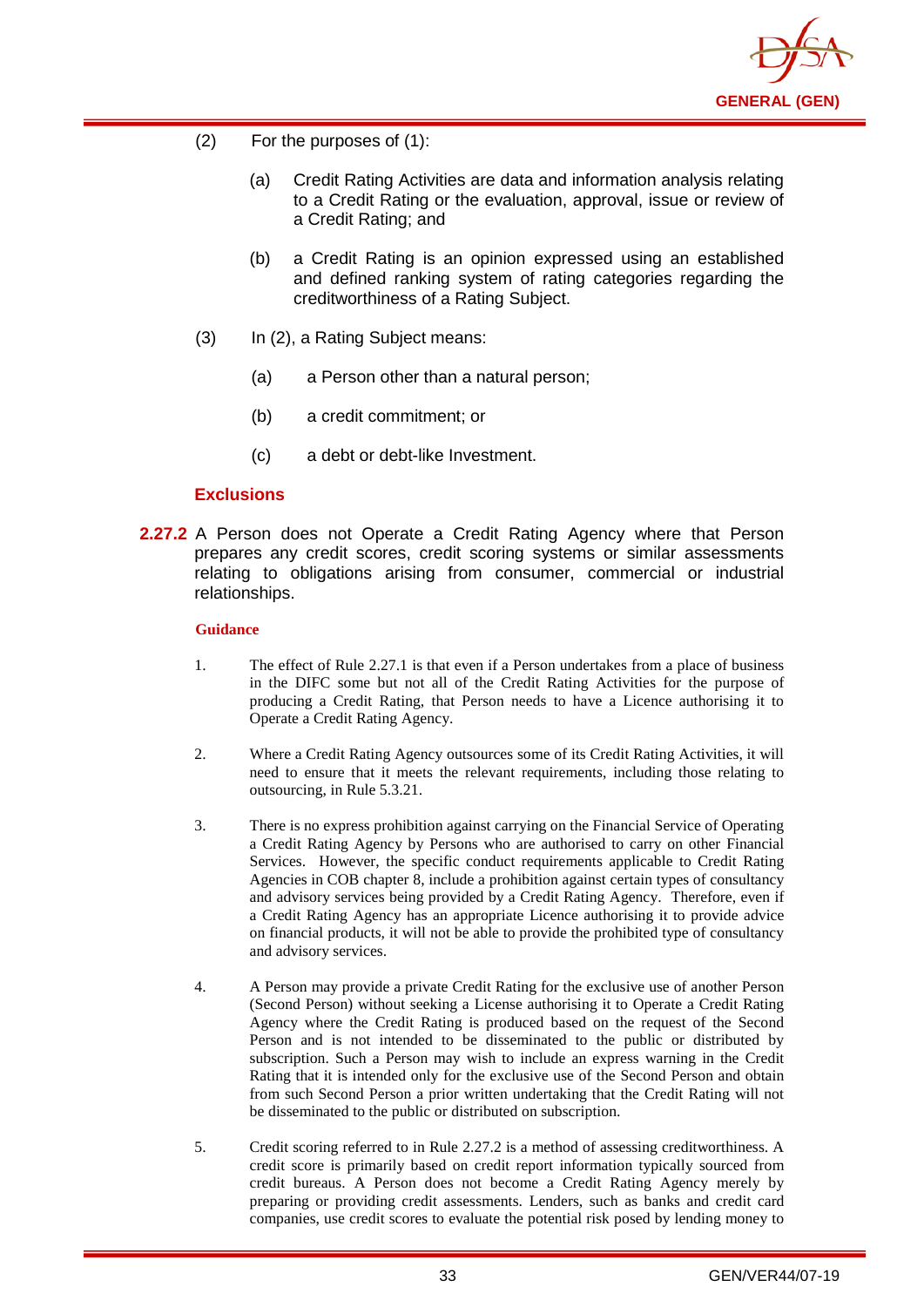(2) For the purposes of (1):

(a) Credit Rating Activities are data and information analysis relating to a Credit Rating or the evaluation, approval, issue or review of a Credit Rating; and

(b) a Credit Rating is an opinion expressed using an established and defined ranking system of rating categories regarding the creditworthiness of a Rating Subject.

(3) In (2), a Rating Subject means:

(a) a Person other than a natural person;

(b) a credit commitment; or

(c) a debt or debt-like Investment.

### Exclusions

**2.27.2** A Person does not Operate a Credit Rating Agency where that Person prepares any credit scores, credit scoring systems or similar assessments relating to obligations arising from consumer, commercial or industrial relationships.

**Guidance**

1. The effect of Rule 2.27.1 is that even if a Person undertakes from a place of business in the DIFC some but not all of the Credit Rating Activities for the purpose of producing a Credit Rating, that Person needs to have a Licence authorising it to Operate a Credit Rating Agency.

2. Where a Credit Rating Agency outsources some of its Credit Rating Activities, it will need to ensure that it meets the relevant requirements, including those relating to outsourcing, in Rule 5.3.21.

3. There is no express prohibition against carrying on the Financial Service of Operating a Credit Rating Agency by Persons who are authorised to carry on other Financial Services. However, the specific conduct requirements applicable to Credit Rating Agencies in COB chapter 8, include a prohibition against certain types of consultancy and advisory services being provided by a Credit Rating Agency. Therefore, even if a Credit Rating Agency has an appropriate Licence authorising it to provide advice on financial products, it will not be able to provide the prohibited type of consultancy and advisory services.

4. A Person may provide a private Credit Rating for the exclusive use of another Person (Second Person) without seeking a License authorising it to Operate a Credit Rating Agency where the Credit Rating is produced based on the request of the Second Person and is not intended to be disseminated to the public or distributed by subscription. Such a Person may wish to include an express warning in the Credit Rating that it is intended only for the exclusive use of the Second Person and obtain from such Second Person a prior written undertaking that the Credit Rating will not be disseminated to the public or distributed on subscription.

5. Credit scoring referred to in Rule 2.27.2 is a method of assessing creditworthiness. A credit score is primarily based on credit report information typically sourced from credit bureaus. A Person does not become a Credit Rating Agency merely by preparing or providing credit assessments. Lenders, such as banks and credit card companies, use credit scores to evaluate the potential risk posed by lending money to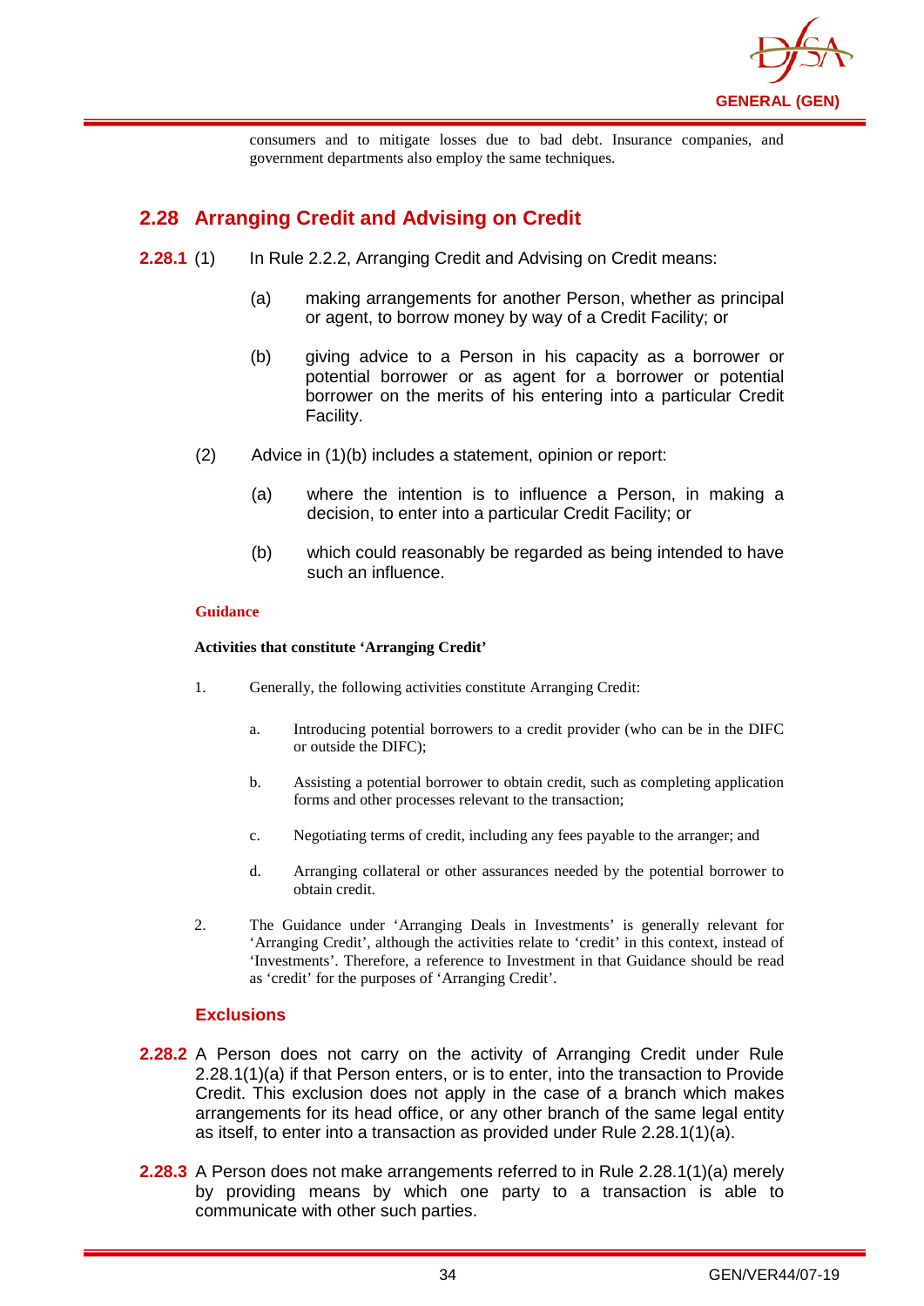consumers and to mitigate losses due to bad debt. Insurance companies, and government departments also employ the same techniques.

## 2.28 Arranging Credit and Advising on Credit

**2.28.1** (1) In Rule 2.2.2, Arranging Credit and Advising on Credit means:

(a) making arrangements for another Person, whether as principal or agent, to borrow money by way of a Credit Facility; or

(b) giving advice to a Person in his capacity as a borrower or potential borrower or as agent for a borrower or potential borrower on the merits of his entering into a particular Credit Facility.

(2) Advice in (1)(b) includes a statement, opinion or report:

(a) where the intention is to influence a Person, in making a decision, to enter into a particular Credit Facility; or

(b) which could reasonably be regarded as being intended to have such an influence.

**Guidance**

**Activities that constitute 'Arranging Credit'**

1. Generally, the following activities constitute Arranging Credit:

   a. Introducing potential borrowers to a credit provider (who can be in the DIFC or outside the DIFC);

   b. Assisting a potential borrower to obtain credit, such as completing application forms and other processes relevant to the transaction;

   c. Negotiating terms of credit, including any fees payable to the arranger; and

   d. Arranging collateral or other assurances needed by the potential borrower to obtain credit.

2. The Guidance under 'Arranging Deals in Investments' is generally relevant for 'Arranging Credit', although the activities relate to 'credit' in this context, instead of 'Investments'. Therefore, a reference to Investment in that Guidance should be read as 'credit' for the purposes of 'Arranging Credit'.

### Exclusions

**2.28.2** A Person does not carry on the activity of Arranging Credit under Rule 2.28.1(1)(a) if that Person enters, or is to enter, into the transaction to Provide Credit. This exclusion does not apply in the case of a branch which makes arrangements for its head office, or any other branch of the same legal entity as itself, to enter into a transaction as provided under Rule 2.28.1(1)(a).

**2.28.3** A Person does not make arrangements referred to in Rule 2.28.1(1)(a) merely by providing means by which one party to a transaction is able to communicate with other such parties.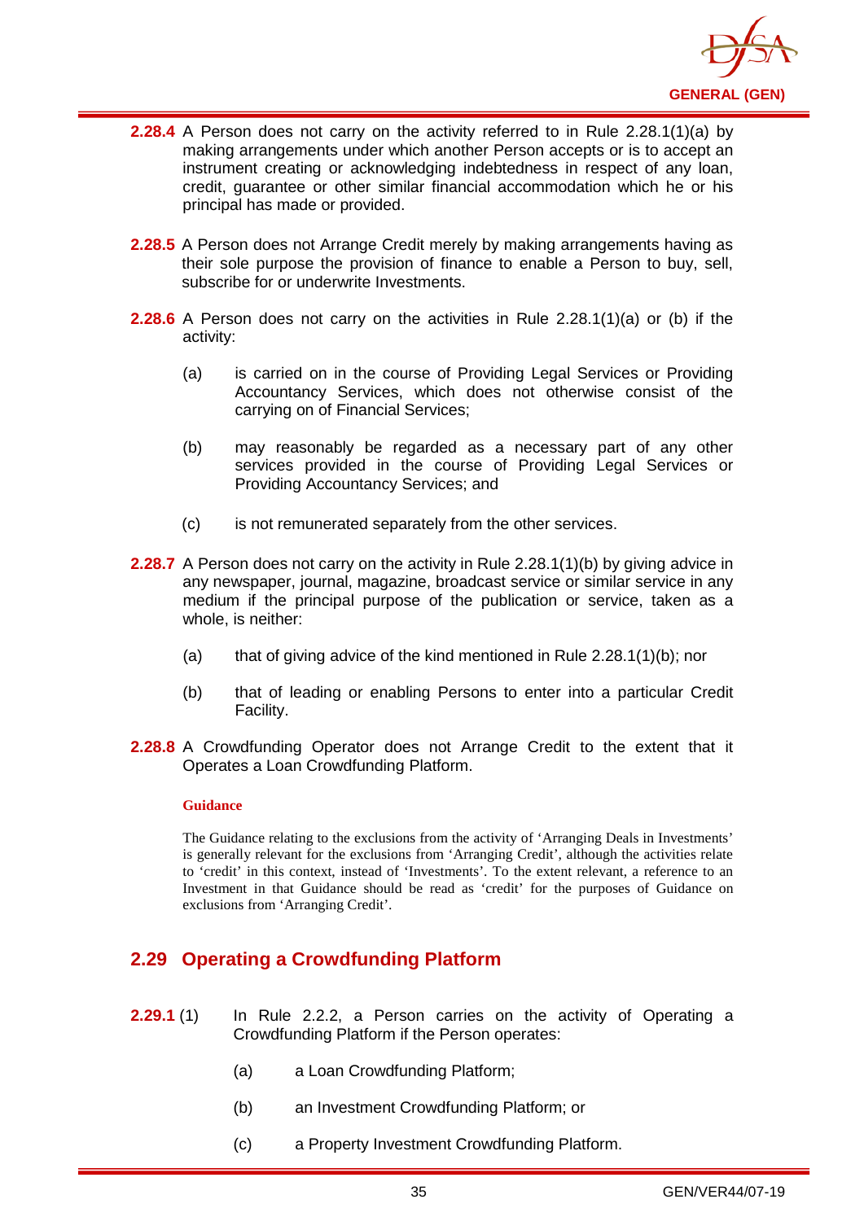**2.28.4** A Person does not carry on the activity referred to in Rule 2.28.1(1)(a) by making arrangements under which another Person accepts or is to accept an instrument creating or acknowledging indebtedness in respect of any loan, credit, guarantee or other similar financial accommodation which he or his principal has made or provided.

**2.28.5** A Person does not Arrange Credit merely by making arrangements having as their sole purpose the provision of finance to enable a Person to buy, sell, subscribe for or underwrite Investments.

**2.28.6** A Person does not carry on the activities in Rule 2.28.1(1)(a) or (b) if the activity:

(a) is carried on in the course of Providing Legal Services or Providing Accountancy Services, which does not otherwise consist of the carrying on of Financial Services;

(b) may reasonably be regarded as a necessary part of any other services provided in the course of Providing Legal Services or Providing Accountancy Services; and

(c) is not remunerated separately from the other services.

**2.28.7** A Person does not carry on the activity in Rule 2.28.1(1)(b) by giving advice in any newspaper, journal, magazine, broadcast service or similar service in any medium if the principal purpose of the publication or service, taken as a whole, is neither:

(a) that of giving advice of the kind mentioned in Rule 2.28.1(1)(b); nor

(b) that of leading or enabling Persons to enter into a particular Credit Facility.

**2.28.8** A Crowdfunding Operator does not Arrange Credit to the extent that it Operates a Loan Crowdfunding Platform.

**Guidance**

The Guidance relating to the exclusions from the activity of 'Arranging Deals in Investments' is generally relevant for the exclusions from 'Arranging Credit', although the activities relate to 'credit' in this context, instead of 'Investments'. To the extent relevant, a reference to an Investment in that Guidance should be read as 'credit' for the purposes of Guidance on exclusions from 'Arranging Credit'.

## 2.29 Operating a Crowdfunding Platform

**2.29.1** (1) In Rule 2.2.2, a Person carries on the activity of Operating a Crowdfunding Platform if the Person operates:

(a) a Loan Crowdfunding Platform;

(b) an Investment Crowdfunding Platform; or

(c) a Property Investment Crowdfunding Platform.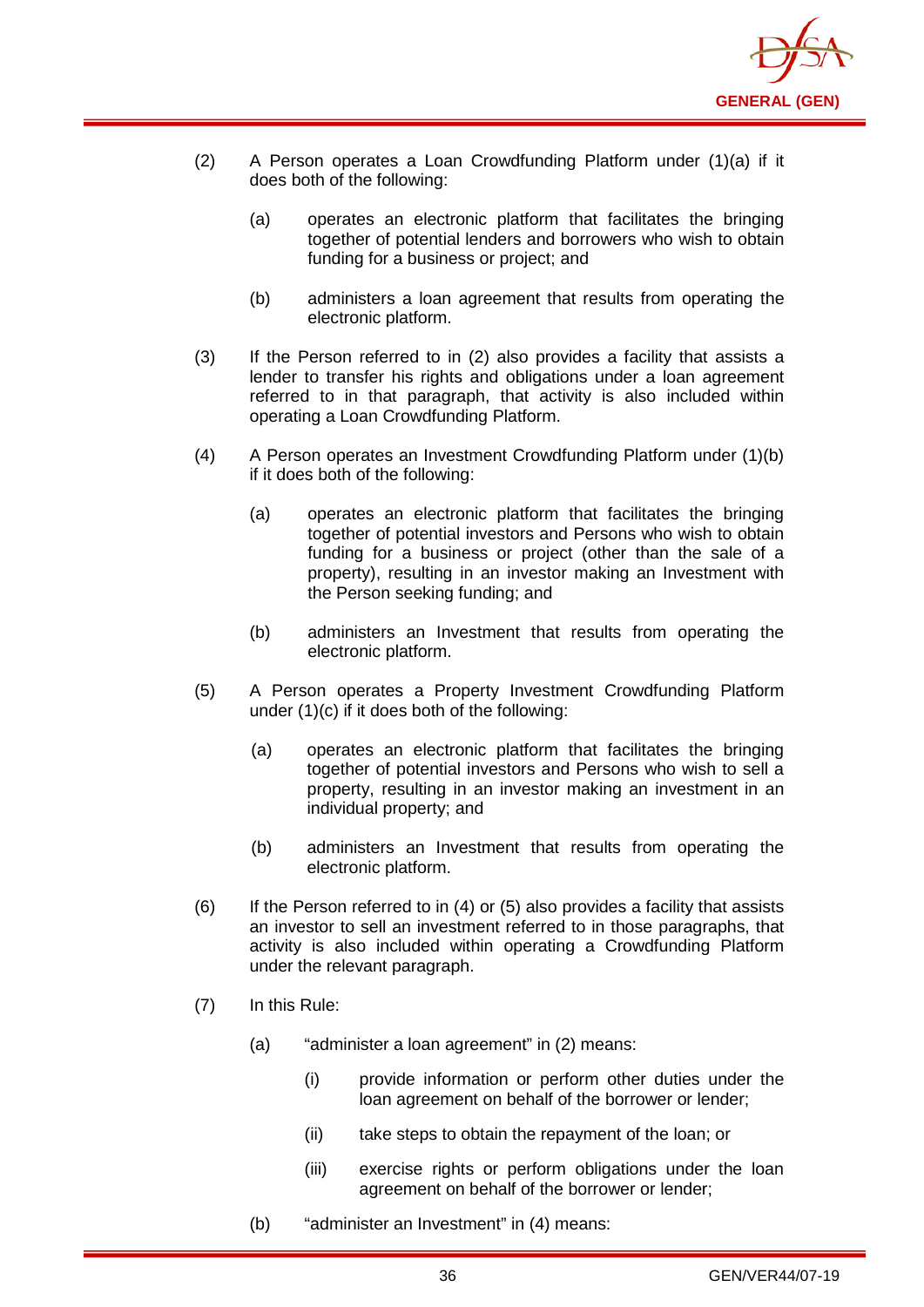(2) A Person operates a Loan Crowdfunding Platform under (1)(a) if it does both of the following:

   (a) operates an electronic platform that facilitates the bringing together of potential lenders and borrowers who wish to obtain funding for a business or project; and

   (b) administers a loan agreement that results from operating the electronic platform.

(3) If the Person referred to in (2) also provides a facility that assists a lender to transfer his rights and obligations under a loan agreement referred to in that paragraph, that activity is also included within operating a Loan Crowdfunding Platform.

(4) A Person operates an Investment Crowdfunding Platform under (1)(b) if it does both of the following:

   (a) operates an electronic platform that facilitates the bringing together of potential investors and Persons who wish to obtain funding for a business or project (other than the sale of a property), resulting in an investor making an Investment with the Person seeking funding; and

   (b) administers an Investment that results from operating the electronic platform.

(5) A Person operates a Property Investment Crowdfunding Platform under (1)(c) if it does both of the following:

   (a) operates an electronic platform that facilitates the bringing together of potential investors and Persons who wish to sell a property, resulting in an investor making an investment in an individual property; and

   (b) administers an Investment that results from operating the electronic platform.

(6) If the Person referred to in (4) or (5) also provides a facility that assists an investor to sell an investment referred to in those paragraphs, that activity is also included within operating a Crowdfunding Platform under the relevant paragraph.

(7) In this Rule:

   (a) "administer a loan agreement" in (2) means:

      (i) provide information or perform other duties under the loan agreement on behalf of the borrower or lender;

      (ii) take steps to obtain the repayment of the loan; or

      (iii) exercise rights or perform obligations under the loan agreement on behalf of the borrower or lender;

   (b) "administer an Investment" in (4) means: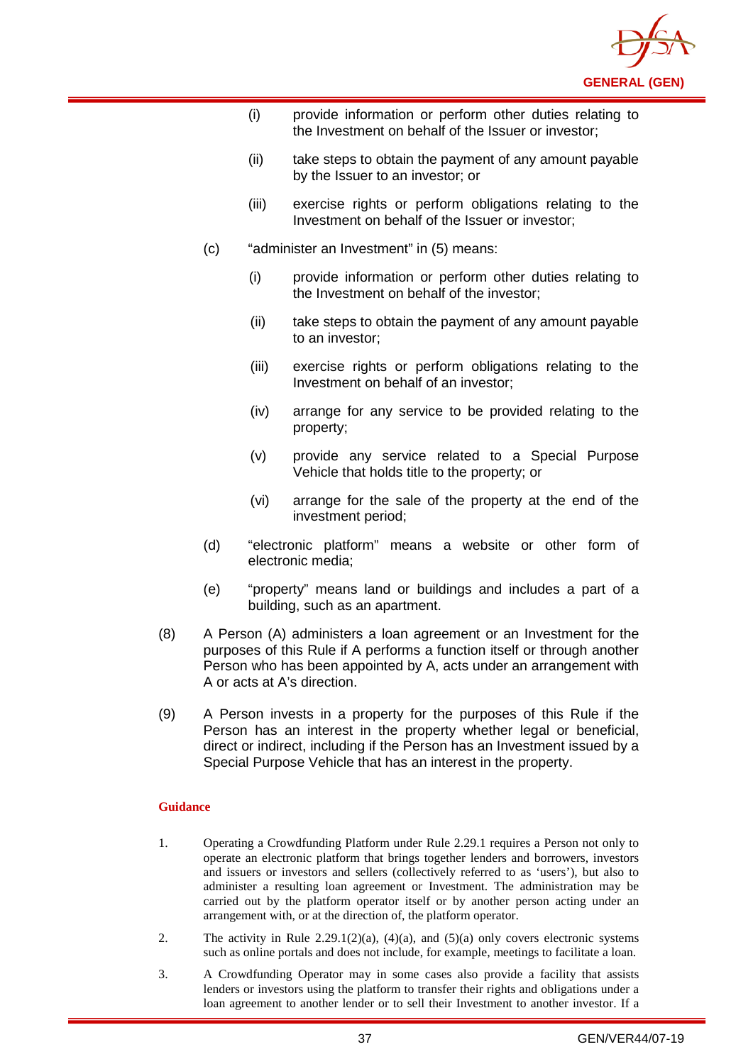(i) provide information or perform other duties relating to the Investment on behalf of the Issuer or investor;

(ii) take steps to obtain the payment of any amount payable by the Issuer to an investor; or

(iii) exercise rights or perform obligations relating to the Investment on behalf of the Issuer or investor;

(c) "administer an Investment" in (5) means:

(i) provide information or perform other duties relating to the Investment on behalf of the investor;

(ii) take steps to obtain the payment of any amount payable to an investor;

(iii) exercise rights or perform obligations relating to the Investment on behalf of an investor;

(iv) arrange for any service to be provided relating to the property;

(v) provide any service related to a Special Purpose Vehicle that holds title to the property; or

(vi) arrange for the sale of the property at the end of the investment period;

(d) "electronic platform" means a website or other form of electronic media;

(e) "property" means land or buildings and includes a part of a building, such as an apartment.

(8) A Person (A) administers a loan agreement or an Investment for the purposes of this Rule if A performs a function itself or through another Person who has been appointed by A, acts under an arrangement with A or acts at A's direction.

(9) A Person invests in a property for the purposes of this Rule if the Person has an interest in the property whether legal or beneficial, direct or indirect, including if the Person has an Investment issued by a Special Purpose Vehicle that has an interest in the property.

**Guidance**

1. Operating a Crowdfunding Platform under Rule 2.29.1 requires a Person not only to operate an electronic platform that brings together lenders and borrowers, investors and issuers or investors and sellers (collectively referred to as 'users'), but also to administer a resulting loan agreement or Investment. The administration may be carried out by the platform operator itself or by another person acting under an arrangement with, or at the direction of, the platform operator.

2. The activity in Rule 2.29.1(2)(a), (4)(a), and (5)(a) only covers electronic systems such as online portals and does not include, for example, meetings to facilitate a loan.

3. A Crowdfunding Operator may in some cases also provide a facility that assists lenders or investors using the platform to transfer their rights and obligations under a loan agreement to another lender or to sell their Investment to another investor. If a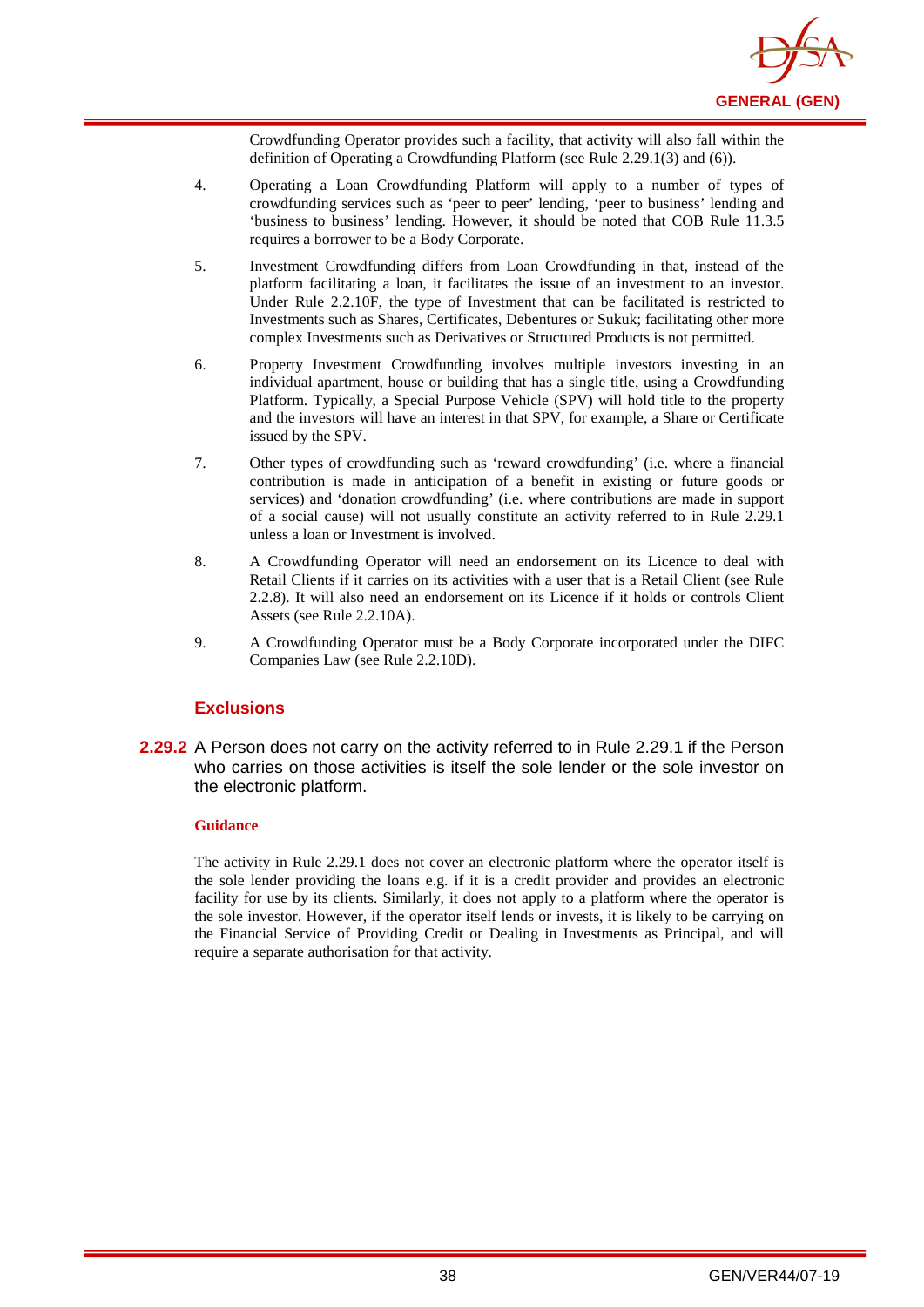Crowdfunding Operator provides such a facility, that activity will also fall within the definition of Operating a Crowdfunding Platform (see Rule 2.29.1(3) and (6)).

4. Operating a Loan Crowdfunding Platform will apply to a number of types of crowdfunding services such as 'peer to peer' lending, 'peer to business' lending and 'business to business' lending. However, it should be noted that COB Rule 11.3.5 requires a borrower to be a Body Corporate.

5. Investment Crowdfunding differs from Loan Crowdfunding in that, instead of the platform facilitating a loan, it facilitates the issue of an investment to an investor. Under Rule 2.2.10F, the type of Investment that can be facilitated is restricted to Investments such as Shares, Certificates, Debentures or Sukuk; facilitating other more complex Investments such as Derivatives or Structured Products is not permitted.

6. Property Investment Crowdfunding involves multiple investors investing in an individual apartment, house or building that has a single title, using a Crowdfunding Platform. Typically, a Special Purpose Vehicle (SPV) will hold title to the property and the investors will have an interest in that SPV, for example, a Share or Certificate issued by the SPV.

7. Other types of crowdfunding such as 'reward crowdfunding' (i.e. where a financial contribution is made in anticipation of a benefit in existing or future goods or services) and 'donation crowdfunding' (i.e. where contributions are made in support of a social cause) will not usually constitute an activity referred to in Rule 2.29.1 unless a loan or Investment is involved.

8. A Crowdfunding Operator will need an endorsement on its Licence to deal with Retail Clients if it carries on its activities with a user that is a Retail Client (see Rule 2.2.8). It will also need an endorsement on its Licence if it holds or controls Client Assets (see Rule 2.2.10A).

9. A Crowdfunding Operator must be a Body Corporate incorporated under the DIFC Companies Law (see Rule 2.2.10D).

### Exclusions

**2.29.2** A Person does not carry on the activity referred to in Rule 2.29.1 if the Person who carries on those activities is itself the sole lender or the sole investor on the electronic platform.

**Guidance**

The activity in Rule 2.29.1 does not cover an electronic platform where the operator itself is the sole lender providing the loans e.g. if it is a credit provider and provides an electronic facility for use by its clients. Similarly, it does not apply to a platform where the operator is the sole investor. However, if the operator itself lends or invests, it is likely to be carrying on the Financial Service of Providing Credit or Dealing in Investments as Principal, and will require a separate authorisation for that activity.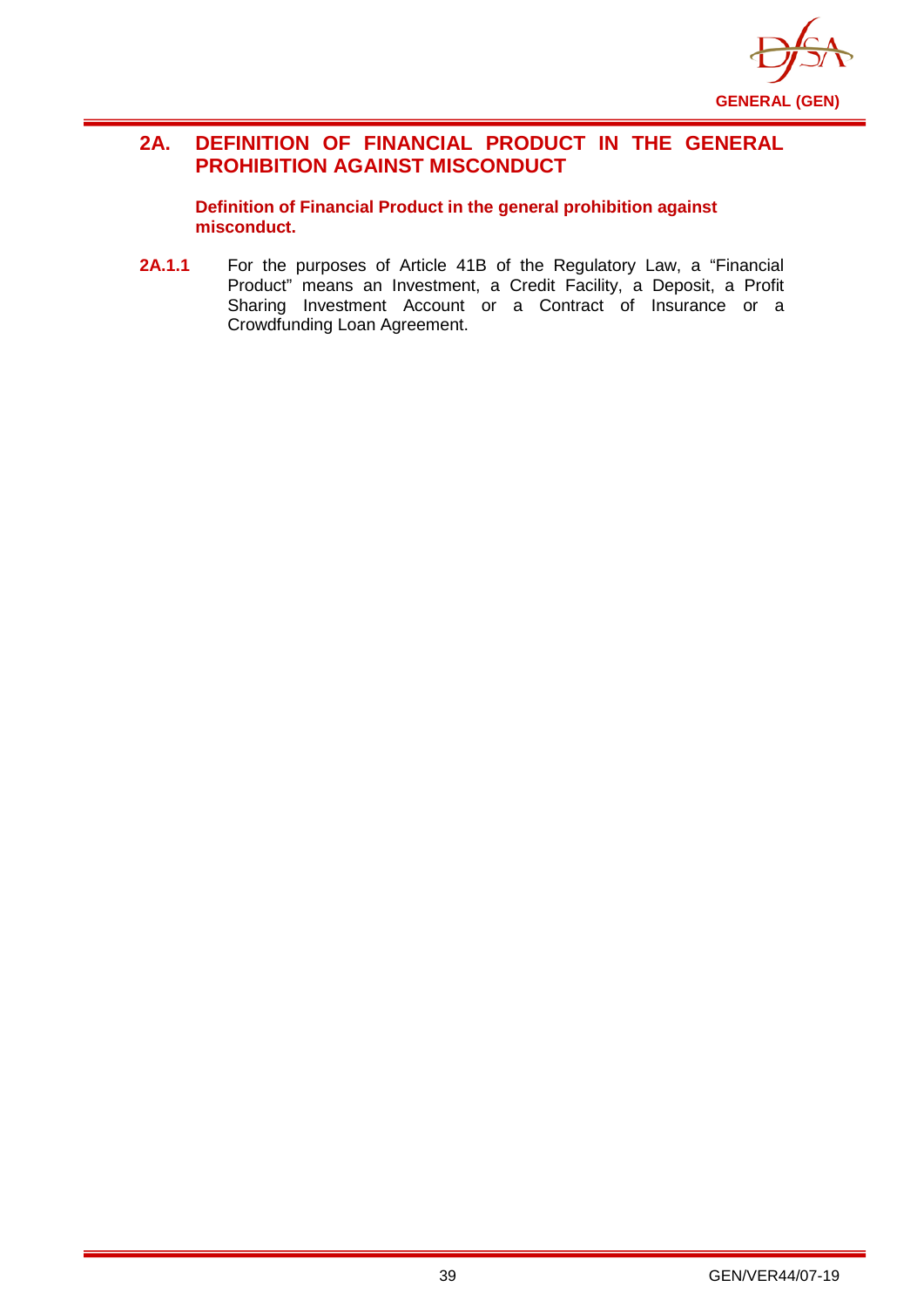## 2A. DEFINITION OF FINANCIAL PRODUCT IN THE GENERAL PROHIBITION AGAINST MISCONDUCT

**Definition of Financial Product in the general prohibition against misconduct.**

**2A.1.1** For the purposes of Article 41B of the Regulatory Law, a "Financial Product" means an Investment, a Credit Facility, a Deposit, a Profit Sharing Investment Account or a Contract of Insurance or a Crowdfunding Loan Agreement.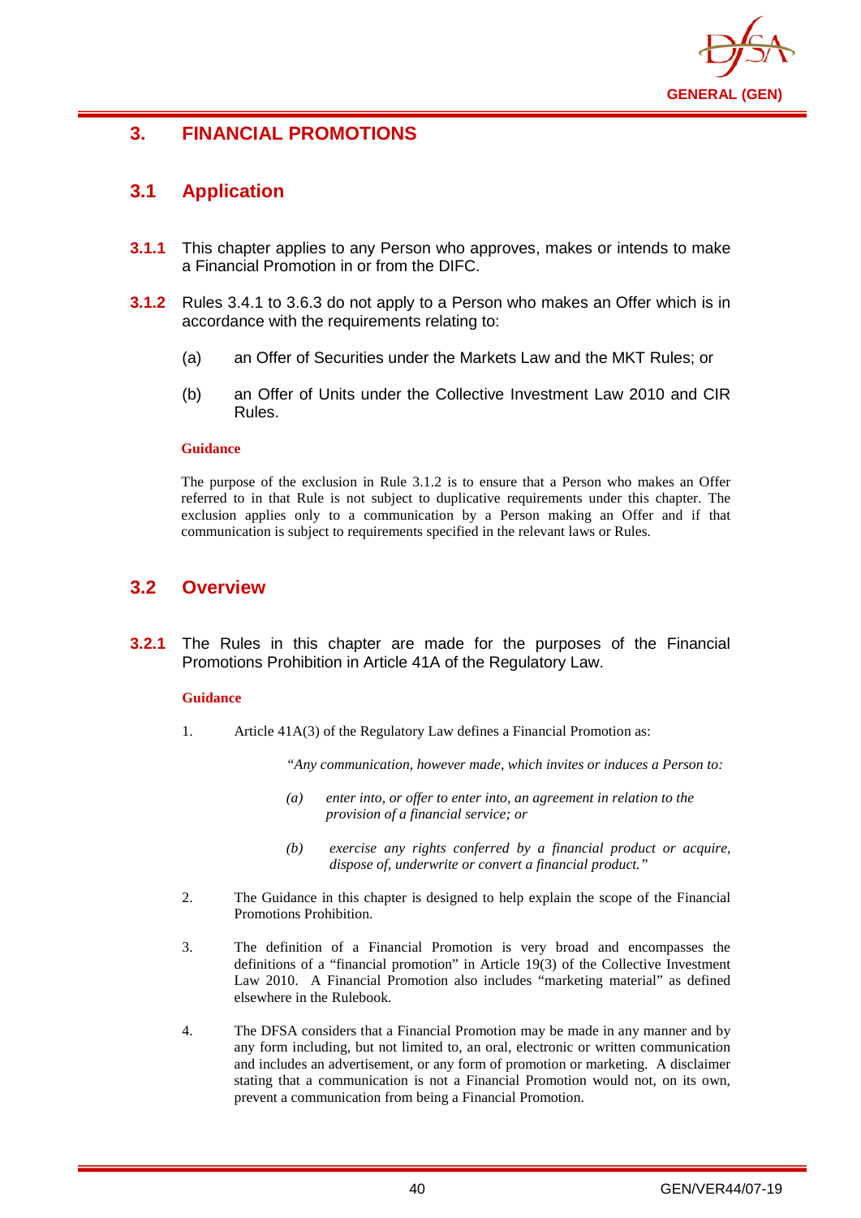## 3. FINANCIAL PROMOTIONS

### 3.1 Application

**3.1.1** This chapter applies to any Person who approves, makes or intends to make a Financial Promotion in or from the DIFC.

**3.1.2** Rules 3.4.1 to 3.6.3 do not apply to a Person who makes an Offer which is in accordance with the requirements relating to:

(a) an Offer of Securities under the Markets Law and the MKT Rules; or

(b) an Offer of Units under the Collective Investment Law 2010 and CIR Rules.

**Guidance**

The purpose of the exclusion in Rule 3.1.2 is to ensure that a Person who makes an Offer referred to in that Rule is not subject to duplicative requirements under this chapter. The exclusion applies only to a communication by a Person making an Offer and if that communication is subject to requirements specified in the relevant laws or Rules.

### 3.2 Overview

**3.2.1** The Rules in this chapter are made for the purposes of the Financial Promotions Prohibition in Article 41A of the Regulatory Law.

**Guidance**

1. Article 41A(3) of the Regulatory Law defines a Financial Promotion as:

   *"Any communication, however made, which invites or induces a Person to:*

   *(a) enter into, or offer to enter into, an agreement in relation to the provision of a financial service; or*

   *(b) exercise any rights conferred by a financial product or acquire, dispose of, underwrite or convert a financial product."*

2. The Guidance in this chapter is designed to help explain the scope of the Financial Promotions Prohibition.

3. The definition of a Financial Promotion is very broad and encompasses the definitions of a "financial promotion" in Article 19(3) of the Collective Investment Law 2010. A Financial Promotion also includes "marketing material" as defined elsewhere in the Rulebook.

4. The DFSA considers that a Financial Promotion may be made in any manner and by any form including, but not limited to, an oral, electronic or written communication and includes an advertisement, or any form of promotion or marketing. A disclaimer stating that a communication is not a Financial Promotion would not, on its own, prevent a communication from being a Financial Promotion.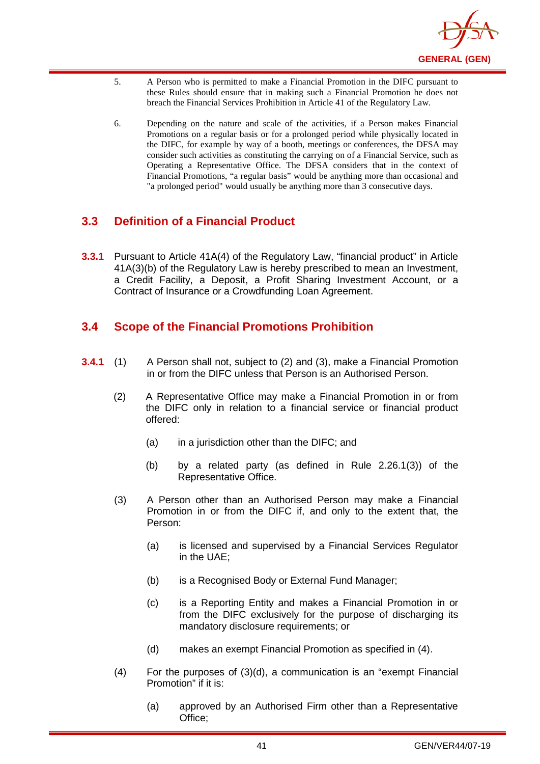5. A Person who is permitted to make a Financial Promotion in the DIFC pursuant to these Rules should ensure that in making such a Financial Promotion he does not breach the Financial Services Prohibition in Article 41 of the Regulatory Law.

6. Depending on the nature and scale of the activities, if a Person makes Financial Promotions on a regular basis or for a prolonged period while physically located in the DIFC, for example by way of a booth, meetings or conferences, the DFSA may consider such activities as constituting the carrying on of a Financial Service, such as Operating a Representative Office. The DFSA considers that in the context of Financial Promotions, "a regular basis" would be anything more than occasional and "a prolonged period" would usually be anything more than 3 consecutive days.

## 3.3 Definition of a Financial Product

**3.3.1** Pursuant to Article 41A(4) of the Regulatory Law, "financial product" in Article 41A(3)(b) of the Regulatory Law is hereby prescribed to mean an Investment, a Credit Facility, a Deposit, a Profit Sharing Investment Account, or a Contract of Insurance or a Crowdfunding Loan Agreement.

## 3.4 Scope of the Financial Promotions Prohibition

**3.4.1** (1) A Person shall not, subject to (2) and (3), make a Financial Promotion in or from the DIFC unless that Person is an Authorised Person.

(2) A Representative Office may make a Financial Promotion in or from the DIFC only in relation to a financial service or financial product offered:

(a) in a jurisdiction other than the DIFC; and

(b) by a related party (as defined in Rule 2.26.1(3)) of the Representative Office.

(3) A Person other than an Authorised Person may make a Financial Promotion in or from the DIFC if, and only to the extent that, the Person:

(a) is licensed and supervised by a Financial Services Regulator in the UAE;

(b) is a Recognised Body or External Fund Manager;

(c) is a Reporting Entity and makes a Financial Promotion in or from the DIFC exclusively for the purpose of discharging its mandatory disclosure requirements; or

(d) makes an exempt Financial Promotion as specified in (4).

(4) For the purposes of (3)(d), a communication is an "exempt Financial Promotion" if it is:

(a) approved by an Authorised Firm other than a Representative Office;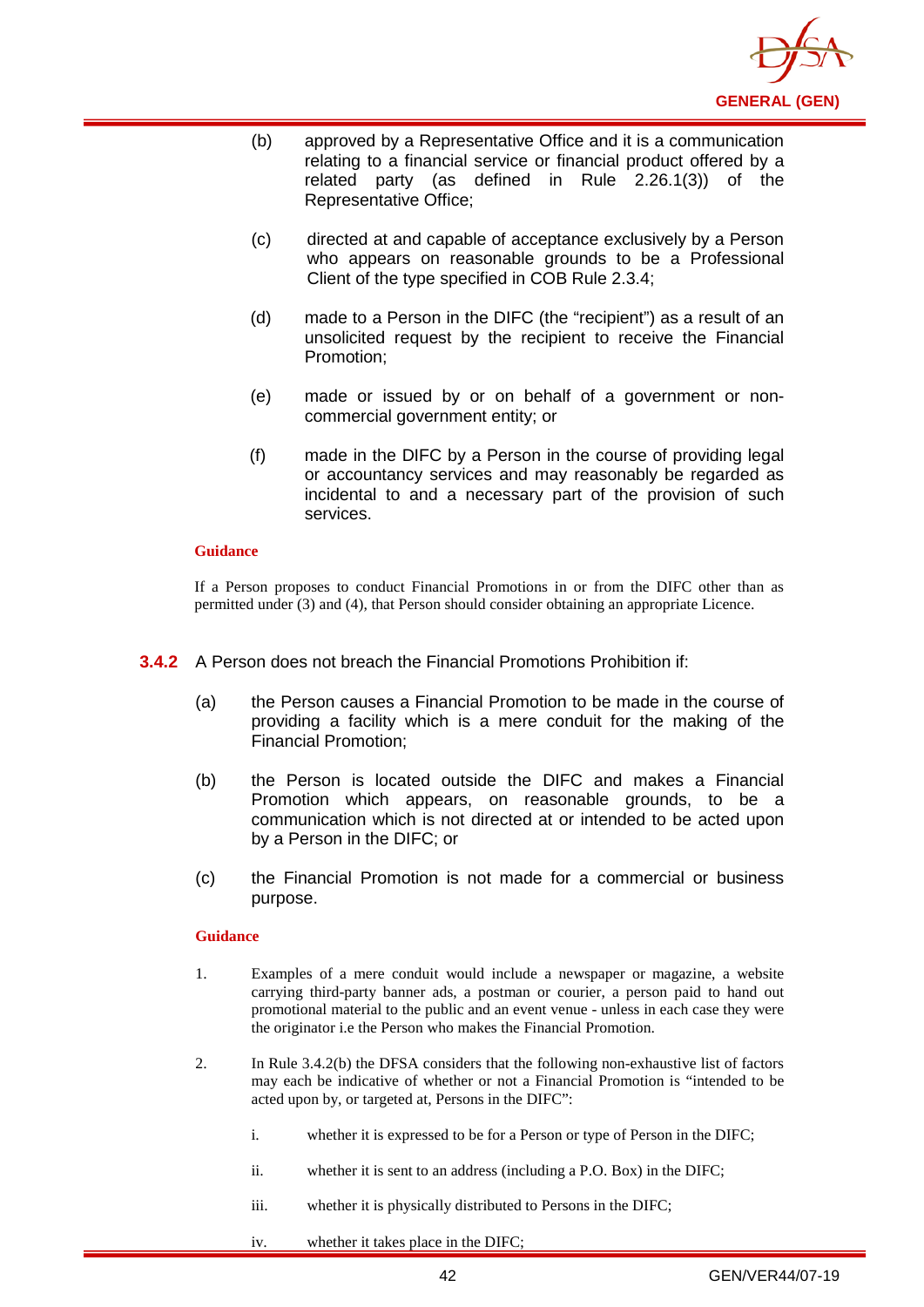(b) approved by a Representative Office and it is a communication relating to a financial service or financial product offered by a related party (as defined in Rule 2.26.1(3)) of the Representative Office;

(c) directed at and capable of acceptance exclusively by a Person who appears on reasonable grounds to be a Professional Client of the type specified in COB Rule 2.3.4;

(d) made to a Person in the DIFC (the "recipient") as a result of an unsolicited request by the recipient to receive the Financial Promotion;

(e) made or issued by or on behalf of a government or non-commercial government entity; or

(f) made in the DIFC by a Person in the course of providing legal or accountancy services and may reasonably be regarded as incidental to and a necessary part of the provision of such services.

**Guidance**

If a Person proposes to conduct Financial Promotions in or from the DIFC other than as permitted under (3) and (4), that Person should consider obtaining an appropriate Licence.

**3.4.2** A Person does not breach the Financial Promotions Prohibition if:

(a) the Person causes a Financial Promotion to be made in the course of providing a facility which is a mere conduit for the making of the Financial Promotion;

(b) the Person is located outside the DIFC and makes a Financial Promotion which appears, on reasonable grounds, to be a communication which is not directed at or intended to be acted upon by a Person in the DIFC; or

(c) the Financial Promotion is not made for a commercial or business purpose.

**Guidance**

1. Examples of a mere conduit would include a newspaper or magazine, a website carrying third-party banner ads, a postman or courier, a person paid to hand out promotional material to the public and an event venue - unless in each case they were the originator i.e the Person who makes the Financial Promotion.

2. In Rule 3.4.2(b) the DFSA considers that the following non-exhaustive list of factors may each be indicative of whether or not a Financial Promotion is "intended to be acted upon by, or targeted at, Persons in the DIFC":

   i. whether it is expressed to be for a Person or type of Person in the DIFC;

   ii. whether it is sent to an address (including a P.O. Box) in the DIFC;

   iii. whether it is physically distributed to Persons in the DIFC;

   iv. whether it takes place in the DIFC;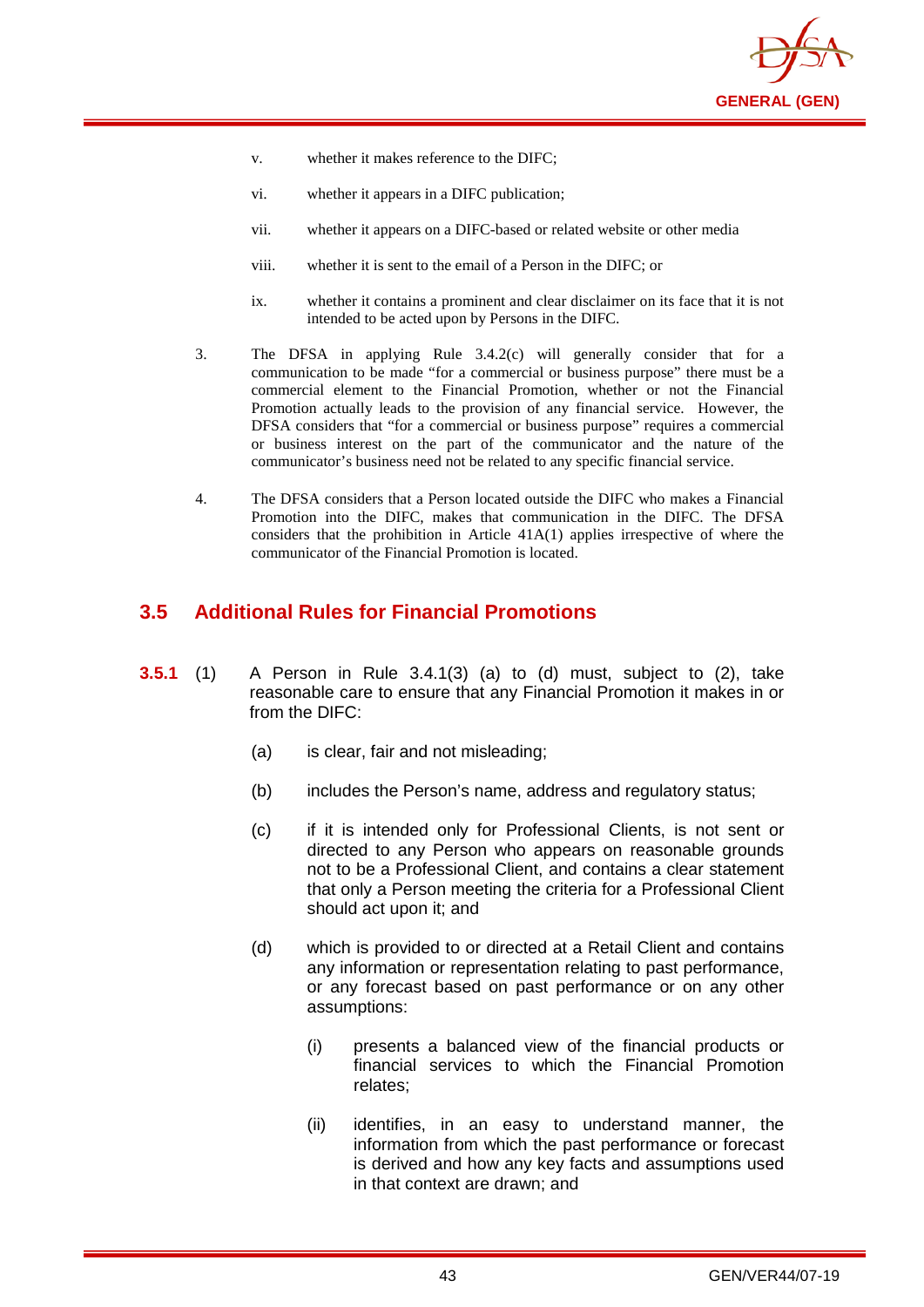v. whether it makes reference to the DIFC;

vi. whether it appears in a DIFC publication;

vii. whether it appears on a DIFC-based or related website or other media

viii. whether it is sent to the email of a Person in the DIFC; or

ix. whether it contains a prominent and clear disclaimer on its face that it is not intended to be acted upon by Persons in the DIFC.

3. The DFSA in applying Rule 3.4.2(c) will generally consider that for a communication to be made "for a commercial or business purpose" there must be a commercial element to the Financial Promotion, whether or not the Financial Promotion actually leads to the provision of any financial service. However, the DFSA considers that "for a commercial or business purpose" requires a commercial or business interest on the part of the communicator and the nature of the communicator's business need not be related to any specific financial service.

4. The DFSA considers that a Person located outside the DIFC who makes a Financial Promotion into the DIFC, makes that communication in the DIFC. The DFSA considers that the prohibition in Article 41A(1) applies irrespective of where the communicator of the Financial Promotion is located.

## 3.5 Additional Rules for Financial Promotions

**3.5.1** (1) A Person in Rule 3.4.1(3) (a) to (d) must, subject to (2), take reasonable care to ensure that any Financial Promotion it makes in or from the DIFC:

(a) is clear, fair and not misleading;

(b) includes the Person's name, address and regulatory status;

(c) if it is intended only for Professional Clients, is not sent or directed to any Person who appears on reasonable grounds not to be a Professional Client, and contains a clear statement that only a Person meeting the criteria for a Professional Client should act upon it; and

(d) which is provided to or directed at a Retail Client and contains any information or representation relating to past performance, or any forecast based on past performance or on any other assumptions:

(i) presents a balanced view of the financial products or financial services to which the Financial Promotion relates;

(ii) identifies, in an easy to understand manner, the information from which the past performance or forecast is derived and how any key facts and assumptions used in that context are drawn; and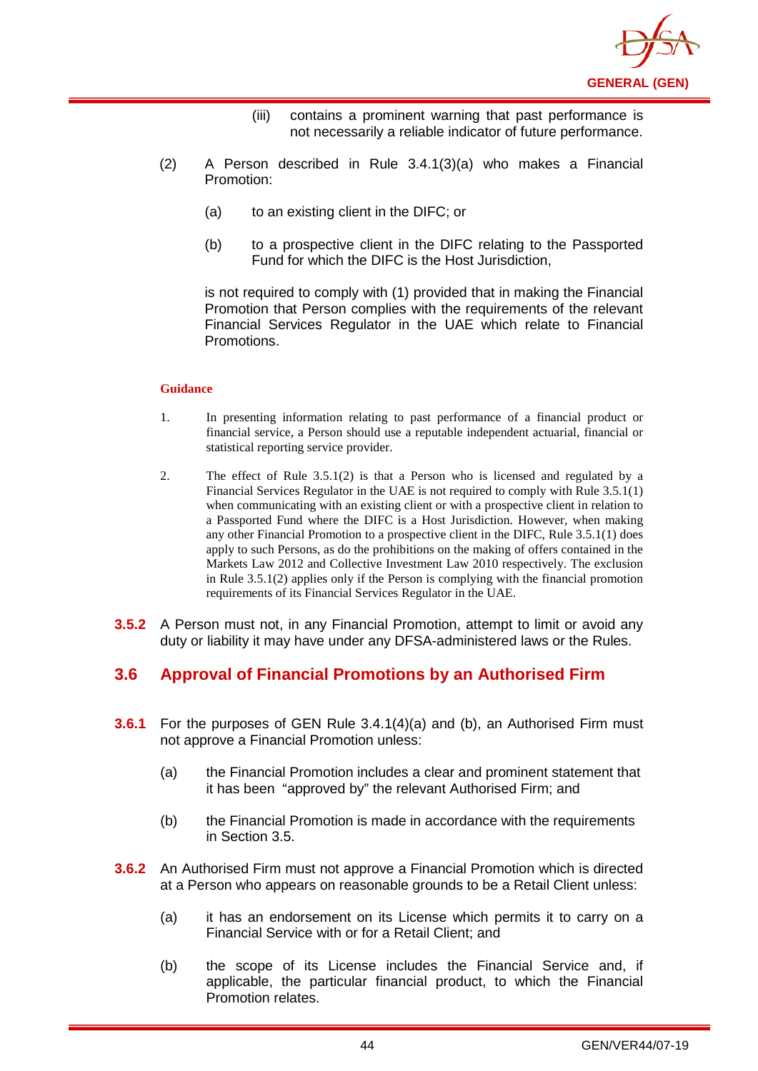(iii) contains a prominent warning that past performance is not necessarily a reliable indicator of future performance.

(2) A Person described in Rule 3.4.1(3)(a) who makes a Financial Promotion:

(a) to an existing client in the DIFC; or

(b) to a prospective client in the DIFC relating to the Passported Fund for which the DIFC is the Host Jurisdiction,

is not required to comply with (1) provided that in making the Financial Promotion that Person complies with the requirements of the relevant Financial Services Regulator in the UAE which relate to Financial Promotions.

**Guidance**

1. In presenting information relating to past performance of a financial product or financial service, a Person should use a reputable independent actuarial, financial or statistical reporting service provider.

2. The effect of Rule 3.5.1(2) is that a Person who is licensed and regulated by a Financial Services Regulator in the UAE is not required to comply with Rule 3.5.1(1) when communicating with an existing client or with a prospective client in relation to a Passported Fund where the DIFC is a Host Jurisdiction. However, when making any other Financial Promotion to a prospective client in the DIFC, Rule 3.5.1(1) does apply to such Persons, as do the prohibitions on the making of offers contained in the Markets Law 2012 and Collective Investment Law 2010 respectively. The exclusion in Rule 3.5.1(2) applies only if the Person is complying with the financial promotion requirements of its Financial Services Regulator in the UAE.

**3.5.2** A Person must not, in any Financial Promotion, attempt to limit or avoid any duty or liability it may have under any DFSA-administered laws or the Rules.

## 3.6 Approval of Financial Promotions by an Authorised Firm

**3.6.1** For the purposes of GEN Rule 3.4.1(4)(a) and (b), an Authorised Firm must not approve a Financial Promotion unless:

(a) the Financial Promotion includes a clear and prominent statement that it has been "approved by" the relevant Authorised Firm; and

(b) the Financial Promotion is made in accordance with the requirements in Section 3.5.

**3.6.2** An Authorised Firm must not approve a Financial Promotion which is directed at a Person who appears on reasonable grounds to be a Retail Client unless:

(a) it has an endorsement on its License which permits it to carry on a Financial Service with or for a Retail Client; and

(b) the scope of its License includes the Financial Service and, if applicable, the particular financial product, to which the Financial Promotion relates.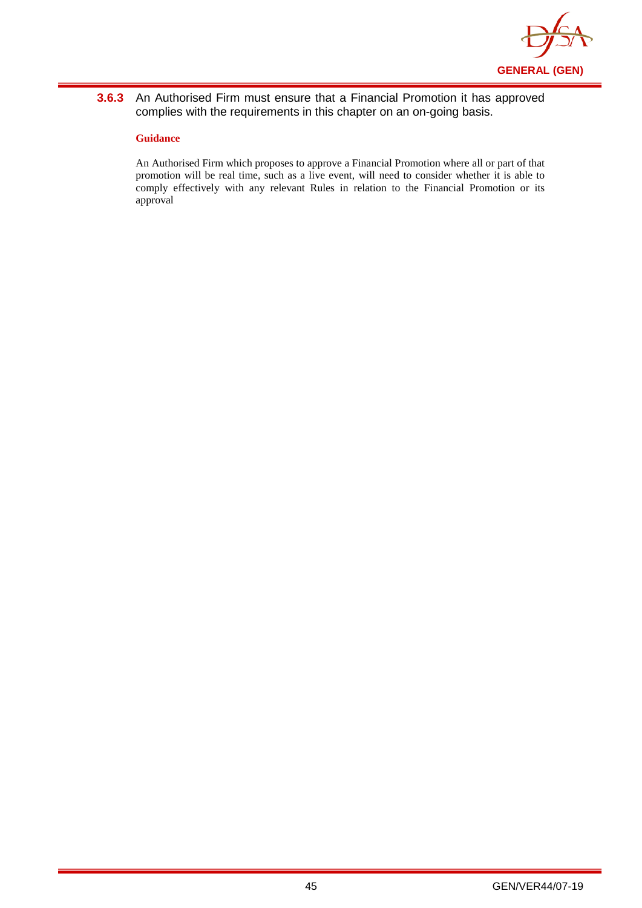**3.6.3** An Authorised Firm must ensure that a Financial Promotion it has approved complies with the requirements in this chapter on an on-going basis.

**Guidance**

An Authorised Firm which proposes to approve a Financial Promotion where all or part of that promotion will be real time, such as a live event, will need to consider whether it is able to comply effectively with any relevant Rules in relation to the Financial Promotion or its approval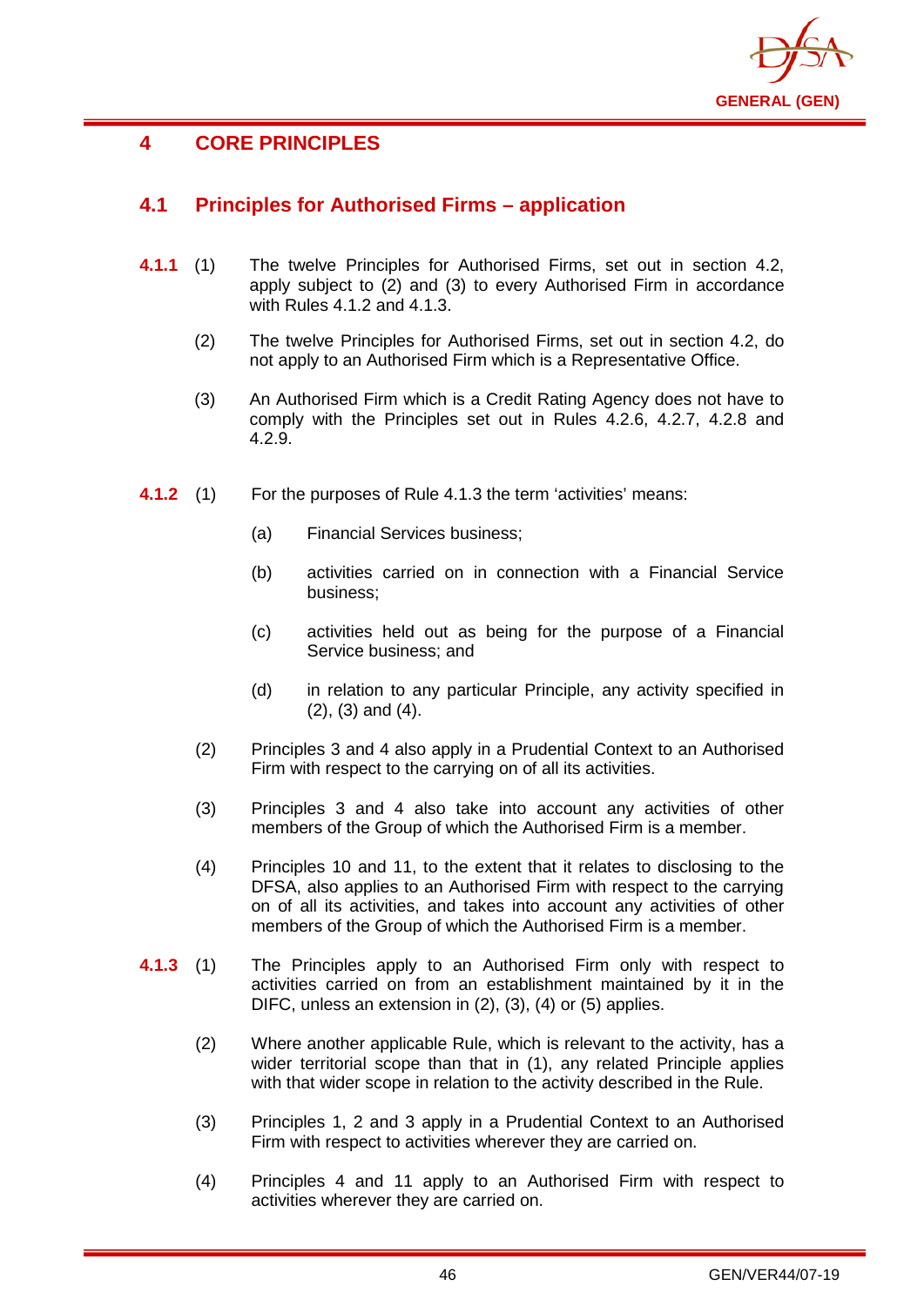# 4 CORE PRINCIPLES

## 4.1 Principles for Authorised Firms – application

**4.1.1** (1) The twelve Principles for Authorised Firms, set out in section 4.2, apply subject to (2) and (3) to every Authorised Firm in accordance with Rules 4.1.2 and 4.1.3.

(2) The twelve Principles for Authorised Firms, set out in section 4.2, do not apply to an Authorised Firm which is a Representative Office.

(3) An Authorised Firm which is a Credit Rating Agency does not have to comply with the Principles set out in Rules 4.2.6, 4.2.7, 4.2.8 and 4.2.9.

**4.1.2** (1) For the purposes of Rule 4.1.3 the term 'activities' means:

(a) Financial Services business;

(b) activities carried on in connection with a Financial Service business;

(c) activities held out as being for the purpose of a Financial Service business; and

(d) in relation to any particular Principle, any activity specified in (2), (3) and (4).

(2) Principles 3 and 4 also apply in a Prudential Context to an Authorised Firm with respect to the carrying on of all its activities.

(3) Principles 3 and 4 also take into account any activities of other members of the Group of which the Authorised Firm is a member.

(4) Principles 10 and 11, to the extent that it relates to disclosing to the DFSA, also applies to an Authorised Firm with respect to the carrying on of all its activities, and takes into account any activities of other members of the Group of which the Authorised Firm is a member.

**4.1.3** (1) The Principles apply to an Authorised Firm only with respect to activities carried on from an establishment maintained by it in the DIFC, unless an extension in (2), (3), (4) or (5) applies.

(2) Where another applicable Rule, which is relevant to the activity, has a wider territorial scope than that in (1), any related Principle applies with that wider scope in relation to the activity described in the Rule.

(3) Principles 1, 2 and 3 apply in a Prudential Context to an Authorised Firm with respect to activities wherever they are carried on.

(4) Principles 4 and 11 apply to an Authorised Firm with respect to activities wherever they are carried on.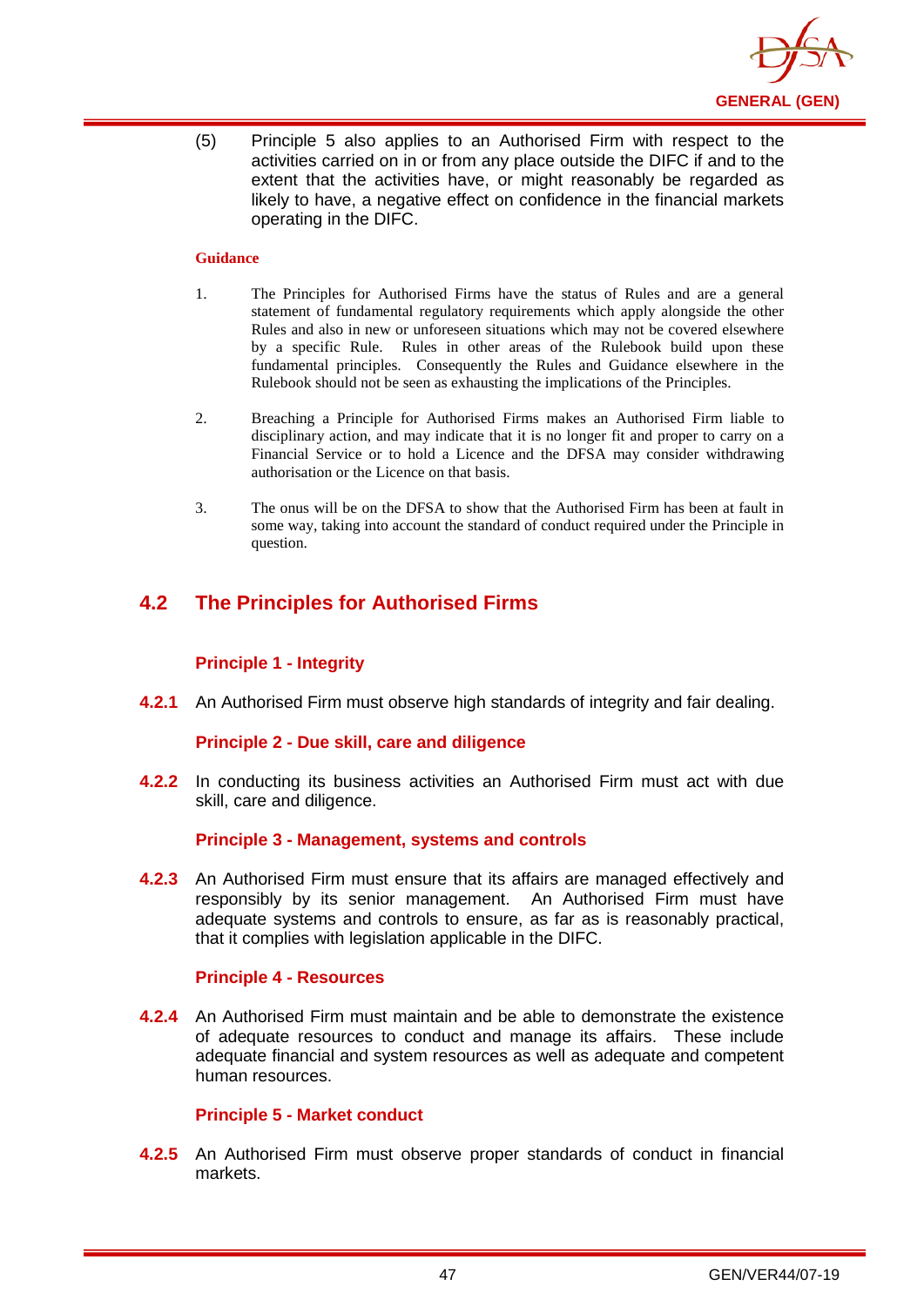(5) Principle 5 also applies to an Authorised Firm with respect to the activities carried on in or from any place outside the DIFC if and to the extent that the activities have, or might reasonably be regarded as likely to have, a negative effect on confidence in the financial markets operating in the DIFC.

**Guidance**

1. The Principles for Authorised Firms have the status of Rules and are a general statement of fundamental regulatory requirements which apply alongside the other Rules and also in new or unforeseen situations which may not be covered elsewhere by a specific Rule. Rules in other areas of the Rulebook build upon these fundamental principles. Consequently the Rules and Guidance elsewhere in the Rulebook should not be seen as exhausting the implications of the Principles.

2. Breaching a Principle for Authorised Firms makes an Authorised Firm liable to disciplinary action, and may indicate that it is no longer fit and proper to carry on a Financial Service or to hold a Licence and the DFSA may consider withdrawing authorisation or the Licence on that basis.

3. The onus will be on the DFSA to show that the Authorised Firm has been at fault in some way, taking into account the standard of conduct required under the Principle in question.

## 4.2 The Principles for Authorised Firms

### Principle 1 - Integrity

**4.2.1** An Authorised Firm must observe high standards of integrity and fair dealing.

### Principle 2 - Due skill, care and diligence

**4.2.2** In conducting its business activities an Authorised Firm must act with due skill, care and diligence.

### Principle 3 - Management, systems and controls

**4.2.3** An Authorised Firm must ensure that its affairs are managed effectively and responsibly by its senior management. An Authorised Firm must have adequate systems and controls to ensure, as far as is reasonably practical, that it complies with legislation applicable in the DIFC.

### Principle 4 - Resources

**4.2.4** An Authorised Firm must maintain and be able to demonstrate the existence of adequate resources to conduct and manage its affairs. These include adequate financial and system resources as well as adequate and competent human resources.

### Principle 5 - Market conduct

**4.2.5** An Authorised Firm must observe proper standards of conduct in financial markets.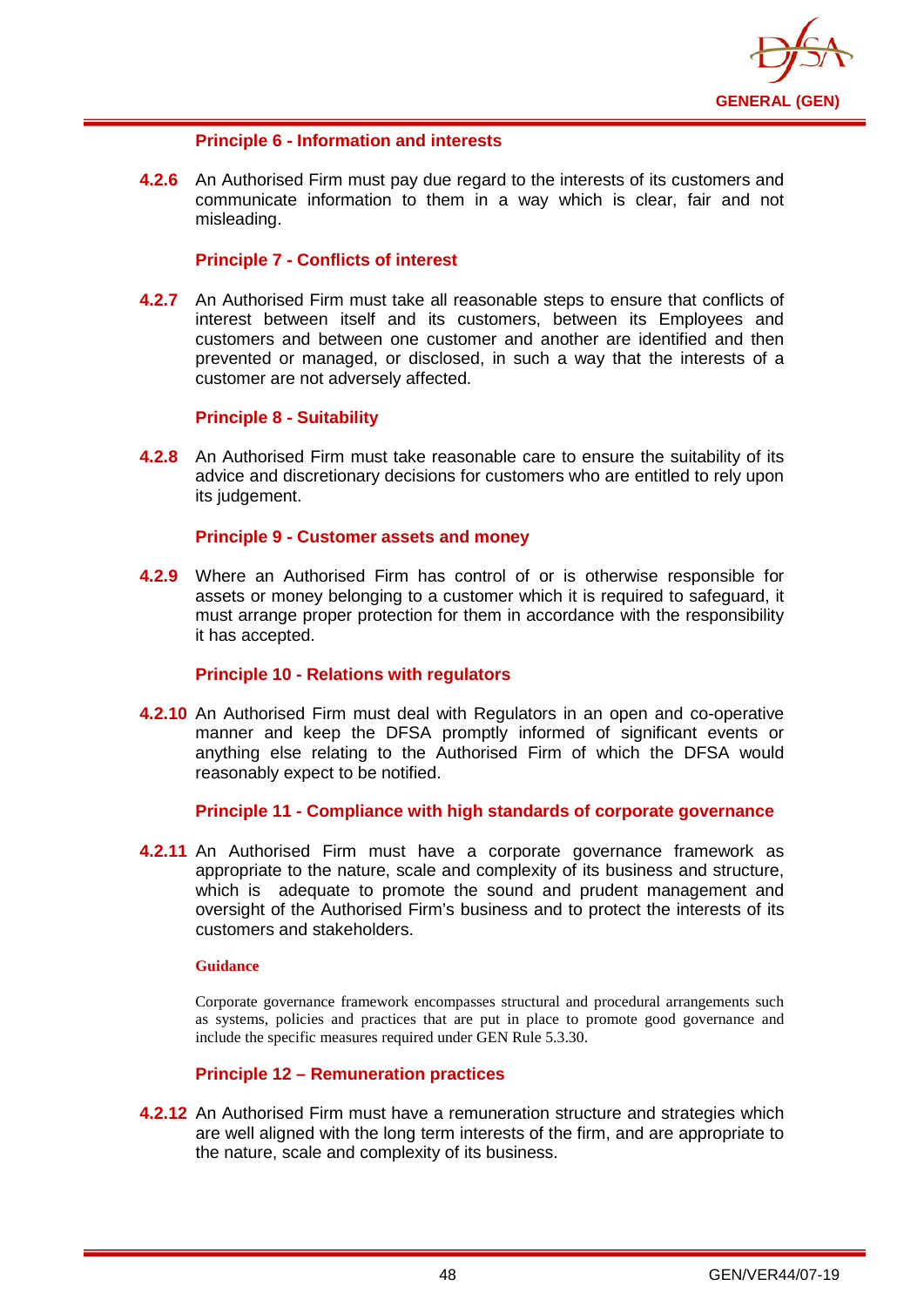#### Principle 6 - Information and interests

**4.2.6** An Authorised Firm must pay due regard to the interests of its customers and communicate information to them in a way which is clear, fair and not misleading.

#### Principle 7 - Conflicts of interest

**4.2.7** An Authorised Firm must take all reasonable steps to ensure that conflicts of interest between itself and its customers, between its Employees and customers and between one customer and another are identified and then prevented or managed, or disclosed, in such a way that the interests of a customer are not adversely affected.

#### Principle 8 - Suitability

**4.2.8** An Authorised Firm must take reasonable care to ensure the suitability of its advice and discretionary decisions for customers who are entitled to rely upon its judgement.

#### Principle 9 - Customer assets and money

**4.2.9** Where an Authorised Firm has control of or is otherwise responsible for assets or money belonging to a customer which it is required to safeguard, it must arrange proper protection for them in accordance with the responsibility it has accepted.

#### Principle 10 - Relations with regulators

**4.2.10** An Authorised Firm must deal with Regulators in an open and co-operative manner and keep the DFSA promptly informed of significant events or anything else relating to the Authorised Firm of which the DFSA would reasonably expect to be notified.

#### Principle 11 - Compliance with high standards of corporate governance

**4.2.11** An Authorised Firm must have a corporate governance framework as appropriate to the nature, scale and complexity of its business and structure, which is adequate to promote the sound and prudent management and oversight of the Authorised Firm's business and to protect the interests of its customers and stakeholders.

**Guidance**

Corporate governance framework encompasses structural and procedural arrangements such as systems, policies and practices that are put in place to promote good governance and include the specific measures required under GEN Rule 5.3.30.

#### Principle 12 – Remuneration practices

**4.2.12** An Authorised Firm must have a remuneration structure and strategies which are well aligned with the long term interests of the firm, and are appropriate to the nature, scale and complexity of its business.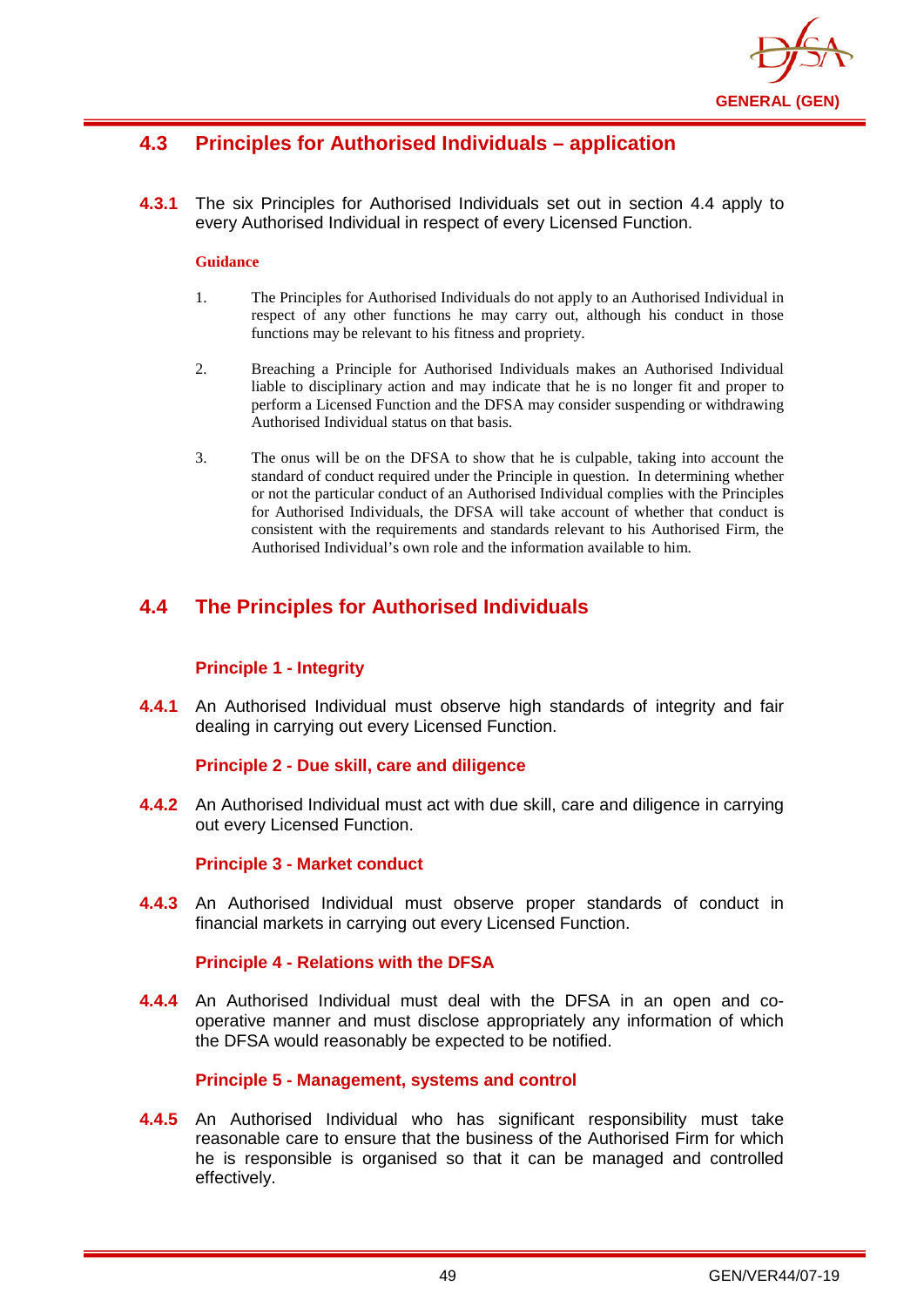## 4.3 Principles for Authorised Individuals – application

**4.3.1** The six Principles for Authorised Individuals set out in section 4.4 apply to every Authorised Individual in respect of every Licensed Function.

**Guidance**

1. The Principles for Authorised Individuals do not apply to an Authorised Individual in respect of any other functions he may carry out, although his conduct in those functions may be relevant to his fitness and propriety.

2. Breaching a Principle for Authorised Individuals makes an Authorised Individual liable to disciplinary action and may indicate that he is no longer fit and proper to perform a Licensed Function and the DFSA may consider suspending or withdrawing Authorised Individual status on that basis.

3. The onus will be on the DFSA to show that he is culpable, taking into account the standard of conduct required under the Principle in question. In determining whether or not the particular conduct of an Authorised Individual complies with the Principles for Authorised Individuals, the DFSA will take account of whether that conduct is consistent with the requirements and standards relevant to his Authorised Firm, the Authorised Individual's own role and the information available to him.

## 4.4 The Principles for Authorised Individuals

### Principle 1 - Integrity

**4.4.1** An Authorised Individual must observe high standards of integrity and fair dealing in carrying out every Licensed Function.

### Principle 2 - Due skill, care and diligence

**4.4.2** An Authorised Individual must act with due skill, care and diligence in carrying out every Licensed Function.

### Principle 3 - Market conduct

**4.4.3** An Authorised Individual must observe proper standards of conduct in financial markets in carrying out every Licensed Function.

### Principle 4 - Relations with the DFSA

**4.4.4** An Authorised Individual must deal with the DFSA in an open and co-operative manner and must disclose appropriately any information of which the DFSA would reasonably be expected to be notified.

### Principle 5 - Management, systems and control

**4.4.5** An Authorised Individual who has significant responsibility must take reasonable care to ensure that the business of the Authorised Firm for which he is responsible is organised so that it can be managed and controlled effectively.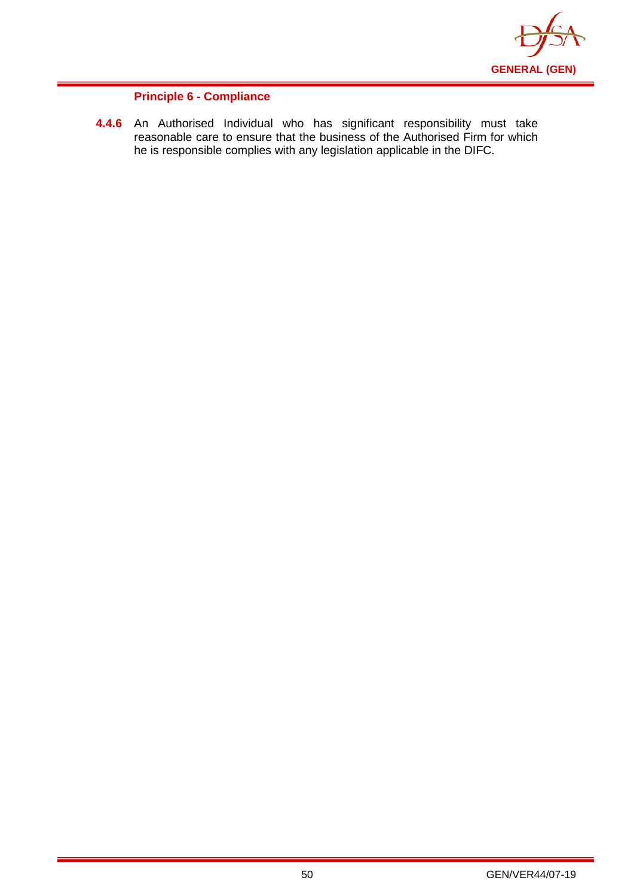#### Principle 6 - Compliance

**4.4.6** An Authorised Individual who has significant responsibility must take reasonable care to ensure that the business of the Authorised Firm for which he is responsible complies with any legislation applicable in the DIFC.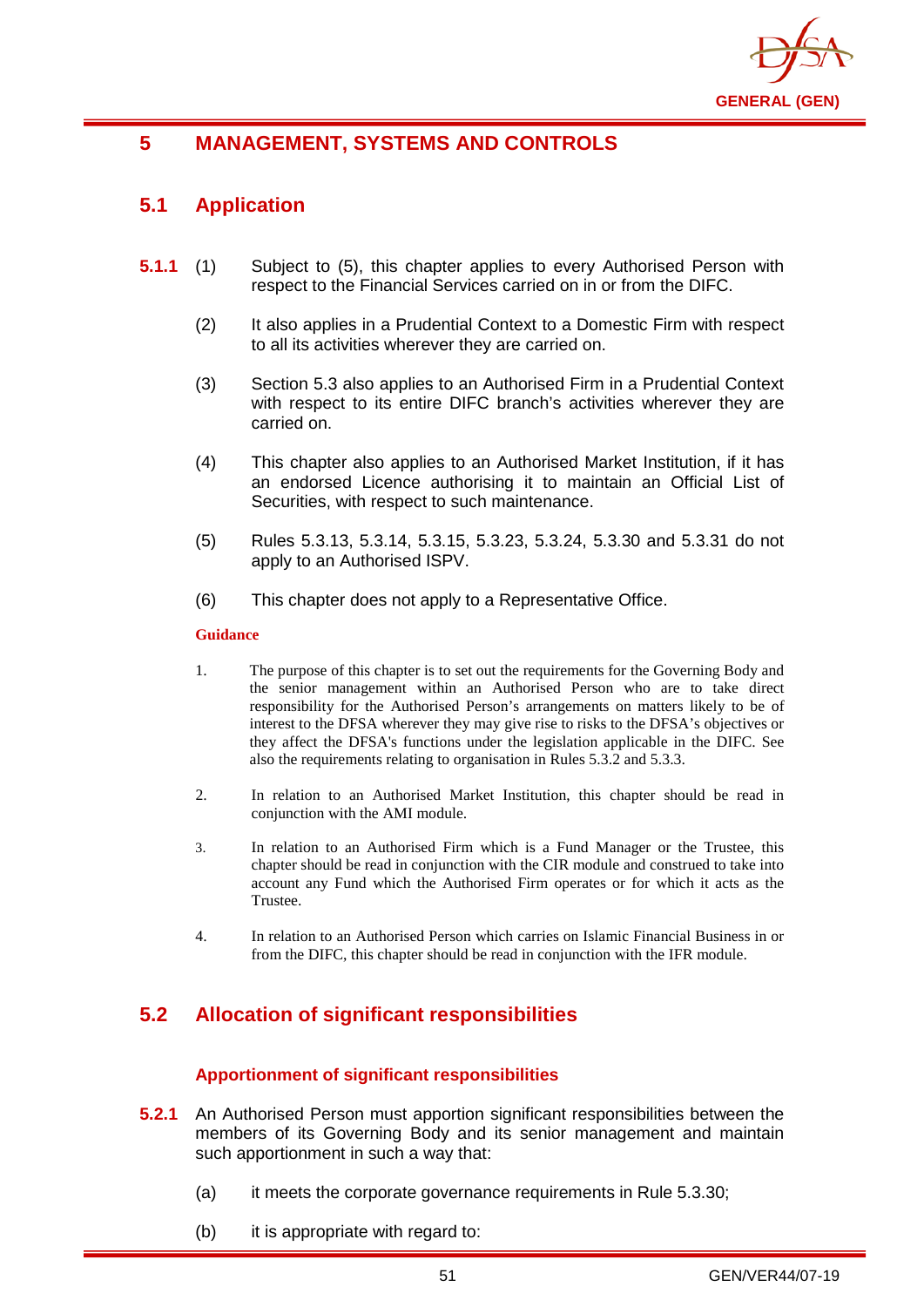# 5 MANAGEMENT, SYSTEMS AND CONTROLS

## 5.1 Application

**5.1.1** (1) Subject to (5), this chapter applies to every Authorised Person with respect to the Financial Services carried on in or from the DIFC.

(2) It also applies in a Prudential Context to a Domestic Firm with respect to all its activities wherever they are carried on.

(3) Section 5.3 also applies to an Authorised Firm in a Prudential Context with respect to its entire DIFC branch's activities wherever they are carried on.

(4) This chapter also applies to an Authorised Market Institution, if it has an endorsed Licence authorising it to maintain an Official List of Securities, with respect to such maintenance.

(5) Rules 5.3.13, 5.3.14, 5.3.15, 5.3.23, 5.3.24, 5.3.30 and 5.3.31 do not apply to an Authorised ISPV.

(6) This chapter does not apply to a Representative Office.

**Guidance**

1. The purpose of this chapter is to set out the requirements for the Governing Body and the senior management within an Authorised Person who are to take direct responsibility for the Authorised Person's arrangements on matters likely to be of interest to the DFSA wherever they may give rise to risks to the DFSA's objectives or they affect the DFSA's functions under the legislation applicable in the DIFC. See also the requirements relating to organisation in Rules 5.3.2 and 5.3.3.

2. In relation to an Authorised Market Institution, this chapter should be read in conjunction with the AMI module.

3. In relation to an Authorised Firm which is a Fund Manager or the Trustee, this chapter should be read in conjunction with the CIR module and construed to take into account any Fund which the Authorised Firm operates or for which it acts as the Trustee.

4. In relation to an Authorised Person which carries on Islamic Financial Business in or from the DIFC, this chapter should be read in conjunction with the IFR module.

## 5.2 Allocation of significant responsibilities

### Apportionment of significant responsibilities

**5.2.1** An Authorised Person must apportion significant responsibilities between the members of its Governing Body and its senior management and maintain such apportionment in such a way that:

(a) it meets the corporate governance requirements in Rule 5.3.30;

(b) it is appropriate with regard to: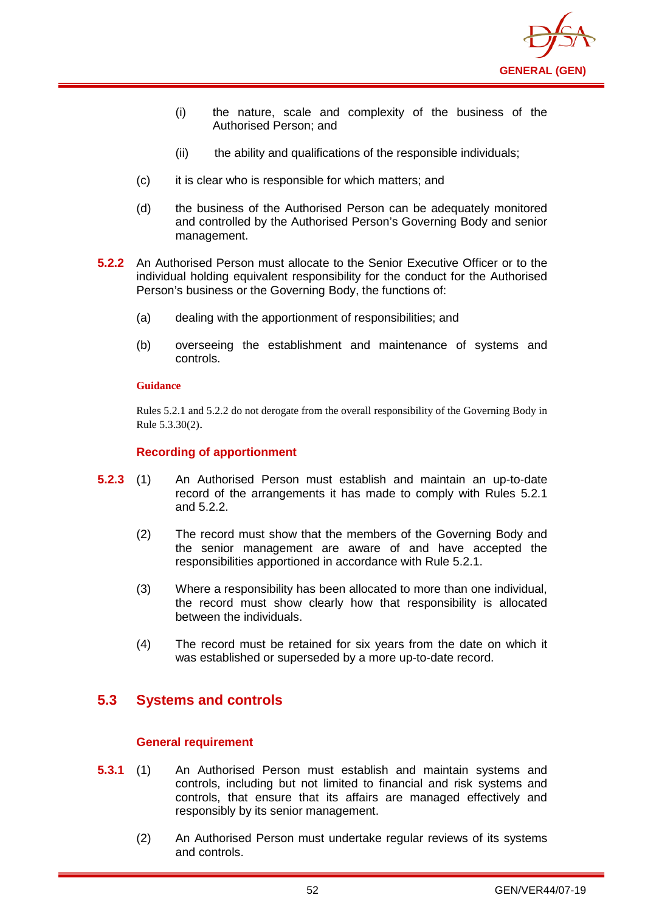(i) the nature, scale and complexity of the business of the Authorised Person; and

(ii) the ability and qualifications of the responsible individuals;

(c) it is clear who is responsible for which matters; and

(d) the business of the Authorised Person can be adequately monitored and controlled by the Authorised Person's Governing Body and senior management.

**5.2.2** An Authorised Person must allocate to the Senior Executive Officer or to the individual holding equivalent responsibility for the conduct for the Authorised Person's business or the Governing Body, the functions of:

(a) dealing with the apportionment of responsibilities; and

(b) overseeing the establishment and maintenance of systems and controls.

**Guidance**

Rules 5.2.1 and 5.2.2 do not derogate from the overall responsibility of the Governing Body in Rule 5.3.30(2).

### Recording of apportionment

**5.2.3** (1) An Authorised Person must establish and maintain an up-to-date record of the arrangements it has made to comply with Rules 5.2.1 and 5.2.2.

(2) The record must show that the members of the Governing Body and the senior management are aware of and have accepted the responsibilities apportioned in accordance with Rule 5.2.1.

(3) Where a responsibility has been allocated to more than one individual, the record must show clearly how that responsibility is allocated between the individuals.

(4) The record must be retained for six years from the date on which it was established or superseded by a more up-to-date record.

## 5.3 Systems and controls

### General requirement

**5.3.1** (1) An Authorised Person must establish and maintain systems and controls, including but not limited to financial and risk systems and controls, that ensure that its affairs are managed effectively and responsibly by its senior management.

(2) An Authorised Person must undertake regular reviews of its systems and controls.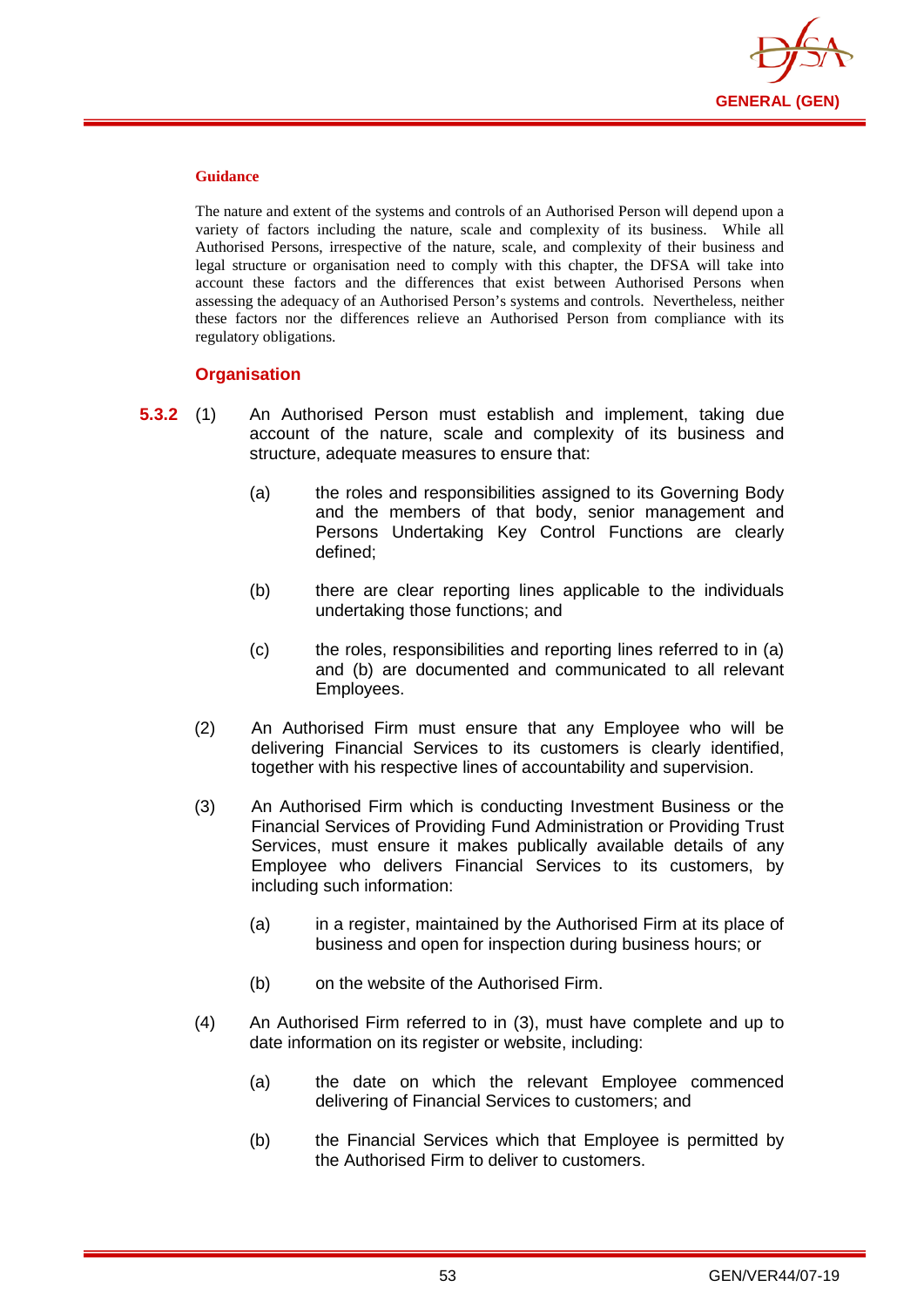#### Guidance

The nature and extent of the systems and controls of an Authorised Person will depend upon a variety of factors including the nature, scale and complexity of its business. While all Authorised Persons, irrespective of the nature, scale, and complexity of their business and legal structure or organisation need to comply with this chapter, the DFSA will take into account these factors and the differences that exist between Authorised Persons when assessing the adequacy of an Authorised Person's systems and controls. Nevertheless, neither these factors nor the differences relieve an Authorised Person from compliance with its regulatory obligations.

### Organisation

**5.3.2** (1) An Authorised Person must establish and implement, taking due account of the nature, scale and complexity of its business and structure, adequate measures to ensure that:

(a) the roles and responsibilities assigned to its Governing Body and the members of that body, senior management and Persons Undertaking Key Control Functions are clearly defined;

(b) there are clear reporting lines applicable to the individuals undertaking those functions; and

(c) the roles, responsibilities and reporting lines referred to in (a) and (b) are documented and communicated to all relevant Employees.

(2) An Authorised Firm must ensure that any Employee who will be delivering Financial Services to its customers is clearly identified, together with his respective lines of accountability and supervision.

(3) An Authorised Firm which is conducting Investment Business or the Financial Services of Providing Fund Administration or Providing Trust Services, must ensure it makes publically available details of any Employee who delivers Financial Services to its customers, by including such information:

(a) in a register, maintained by the Authorised Firm at its place of business and open for inspection during business hours; or

(b) on the website of the Authorised Firm.

(4) An Authorised Firm referred to in (3), must have complete and up to date information on its register or website, including:

(a) the date on which the relevant Employee commenced delivering of Financial Services to customers; and

(b) the Financial Services which that Employee is permitted by the Authorised Firm to deliver to customers.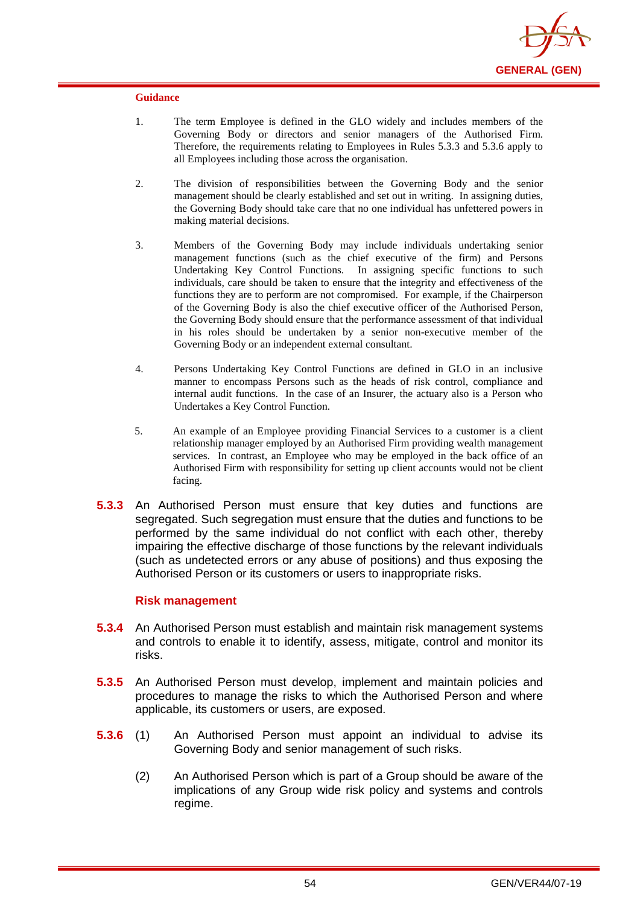#### Guidance

1. The term Employee is defined in the GLO widely and includes members of the Governing Body or directors and senior managers of the Authorised Firm. Therefore, the requirements relating to Employees in Rules 5.3.3 and 5.3.6 apply to all Employees including those across the organisation.

2. The division of responsibilities between the Governing Body and the senior management should be clearly established and set out in writing. In assigning duties, the Governing Body should take care that no one individual has unfettered powers in making material decisions.

3. Members of the Governing Body may include individuals undertaking senior management functions (such as the chief executive of the firm) and Persons Undertaking Key Control Functions. In assigning specific functions to such individuals, care should be taken to ensure that the integrity and effectiveness of the functions they are to perform are not compromised. For example, if the Chairperson of the Governing Body is also the chief executive officer of the Authorised Person, the Governing Body should ensure that the performance assessment of that individual in his roles should be undertaken by a senior non-executive member of the Governing Body or an independent external consultant.

4. Persons Undertaking Key Control Functions are defined in GLO in an inclusive manner to encompass Persons such as the heads of risk control, compliance and internal audit functions. In the case of an Insurer, the actuary also is a Person who Undertakes a Key Control Function.

5. An example of an Employee providing Financial Services to a customer is a client relationship manager employed by an Authorised Firm providing wealth management services. In contrast, an Employee who may be employed in the back office of an Authorised Firm with responsibility for setting up client accounts would not be client facing.

**5.3.3** An Authorised Person must ensure that key duties and functions are segregated. Such segregation must ensure that the duties and functions to be performed by the same individual do not conflict with each other, thereby impairing the effective discharge of those functions by the relevant individuals (such as undetected errors or any abuse of positions) and thus exposing the Authorised Person or its customers or users to inappropriate risks.

#### Risk management

**5.3.4** An Authorised Person must establish and maintain risk management systems and controls to enable it to identify, assess, mitigate, control and monitor its risks.

**5.3.5** An Authorised Person must develop, implement and maintain policies and procedures to manage the risks to which the Authorised Person and where applicable, its customers or users, are exposed.

**5.3.6** (1) An Authorised Person must appoint an individual to advise its Governing Body and senior management of such risks.

(2) An Authorised Person which is part of a Group should be aware of the implications of any Group wide risk policy and systems and controls regime.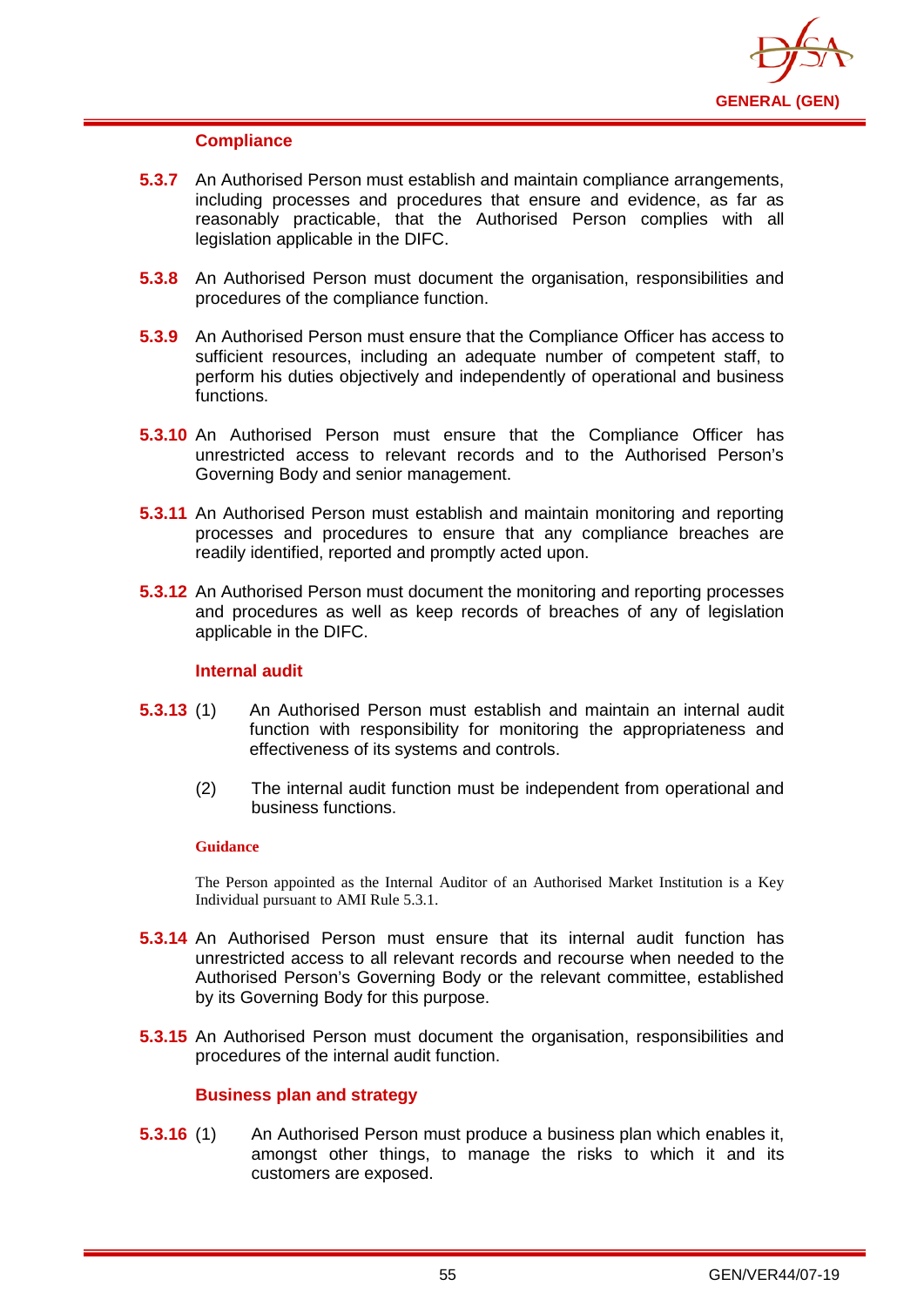### Compliance

**5.3.7** An Authorised Person must establish and maintain compliance arrangements, including processes and procedures that ensure and evidence, as far as reasonably practicable, that the Authorised Person complies with all legislation applicable in the DIFC.

**5.3.8** An Authorised Person must document the organisation, responsibilities and procedures of the compliance function.

**5.3.9** An Authorised Person must ensure that the Compliance Officer has access to sufficient resources, including an adequate number of competent staff, to perform his duties objectively and independently of operational and business functions.

**5.3.10** An Authorised Person must ensure that the Compliance Officer has unrestricted access to relevant records and to the Authorised Person's Governing Body and senior management.

**5.3.11** An Authorised Person must establish and maintain monitoring and reporting processes and procedures to ensure that any compliance breaches are readily identified, reported and promptly acted upon.

**5.3.12** An Authorised Person must document the monitoring and reporting processes and procedures as well as keep records of breaches of any of legislation applicable in the DIFC.

### Internal audit

**5.3.13** (1) An Authorised Person must establish and maintain an internal audit function with responsibility for monitoring the appropriateness and effectiveness of its systems and controls.

(2) The internal audit function must be independent from operational and business functions.

**Guidance**

The Person appointed as the Internal Auditor of an Authorised Market Institution is a Key Individual pursuant to AMI Rule 5.3.1.

**5.3.14** An Authorised Person must ensure that its internal audit function has unrestricted access to all relevant records and recourse when needed to the Authorised Person's Governing Body or the relevant committee, established by its Governing Body for this purpose.

**5.3.15** An Authorised Person must document the organisation, responsibilities and procedures of the internal audit function.

### Business plan and strategy

**5.3.16** (1) An Authorised Person must produce a business plan which enables it, amongst other things, to manage the risks to which it and its customers are exposed.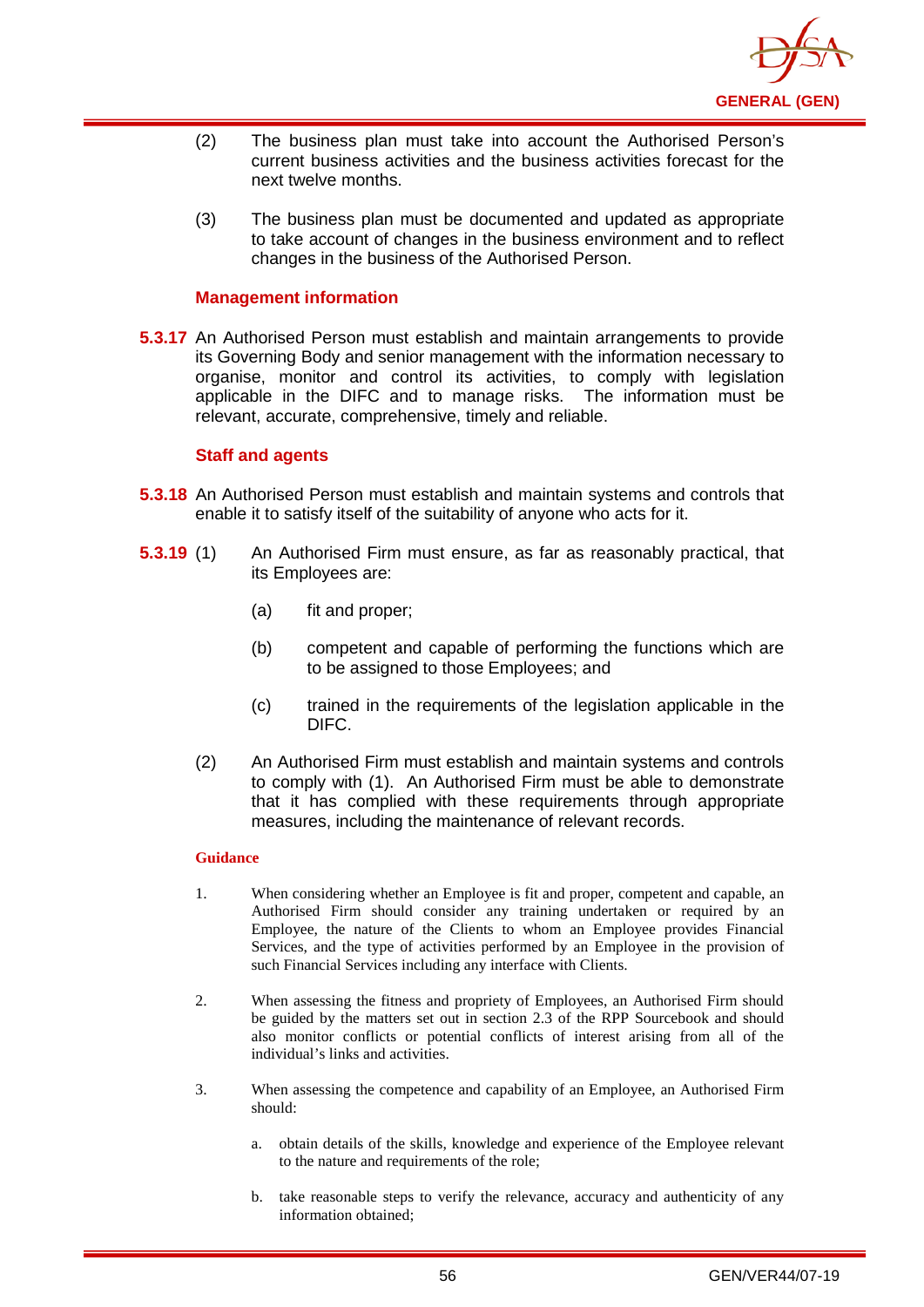(2) The business plan must take into account the Authorised Person's current business activities and the business activities forecast for the next twelve months.

(3) The business plan must be documented and updated as appropriate to take account of changes in the business environment and to reflect changes in the business of the Authorised Person.

### Management information

**5.3.17** An Authorised Person must establish and maintain arrangements to provide its Governing Body and senior management with the information necessary to organise, monitor and control its activities, to comply with legislation applicable in the DIFC and to manage risks. The information must be relevant, accurate, comprehensive, timely and reliable.

### Staff and agents

**5.3.18** An Authorised Person must establish and maintain systems and controls that enable it to satisfy itself of the suitability of anyone who acts for it.

**5.3.19** (1) An Authorised Firm must ensure, as far as reasonably practical, that its Employees are:

(a) fit and proper;

(b) competent and capable of performing the functions which are to be assigned to those Employees; and

(c) trained in the requirements of the legislation applicable in the DIFC.

(2) An Authorised Firm must establish and maintain systems and controls to comply with (1). An Authorised Firm must be able to demonstrate that it has complied with these requirements through appropriate measures, including the maintenance of relevant records.

#### Guidance

1. When considering whether an Employee is fit and proper, competent and capable, an Authorised Firm should consider any training undertaken or required by an Employee, the nature of the Clients to whom an Employee provides Financial Services, and the type of activities performed by an Employee in the provision of such Financial Services including any interface with Clients.

2. When assessing the fitness and propriety of Employees, an Authorised Firm should be guided by the matters set out in section 2.3 of the RPP Sourcebook and should also monitor conflicts or potential conflicts of interest arising from all of the individual's links and activities.

3. When assessing the competence and capability of an Employee, an Authorised Firm should:

   a. obtain details of the skills, knowledge and experience of the Employee relevant to the nature and requirements of the role;

   b. take reasonable steps to verify the relevance, accuracy and authenticity of any information obtained;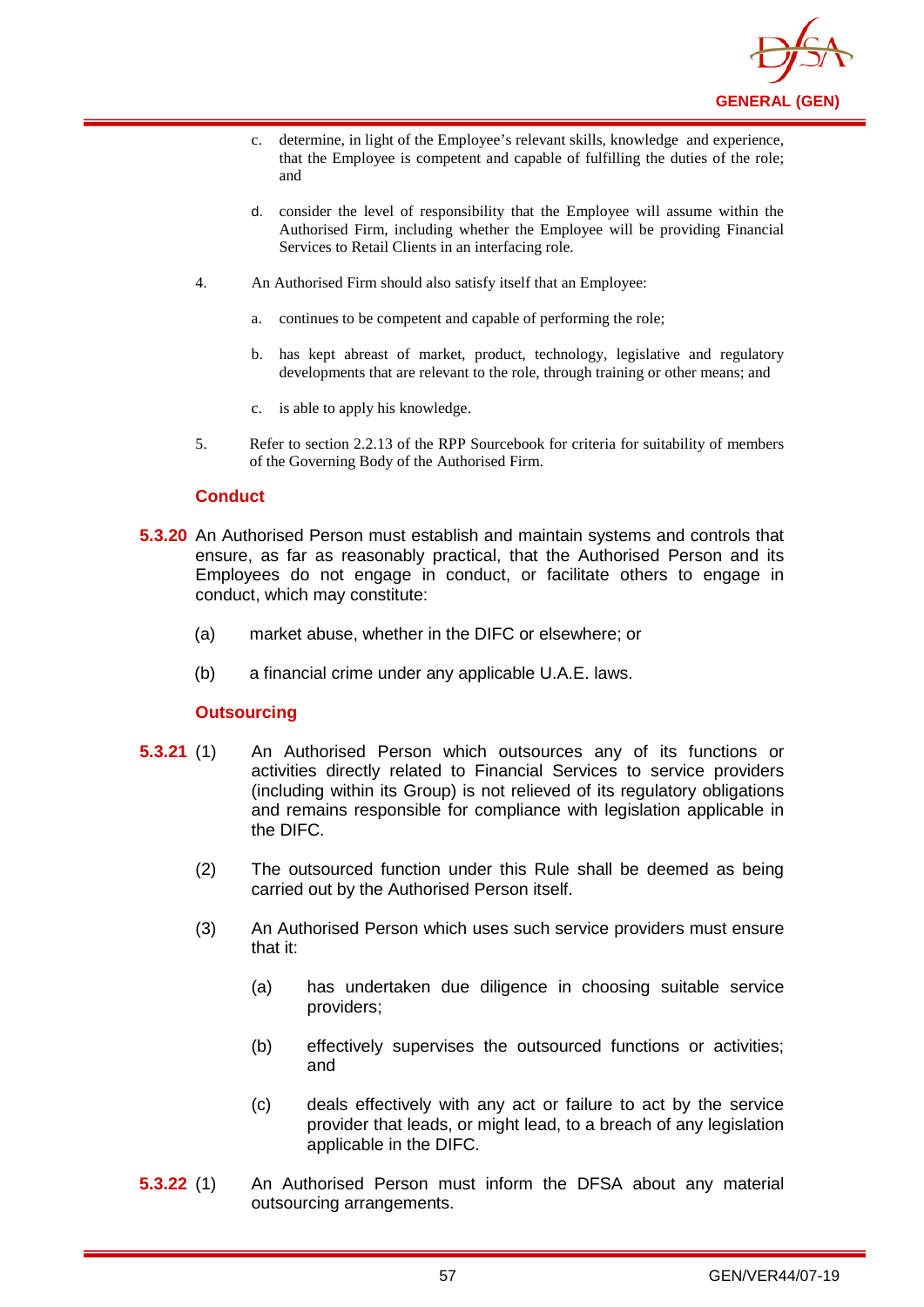c. determine, in light of the Employee's relevant skills, knowledge and experience, that the Employee is competent and capable of fulfilling the duties of the role; and

d. consider the level of responsibility that the Employee will assume within the Authorised Firm, including whether the Employee will be providing Financial Services to Retail Clients in an interfacing role.

4. An Authorised Firm should also satisfy itself that an Employee:

   a. continues to be competent and capable of performing the role;

   b. has kept abreast of market, product, technology, legislative and regulatory developments that are relevant to the role, through training or other means; and

   c. is able to apply his knowledge.

5. Refer to section 2.2.13 of the RPP Sourcebook for criteria for suitability of members of the Governing Body of the Authorised Firm.

### Conduct

**5.3.20** An Authorised Person must establish and maintain systems and controls that ensure, as far as reasonably practical, that the Authorised Person and its Employees do not engage in conduct, or facilitate others to engage in conduct, which may constitute:

(a) market abuse, whether in the DIFC or elsewhere; or

(b) a financial crime under any applicable U.A.E. laws.

### Outsourcing

**5.3.21** (1) An Authorised Person which outsources any of its functions or activities directly related to Financial Services to service providers (including within its Group) is not relieved of its regulatory obligations and remains responsible for compliance with legislation applicable in the DIFC.

(2) The outsourced function under this Rule shall be deemed as being carried out by the Authorised Person itself.

(3) An Authorised Person which uses such service providers must ensure that it:

   (a) has undertaken due diligence in choosing suitable service providers;

   (b) effectively supervises the outsourced functions or activities; and

   (c) deals effectively with any act or failure to act by the service provider that leads, or might lead, to a breach of any legislation applicable in the DIFC.

**5.3.22** (1) An Authorised Person must inform the DFSA about any material outsourcing arrangements.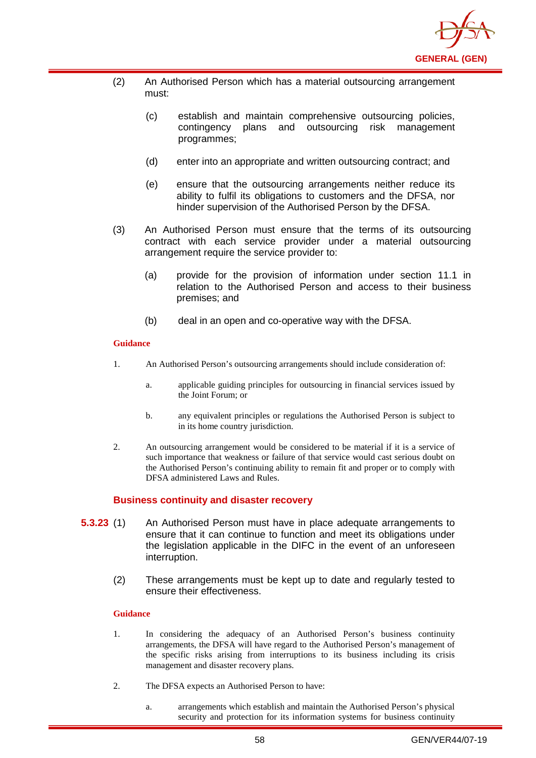(2) An Authorised Person which has a material outsourcing arrangement must:

(c) establish and maintain comprehensive outsourcing policies, contingency plans and outsourcing risk management programmes;

(d) enter into an appropriate and written outsourcing contract; and

(e) ensure that the outsourcing arrangements neither reduce its ability to fulfil its obligations to customers and the DFSA, nor hinder supervision of the Authorised Person by the DFSA.

(3) An Authorised Person must ensure that the terms of its outsourcing contract with each service provider under a material outsourcing arrangement require the service provider to:

(a) provide for the provision of information under section 11.1 in relation to the Authorised Person and access to their business premises; and

(b) deal in an open and co-operative way with the DFSA.

**Guidance**

1. An Authorised Person's outsourcing arrangements should include consideration of:

    a. applicable guiding principles for outsourcing in financial services issued by the Joint Forum; or

    b. any equivalent principles or regulations the Authorised Person is subject to in its home country jurisdiction.

2. An outsourcing arrangement would be considered to be material if it is a service of such importance that weakness or failure of that service would cast serious doubt on the Authorised Person's continuing ability to remain fit and proper or to comply with DFSA administered Laws and Rules.

### Business continuity and disaster recovery

**5.3.23** (1) An Authorised Person must have in place adequate arrangements to ensure that it can continue to function and meet its obligations under the legislation applicable in the DIFC in the event of an unforeseen interruption.

(2) These arrangements must be kept up to date and regularly tested to ensure their effectiveness.

**Guidance**

1. In considering the adequacy of an Authorised Person's business continuity arrangements, the DFSA will have regard to the Authorised Person's management of the specific risks arising from interruptions to its business including its crisis management and disaster recovery plans.

2. The DFSA expects an Authorised Person to have:

    a. arrangements which establish and maintain the Authorised Person's physical security and protection for its information systems for business continuity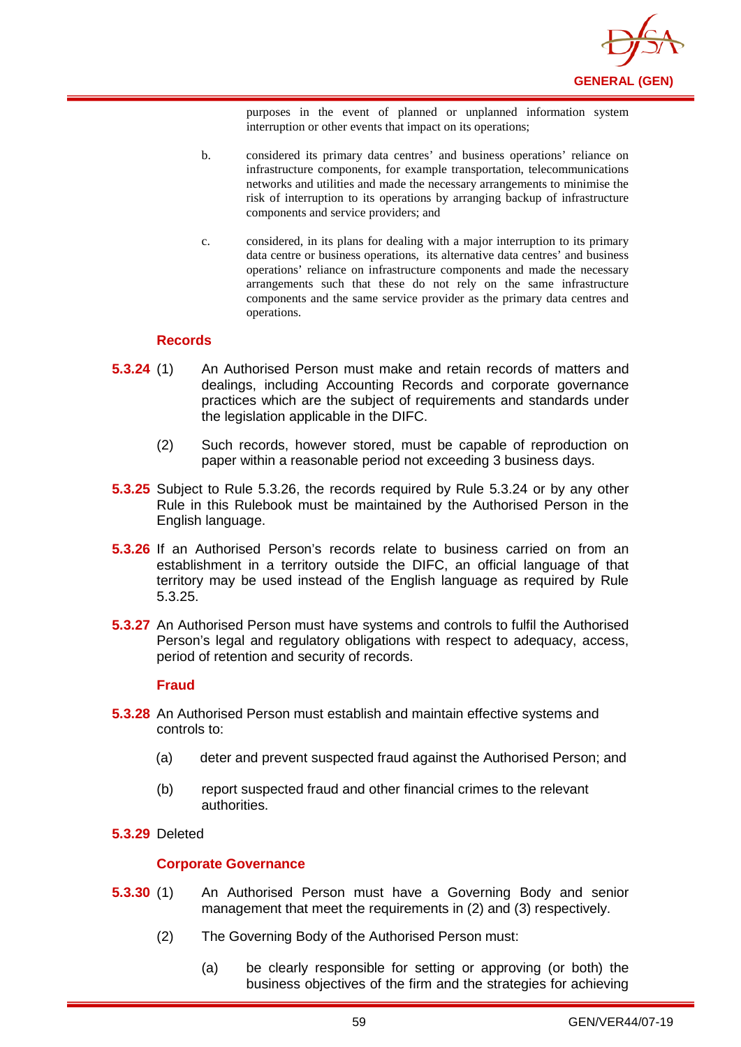purposes in the event of planned or unplanned information system interruption or other events that impact on its operations;

b. considered its primary data centres' and business operations' reliance on infrastructure components, for example transportation, telecommunications networks and utilities and made the necessary arrangements to minimise the risk of interruption to its operations by arranging backup of infrastructure components and service providers; and

c. considered, in its plans for dealing with a major interruption to its primary data centre or business operations, its alternative data centres' and business operations' reliance on infrastructure components and made the necessary arrangements such that these do not rely on the same infrastructure components and the same service provider as the primary data centres and operations.

### Records

**5.3.24** (1) An Authorised Person must make and retain records of matters and dealings, including Accounting Records and corporate governance practices which are the subject of requirements and standards under the legislation applicable in the DIFC.

(2) Such records, however stored, must be capable of reproduction on paper within a reasonable period not exceeding 3 business days.

**5.3.25** Subject to Rule 5.3.26, the records required by Rule 5.3.24 or by any other Rule in this Rulebook must be maintained by the Authorised Person in the English language.

**5.3.26** If an Authorised Person's records relate to business carried on from an establishment in a territory outside the DIFC, an official language of that territory may be used instead of the English language as required by Rule 5.3.25.

**5.3.27** An Authorised Person must have systems and controls to fulfil the Authorised Person's legal and regulatory obligations with respect to adequacy, access, period of retention and security of records.

### Fraud

**5.3.28** An Authorised Person must establish and maintain effective systems and controls to:

(a) deter and prevent suspected fraud against the Authorised Person; and

(b) report suspected fraud and other financial crimes to the relevant authorities.

**5.3.29** Deleted

### Corporate Governance

**5.3.30** (1) An Authorised Person must have a Governing Body and senior management that meet the requirements in (2) and (3) respectively.

(2) The Governing Body of the Authorised Person must:

(a) be clearly responsible for setting or approving (or both) the business objectives of the firm and the strategies for achieving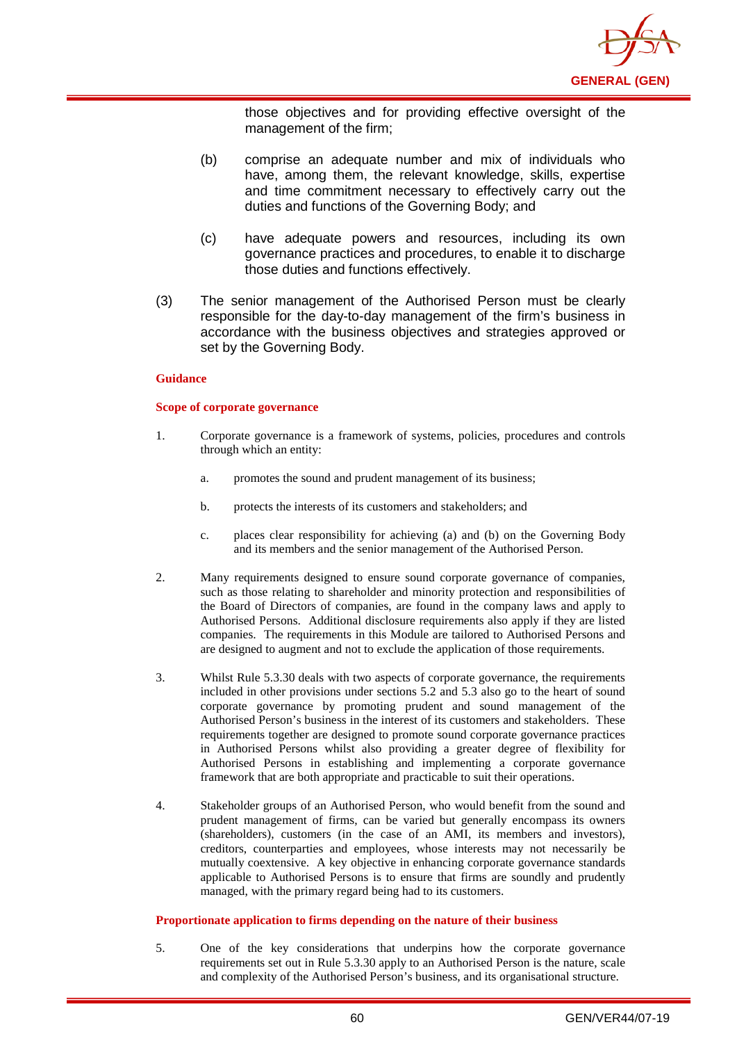those objectives and for providing effective oversight of the management of the firm;

(b) comprise an adequate number and mix of individuals who have, among them, the relevant knowledge, skills, expertise and time commitment necessary to effectively carry out the duties and functions of the Governing Body; and

(c) have adequate powers and resources, including its own governance practices and procedures, to enable it to discharge those duties and functions effectively.

(3) The senior management of the Authorised Person must be clearly responsible for the day-to-day management of the firm's business in accordance with the business objectives and strategies approved or set by the Governing Body.

**Guidance**

**Scope of corporate governance**

1. Corporate governance is a framework of systems, policies, procedures and controls through which an entity:

   a. promotes the sound and prudent management of its business;

   b. protects the interests of its customers and stakeholders; and

   c. places clear responsibility for achieving (a) and (b) on the Governing Body and its members and the senior management of the Authorised Person.

2. Many requirements designed to ensure sound corporate governance of companies, such as those relating to shareholder and minority protection and responsibilities of the Board of Directors of companies, are found in the company laws and apply to Authorised Persons. Additional disclosure requirements also apply if they are listed companies. The requirements in this Module are tailored to Authorised Persons and are designed to augment and not to exclude the application of those requirements.

3. Whilst Rule 5.3.30 deals with two aspects of corporate governance, the requirements included in other provisions under sections 5.2 and 5.3 also go to the heart of sound corporate governance by promoting prudent and sound management of the Authorised Person's business in the interest of its customers and stakeholders. These requirements together are designed to promote sound corporate governance practices in Authorised Persons whilst also providing a greater degree of flexibility for Authorised Persons in establishing and implementing a corporate governance framework that are both appropriate and practicable to suit their operations.

4. Stakeholder groups of an Authorised Person, who would benefit from the sound and prudent management of firms, can be varied but generally encompass its owners (shareholders), customers (in the case of an AMI, its members and investors), creditors, counterparties and employees, whose interests may not necessarily be mutually coextensive. A key objective in enhancing corporate governance standards applicable to Authorised Persons is to ensure that firms are soundly and prudently managed, with the primary regard being had to its customers.

**Proportionate application to firms depending on the nature of their business**

5. One of the key considerations that underpins how the corporate governance requirements set out in Rule 5.3.30 apply to an Authorised Person is the nature, scale and complexity of the Authorised Person's business, and its organisational structure.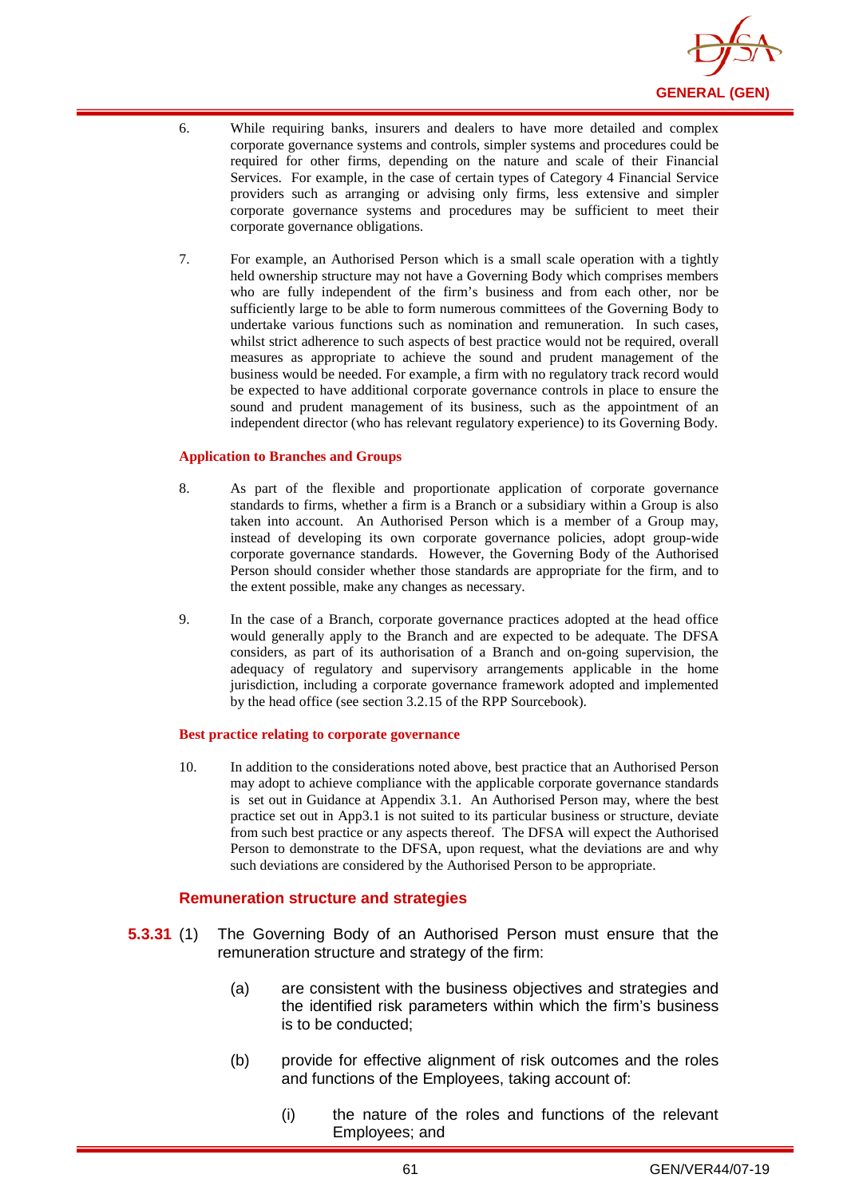6. While requiring banks, insurers and dealers to have more detailed and complex corporate governance systems and controls, simpler systems and procedures could be required for other firms, depending on the nature and scale of their Financial Services. For example, in the case of certain types of Category 4 Financial Service providers such as arranging or advising only firms, less extensive and simpler corporate governance systems and procedures may be sufficient to meet their corporate governance obligations.

7. For example, an Authorised Person which is a small scale operation with a tightly held ownership structure may not have a Governing Body which comprises members who are fully independent of the firm's business and from each other, nor be sufficiently large to be able to form numerous committees of the Governing Body to undertake various functions such as nomination and remuneration. In such cases, whilst strict adherence to such aspects of best practice would not be required, overall measures as appropriate to achieve the sound and prudent management of the business would be needed. For example, a firm with no regulatory track record would be expected to have additional corporate governance controls in place to ensure the sound and prudent management of its business, such as the appointment of an independent director (who has relevant regulatory experience) to its Governing Body.

**Application to Branches and Groups**

8. As part of the flexible and proportionate application of corporate governance standards to firms, whether a firm is a Branch or a subsidiary within a Group is also taken into account. An Authorised Person which is a member of a Group may, instead of developing its own corporate governance policies, adopt group-wide corporate governance standards. However, the Governing Body of the Authorised Person should consider whether those standards are appropriate for the firm, and to the extent possible, make any changes as necessary.

9. In the case of a Branch, corporate governance practices adopted at the head office would generally apply to the Branch and are expected to be adequate. The DFSA considers, as part of its authorisation of a Branch and on-going supervision, the adequacy of regulatory and supervisory arrangements applicable in the home jurisdiction, including a corporate governance framework adopted and implemented by the head office (see section 3.2.15 of the RPP Sourcebook).

**Best practice relating to corporate governance**

10. In addition to the considerations noted above, best practice that an Authorised Person may adopt to achieve compliance with the applicable corporate governance standards is set out in Guidance at Appendix 3.1. An Authorised Person may, where the best practice set out in App3.1 is not suited to its particular business or structure, deviate from such best practice or any aspects thereof. The DFSA will expect the Authorised Person to demonstrate to the DFSA, upon request, what the deviations are and why such deviations are considered by the Authorised Person to be appropriate.

### Remuneration structure and strategies

**5.3.31** (1) The Governing Body of an Authorised Person must ensure that the remuneration structure and strategy of the firm:

(a) are consistent with the business objectives and strategies and the identified risk parameters within which the firm's business is to be conducted;

(b) provide for effective alignment of risk outcomes and the roles and functions of the Employees, taking account of:

(i) the nature of the roles and functions of the relevant Employees; and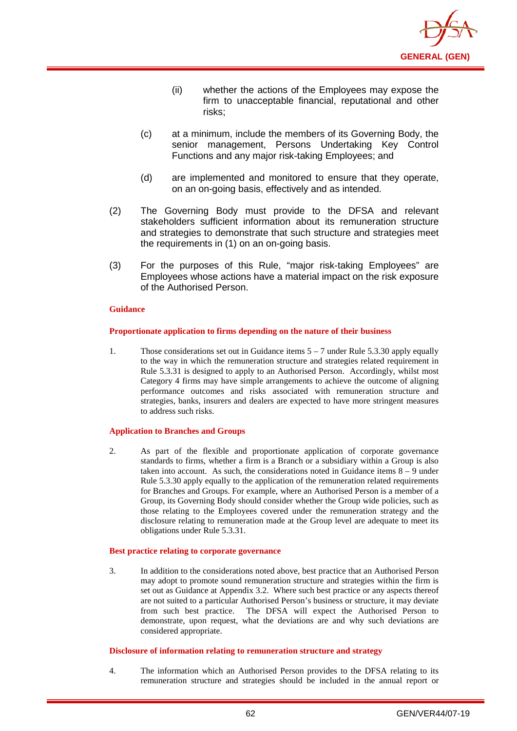(ii) whether the actions of the Employees may expose the firm to unacceptable financial, reputational and other risks;

(c) at a minimum, include the members of its Governing Body, the senior management, Persons Undertaking Key Control Functions and any major risk-taking Employees; and

(d) are implemented and monitored to ensure that they operate, on an on-going basis, effectively and as intended.

(2) The Governing Body must provide to the DFSA and relevant stakeholders sufficient information about its remuneration structure and strategies to demonstrate that such structure and strategies meet the requirements in (1) on an on-going basis.

(3) For the purposes of this Rule, "major risk-taking Employees" are Employees whose actions have a material impact on the risk exposure of the Authorised Person.

**Guidance**

**Proportionate application to firms depending on the nature of their business**

1. Those considerations set out in Guidance items 5 – 7 under Rule 5.3.30 apply equally to the way in which the remuneration structure and strategies related requirement in Rule 5.3.31 is designed to apply to an Authorised Person. Accordingly, whilst most Category 4 firms may have simple arrangements to achieve the outcome of aligning performance outcomes and risks associated with remuneration structure and strategies, banks, insurers and dealers are expected to have more stringent measures to address such risks.

**Application to Branches and Groups**

2. As part of the flexible and proportionate application of corporate governance standards to firms, whether a firm is a Branch or a subsidiary within a Group is also taken into account. As such, the considerations noted in Guidance items 8 – 9 under Rule 5.3.30 apply equally to the application of the remuneration related requirements for Branches and Groups. For example, where an Authorised Person is a member of a Group, its Governing Body should consider whether the Group wide policies, such as those relating to the Employees covered under the remuneration strategy and the disclosure relating to remuneration made at the Group level are adequate to meet its obligations under Rule 5.3.31.

**Best practice relating to corporate governance**

3. In addition to the considerations noted above, best practice that an Authorised Person may adopt to promote sound remuneration structure and strategies within the firm is set out as Guidance at Appendix 3.2. Where such best practice or any aspects thereof are not suited to a particular Authorised Person's business or structure, it may deviate from such best practice. The DFSA will expect the Authorised Person to demonstrate, upon request, what the deviations are and why such deviations are considered appropriate.

**Disclosure of information relating to remuneration structure and strategy**

4. The information which an Authorised Person provides to the DFSA relating to its remuneration structure and strategies should be included in the annual report or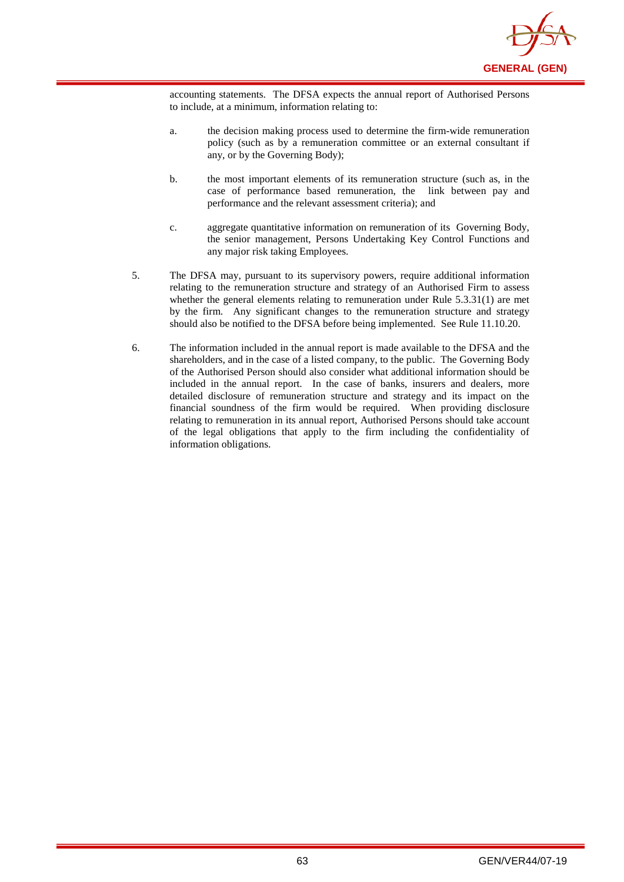accounting statements. The DFSA expects the annual report of Authorised Persons to include, at a minimum, information relating to:

a. the decision making process used to determine the firm-wide remuneration policy (such as by a remuneration committee or an external consultant if any, or by the Governing Body);

b. the most important elements of its remuneration structure (such as, in the case of performance based remuneration, the link between pay and performance and the relevant assessment criteria); and

c. aggregate quantitative information on remuneration of its Governing Body, the senior management, Persons Undertaking Key Control Functions and any major risk taking Employees.

5. The DFSA may, pursuant to its supervisory powers, require additional information relating to the remuneration structure and strategy of an Authorised Firm to assess whether the general elements relating to remuneration under Rule 5.3.31(1) are met by the firm. Any significant changes to the remuneration structure and strategy should also be notified to the DFSA before being implemented. See Rule 11.10.20.

6. The information included in the annual report is made available to the DFSA and the shareholders, and in the case of a listed company, to the public. The Governing Body of the Authorised Person should also consider what additional information should be included in the annual report. In the case of banks, insurers and dealers, more detailed disclosure of remuneration structure and strategy and its impact on the financial soundness of the firm would be required. When providing disclosure relating to remuneration in its annual report, Authorised Persons should take account of the legal obligations that apply to the firm including the confidentiality of information obligations.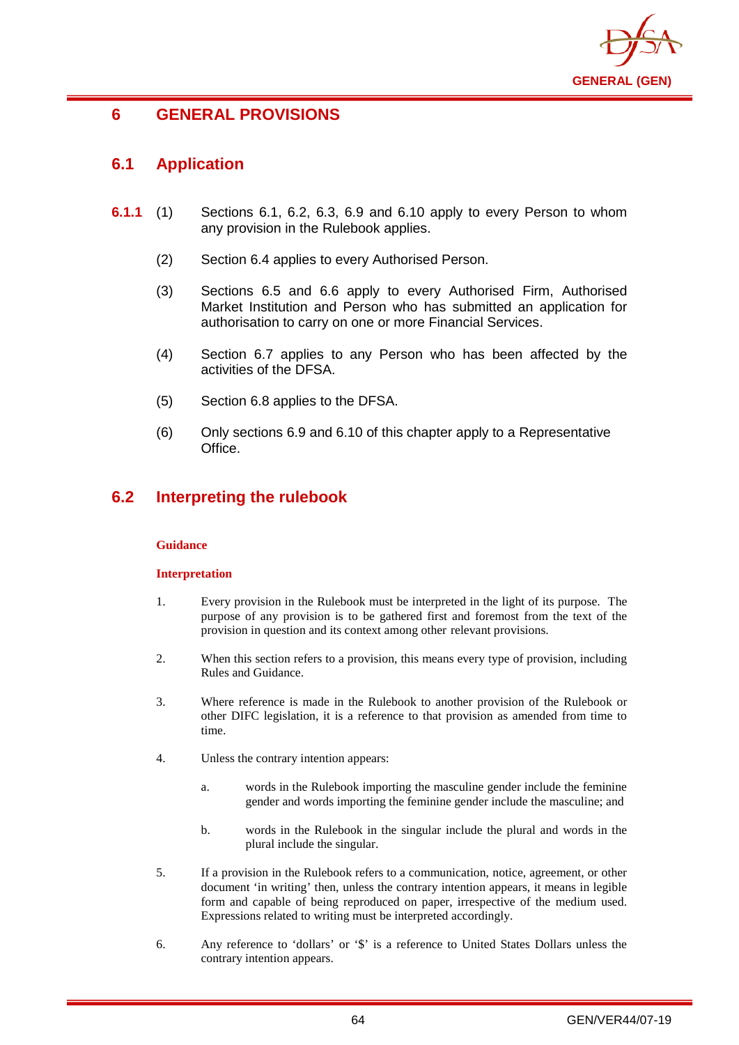# 6 GENERAL PROVISIONS

## 6.1 Application

**6.1.1** (1) Sections 6.1, 6.2, 6.3, 6.9 and 6.10 apply to every Person to whom any provision in the Rulebook applies.

(2) Section 6.4 applies to every Authorised Person.

(3) Sections 6.5 and 6.6 apply to every Authorised Firm, Authorised Market Institution and Person who has submitted an application for authorisation to carry on one or more Financial Services.

(4) Section 6.7 applies to any Person who has been affected by the activities of the DFSA.

(5) Section 6.8 applies to the DFSA.

(6) Only sections 6.9 and 6.10 of this chapter apply to a Representative Office.

## 6.2 Interpreting the rulebook

**Guidance**

**Interpretation**

1. Every provision in the Rulebook must be interpreted in the light of its purpose. The purpose of any provision is to be gathered first and foremost from the text of the provision in question and its context among other relevant provisions.

2. When this section refers to a provision, this means every type of provision, including Rules and Guidance.

3. Where reference is made in the Rulebook to another provision of the Rulebook or other DIFC legislation, it is a reference to that provision as amended from time to time.

4. Unless the contrary intention appears:

   a. words in the Rulebook importing the masculine gender include the feminine gender and words importing the feminine gender include the masculine; and

   b. words in the Rulebook in the singular include the plural and words in the plural include the singular.

5. If a provision in the Rulebook refers to a communication, notice, agreement, or other document 'in writing' then, unless the contrary intention appears, it means in legible form and capable of being reproduced on paper, irrespective of the medium used. Expressions related to writing must be interpreted accordingly.

6. Any reference to 'dollars' or '$' is a reference to United States Dollars unless the contrary intention appears.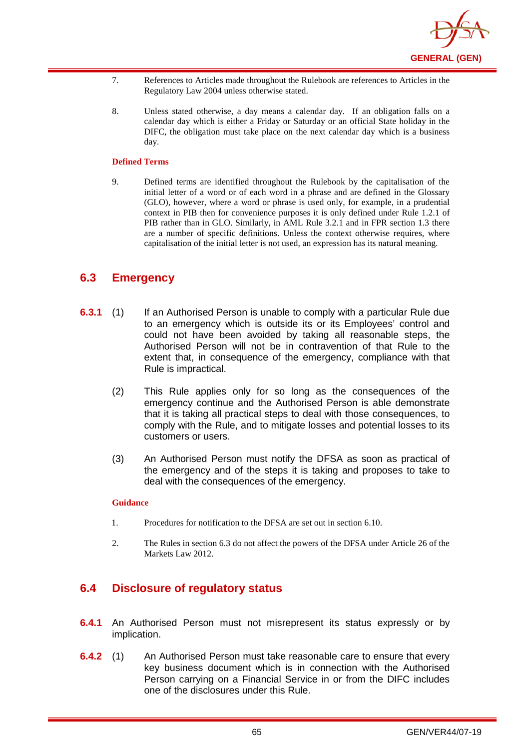7. References to Articles made throughout the Rulebook are references to Articles in the Regulatory Law 2004 unless otherwise stated.

8. Unless stated otherwise, a day means a calendar day. If an obligation falls on a calendar day which is either a Friday or Saturday or an official State holiday in the DIFC, the obligation must take place on the next calendar day which is a business day.

**Defined Terms**

9. Defined terms are identified throughout the Rulebook by the capitalisation of the initial letter of a word or of each word in a phrase and are defined in the Glossary (GLO), however, where a word or phrase is used only, for example, in a prudential context in PIB then for convenience purposes it is only defined under Rule 1.2.1 of PIB rather than in GLO. Similarly, in AML Rule 3.2.1 and in FPR section 1.3 there are a number of specific definitions. Unless the context otherwise requires, where capitalisation of the initial letter is not used, an expression has its natural meaning.

## 6.3 Emergency

**6.3.1** (1) If an Authorised Person is unable to comply with a particular Rule due to an emergency which is outside its or its Employees' control and could not have been avoided by taking all reasonable steps, the Authorised Person will not be in contravention of that Rule to the extent that, in consequence of the emergency, compliance with that Rule is impractical.

(2) This Rule applies only for so long as the consequences of the emergency continue and the Authorised Person is able demonstrate that it is taking all practical steps to deal with those consequences, to comply with the Rule, and to mitigate losses and potential losses to its customers or users.

(3) An Authorised Person must notify the DFSA as soon as practical of the emergency and of the steps it is taking and proposes to take to deal with the consequences of the emergency.

**Guidance**

1. Procedures for notification to the DFSA are set out in section 6.10.

2. The Rules in section 6.3 do not affect the powers of the DFSA under Article 26 of the Markets Law 2012.

## 6.4 Disclosure of regulatory status

**6.4.1** An Authorised Person must not misrepresent its status expressly or by implication.

**6.4.2** (1) An Authorised Person must take reasonable care to ensure that every key business document which is in connection with the Authorised Person carrying on a Financial Service in or from the DIFC includes one of the disclosures under this Rule.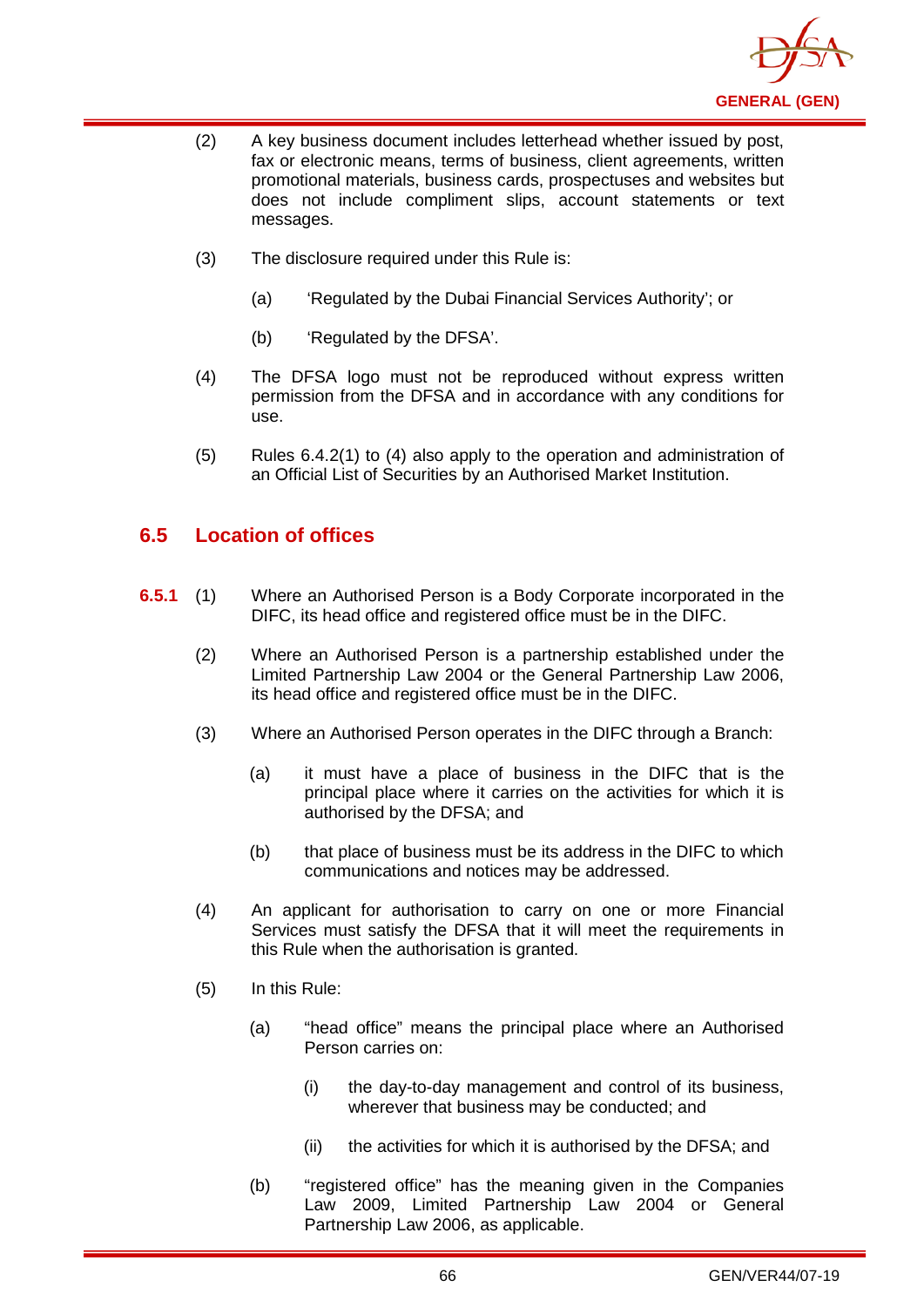(2) A key business document includes letterhead whether issued by post, fax or electronic means, terms of business, client agreements, written promotional materials, business cards, prospectuses and websites but does not include compliment slips, account statements or text messages.

(3) The disclosure required under this Rule is:

(a) 'Regulated by the Dubai Financial Services Authority'; or

(b) 'Regulated by the DFSA'.

(4) The DFSA logo must not be reproduced without express written permission from the DFSA and in accordance with any conditions for use.

(5) Rules 6.4.2(1) to (4) also apply to the operation and administration of an Official List of Securities by an Authorised Market Institution.

## 6.5 Location of offices

**6.5.1** (1) Where an Authorised Person is a Body Corporate incorporated in the DIFC, its head office and registered office must be in the DIFC.

(2) Where an Authorised Person is a partnership established under the Limited Partnership Law 2004 or the General Partnership Law 2006, its head office and registered office must be in the DIFC.

(3) Where an Authorised Person operates in the DIFC through a Branch:

(a) it must have a place of business in the DIFC that is the principal place where it carries on the activities for which it is authorised by the DFSA; and

(b) that place of business must be its address in the DIFC to which communications and notices may be addressed.

(4) An applicant for authorisation to carry on one or more Financial Services must satisfy the DFSA that it will meet the requirements in this Rule when the authorisation is granted.

(5) In this Rule:

(a) "head office" means the principal place where an Authorised Person carries on:

(i) the day-to-day management and control of its business, wherever that business may be conducted; and

(ii) the activities for which it is authorised by the DFSA; and

(b) "registered office" has the meaning given in the Companies Law 2009, Limited Partnership Law 2004 or General Partnership Law 2006, as applicable.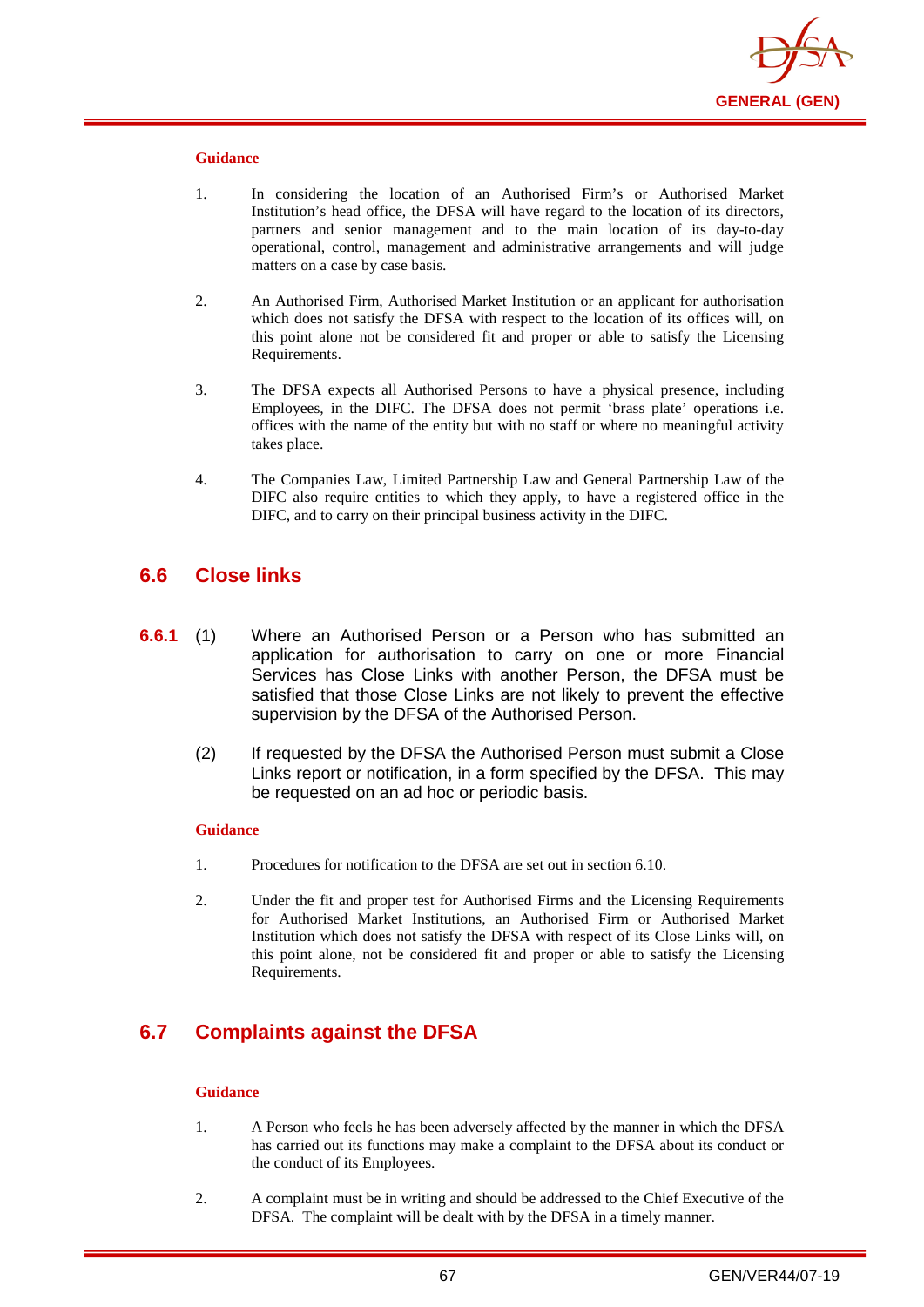#### Guidance

1. In considering the location of an Authorised Firm's or Authorised Market Institution's head office, the DFSA will have regard to the location of its directors, partners and senior management and to the main location of its day-to-day operational, control, management and administrative arrangements and will judge matters on a case by case basis.

2. An Authorised Firm, Authorised Market Institution or an applicant for authorisation which does not satisfy the DFSA with respect to the location of its offices will, on this point alone not be considered fit and proper or able to satisfy the Licensing Requirements.

3. The DFSA expects all Authorised Persons to have a physical presence, including Employees, in the DIFC. The DFSA does not permit 'brass plate' operations i.e. offices with the name of the entity but with no staff or where no meaningful activity takes place.

4. The Companies Law, Limited Partnership Law and General Partnership Law of the DIFC also require entities to which they apply, to have a registered office in the DIFC, and to carry on their principal business activity in the DIFC.

## 6.6 Close links

**6.6.1** (1) Where an Authorised Person or a Person who has submitted an application for authorisation to carry on one or more Financial Services has Close Links with another Person, the DFSA must be satisfied that those Close Links are not likely to prevent the effective supervision by the DFSA of the Authorised Person.

(2) If requested by the DFSA the Authorised Person must submit a Close Links report or notification, in a form specified by the DFSA. This may be requested on an ad hoc or periodic basis.

#### Guidance

1. Procedures for notification to the DFSA are set out in section 6.10.

2. Under the fit and proper test for Authorised Firms and the Licensing Requirements for Authorised Market Institutions, an Authorised Firm or Authorised Market Institution which does not satisfy the DFSA with respect of its Close Links will, on this point alone, not be considered fit and proper or able to satisfy the Licensing Requirements.

## 6.7 Complaints against the DFSA

#### Guidance

1. A Person who feels he has been adversely affected by the manner in which the DFSA has carried out its functions may make a complaint to the DFSA about its conduct or the conduct of its Employees.

2. A complaint must be in writing and should be addressed to the Chief Executive of the DFSA. The complaint will be dealt with by the DFSA in a timely manner.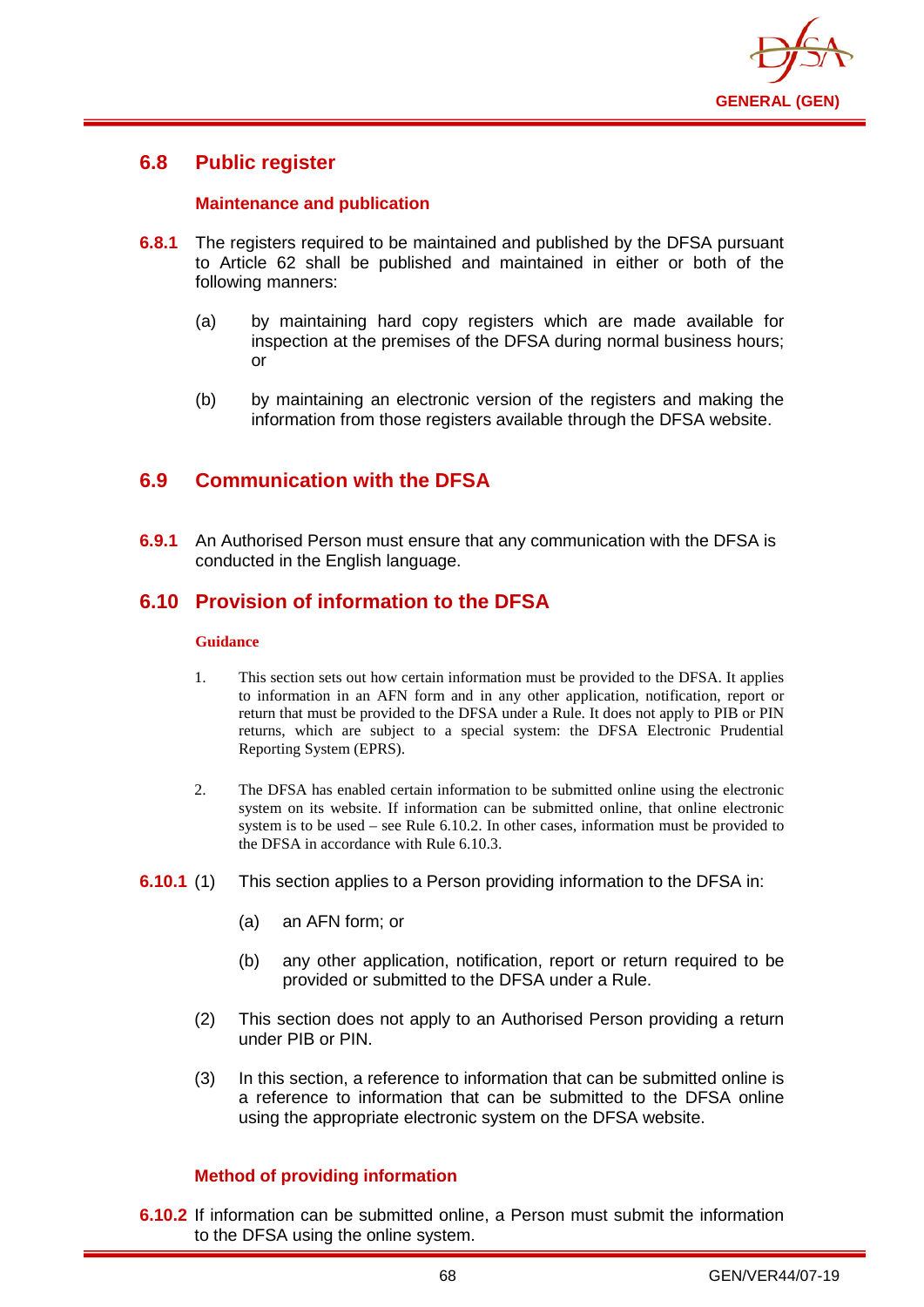## 6.8 Public register

### Maintenance and publication

**6.8.1** The registers required to be maintained and published by the DFSA pursuant to Article 62 shall be published and maintained in either or both of the following manners:

(a) by maintaining hard copy registers which are made available for inspection at the premises of the DFSA during normal business hours; or

(b) by maintaining an electronic version of the registers and making the information from those registers available through the DFSA website.

## 6.9 Communication with the DFSA

**6.9.1** An Authorised Person must ensure that any communication with the DFSA is conducted in the English language.

## 6.10 Provision of information to the DFSA

**Guidance**

1. This section sets out how certain information must be provided to the DFSA. It applies to information in an AFN form and in any other application, notification, report or return that must be provided to the DFSA under a Rule. It does not apply to PIB or PIN returns, which are subject to a special system: the DFSA Electronic Prudential Reporting System (EPRS).

2. The DFSA has enabled certain information to be submitted online using the electronic system on its website. If information can be submitted online, that online electronic system is to be used – see Rule 6.10.2. In other cases, information must be provided to the DFSA in accordance with Rule 6.10.3.

**6.10.1** (1) This section applies to a Person providing information to the DFSA in:

(a) an AFN form; or

(b) any other application, notification, report or return required to be provided or submitted to the DFSA under a Rule.

(2) This section does not apply to an Authorised Person providing a return under PIB or PIN.

(3) In this section, a reference to information that can be submitted online is a reference to information that can be submitted to the DFSA online using the appropriate electronic system on the DFSA website.

### Method of providing information

**6.10.2** If information can be submitted online, a Person must submit the information to the DFSA using the online system.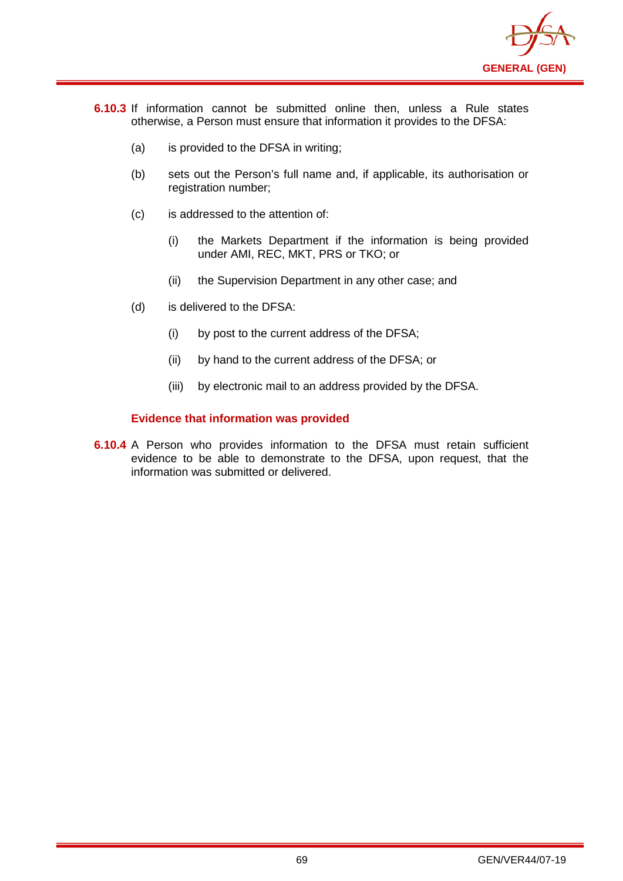**6.10.3** If information cannot be submitted online then, unless a Rule states otherwise, a Person must ensure that information it provides to the DFSA:

(a) is provided to the DFSA in writing;

(b) sets out the Person's full name and, if applicable, its authorisation or registration number;

(c) is addressed to the attention of:

  (i) the Markets Department if the information is being provided under AMI, REC, MKT, PRS or TKO; or

  (ii) the Supervision Department in any other case; and

(d) is delivered to the DFSA:

  (i) by post to the current address of the DFSA;

  (ii) by hand to the current address of the DFSA; or

  (iii) by electronic mail to an address provided by the DFSA.

### Evidence that information was provided

**6.10.4** A Person who provides information to the DFSA must retain sufficient evidence to be able to demonstrate to the DFSA, upon request, that the information was submitted or delivered.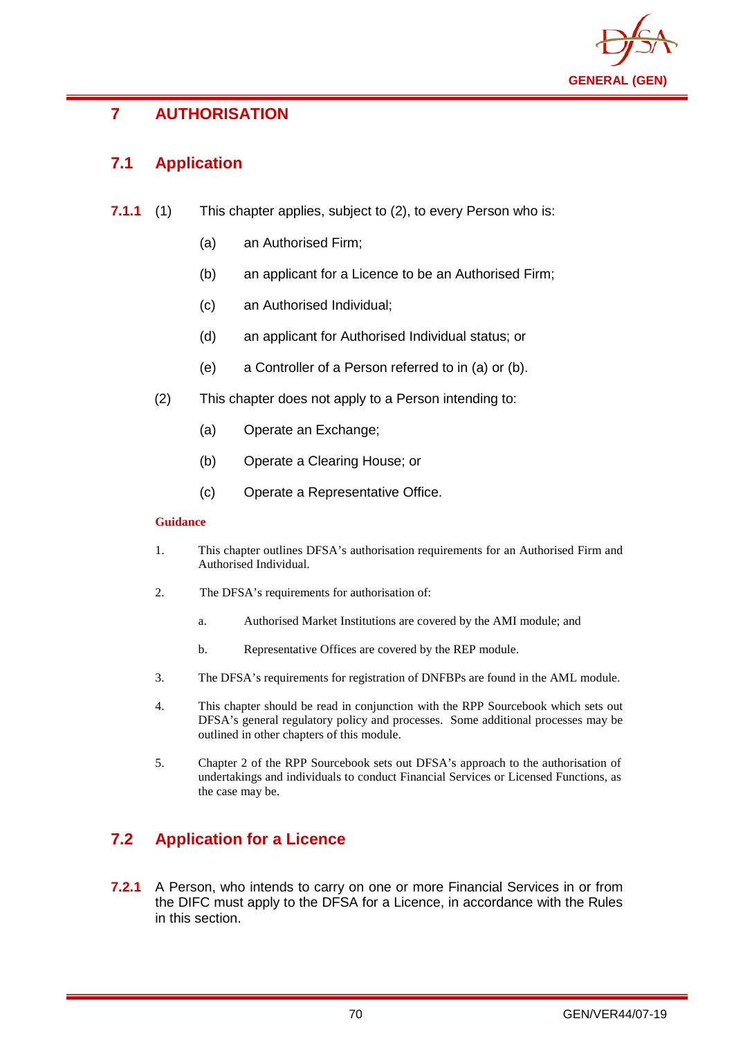# 7 AUTHORISATION

## 7.1 Application

**7.1.1** (1) This chapter applies, subject to (2), to every Person who is:

(a) an Authorised Firm;

(b) an applicant for a Licence to be an Authorised Firm;

(c) an Authorised Individual;

(d) an applicant for Authorised Individual status; or

(e) a Controller of a Person referred to in (a) or (b).

(2) This chapter does not apply to a Person intending to:

(a) Operate an Exchange;

(b) Operate a Clearing House; or

(c) Operate a Representative Office.

**Guidance**

1. This chapter outlines DFSA's authorisation requirements for an Authorised Firm and Authorised Individual.

2. The DFSA's requirements for authorisation of:

   a. Authorised Market Institutions are covered by the AMI module; and

   b. Representative Offices are covered by the REP module.

3. The DFSA's requirements for registration of DNFBPs are found in the AML module.

4. This chapter should be read in conjunction with the RPP Sourcebook which sets out DFSA's general regulatory policy and processes. Some additional processes may be outlined in other chapters of this module.

5. Chapter 2 of the RPP Sourcebook sets out DFSA's approach to the authorisation of undertakings and individuals to conduct Financial Services or Licensed Functions, as the case may be.

## 7.2 Application for a Licence

**7.2.1** A Person, who intends to carry on one or more Financial Services in or from the DIFC must apply to the DFSA for a Licence, in accordance with the Rules in this section.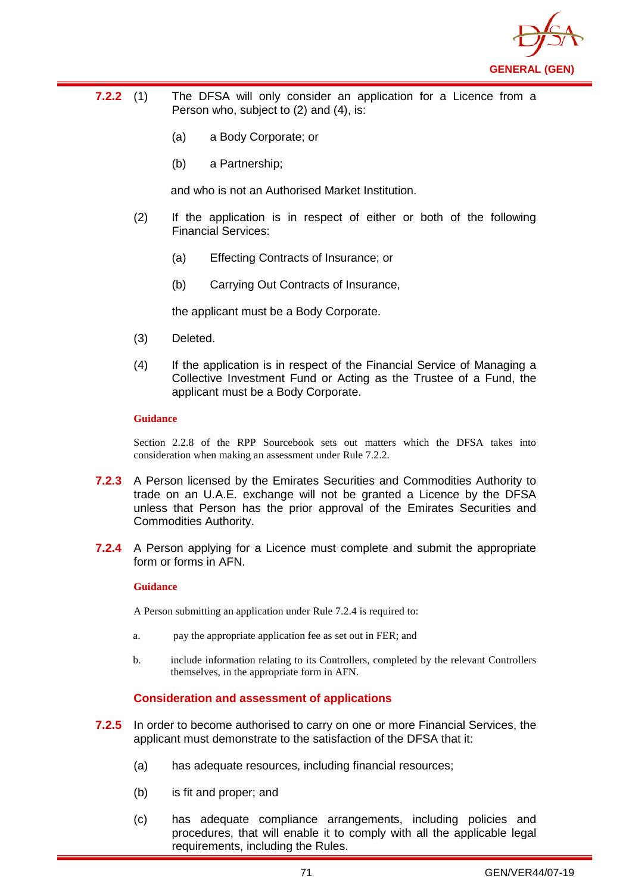**7.2.2** (1) The DFSA will only consider an application for a Licence from a Person who, subject to (2) and (4), is:

(a) a Body Corporate; or

(b) a Partnership;

and who is not an Authorised Market Institution.

(2) If the application is in respect of either or both of the following Financial Services:

(a) Effecting Contracts of Insurance; or

(b) Carrying Out Contracts of Insurance,

the applicant must be a Body Corporate.

(3) Deleted.

(4) If the application is in respect of the Financial Service of Managing a Collective Investment Fund or Acting as the Trustee of a Fund, the applicant must be a Body Corporate.

**Guidance**

Section 2.2.8 of the RPP Sourcebook sets out matters which the DFSA takes into consideration when making an assessment under Rule 7.2.2.

**7.2.3** A Person licensed by the Emirates Securities and Commodities Authority to trade on an U.A.E. exchange will not be granted a Licence by the DFSA unless that Person has the prior approval of the Emirates Securities and Commodities Authority.

**7.2.4** A Person applying for a Licence must complete and submit the appropriate form or forms in AFN.

**Guidance**

A Person submitting an application under Rule 7.2.4 is required to:

a. pay the appropriate application fee as set out in FER; and

b. include information relating to its Controllers, completed by the relevant Controllers themselves, in the appropriate form in AFN.

### Consideration and assessment of applications

**7.2.5** In order to become authorised to carry on one or more Financial Services, the applicant must demonstrate to the satisfaction of the DFSA that it:

(a) has adequate resources, including financial resources;

(b) is fit and proper; and

(c) has adequate compliance arrangements, including policies and procedures, that will enable it to comply with all the applicable legal requirements, including the Rules.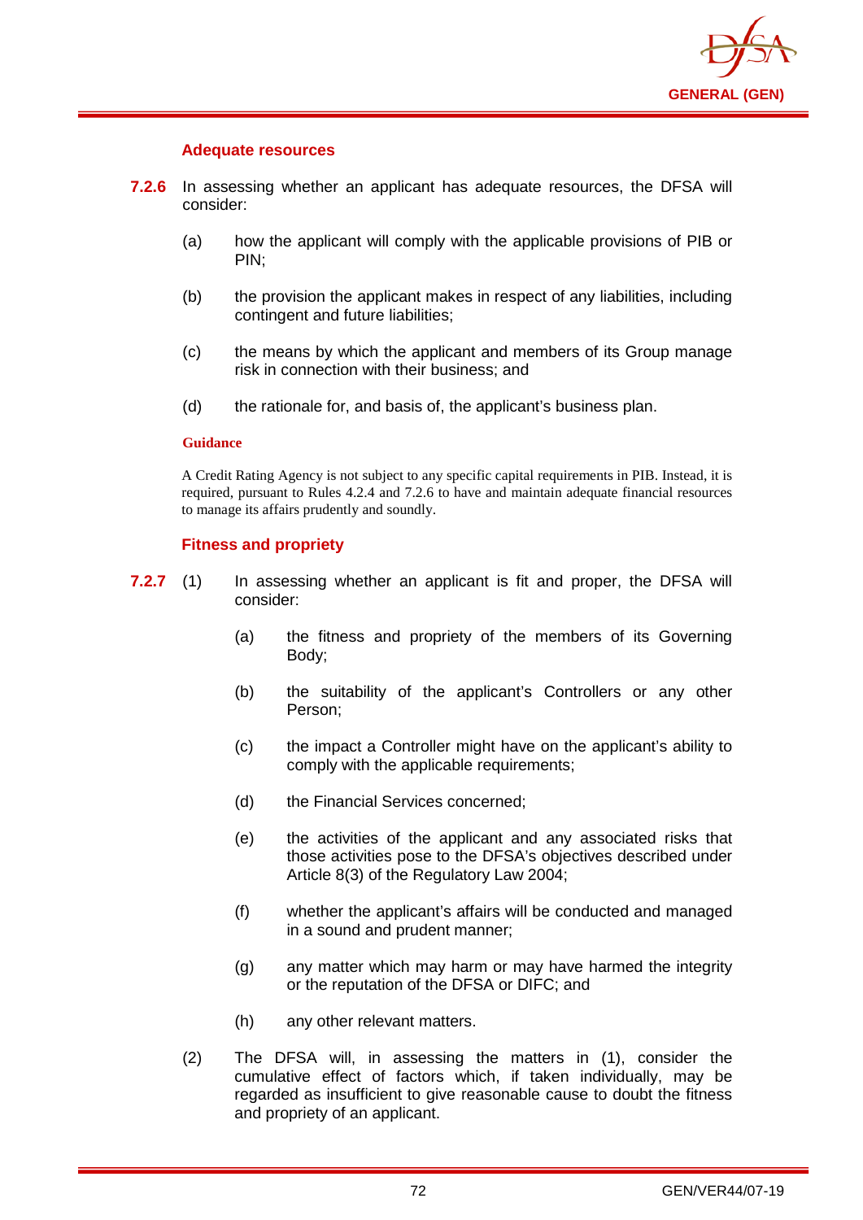#### Adequate resources

**7.2.6** In assessing whether an applicant has adequate resources, the DFSA will consider:

(a) how the applicant will comply with the applicable provisions of PIB or PIN;

(b) the provision the applicant makes in respect of any liabilities, including contingent and future liabilities;

(c) the means by which the applicant and members of its Group manage risk in connection with their business; and

(d) the rationale for, and basis of, the applicant's business plan.

**Guidance**

A Credit Rating Agency is not subject to any specific capital requirements in PIB. Instead, it is required, pursuant to Rules 4.2.4 and 7.2.6 to have and maintain adequate financial resources to manage its affairs prudently and soundly.

#### Fitness and propriety

**7.2.7** (1) In assessing whether an applicant is fit and proper, the DFSA will consider:

(a) the fitness and propriety of the members of its Governing Body;

(b) the suitability of the applicant's Controllers or any other Person;

(c) the impact a Controller might have on the applicant's ability to comply with the applicable requirements;

(d) the Financial Services concerned;

(e) the activities of the applicant and any associated risks that those activities pose to the DFSA's objectives described under Article 8(3) of the Regulatory Law 2004;

(f) whether the applicant's affairs will be conducted and managed in a sound and prudent manner;

(g) any matter which may harm or may have harmed the integrity or the reputation of the DFSA or DIFC; and

(h) any other relevant matters.

(2) The DFSA will, in assessing the matters in (1), consider the cumulative effect of factors which, if taken individually, may be regarded as insufficient to give reasonable cause to doubt the fitness and propriety of an applicant.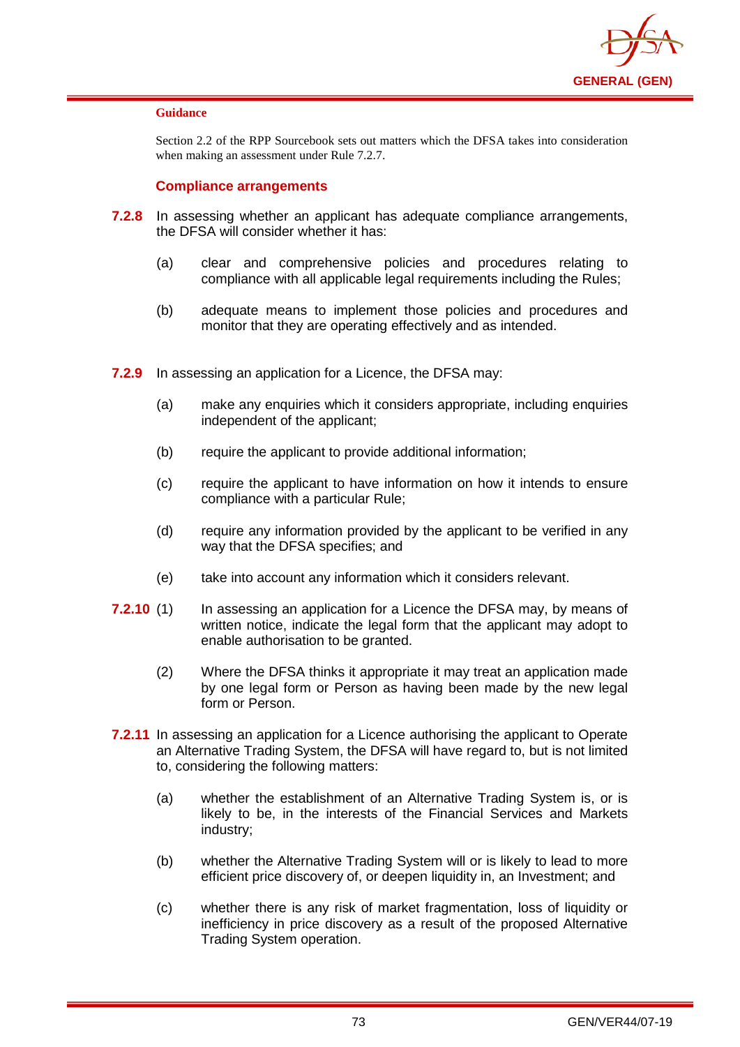**Guidance**

Section 2.2 of the RPP Sourcebook sets out matters which the DFSA takes into consideration when making an assessment under Rule 7.2.7.

### Compliance arrangements

**7.2.8** In assessing whether an applicant has adequate compliance arrangements, the DFSA will consider whether it has:

(a) clear and comprehensive policies and procedures relating to compliance with all applicable legal requirements including the Rules;

(b) adequate means to implement those policies and procedures and monitor that they are operating effectively and as intended.

**7.2.9** In assessing an application for a Licence, the DFSA may:

(a) make any enquiries which it considers appropriate, including enquiries independent of the applicant;

(b) require the applicant to provide additional information;

(c) require the applicant to have information on how it intends to ensure compliance with a particular Rule;

(d) require any information provided by the applicant to be verified in any way that the DFSA specifies; and

(e) take into account any information which it considers relevant.

**7.2.10** (1) In assessing an application for a Licence the DFSA may, by means of written notice, indicate the legal form that the applicant may adopt to enable authorisation to be granted.

(2) Where the DFSA thinks it appropriate it may treat an application made by one legal form or Person as having been made by the new legal form or Person.

**7.2.11** In assessing an application for a Licence authorising the applicant to Operate an Alternative Trading System, the DFSA will have regard to, but is not limited to, considering the following matters:

(a) whether the establishment of an Alternative Trading System is, or is likely to be, in the interests of the Financial Services and Markets industry;

(b) whether the Alternative Trading System will or is likely to lead to more efficient price discovery of, or deepen liquidity in, an Investment; and

(c) whether there is any risk of market fragmentation, loss of liquidity or inefficiency in price discovery as a result of the proposed Alternative Trading System operation.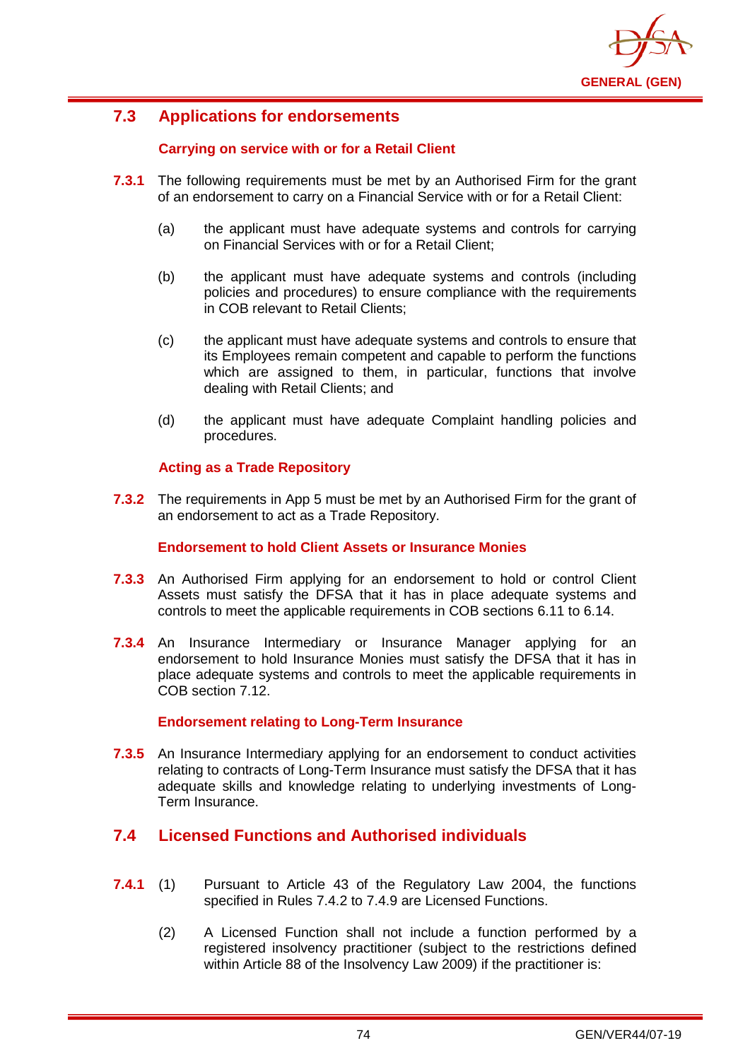## 7.3 Applications for endorsements

### Carrying on service with or for a Retail Client

**7.3.1** The following requirements must be met by an Authorised Firm for the grant of an endorsement to carry on a Financial Service with or for a Retail Client:

(a) the applicant must have adequate systems and controls for carrying on Financial Services with or for a Retail Client;

(b) the applicant must have adequate systems and controls (including policies and procedures) to ensure compliance with the requirements in COB relevant to Retail Clients;

(c) the applicant must have adequate systems and controls to ensure that its Employees remain competent and capable to perform the functions which are assigned to them, in particular, functions that involve dealing with Retail Clients; and

(d) the applicant must have adequate Complaint handling policies and procedures.

### Acting as a Trade Repository

**7.3.2** The requirements in App 5 must be met by an Authorised Firm for the grant of an endorsement to act as a Trade Repository.

### Endorsement to hold Client Assets or Insurance Monies

**7.3.3** An Authorised Firm applying for an endorsement to hold or control Client Assets must satisfy the DFSA that it has in place adequate systems and controls to meet the applicable requirements in COB sections 6.11 to 6.14.

**7.3.4** An Insurance Intermediary or Insurance Manager applying for an endorsement to hold Insurance Monies must satisfy the DFSA that it has in place adequate systems and controls to meet the applicable requirements in COB section 7.12.

### Endorsement relating to Long-Term Insurance

**7.3.5** An Insurance Intermediary applying for an endorsement to conduct activities relating to contracts of Long-Term Insurance must satisfy the DFSA that it has adequate skills and knowledge relating to underlying investments of Long-Term Insurance.

## 7.4 Licensed Functions and Authorised individuals

**7.4.1** (1) Pursuant to Article 43 of the Regulatory Law 2004, the functions specified in Rules 7.4.2 to 7.4.9 are Licensed Functions.

(2) A Licensed Function shall not include a function performed by a registered insolvency practitioner (subject to the restrictions defined within Article 88 of the Insolvency Law 2009) if the practitioner is: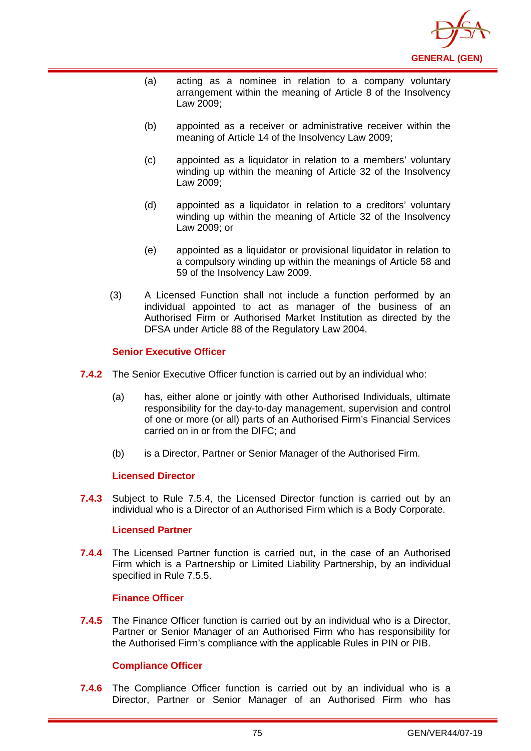(a) acting as a nominee in relation to a company voluntary arrangement within the meaning of Article 8 of the Insolvency Law 2009;

(b) appointed as a receiver or administrative receiver within the meaning of Article 14 of the Insolvency Law 2009;

(c) appointed as a liquidator in relation to a members' voluntary winding up within the meaning of Article 32 of the Insolvency Law 2009;

(d) appointed as a liquidator in relation to a creditors' voluntary winding up within the meaning of Article 32 of the Insolvency Law 2009; or

(e) appointed as a liquidator or provisional liquidator in relation to a compulsory winding up within the meanings of Article 58 and 59 of the Insolvency Law 2009.

(3) A Licensed Function shall not include a function performed by an individual appointed to act as manager of the business of an Authorised Firm or Authorised Market Institution as directed by the DFSA under Article 88 of the Regulatory Law 2004.

### Senior Executive Officer

**7.4.2** The Senior Executive Officer function is carried out by an individual who:

(a) has, either alone or jointly with other Authorised Individuals, ultimate responsibility for the day-to-day management, supervision and control of one or more (or all) parts of an Authorised Firm's Financial Services carried on in or from the DIFC; and

(b) is a Director, Partner or Senior Manager of the Authorised Firm.

### Licensed Director

**7.4.3** Subject to Rule 7.5.4, the Licensed Director function is carried out by an individual who is a Director of an Authorised Firm which is a Body Corporate.

### Licensed Partner

**7.4.4** The Licensed Partner function is carried out, in the case of an Authorised Firm which is a Partnership or Limited Liability Partnership, by an individual specified in Rule 7.5.5.

### Finance Officer

**7.4.5** The Finance Officer function is carried out by an individual who is a Director, Partner or Senior Manager of an Authorised Firm who has responsibility for the Authorised Firm's compliance with the applicable Rules in PIN or PIB.

### Compliance Officer

**7.4.6** The Compliance Officer function is carried out by an individual who is a Director, Partner or Senior Manager of an Authorised Firm who has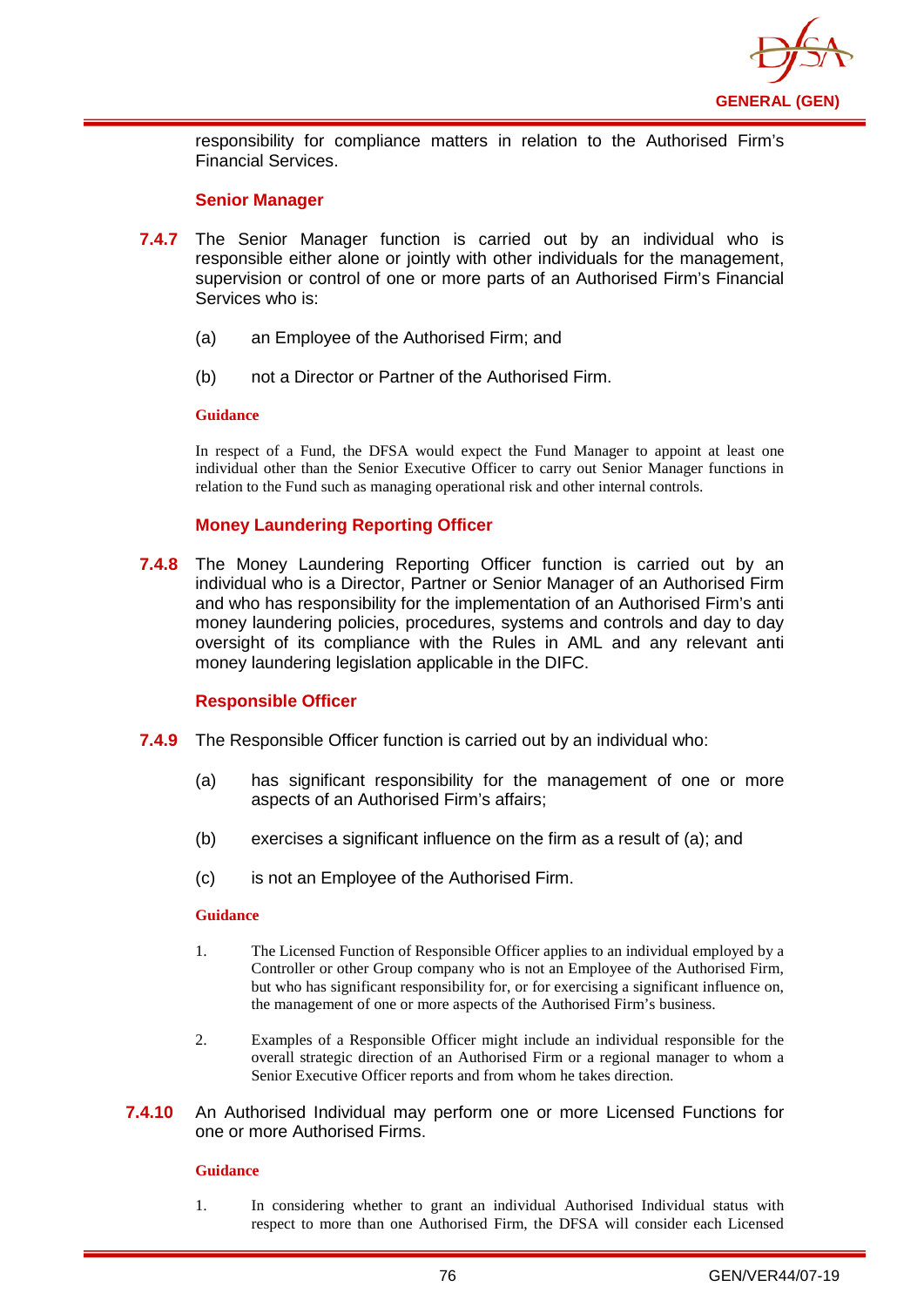responsibility for compliance matters in relation to the Authorised Firm's Financial Services.

### Senior Manager

**7.4.7** The Senior Manager function is carried out by an individual who is responsible either alone or jointly with other individuals for the management, supervision or control of one or more parts of an Authorised Firm's Financial Services who is:

(a) an Employee of the Authorised Firm; and

(b) not a Director or Partner of the Authorised Firm.

**Guidance**

In respect of a Fund, the DFSA would expect the Fund Manager to appoint at least one individual other than the Senior Executive Officer to carry out Senior Manager functions in relation to the Fund such as managing operational risk and other internal controls.

### Money Laundering Reporting Officer

**7.4.8** The Money Laundering Reporting Officer function is carried out by an individual who is a Director, Partner or Senior Manager of an Authorised Firm and who has responsibility for the implementation of an Authorised Firm's anti money laundering policies, procedures, systems and controls and day to day oversight of its compliance with the Rules in AML and any relevant anti money laundering legislation applicable in the DIFC.

### Responsible Officer

**7.4.9** The Responsible Officer function is carried out by an individual who:

(a) has significant responsibility for the management of one or more aspects of an Authorised Firm's affairs;

(b) exercises a significant influence on the firm as a result of (a); and

(c) is not an Employee of the Authorised Firm.

**Guidance**

1. The Licensed Function of Responsible Officer applies to an individual employed by a Controller or other Group company who is not an Employee of the Authorised Firm, but who has significant responsibility for, or for exercising a significant influence on, the management of one or more aspects of the Authorised Firm's business.

2. Examples of a Responsible Officer might include an individual responsible for the overall strategic direction of an Authorised Firm or a regional manager to whom a Senior Executive Officer reports and from whom he takes direction.

**7.4.10** An Authorised Individual may perform one or more Licensed Functions for one or more Authorised Firms.

**Guidance**

1. In considering whether to grant an individual Authorised Individual status with respect to more than one Authorised Firm, the DFSA will consider each Licensed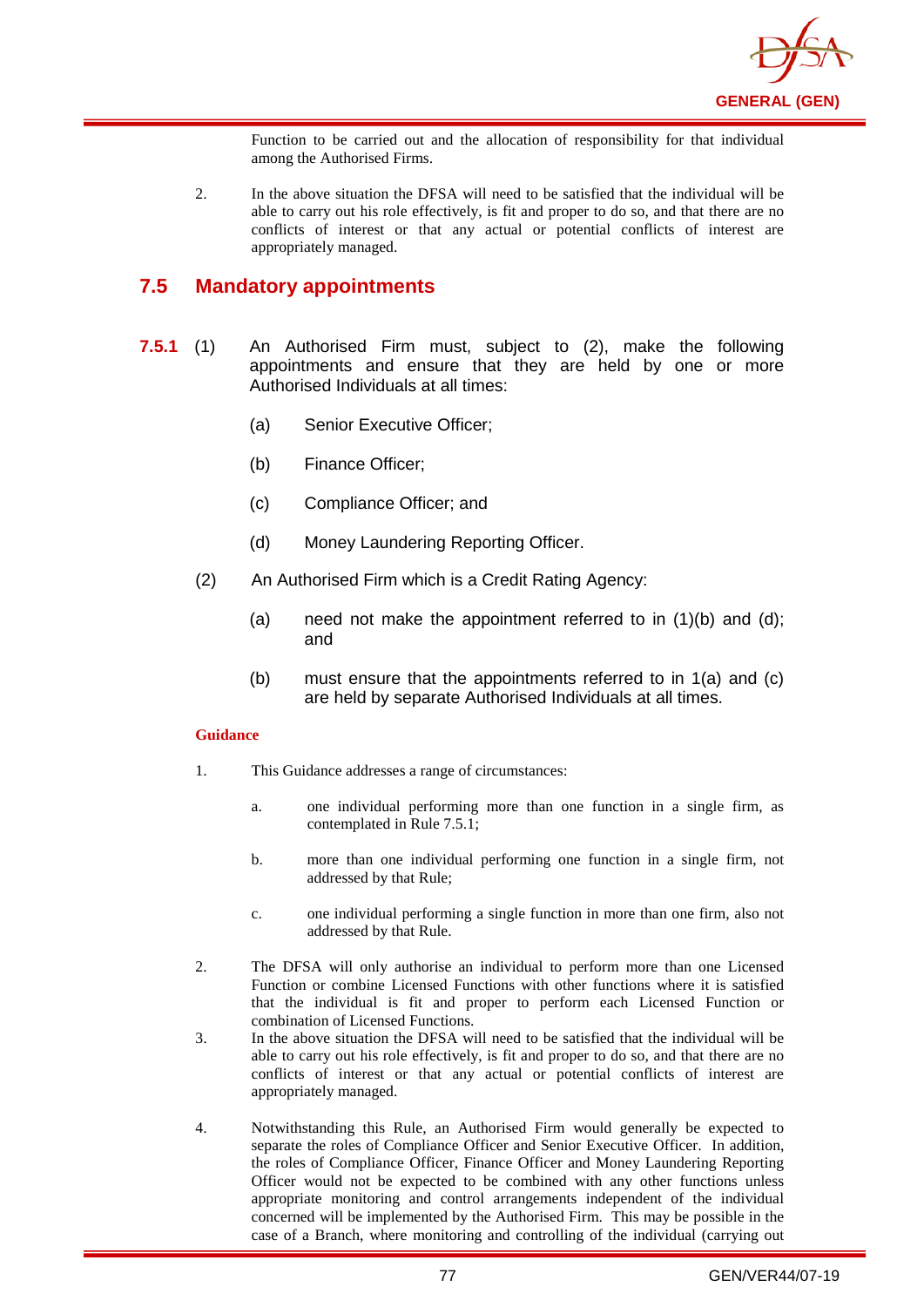Function to be carried out and the allocation of responsibility for that individual among the Authorised Firms.

2. In the above situation the DFSA will need to be satisfied that the individual will be able to carry out his role effectively, is fit and proper to do so, and that there are no conflicts of interest or that any actual or potential conflicts of interest are appropriately managed.

## 7.5 Mandatory appointments

**7.5.1** (1) An Authorised Firm must, subject to (2), make the following appointments and ensure that they are held by one or more Authorised Individuals at all times:

(a) Senior Executive Officer;

(b) Finance Officer;

(c) Compliance Officer; and

(d) Money Laundering Reporting Officer.

(2) An Authorised Firm which is a Credit Rating Agency:

(a) need not make the appointment referred to in (1)(b) and (d); and

(b) must ensure that the appointments referred to in 1(a) and (c) are held by separate Authorised Individuals at all times.

**Guidance**

1. This Guidance addresses a range of circumstances:

   a. one individual performing more than one function in a single firm, as contemplated in Rule 7.5.1;

   b. more than one individual performing one function in a single firm, not addressed by that Rule;

   c. one individual performing a single function in more than one firm, also not addressed by that Rule.

2. The DFSA will only authorise an individual to perform more than one Licensed Function or combine Licensed Functions with other functions where it is satisfied that the individual is fit and proper to perform each Licensed Function or combination of Licensed Functions.

3. In the above situation the DFSA will need to be satisfied that the individual will be able to carry out his role effectively, is fit and proper to do so, and that there are no conflicts of interest or that any actual or potential conflicts of interest are appropriately managed.

4. Notwithstanding this Rule, an Authorised Firm would generally be expected to separate the roles of Compliance Officer and Senior Executive Officer. In addition, the roles of Compliance Officer, Finance Officer and Money Laundering Reporting Officer would not be expected to be combined with any other functions unless appropriate monitoring and control arrangements independent of the individual concerned will be implemented by the Authorised Firm. This may be possible in the case of a Branch, where monitoring and controlling of the individual (carrying out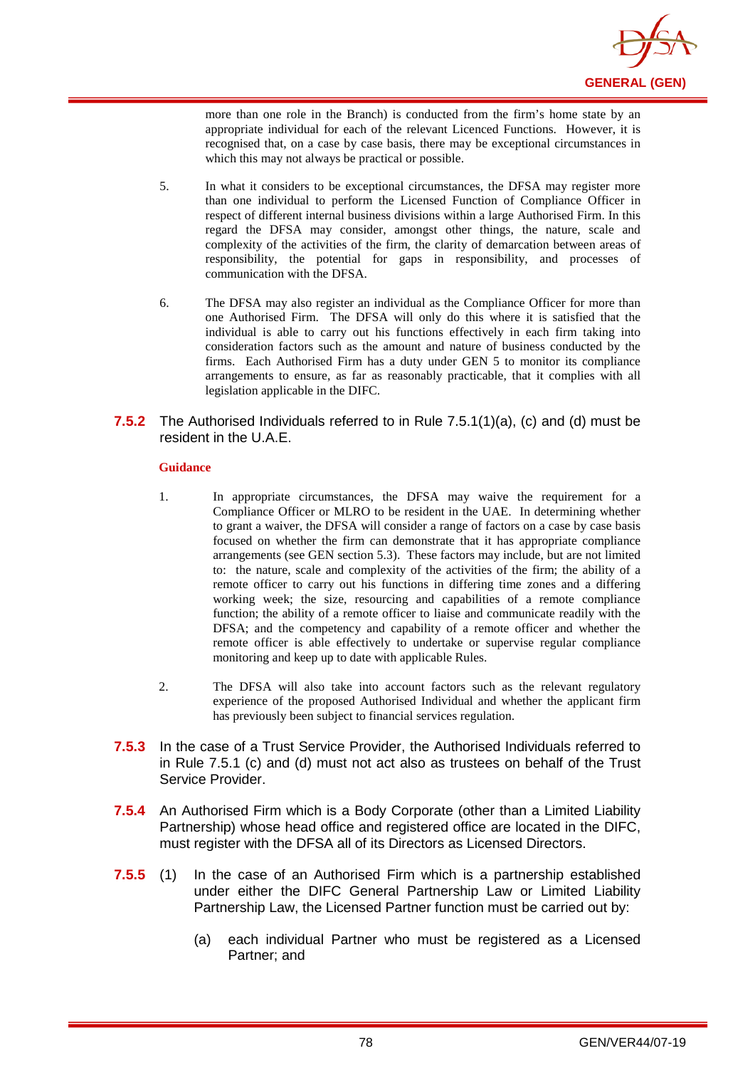more than one role in the Branch) is conducted from the firm's home state by an appropriate individual for each of the relevant Licenced Functions. However, it is recognised that, on a case by case basis, there may be exceptional circumstances in which this may not always be practical or possible.

5. In what it considers to be exceptional circumstances, the DFSA may register more than one individual to perform the Licensed Function of Compliance Officer in respect of different internal business divisions within a large Authorised Firm. In this regard the DFSA may consider, amongst other things, the nature, scale and complexity of the activities of the firm, the clarity of demarcation between areas of responsibility, the potential for gaps in responsibility, and processes of communication with the DFSA.

6. The DFSA may also register an individual as the Compliance Officer for more than one Authorised Firm. The DFSA will only do this where it is satisfied that the individual is able to carry out his functions effectively in each firm taking into consideration factors such as the amount and nature of business conducted by the firms. Each Authorised Firm has a duty under GEN 5 to monitor its compliance arrangements to ensure, as far as reasonably practicable, that it complies with all legislation applicable in the DIFC.

**7.5.2** The Authorised Individuals referred to in Rule 7.5.1(1)(a), (c) and (d) must be resident in the U.A.E.

**Guidance**

1. In appropriate circumstances, the DFSA may waive the requirement for a Compliance Officer or MLRO to be resident in the UAE. In determining whether to grant a waiver, the DFSA will consider a range of factors on a case by case basis focused on whether the firm can demonstrate that it has appropriate compliance arrangements (see GEN section 5.3). These factors may include, but are not limited to: the nature, scale and complexity of the activities of the firm; the ability of a remote officer to carry out his functions in differing time zones and a differing working week; the size, resourcing and capabilities of a remote compliance function; the ability of a remote officer to liaise and communicate readily with the DFSA; and the competency and capability of a remote officer and whether the remote officer is able effectively to undertake or supervise regular compliance monitoring and keep up to date with applicable Rules.

2. The DFSA will also take into account factors such as the relevant regulatory experience of the proposed Authorised Individual and whether the applicant firm has previously been subject to financial services regulation.

**7.5.3** In the case of a Trust Service Provider, the Authorised Individuals referred to in Rule 7.5.1 (c) and (d) must not act also as trustees on behalf of the Trust Service Provider.

**7.5.4** An Authorised Firm which is a Body Corporate (other than a Limited Liability Partnership) whose head office and registered office are located in the DIFC, must register with the DFSA all of its Directors as Licensed Directors.

**7.5.5** (1) In the case of an Authorised Firm which is a partnership established under either the DIFC General Partnership Law or Limited Liability Partnership Law, the Licensed Partner function must be carried out by:

(a) each individual Partner who must be registered as a Licensed Partner; and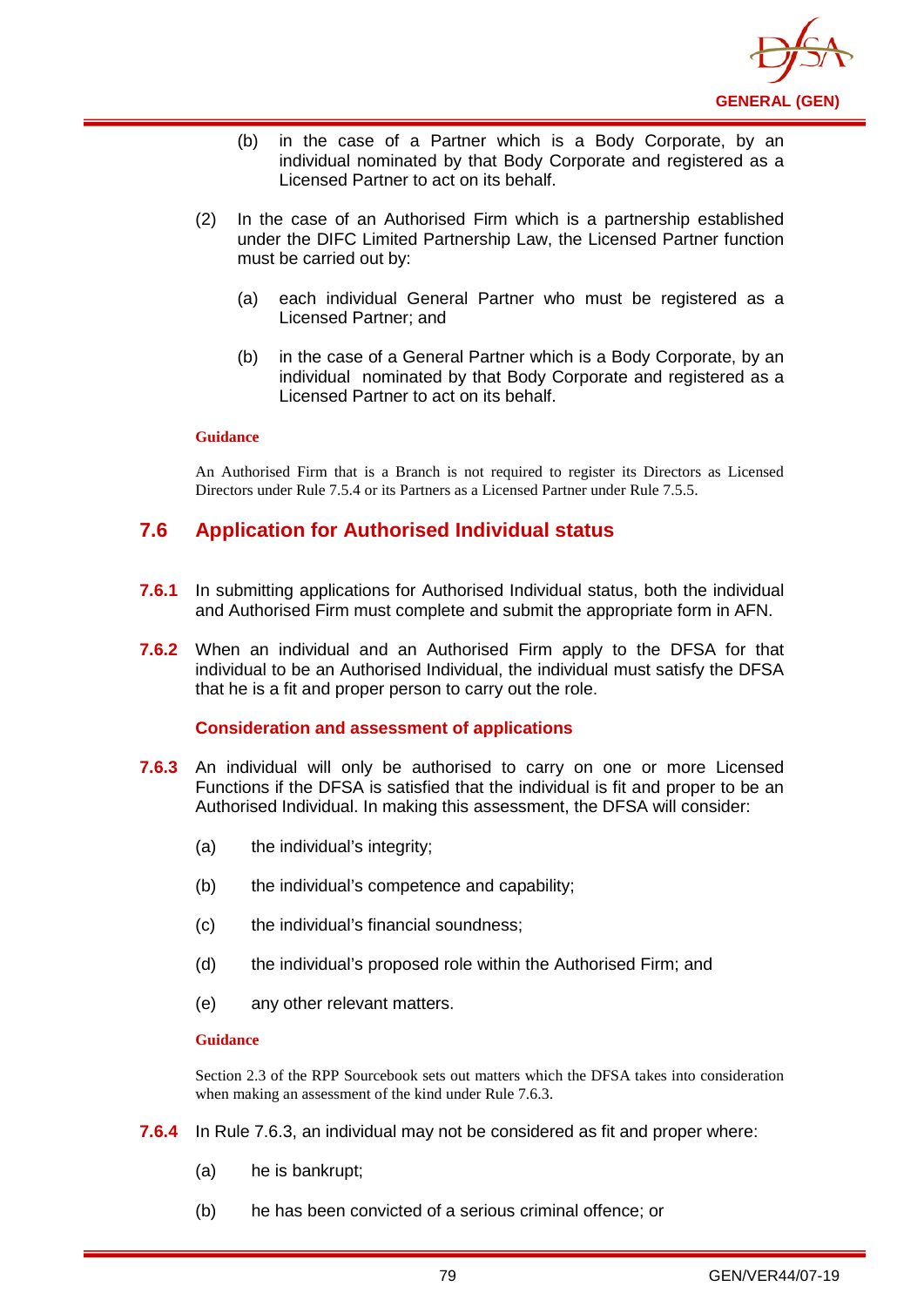(b) in the case of a Partner which is a Body Corporate, by an individual nominated by that Body Corporate and registered as a Licensed Partner to act on its behalf.

(2) In the case of an Authorised Firm which is a partnership established under the DIFC Limited Partnership Law, the Licensed Partner function must be carried out by:

(a) each individual General Partner who must be registered as a Licensed Partner; and

(b) in the case of a General Partner which is a Body Corporate, by an individual nominated by that Body Corporate and registered as a Licensed Partner to act on its behalf.

**Guidance**

An Authorised Firm that is a Branch is not required to register its Directors as Licensed Directors under Rule 7.5.4 or its Partners as a Licensed Partner under Rule 7.5.5.

## 7.6 Application for Authorised Individual status

**7.6.1** In submitting applications for Authorised Individual status, both the individual and Authorised Firm must complete and submit the appropriate form in AFN.

**7.6.2** When an individual and an Authorised Firm apply to the DFSA for that individual to be an Authorised Individual, the individual must satisfy the DFSA that he is a fit and proper person to carry out the role.

### Consideration and assessment of applications

**7.6.3** An individual will only be authorised to carry on one or more Licensed Functions if the DFSA is satisfied that the individual is fit and proper to be an Authorised Individual. In making this assessment, the DFSA will consider:

(a) the individual's integrity;

(b) the individual's competence and capability;

(c) the individual's financial soundness;

(d) the individual's proposed role within the Authorised Firm; and

(e) any other relevant matters.

**Guidance**

Section 2.3 of the RPP Sourcebook sets out matters which the DFSA takes into consideration when making an assessment of the kind under Rule 7.6.3.

**7.6.4** In Rule 7.6.3, an individual may not be considered as fit and proper where:

(a) he is bankrupt;

(b) he has been convicted of a serious criminal offence; or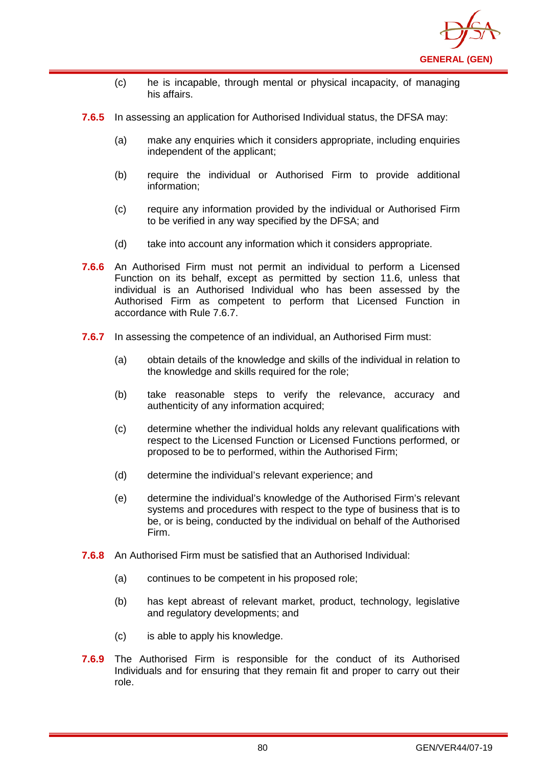(c) he is incapable, through mental or physical incapacity, of managing his affairs.

**7.6.5** In assessing an application for Authorised Individual status, the DFSA may:

(a) make any enquiries which it considers appropriate, including enquiries independent of the applicant;

(b) require the individual or Authorised Firm to provide additional information;

(c) require any information provided by the individual or Authorised Firm to be verified in any way specified by the DFSA; and

(d) take into account any information which it considers appropriate.

**7.6.6** An Authorised Firm must not permit an individual to perform a Licensed Function on its behalf, except as permitted by section 11.6, unless that individual is an Authorised Individual who has been assessed by the Authorised Firm as competent to perform that Licensed Function in accordance with Rule 7.6.7.

**7.6.7** In assessing the competence of an individual, an Authorised Firm must:

(a) obtain details of the knowledge and skills of the individual in relation to the knowledge and skills required for the role;

(b) take reasonable steps to verify the relevance, accuracy and authenticity of any information acquired;

(c) determine whether the individual holds any relevant qualifications with respect to the Licensed Function or Licensed Functions performed, or proposed to be to performed, within the Authorised Firm;

(d) determine the individual's relevant experience; and

(e) determine the individual's knowledge of the Authorised Firm's relevant systems and procedures with respect to the type of business that is to be, or is being, conducted by the individual on behalf of the Authorised Firm.

**7.6.8** An Authorised Firm must be satisfied that an Authorised Individual:

(a) continues to be competent in his proposed role;

(b) has kept abreast of relevant market, product, technology, legislative and regulatory developments; and

(c) is able to apply his knowledge.

**7.6.9** The Authorised Firm is responsible for the conduct of its Authorised Individuals and for ensuring that they remain fit and proper to carry out their role.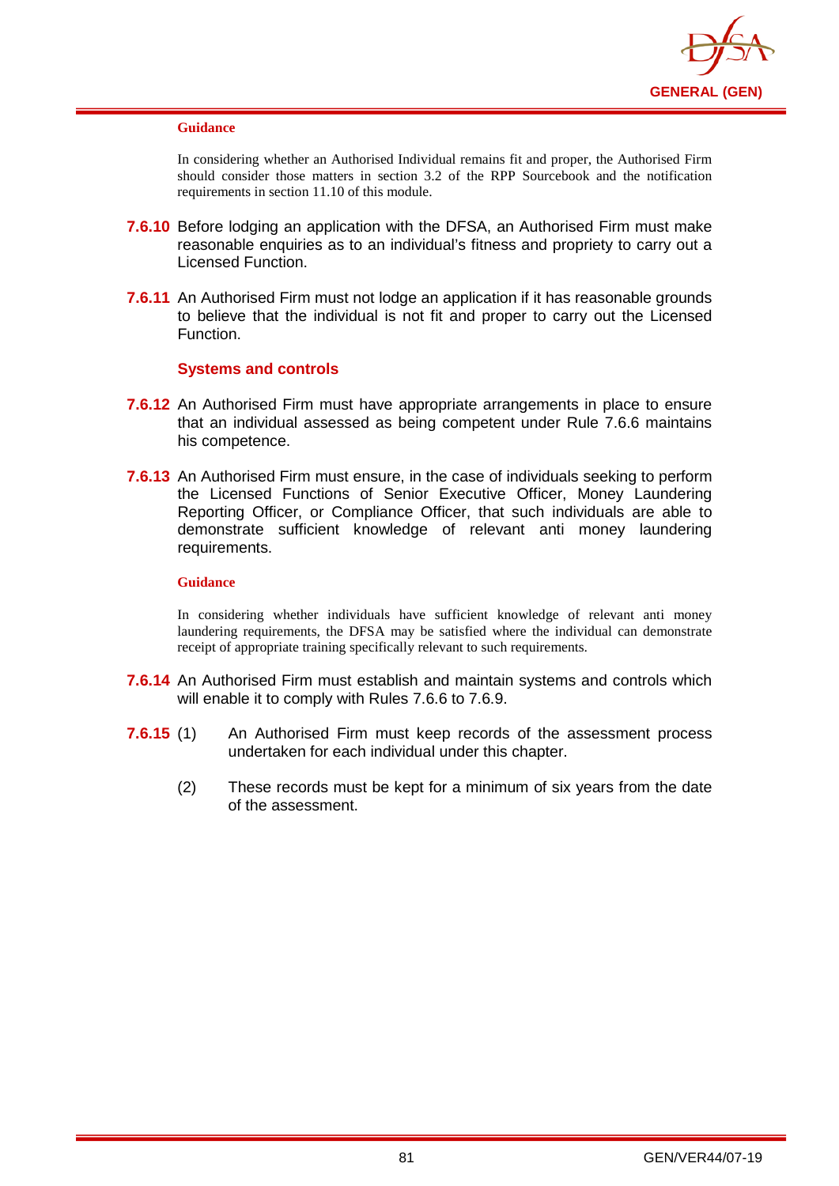**Guidance**

In considering whether an Authorised Individual remains fit and proper, the Authorised Firm should consider those matters in section 3.2 of the RPP Sourcebook and the notification requirements in section 11.10 of this module.

**7.6.10** Before lodging an application with the DFSA, an Authorised Firm must make reasonable enquiries as to an individual's fitness and propriety to carry out a Licensed Function.

**7.6.11** An Authorised Firm must not lodge an application if it has reasonable grounds to believe that the individual is not fit and proper to carry out the Licensed Function.

### Systems and controls

**7.6.12** An Authorised Firm must have appropriate arrangements in place to ensure that an individual assessed as being competent under Rule 7.6.6 maintains his competence.

**7.6.13** An Authorised Firm must ensure, in the case of individuals seeking to perform the Licensed Functions of Senior Executive Officer, Money Laundering Reporting Officer, or Compliance Officer, that such individuals are able to demonstrate sufficient knowledge of relevant anti money laundering requirements.

**Guidance**

In considering whether individuals have sufficient knowledge of relevant anti money laundering requirements, the DFSA may be satisfied where the individual can demonstrate receipt of appropriate training specifically relevant to such requirements.

**7.6.14** An Authorised Firm must establish and maintain systems and controls which will enable it to comply with Rules 7.6.6 to 7.6.9.

**7.6.15** (1) An Authorised Firm must keep records of the assessment process undertaken for each individual under this chapter.

(2) These records must be kept for a minimum of six years from the date of the assessment.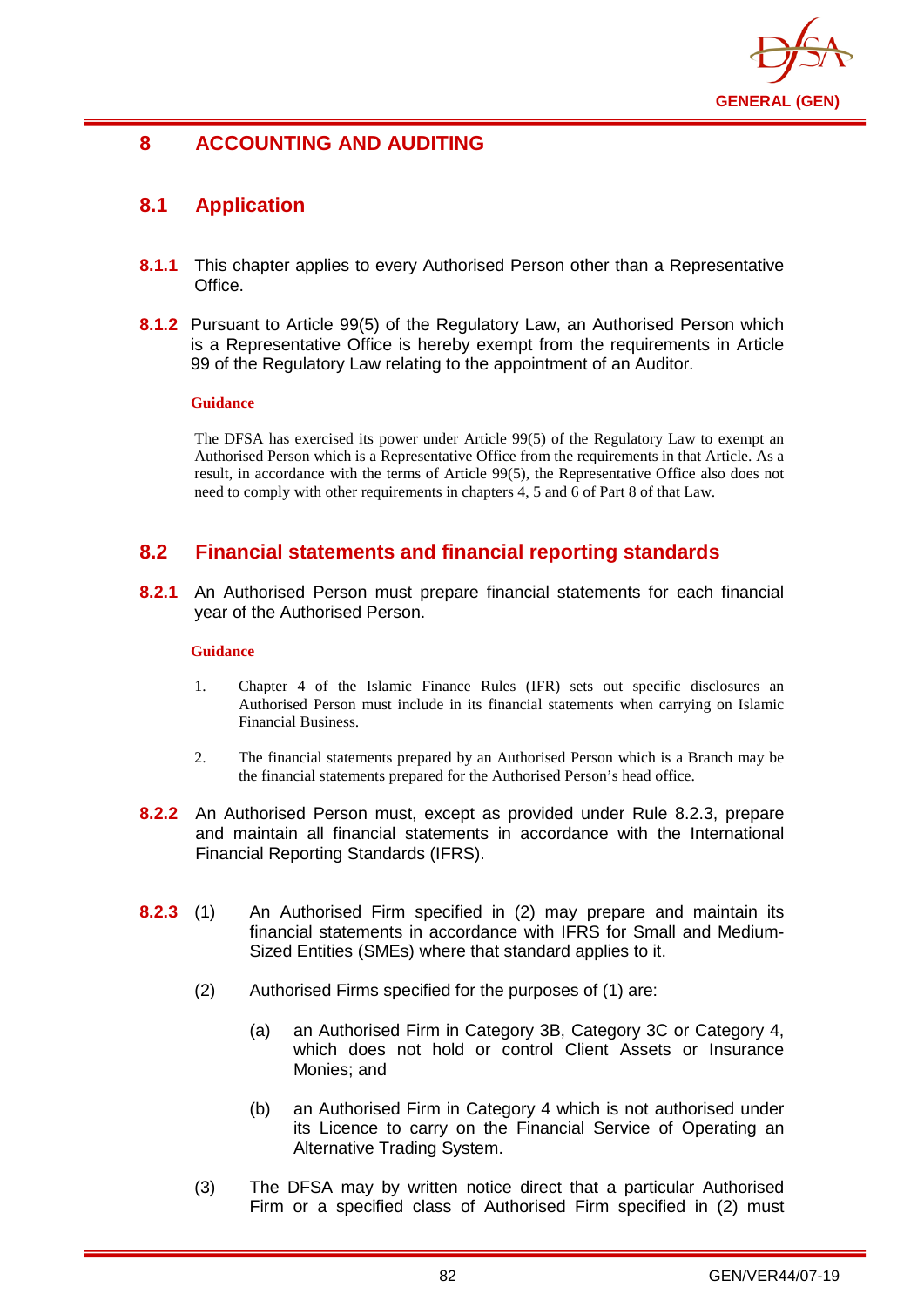# 8 ACCOUNTING AND AUDITING

## 8.1 Application

**8.1.1** This chapter applies to every Authorised Person other than a Representative Office.

**8.1.2** Pursuant to Article 99(5) of the Regulatory Law, an Authorised Person which is a Representative Office is hereby exempt from the requirements in Article 99 of the Regulatory Law relating to the appointment of an Auditor.

**Guidance**

The DFSA has exercised its power under Article 99(5) of the Regulatory Law to exempt an Authorised Person which is a Representative Office from the requirements in that Article. As a result, in accordance with the terms of Article 99(5), the Representative Office also does not need to comply with other requirements in chapters 4, 5 and 6 of Part 8 of that Law.

## 8.2 Financial statements and financial reporting standards

**8.2.1** An Authorised Person must prepare financial statements for each financial year of the Authorised Person.

**Guidance**

1. Chapter 4 of the Islamic Finance Rules (IFR) sets out specific disclosures an Authorised Person must include in its financial statements when carrying on Islamic Financial Business.

2. The financial statements prepared by an Authorised Person which is a Branch may be the financial statements prepared for the Authorised Person's head office.

**8.2.2** An Authorised Person must, except as provided under Rule 8.2.3, prepare and maintain all financial statements in accordance with the International Financial Reporting Standards (IFRS).

**8.2.3** (1) An Authorised Firm specified in (2) may prepare and maintain its financial statements in accordance with IFRS for Small and Medium-Sized Entities (SMEs) where that standard applies to it.

(2) Authorised Firms specified for the purposes of (1) are:

(a) an Authorised Firm in Category 3B, Category 3C or Category 4, which does not hold or control Client Assets or Insurance Monies; and

(b) an Authorised Firm in Category 4 which is not authorised under its Licence to carry on the Financial Service of Operating an Alternative Trading System.

(3) The DFSA may by written notice direct that a particular Authorised Firm or a specified class of Authorised Firm specified in (2) must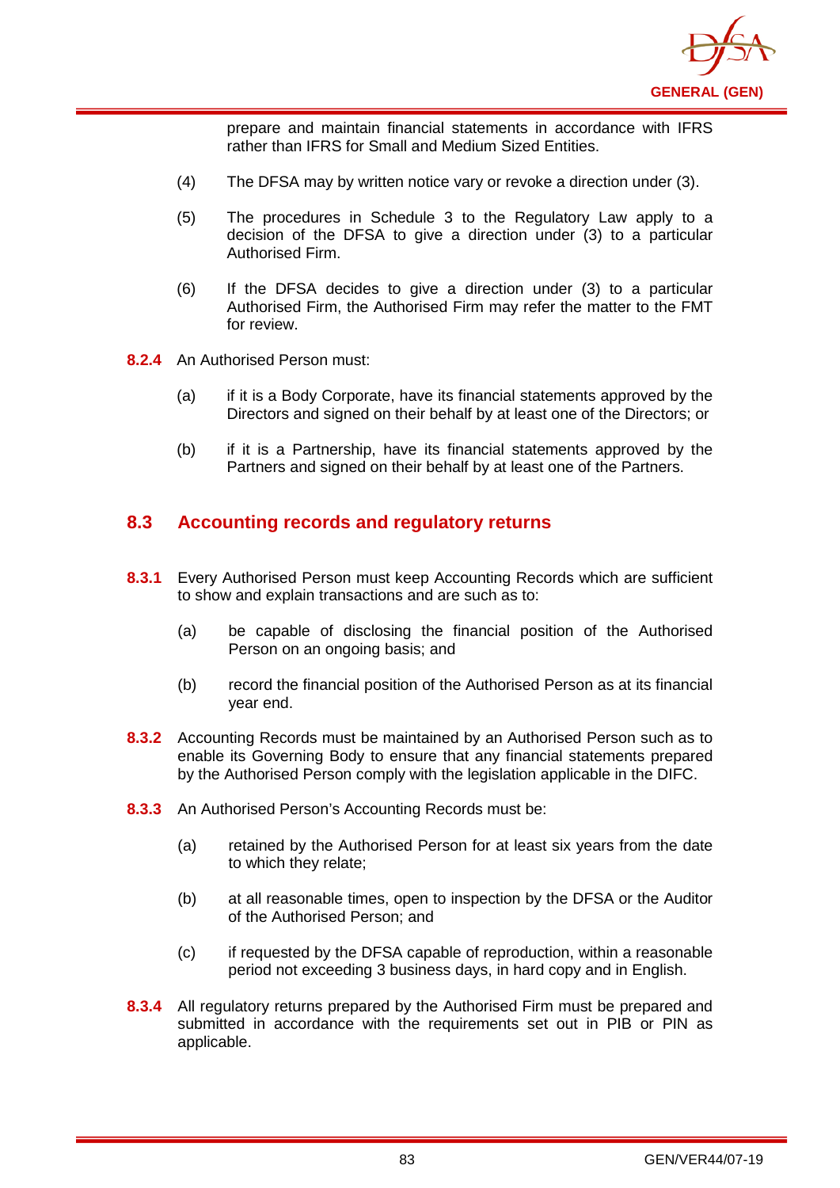prepare and maintain financial statements in accordance with IFRS rather than IFRS for Small and Medium Sized Entities.

(4) The DFSA may by written notice vary or revoke a direction under (3).

(5) The procedures in Schedule 3 to the Regulatory Law apply to a decision of the DFSA to give a direction under (3) to a particular Authorised Firm.

(6) If the DFSA decides to give a direction under (3) to a particular Authorised Firm, the Authorised Firm may refer the matter to the FMT for review.

**8.2.4** An Authorised Person must:

(a) if it is a Body Corporate, have its financial statements approved by the Directors and signed on their behalf by at least one of the Directors; or

(b) if it is a Partnership, have its financial statements approved by the Partners and signed on their behalf by at least one of the Partners.

## 8.3 Accounting records and regulatory returns

**8.3.1** Every Authorised Person must keep Accounting Records which are sufficient to show and explain transactions and are such as to:

(a) be capable of disclosing the financial position of the Authorised Person on an ongoing basis; and

(b) record the financial position of the Authorised Person as at its financial year end.

**8.3.2** Accounting Records must be maintained by an Authorised Person such as to enable its Governing Body to ensure that any financial statements prepared by the Authorised Person comply with the legislation applicable in the DIFC.

**8.3.3** An Authorised Person's Accounting Records must be:

(a) retained by the Authorised Person for at least six years from the date to which they relate;

(b) at all reasonable times, open to inspection by the DFSA or the Auditor of the Authorised Person; and

(c) if requested by the DFSA capable of reproduction, within a reasonable period not exceeding 3 business days, in hard copy and in English.

**8.3.4** All regulatory returns prepared by the Authorised Firm must be prepared and submitted in accordance with the requirements set out in PIB or PIN as applicable.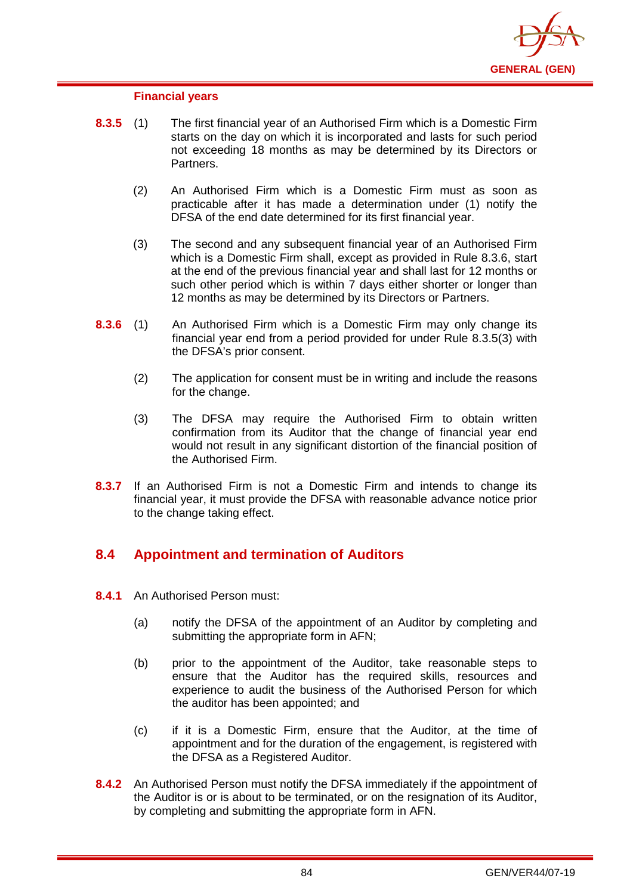#### Financial years

**8.3.5** (1) The first financial year of an Authorised Firm which is a Domestic Firm starts on the day on which it is incorporated and lasts for such period not exceeding 18 months as may be determined by its Directors or Partners.

(2) An Authorised Firm which is a Domestic Firm must as soon as practicable after it has made a determination under (1) notify the DFSA of the end date determined for its first financial year.

(3) The second and any subsequent financial year of an Authorised Firm which is a Domestic Firm shall, except as provided in Rule 8.3.6, start at the end of the previous financial year and shall last for 12 months or such other period which is within 7 days either shorter or longer than 12 months as may be determined by its Directors or Partners.

**8.3.6** (1) An Authorised Firm which is a Domestic Firm may only change its financial year end from a period provided for under Rule 8.3.5(3) with the DFSA's prior consent.

(2) The application for consent must be in writing and include the reasons for the change.

(3) The DFSA may require the Authorised Firm to obtain written confirmation from its Auditor that the change of financial year end would not result in any significant distortion of the financial position of the Authorised Firm.

**8.3.7** If an Authorised Firm is not a Domestic Firm and intends to change its financial year, it must provide the DFSA with reasonable advance notice prior to the change taking effect.

## 8.4 Appointment and termination of Auditors

**8.4.1** An Authorised Person must:

(a) notify the DFSA of the appointment of an Auditor by completing and submitting the appropriate form in AFN;

(b) prior to the appointment of the Auditor, take reasonable steps to ensure that the Auditor has the required skills, resources and experience to audit the business of the Authorised Person for which the auditor has been appointed; and

(c) if it is a Domestic Firm, ensure that the Auditor, at the time of appointment and for the duration of the engagement, is registered with the DFSA as a Registered Auditor.

**8.4.2** An Authorised Person must notify the DFSA immediately if the appointment of the Auditor is or is about to be terminated, or on the resignation of its Auditor, by completing and submitting the appropriate form in AFN.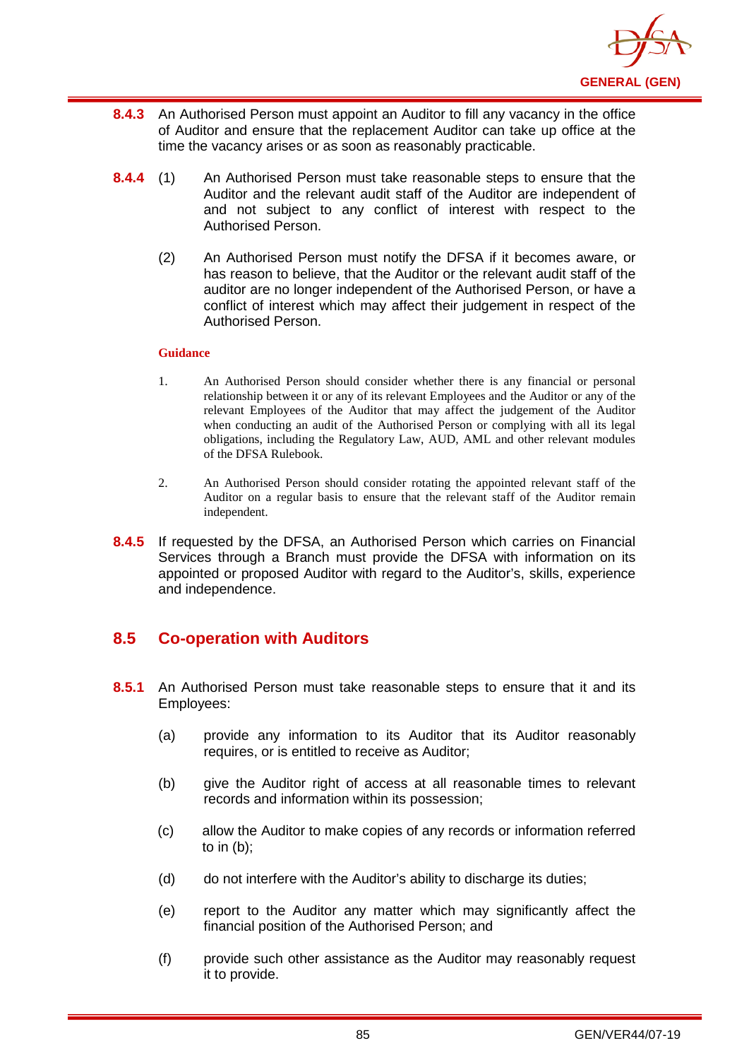**8.4.3** An Authorised Person must appoint an Auditor to fill any vacancy in the office of Auditor and ensure that the replacement Auditor can take up office at the time the vacancy arises or as soon as reasonably practicable.

**8.4.4** (1) An Authorised Person must take reasonable steps to ensure that the Auditor and the relevant audit staff of the Auditor are independent of and not subject to any conflict of interest with respect to the Authorised Person.

(2) An Authorised Person must notify the DFSA if it becomes aware, or has reason to believe, that the Auditor or the relevant audit staff of the auditor are no longer independent of the Authorised Person, or have a conflict of interest which may affect their judgement in respect of the Authorised Person.

**Guidance**

1. An Authorised Person should consider whether there is any financial or personal relationship between it or any of its relevant Employees and the Auditor or any of the relevant Employees of the Auditor that may affect the judgement of the Auditor when conducting an audit of the Authorised Person or complying with all its legal obligations, including the Regulatory Law, AUD, AML and other relevant modules of the DFSA Rulebook.

2. An Authorised Person should consider rotating the appointed relevant staff of the Auditor on a regular basis to ensure that the relevant staff of the Auditor remain independent.

**8.4.5** If requested by the DFSA, an Authorised Person which carries on Financial Services through a Branch must provide the DFSA with information on its appointed or proposed Auditor with regard to the Auditor's, skills, experience and independence.

## 8.5 Co-operation with Auditors

**8.5.1** An Authorised Person must take reasonable steps to ensure that it and its Employees:

(a) provide any information to its Auditor that its Auditor reasonably requires, or is entitled to receive as Auditor;

(b) give the Auditor right of access at all reasonable times to relevant records and information within its possession;

(c) allow the Auditor to make copies of any records or information referred to in (b);

(d) do not interfere with the Auditor's ability to discharge its duties;

(e) report to the Auditor any matter which may significantly affect the financial position of the Authorised Person; and

(f) provide such other assistance as the Auditor may reasonably request it to provide.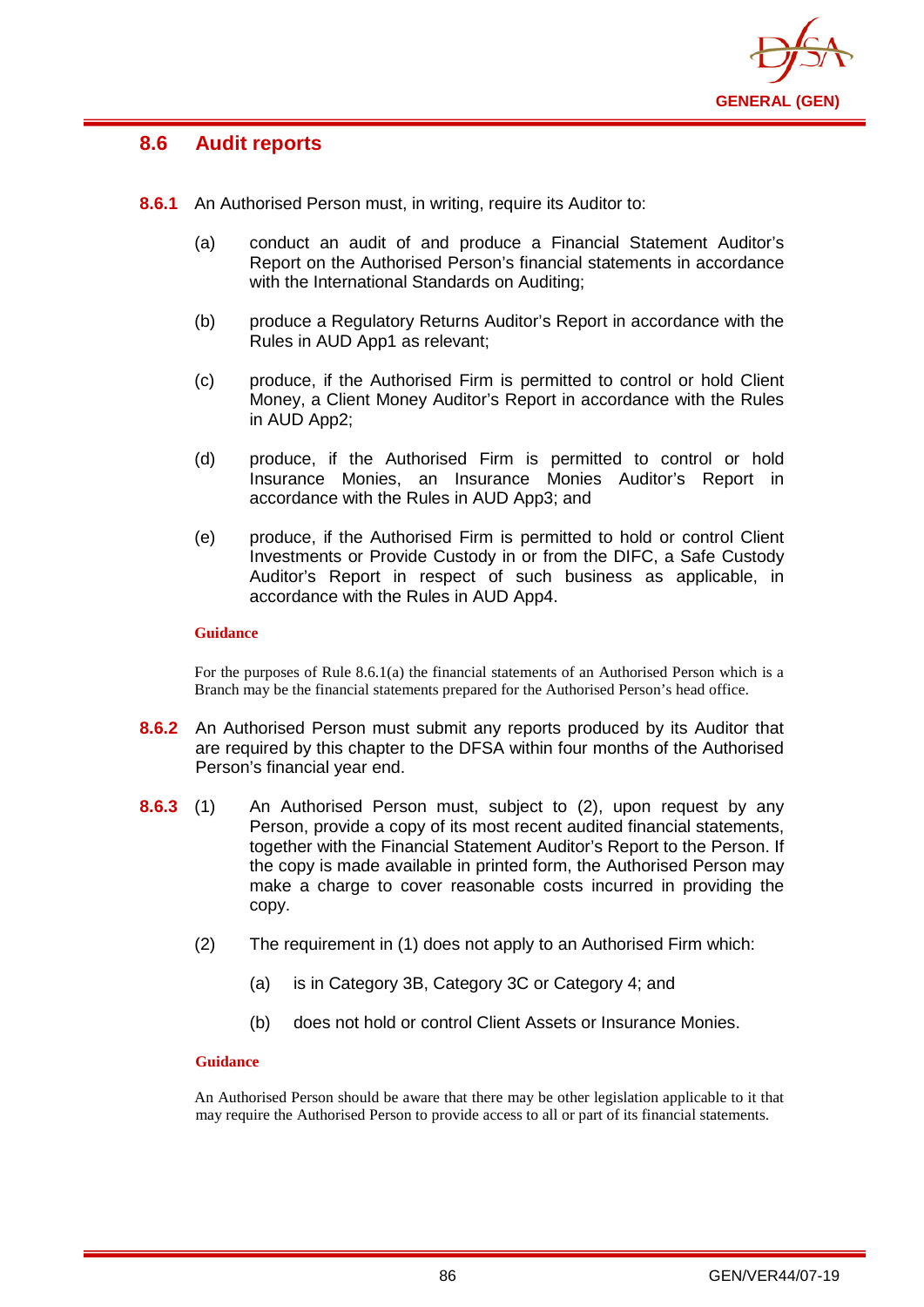## 8.6 Audit reports

**8.6.1** An Authorised Person must, in writing, require its Auditor to:

(a) conduct an audit of and produce a Financial Statement Auditor's Report on the Authorised Person's financial statements in accordance with the International Standards on Auditing;

(b) produce a Regulatory Returns Auditor's Report in accordance with the Rules in AUD App1 as relevant;

(c) produce, if the Authorised Firm is permitted to control or hold Client Money, a Client Money Auditor's Report in accordance with the Rules in AUD App2;

(d) produce, if the Authorised Firm is permitted to control or hold Insurance Monies, an Insurance Monies Auditor's Report in accordance with the Rules in AUD App3; and

(e) produce, if the Authorised Firm is permitted to hold or control Client Investments or Provide Custody in or from the DIFC, a Safe Custody Auditor's Report in respect of such business as applicable, in accordance with the Rules in AUD App4.

**Guidance**

For the purposes of Rule 8.6.1(a) the financial statements of an Authorised Person which is a Branch may be the financial statements prepared for the Authorised Person's head office.

**8.6.2** An Authorised Person must submit any reports produced by its Auditor that are required by this chapter to the DFSA within four months of the Authorised Person's financial year end.

**8.6.3** (1) An Authorised Person must, subject to (2), upon request by any Person, provide a copy of its most recent audited financial statements, together with the Financial Statement Auditor's Report to the Person. If the copy is made available in printed form, the Authorised Person may make a charge to cover reasonable costs incurred in providing the copy.

(2) The requirement in (1) does not apply to an Authorised Firm which:

(a) is in Category 3B, Category 3C or Category 4; and

(b) does not hold or control Client Assets or Insurance Monies.

**Guidance**

An Authorised Person should be aware that there may be other legislation applicable to it that may require the Authorised Person to provide access to all or part of its financial statements.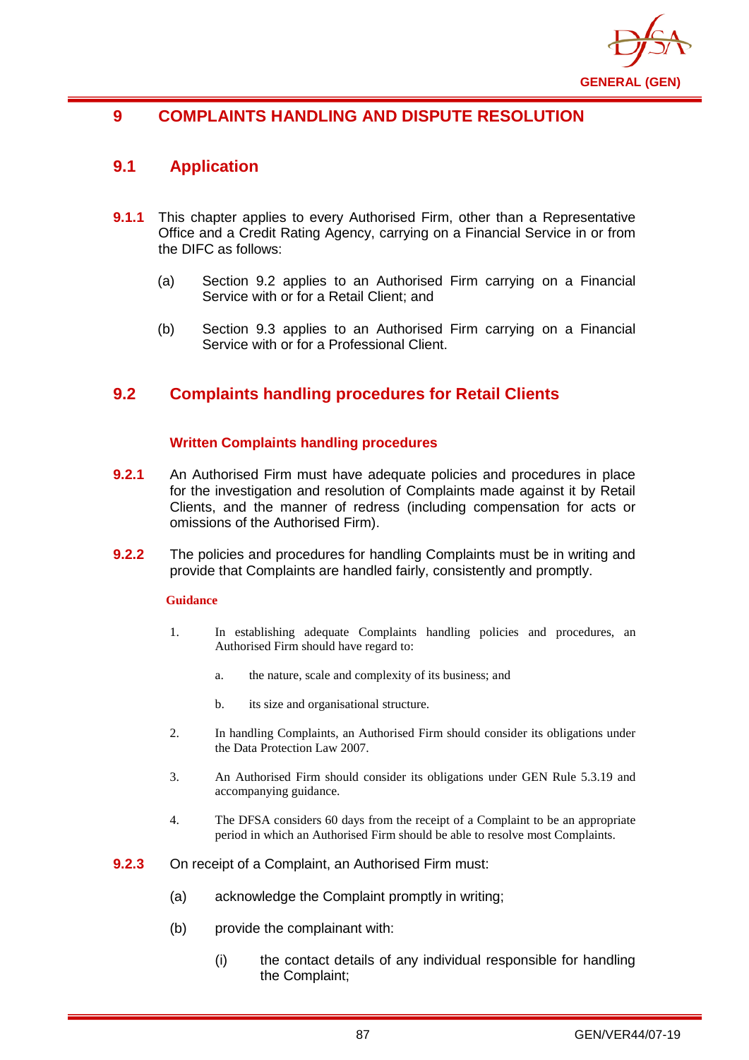## 9 COMPLAINTS HANDLING AND DISPUTE RESOLUTION

### 9.1 Application

**9.1.1** This chapter applies to every Authorised Firm, other than a Representative Office and a Credit Rating Agency, carrying on a Financial Service in or from the DIFC as follows:

(a) Section 9.2 applies to an Authorised Firm carrying on a Financial Service with or for a Retail Client; and

(b) Section 9.3 applies to an Authorised Firm carrying on a Financial Service with or for a Professional Client.

### 9.2 Complaints handling procedures for Retail Clients

#### Written Complaints handling procedures

**9.2.1** An Authorised Firm must have adequate policies and procedures in place for the investigation and resolution of Complaints made against it by Retail Clients, and the manner of redress (including compensation for acts or omissions of the Authorised Firm).

**9.2.2** The policies and procedures for handling Complaints must be in writing and provide that Complaints are handled fairly, consistently and promptly.

**Guidance**

1. In establishing adequate Complaints handling policies and procedures, an Authorised Firm should have regard to:

   a. the nature, scale and complexity of its business; and

   b. its size and organisational structure.

2. In handling Complaints, an Authorised Firm should consider its obligations under the Data Protection Law 2007.

3. An Authorised Firm should consider its obligations under GEN Rule 5.3.19 and accompanying guidance.

4. The DFSA considers 60 days from the receipt of a Complaint to be an appropriate period in which an Authorised Firm should be able to resolve most Complaints.

**9.2.3** On receipt of a Complaint, an Authorised Firm must:

(a) acknowledge the Complaint promptly in writing;

(b) provide the complainant with:

   (i) the contact details of any individual responsible for handling the Complaint;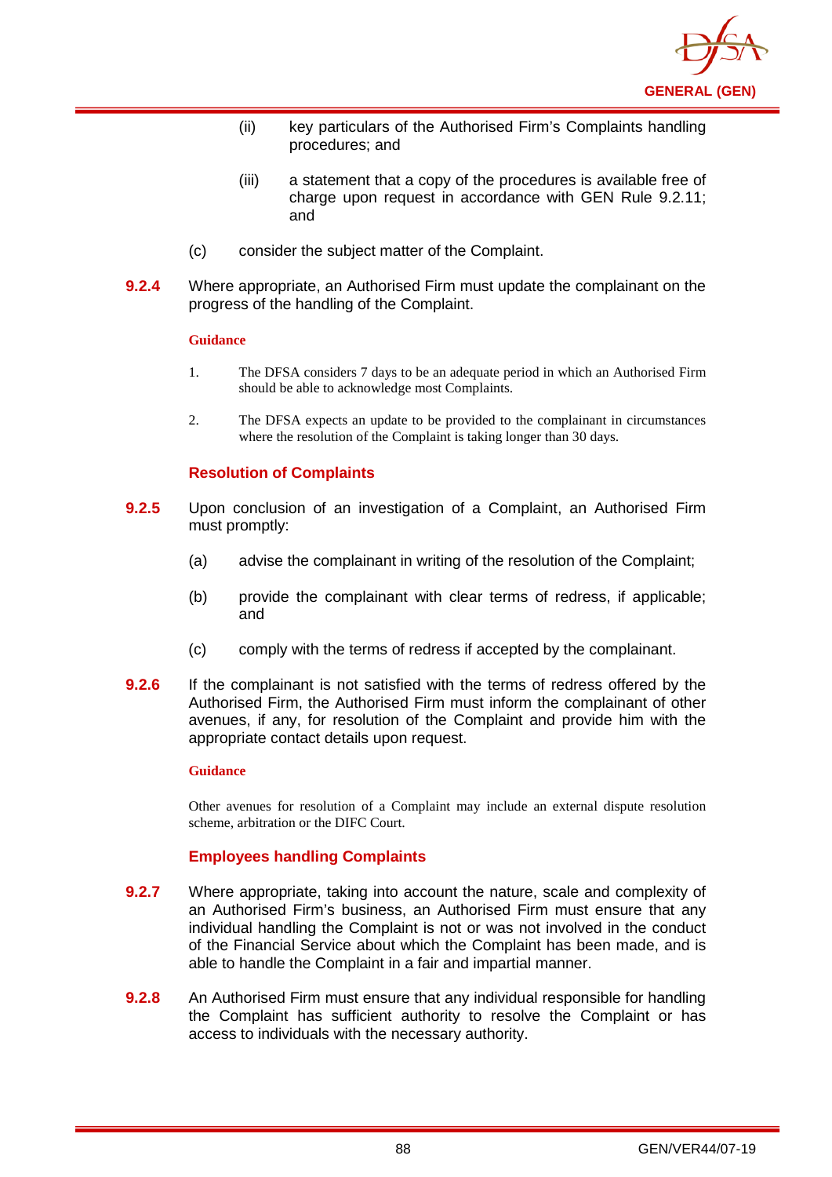(ii) key particulars of the Authorised Firm's Complaints handling procedures; and

(iii) a statement that a copy of the procedures is available free of charge upon request in accordance with GEN Rule 9.2.11; and

(c) consider the subject matter of the Complaint.

**9.2.4** Where appropriate, an Authorised Firm must update the complainant on the progress of the handling of the Complaint.

**Guidance**

1. The DFSA considers 7 days to be an adequate period in which an Authorised Firm should be able to acknowledge most Complaints.

2. The DFSA expects an update to be provided to the complainant in circumstances where the resolution of the Complaint is taking longer than 30 days.

### Resolution of Complaints

**9.2.5** Upon conclusion of an investigation of a Complaint, an Authorised Firm must promptly:

(a) advise the complainant in writing of the resolution of the Complaint;

(b) provide the complainant with clear terms of redress, if applicable; and

(c) comply with the terms of redress if accepted by the complainant.

**9.2.6** If the complainant is not satisfied with the terms of redress offered by the Authorised Firm, the Authorised Firm must inform the complainant of other avenues, if any, for resolution of the Complaint and provide him with the appropriate contact details upon request.

**Guidance**

Other avenues for resolution of a Complaint may include an external dispute resolution scheme, arbitration or the DIFC Court.

### Employees handling Complaints

**9.2.7** Where appropriate, taking into account the nature, scale and complexity of an Authorised Firm's business, an Authorised Firm must ensure that any individual handling the Complaint is not or was not involved in the conduct of the Financial Service about which the Complaint has been made, and is able to handle the Complaint in a fair and impartial manner.

**9.2.8** An Authorised Firm must ensure that any individual responsible for handling the Complaint has sufficient authority to resolve the Complaint or has access to individuals with the necessary authority.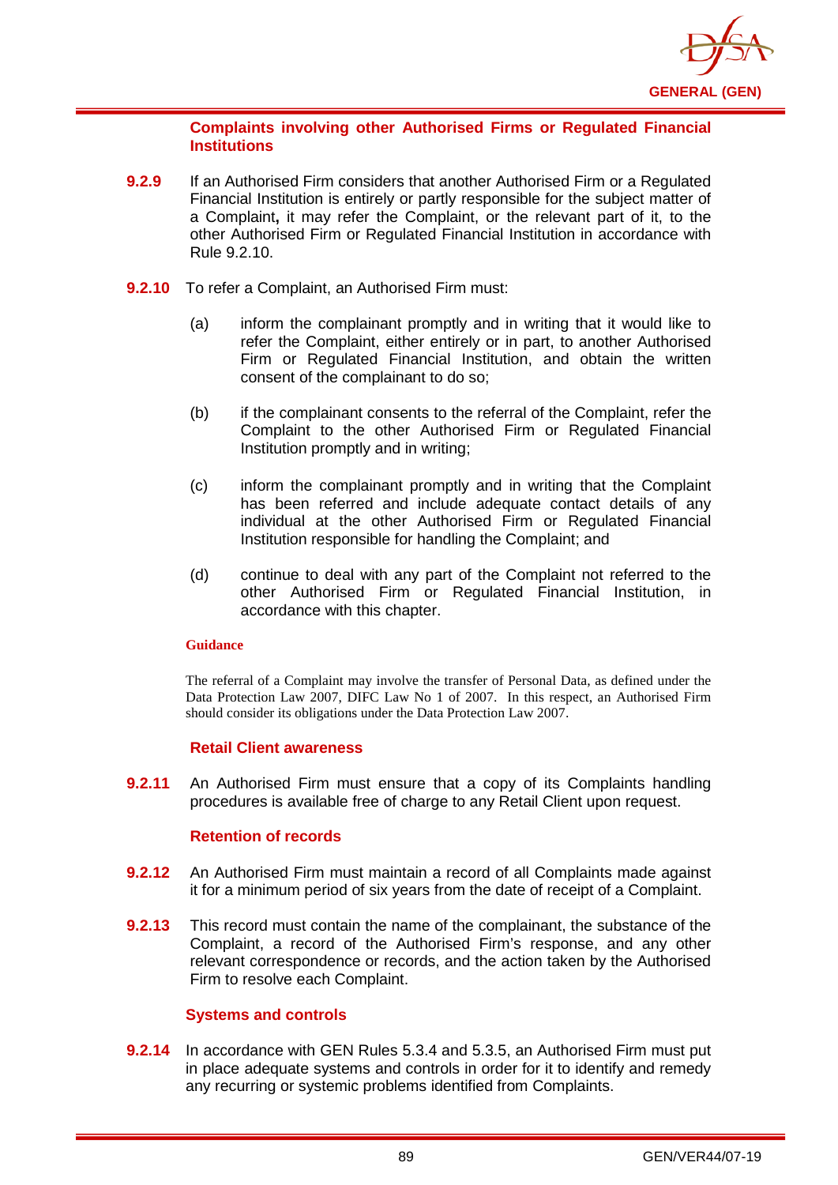### Complaints involving other Authorised Firms or Regulated Financial Institutions

**9.2.9** If an Authorised Firm considers that another Authorised Firm or a Regulated Financial Institution is entirely or partly responsible for the subject matter of a Complaint**,** it may refer the Complaint, or the relevant part of it, to the other Authorised Firm or Regulated Financial Institution in accordance with Rule 9.2.10.

**9.2.10** To refer a Complaint, an Authorised Firm must:

(a) inform the complainant promptly and in writing that it would like to refer the Complaint, either entirely or in part, to another Authorised Firm or Regulated Financial Institution, and obtain the written consent of the complainant to do so;

(b) if the complainant consents to the referral of the Complaint, refer the Complaint to the other Authorised Firm or Regulated Financial Institution promptly and in writing;

(c) inform the complainant promptly and in writing that the Complaint has been referred and include adequate contact details of any individual at the other Authorised Firm or Regulated Financial Institution responsible for handling the Complaint; and

(d) continue to deal with any part of the Complaint not referred to the other Authorised Firm or Regulated Financial Institution, in accordance with this chapter.

**Guidance**

The referral of a Complaint may involve the transfer of Personal Data, as defined under the Data Protection Law 2007, DIFC Law No 1 of 2007. In this respect, an Authorised Firm should consider its obligations under the Data Protection Law 2007.

### Retail Client awareness

**9.2.11** An Authorised Firm must ensure that a copy of its Complaints handling procedures is available free of charge to any Retail Client upon request.

### Retention of records

**9.2.12** An Authorised Firm must maintain a record of all Complaints made against it for a minimum period of six years from the date of receipt of a Complaint.

**9.2.13** This record must contain the name of the complainant, the substance of the Complaint, a record of the Authorised Firm's response, and any other relevant correspondence or records, and the action taken by the Authorised Firm to resolve each Complaint.

### Systems and controls

**9.2.14** In accordance with GEN Rules 5.3.4 and 5.3.5, an Authorised Firm must put in place adequate systems and controls in order for it to identify and remedy any recurring or systemic problems identified from Complaints.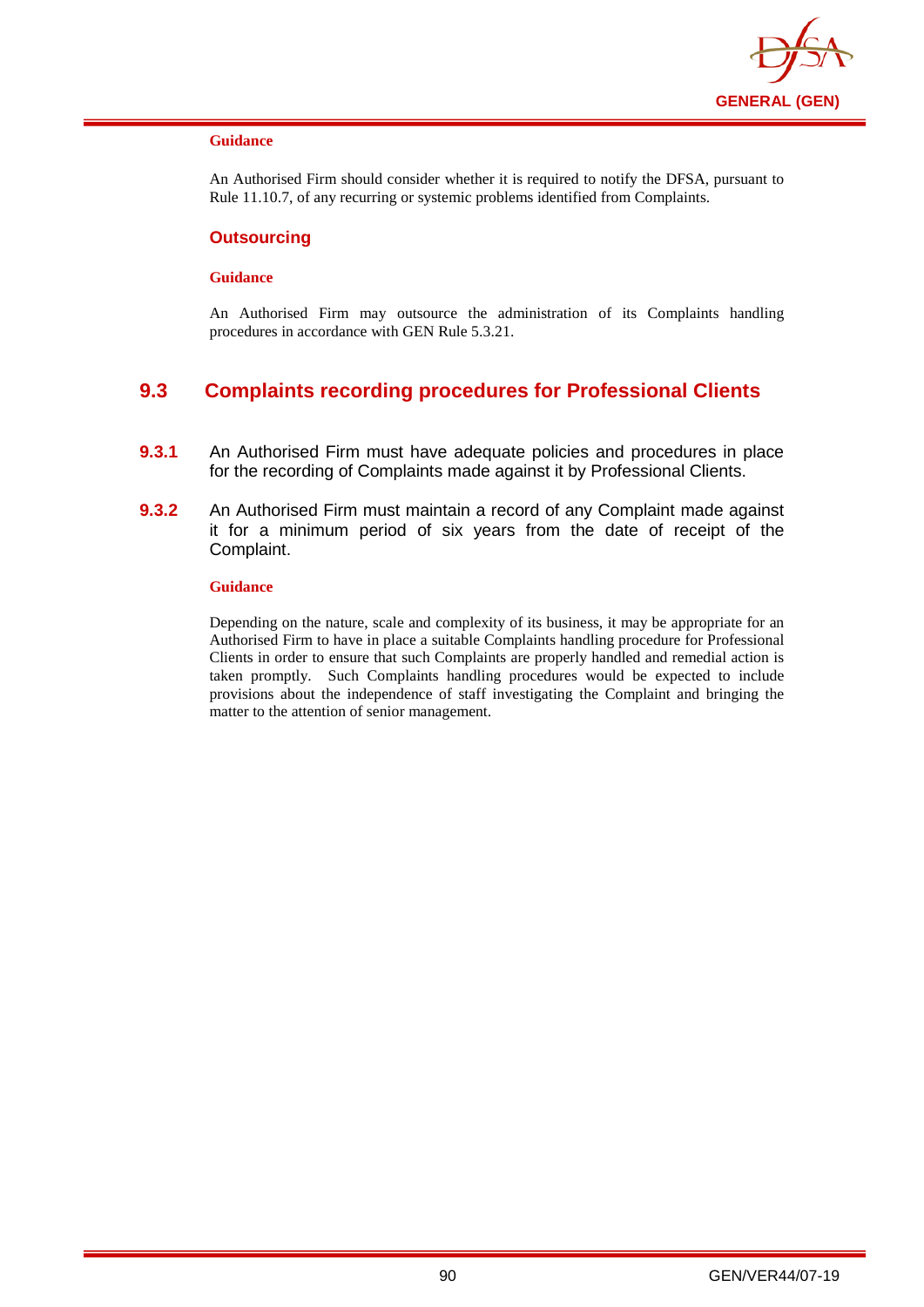**Guidance**

An Authorised Firm should consider whether it is required to notify the DFSA, pursuant to Rule 11.10.7, of any recurring or systemic problems identified from Complaints.

### Outsourcing

**Guidance**

An Authorised Firm may outsource the administration of its Complaints handling procedures in accordance with GEN Rule 5.3.21.

## 9.3 Complaints recording procedures for Professional Clients

**9.3.1** An Authorised Firm must have adequate policies and procedures in place for the recording of Complaints made against it by Professional Clients.

**9.3.2** An Authorised Firm must maintain a record of any Complaint made against it for a minimum period of six years from the date of receipt of the Complaint.

**Guidance**

Depending on the nature, scale and complexity of its business, it may be appropriate for an Authorised Firm to have in place a suitable Complaints handling procedure for Professional Clients in order to ensure that such Complaints are properly handled and remedial action is taken promptly. Such Complaints handling procedures would be expected to include provisions about the independence of staff investigating the Complaint and bringing the matter to the attention of senior management.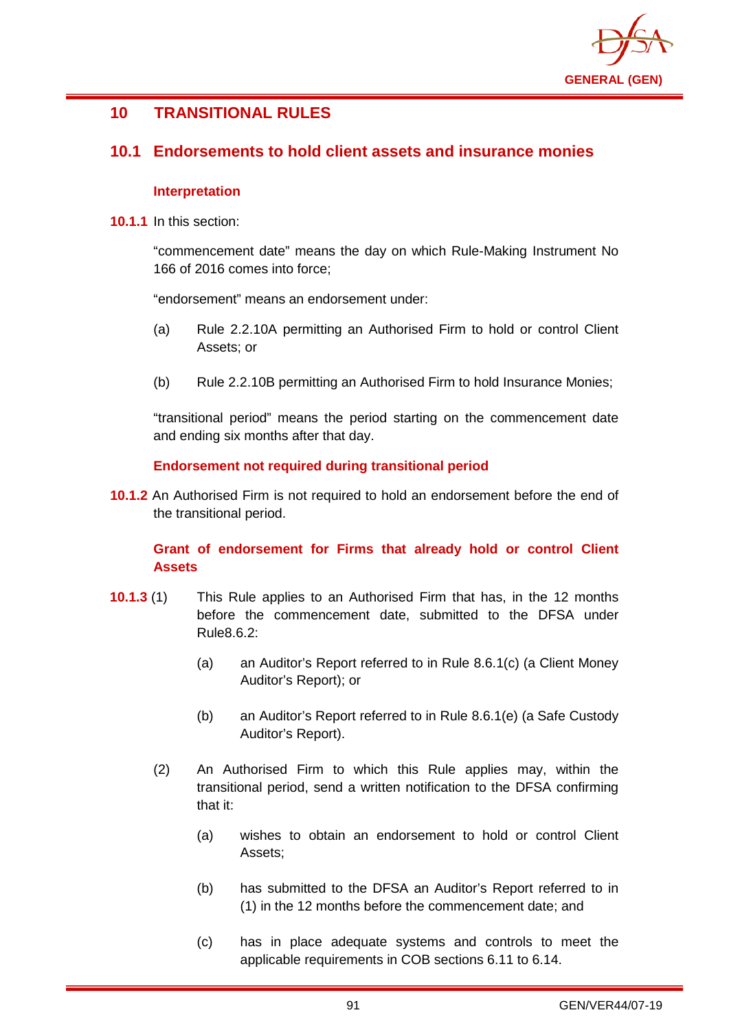# 10 TRANSITIONAL RULES

## 10.1 Endorsements to hold client assets and insurance monies

### Interpretation

**10.1.1** In this section:

"commencement date" means the day on which Rule-Making Instrument No 166 of 2016 comes into force;

"endorsement" means an endorsement under:

(a) Rule 2.2.10A permitting an Authorised Firm to hold or control Client Assets; or

(b) Rule 2.2.10B permitting an Authorised Firm to hold Insurance Monies;

"transitional period" means the period starting on the commencement date and ending six months after that day.

### Endorsement not required during transitional period

**10.1.2** An Authorised Firm is not required to hold an endorsement before the end of the transitional period.

### Grant of endorsement for Firms that already hold or control Client Assets

**10.1.3** (1) This Rule applies to an Authorised Firm that has, in the 12 months before the commencement date, submitted to the DFSA under Rule8.6.2:

(a) an Auditor's Report referred to in Rule 8.6.1(c) (a Client Money Auditor's Report); or

(b) an Auditor's Report referred to in Rule 8.6.1(e) (a Safe Custody Auditor's Report).

(2) An Authorised Firm to which this Rule applies may, within the transitional period, send a written notification to the DFSA confirming that it:

(a) wishes to obtain an endorsement to hold or control Client Assets;

(b) has submitted to the DFSA an Auditor's Report referred to in (1) in the 12 months before the commencement date; and

(c) has in place adequate systems and controls to meet the applicable requirements in COB sections 6.11 to 6.14.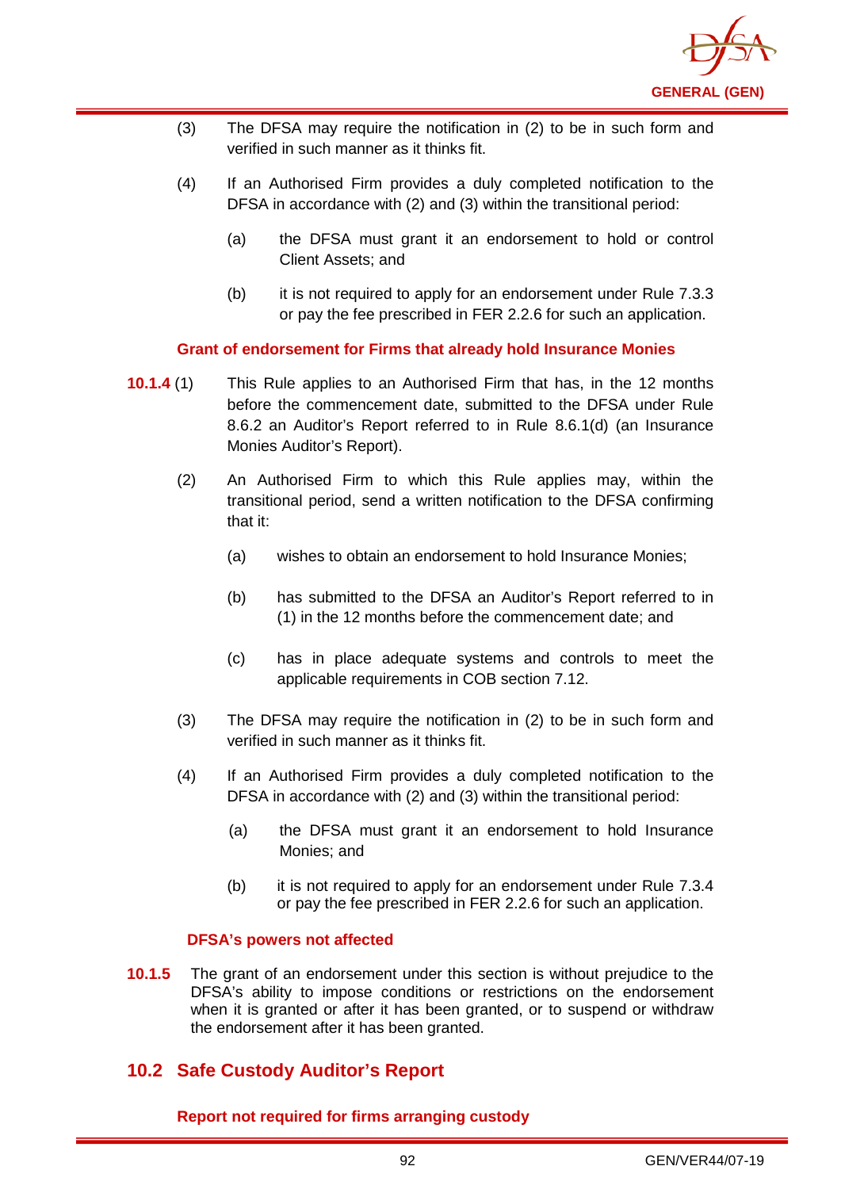(3) The DFSA may require the notification in (2) to be in such form and verified in such manner as it thinks fit.

(4) If an Authorised Firm provides a duly completed notification to the DFSA in accordance with (2) and (3) within the transitional period:

(a) the DFSA must grant it an endorsement to hold or control Client Assets; and

(b) it is not required to apply for an endorsement under Rule 7.3.3 or pay the fee prescribed in FER 2.2.6 for such an application.

**Grant of endorsement for Firms that already hold Insurance Monies**

**10.1.4** (1) This Rule applies to an Authorised Firm that has, in the 12 months before the commencement date, submitted to the DFSA under Rule 8.6.2 an Auditor's Report referred to in Rule 8.6.1(d) (an Insurance Monies Auditor's Report).

(2) An Authorised Firm to which this Rule applies may, within the transitional period, send a written notification to the DFSA confirming that it:

(a) wishes to obtain an endorsement to hold Insurance Monies;

(b) has submitted to the DFSA an Auditor's Report referred to in (1) in the 12 months before the commencement date; and

(c) has in place adequate systems and controls to meet the applicable requirements in COB section 7.12.

(3) The DFSA may require the notification in (2) to be in such form and verified in such manner as it thinks fit.

(4) If an Authorised Firm provides a duly completed notification to the DFSA in accordance with (2) and (3) within the transitional period:

(a) the DFSA must grant it an endorsement to hold Insurance Monies; and

(b) it is not required to apply for an endorsement under Rule 7.3.4 or pay the fee prescribed in FER 2.2.6 for such an application.

**DFSA's powers not affected**

**10.1.5** The grant of an endorsement under this section is without prejudice to the DFSA's ability to impose conditions or restrictions on the endorsement when it is granted or after it has been granted, or to suspend or withdraw the endorsement after it has been granted.

## 10.2 Safe Custody Auditor's Report

**Report not required for firms arranging custody**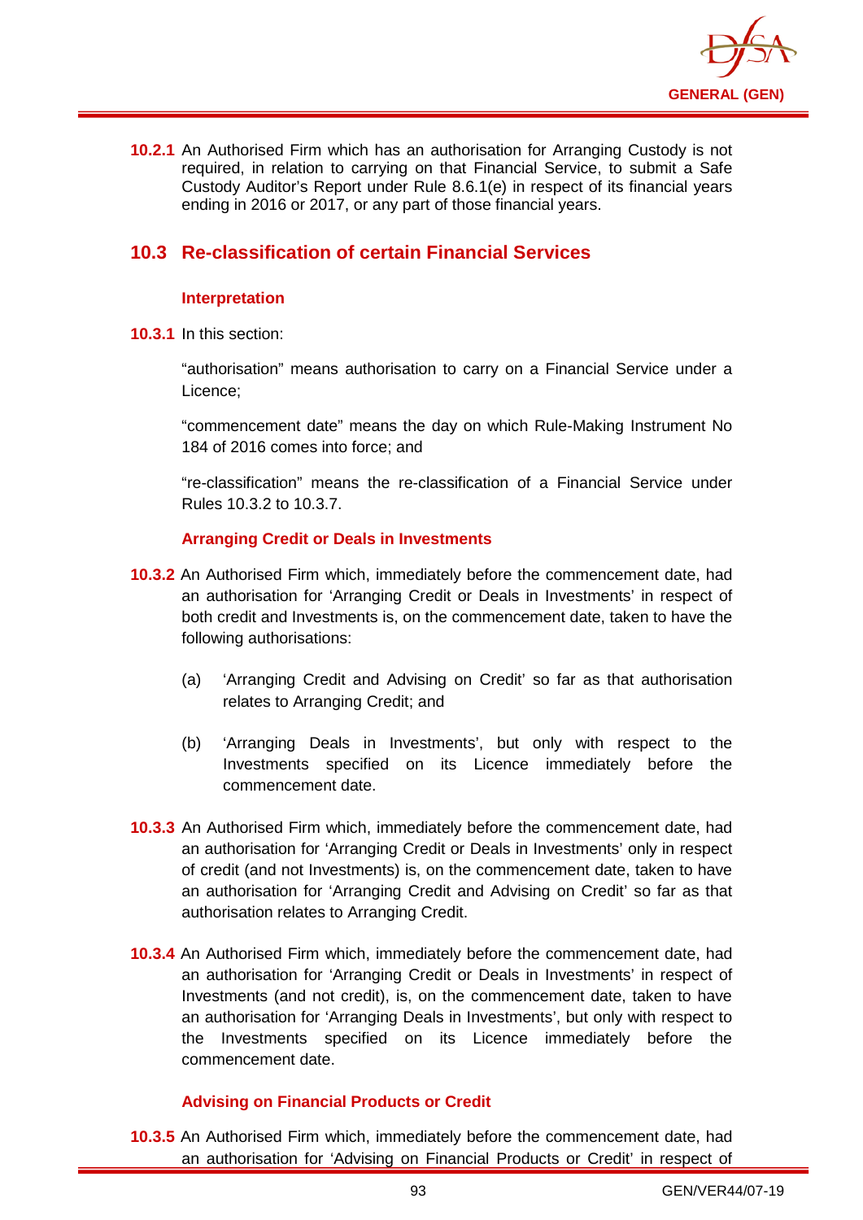**10.2.1** An Authorised Firm which has an authorisation for Arranging Custody is not required, in relation to carrying on that Financial Service, to submit a Safe Custody Auditor's Report under Rule 8.6.1(e) in respect of its financial years ending in 2016 or 2017, or any part of those financial years.

## 10.3 Re-classification of certain Financial Services

### Interpretation

**10.3.1** In this section:

"authorisation" means authorisation to carry on a Financial Service under a Licence;

"commencement date" means the day on which Rule-Making Instrument No 184 of 2016 comes into force; and

"re-classification" means the re-classification of a Financial Service under Rules 10.3.2 to 10.3.7.

### Arranging Credit or Deals in Investments

**10.3.2** An Authorised Firm which, immediately before the commencement date, had an authorisation for 'Arranging Credit or Deals in Investments' in respect of both credit and Investments is, on the commencement date, taken to have the following authorisations:

(a) 'Arranging Credit and Advising on Credit' so far as that authorisation relates to Arranging Credit; and

(b) 'Arranging Deals in Investments', but only with respect to the Investments specified on its Licence immediately before the commencement date.

**10.3.3** An Authorised Firm which, immediately before the commencement date, had an authorisation for 'Arranging Credit or Deals in Investments' only in respect of credit (and not Investments) is, on the commencement date, taken to have an authorisation for 'Arranging Credit and Advising on Credit' so far as that authorisation relates to Arranging Credit.

**10.3.4** An Authorised Firm which, immediately before the commencement date, had an authorisation for 'Arranging Credit or Deals in Investments' in respect of Investments (and not credit), is, on the commencement date, taken to have an authorisation for 'Arranging Deals in Investments', but only with respect to the Investments specified on its Licence immediately before the commencement date.

### Advising on Financial Products or Credit

**10.3.5** An Authorised Firm which, immediately before the commencement date, had an authorisation for 'Advising on Financial Products or Credit' in respect of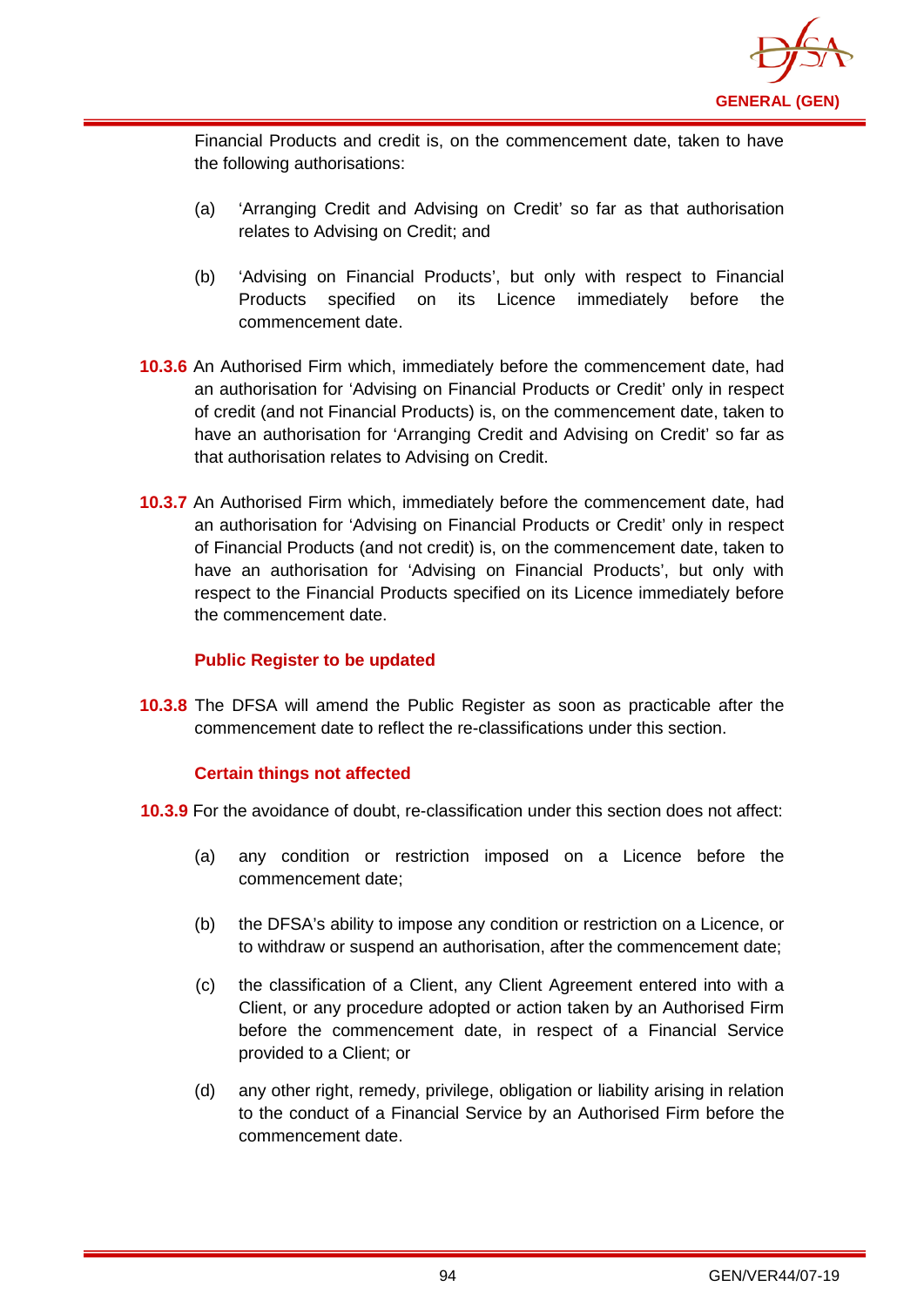Financial Products and credit is, on the commencement date, taken to have the following authorisations:

(a) 'Arranging Credit and Advising on Credit' so far as that authorisation relates to Advising on Credit; and

(b) 'Advising on Financial Products', but only with respect to Financial Products specified on its Licence immediately before the commencement date.

**10.3.6** An Authorised Firm which, immediately before the commencement date, had an authorisation for 'Advising on Financial Products or Credit' only in respect of credit (and not Financial Products) is, on the commencement date, taken to have an authorisation for 'Arranging Credit and Advising on Credit' so far as that authorisation relates to Advising on Credit.

**10.3.7** An Authorised Firm which, immediately before the commencement date, had an authorisation for 'Advising on Financial Products or Credit' only in respect of Financial Products (and not credit) is, on the commencement date, taken to have an authorisation for 'Advising on Financial Products', but only with respect to the Financial Products specified on its Licence immediately before the commencement date.

**Public Register to be updated**

**10.3.8** The DFSA will amend the Public Register as soon as practicable after the commencement date to reflect the re-classifications under this section.

**Certain things not affected**

**10.3.9** For the avoidance of doubt, re-classification under this section does not affect:

(a) any condition or restriction imposed on a Licence before the commencement date;

(b) the DFSA's ability to impose any condition or restriction on a Licence, or to withdraw or suspend an authorisation, after the commencement date;

(c) the classification of a Client, any Client Agreement entered into with a Client, or any procedure adopted or action taken by an Authorised Firm before the commencement date, in respect of a Financial Service provided to a Client; or

(d) any other right, remedy, privilege, obligation or liability arising in relation to the conduct of a Financial Service by an Authorised Firm before the commencement date.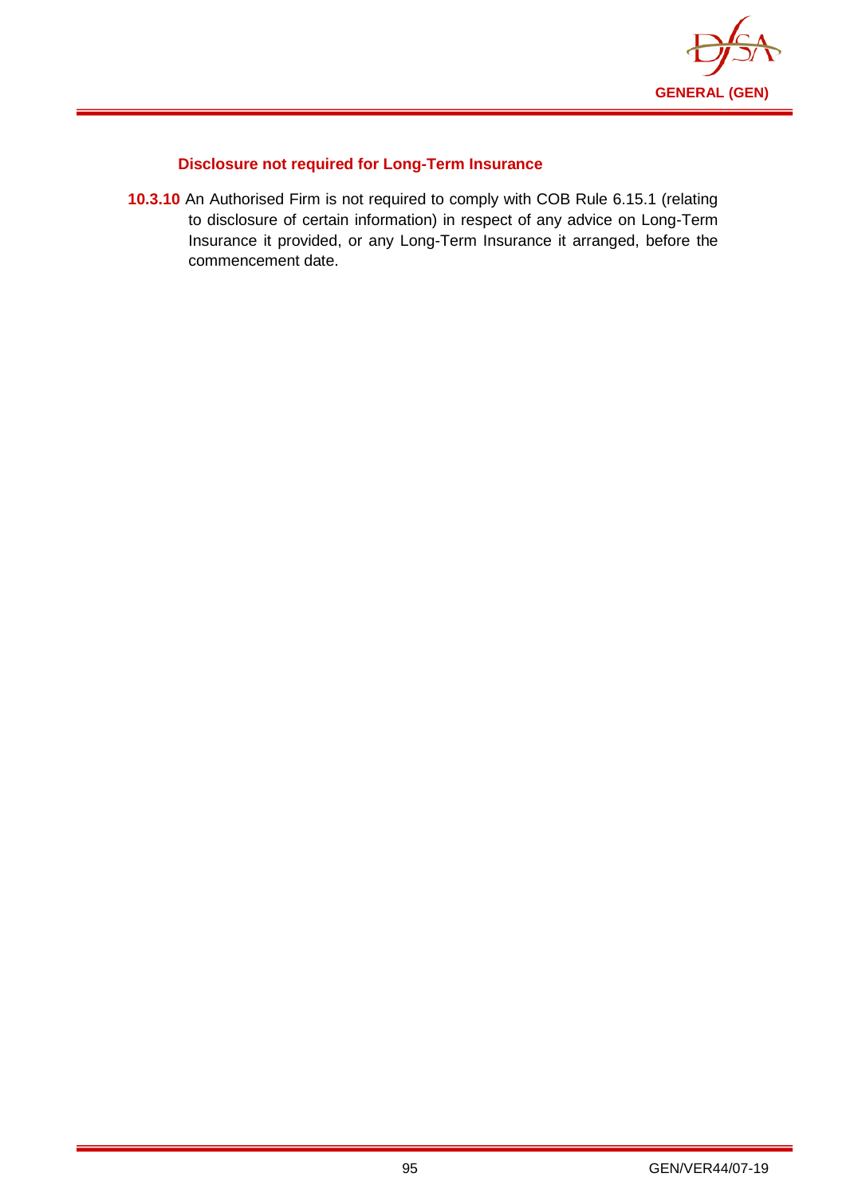### Disclosure not required for Long-Term Insurance

**10.3.10** An Authorised Firm is not required to comply with COB Rule 6.15.1 (relating to disclosure of certain information) in respect of any advice on Long-Term Insurance it provided, or any Long-Term Insurance it arranged, before the commencement date.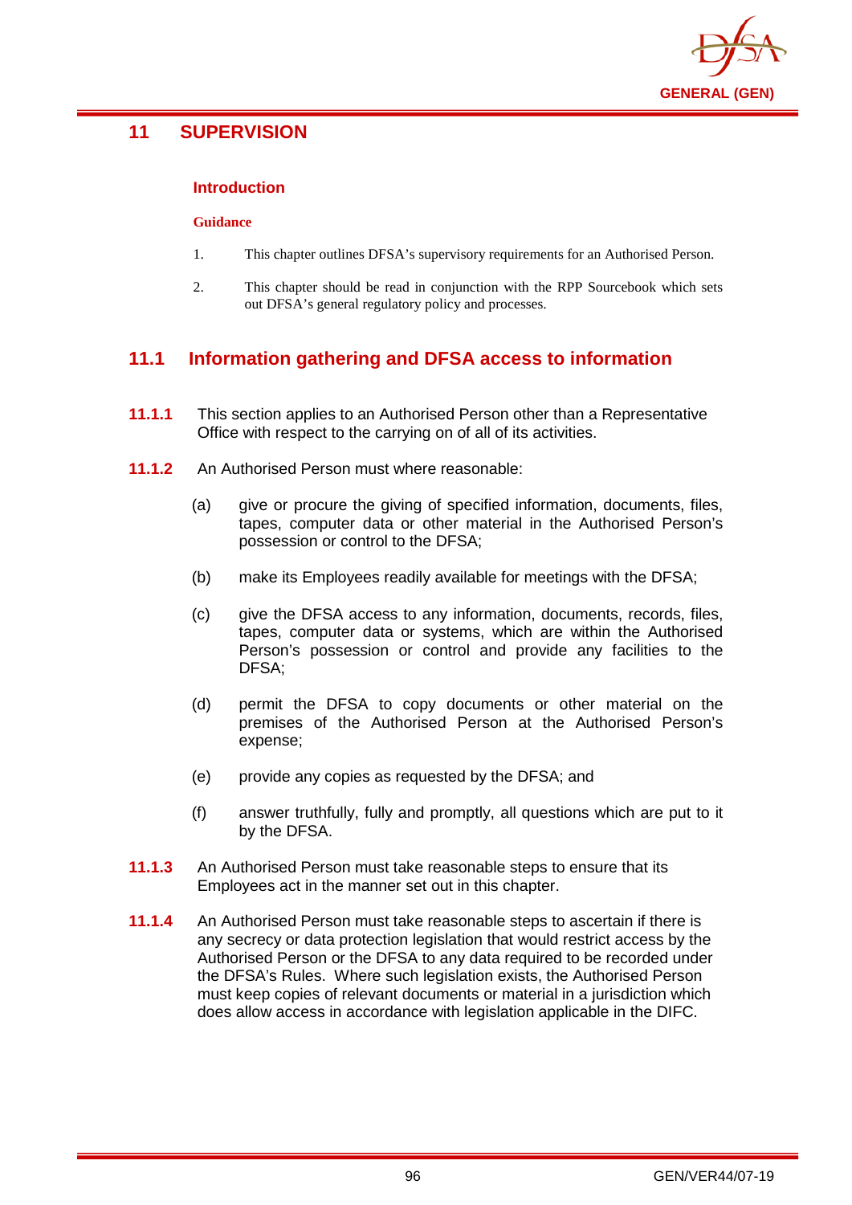# 11 SUPERVISION

### Introduction

**Guidance**

1. This chapter outlines DFSA's supervisory requirements for an Authorised Person.

2. This chapter should be read in conjunction with the RPP Sourcebook which sets out DFSA's general regulatory policy and processes.

## 11.1 Information gathering and DFSA access to information

**11.1.1** This section applies to an Authorised Person other than a Representative Office with respect to the carrying on of all of its activities.

**11.1.2** An Authorised Person must where reasonable:

(a) give or procure the giving of specified information, documents, files, tapes, computer data or other material in the Authorised Person's possession or control to the DFSA;

(b) make its Employees readily available for meetings with the DFSA;

(c) give the DFSA access to any information, documents, records, files, tapes, computer data or systems, which are within the Authorised Person's possession or control and provide any facilities to the DFSA;

(d) permit the DFSA to copy documents or other material on the premises of the Authorised Person at the Authorised Person's expense;

(e) provide any copies as requested by the DFSA; and

(f) answer truthfully, fully and promptly, all questions which are put to it by the DFSA.

**11.1.3** An Authorised Person must take reasonable steps to ensure that its Employees act in the manner set out in this chapter.

**11.1.4** An Authorised Person must take reasonable steps to ascertain if there is any secrecy or data protection legislation that would restrict access by the Authorised Person or the DFSA to any data required to be recorded under the DFSA's Rules. Where such legislation exists, the Authorised Person must keep copies of relevant documents or material in a jurisdiction which does allow access in accordance with legislation applicable in the DIFC.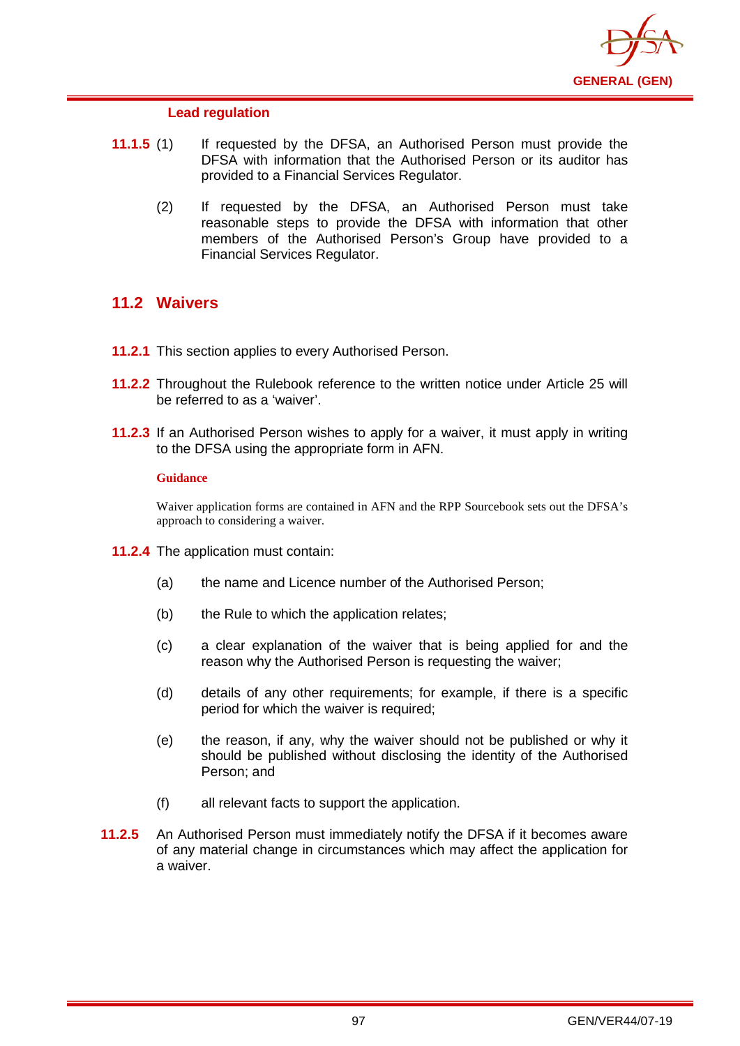#### Lead regulation

**11.1.5** (1) If requested by the DFSA, an Authorised Person must provide the DFSA with information that the Authorised Person or its auditor has provided to a Financial Services Regulator.

(2) If requested by the DFSA, an Authorised Person must take reasonable steps to provide the DFSA with information that other members of the Authorised Person's Group have provided to a Financial Services Regulator.

## 11.2 Waivers

**11.2.1** This section applies to every Authorised Person.

**11.2.2** Throughout the Rulebook reference to the written notice under Article 25 will be referred to as a 'waiver'.

**11.2.3** If an Authorised Person wishes to apply for a waiver, it must apply in writing to the DFSA using the appropriate form in AFN.

**Guidance**

Waiver application forms are contained in AFN and the RPP Sourcebook sets out the DFSA's approach to considering a waiver.

**11.2.4** The application must contain:

(a) the name and Licence number of the Authorised Person;

(b) the Rule to which the application relates;

(c) a clear explanation of the waiver that is being applied for and the reason why the Authorised Person is requesting the waiver;

(d) details of any other requirements; for example, if there is a specific period for which the waiver is required;

(e) the reason, if any, why the waiver should not be published or why it should be published without disclosing the identity of the Authorised Person; and

(f) all relevant facts to support the application.

**11.2.5** An Authorised Person must immediately notify the DFSA if it becomes aware of any material change in circumstances which may affect the application for a waiver.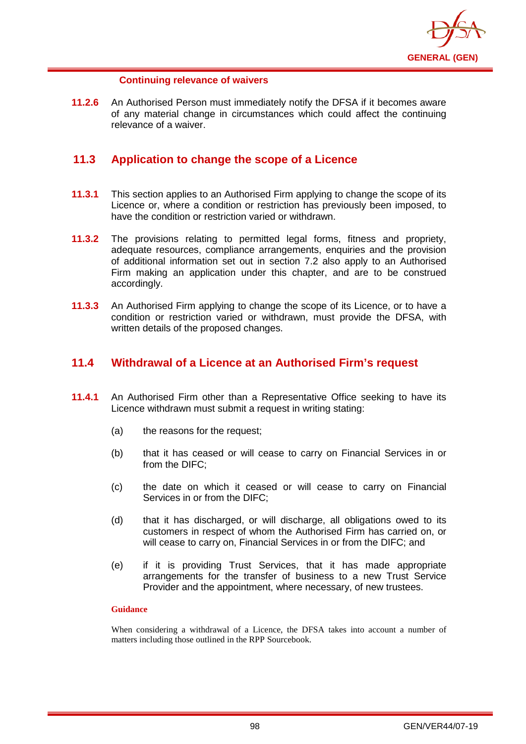#### Continuing relevance of waivers

**11.2.6** An Authorised Person must immediately notify the DFSA if it becomes aware of any material change in circumstances which could affect the continuing relevance of a waiver.

## 11.3 Application to change the scope of a Licence

**11.3.1** This section applies to an Authorised Firm applying to change the scope of its Licence or, where a condition or restriction has previously been imposed, to have the condition or restriction varied or withdrawn.

**11.3.2** The provisions relating to permitted legal forms, fitness and propriety, adequate resources, compliance arrangements, enquiries and the provision of additional information set out in section 7.2 also apply to an Authorised Firm making an application under this chapter, and are to be construed accordingly.

**11.3.3** An Authorised Firm applying to change the scope of its Licence, or to have a condition or restriction varied or withdrawn, must provide the DFSA, with written details of the proposed changes.

## 11.4 Withdrawal of a Licence at an Authorised Firm's request

**11.4.1** An Authorised Firm other than a Representative Office seeking to have its Licence withdrawn must submit a request in writing stating:

(a) the reasons for the request;

(b) that it has ceased or will cease to carry on Financial Services in or from the DIFC;

(c) the date on which it ceased or will cease to carry on Financial Services in or from the DIFC;

(d) that it has discharged, or will discharge, all obligations owed to its customers in respect of whom the Authorised Firm has carried on, or will cease to carry on, Financial Services in or from the DIFC; and

(e) if it is providing Trust Services, that it has made appropriate arrangements for the transfer of business to a new Trust Service Provider and the appointment, where necessary, of new trustees.

**Guidance**

When considering a withdrawal of a Licence, the DFSA takes into account a number of matters including those outlined in the RPP Sourcebook.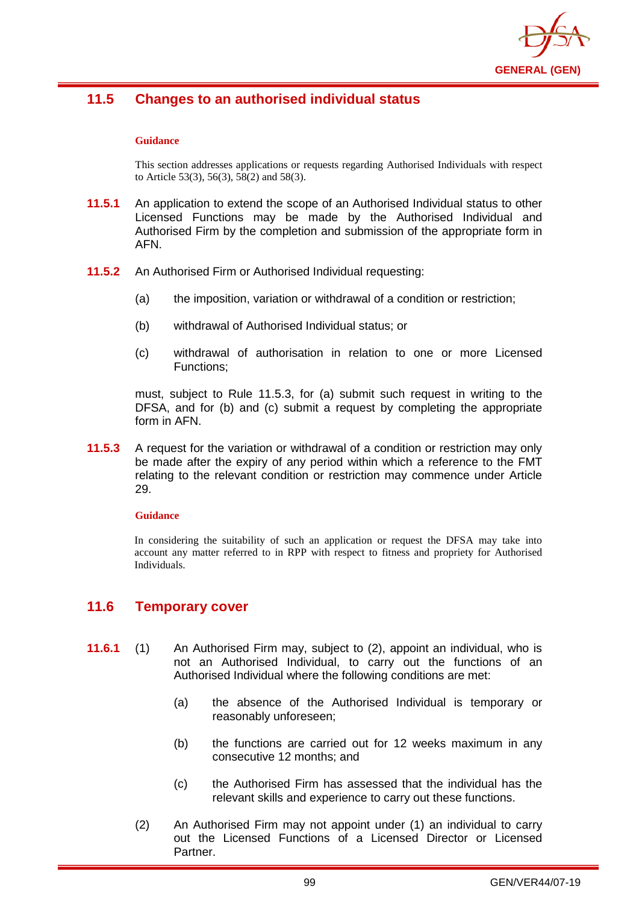## 11.5 Changes to an authorised individual status

**Guidance**

This section addresses applications or requests regarding Authorised Individuals with respect to Article 53(3), 56(3), 58(2) and 58(3).

**11.5.1** An application to extend the scope of an Authorised Individual status to other Licensed Functions may be made by the Authorised Individual and Authorised Firm by the completion and submission of the appropriate form in AFN.

**11.5.2** An Authorised Firm or Authorised Individual requesting:

(a) the imposition, variation or withdrawal of a condition or restriction;

(b) withdrawal of Authorised Individual status; or

(c) withdrawal of authorisation in relation to one or more Licensed Functions;

must, subject to Rule 11.5.3, for (a) submit such request in writing to the DFSA, and for (b) and (c) submit a request by completing the appropriate form in AFN.

**11.5.3** A request for the variation or withdrawal of a condition or restriction may only be made after the expiry of any period within which a reference to the FMT relating to the relevant condition or restriction may commence under Article 29.

**Guidance**

In considering the suitability of such an application or request the DFSA may take into account any matter referred to in RPP with respect to fitness and propriety for Authorised Individuals.

## 11.6 Temporary cover

**11.6.1** (1) An Authorised Firm may, subject to (2), appoint an individual, who is not an Authorised Individual, to carry out the functions of an Authorised Individual where the following conditions are met:

(a) the absence of the Authorised Individual is temporary or reasonably unforeseen;

(b) the functions are carried out for 12 weeks maximum in any consecutive 12 months; and

(c) the Authorised Firm has assessed that the individual has the relevant skills and experience to carry out these functions.

(2) An Authorised Firm may not appoint under (1) an individual to carry out the Licensed Functions of a Licensed Director or Licensed Partner.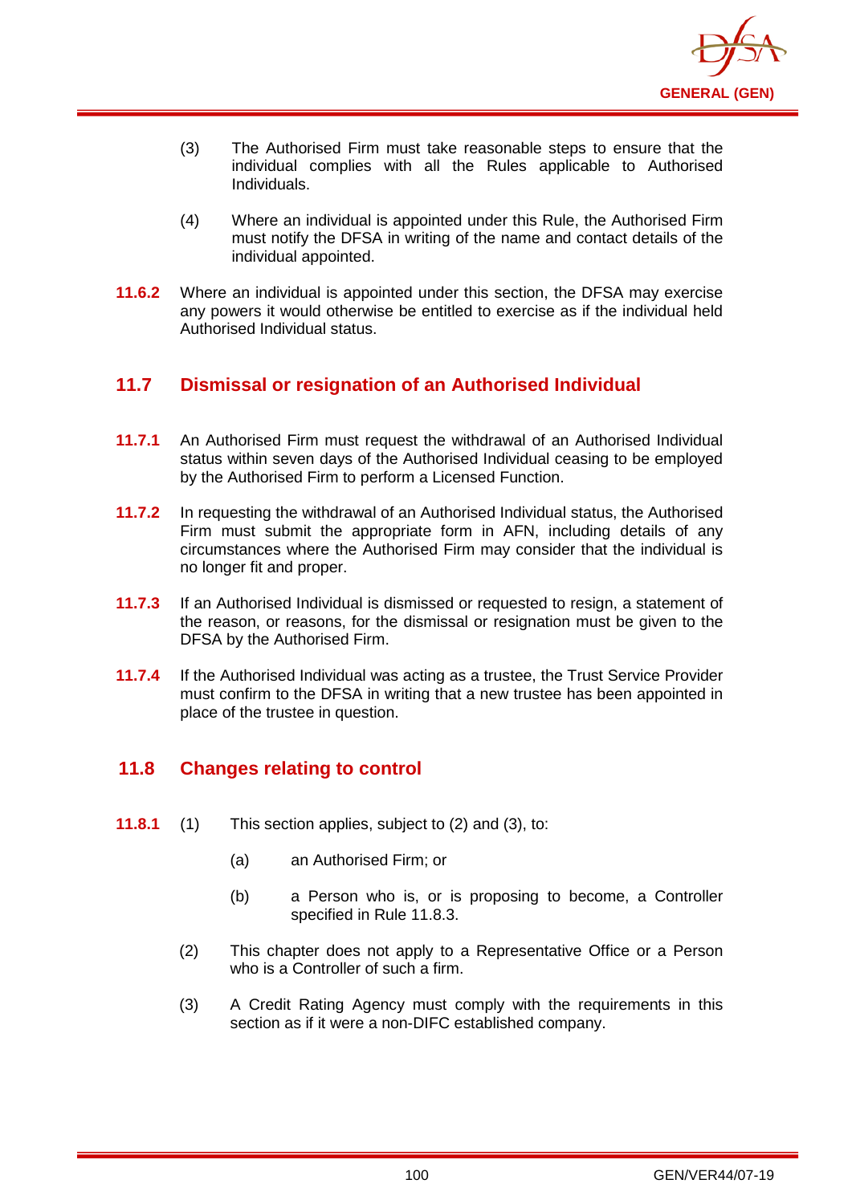(3) The Authorised Firm must take reasonable steps to ensure that the individual complies with all the Rules applicable to Authorised Individuals.

(4) Where an individual is appointed under this Rule, the Authorised Firm must notify the DFSA in writing of the name and contact details of the individual appointed.

**11.6.2** Where an individual is appointed under this section, the DFSA may exercise any powers it would otherwise be entitled to exercise as if the individual held Authorised Individual status.

## 11.7 Dismissal or resignation of an Authorised Individual

**11.7.1** An Authorised Firm must request the withdrawal of an Authorised Individual status within seven days of the Authorised Individual ceasing to be employed by the Authorised Firm to perform a Licensed Function.

**11.7.2** In requesting the withdrawal of an Authorised Individual status, the Authorised Firm must submit the appropriate form in AFN, including details of any circumstances where the Authorised Firm may consider that the individual is no longer fit and proper.

**11.7.3** If an Authorised Individual is dismissed or requested to resign, a statement of the reason, or reasons, for the dismissal or resignation must be given to the DFSA by the Authorised Firm.

**11.7.4** If the Authorised Individual was acting as a trustee, the Trust Service Provider must confirm to the DFSA in writing that a new trustee has been appointed in place of the trustee in question.

## 11.8 Changes relating to control

**11.8.1** (1) This section applies, subject to (2) and (3), to:

(a) an Authorised Firm; or

(b) a Person who is, or is proposing to become, a Controller specified in Rule 11.8.3.

(2) This chapter does not apply to a Representative Office or a Person who is a Controller of such a firm.

(3) A Credit Rating Agency must comply with the requirements in this section as if it were a non-DIFC established company.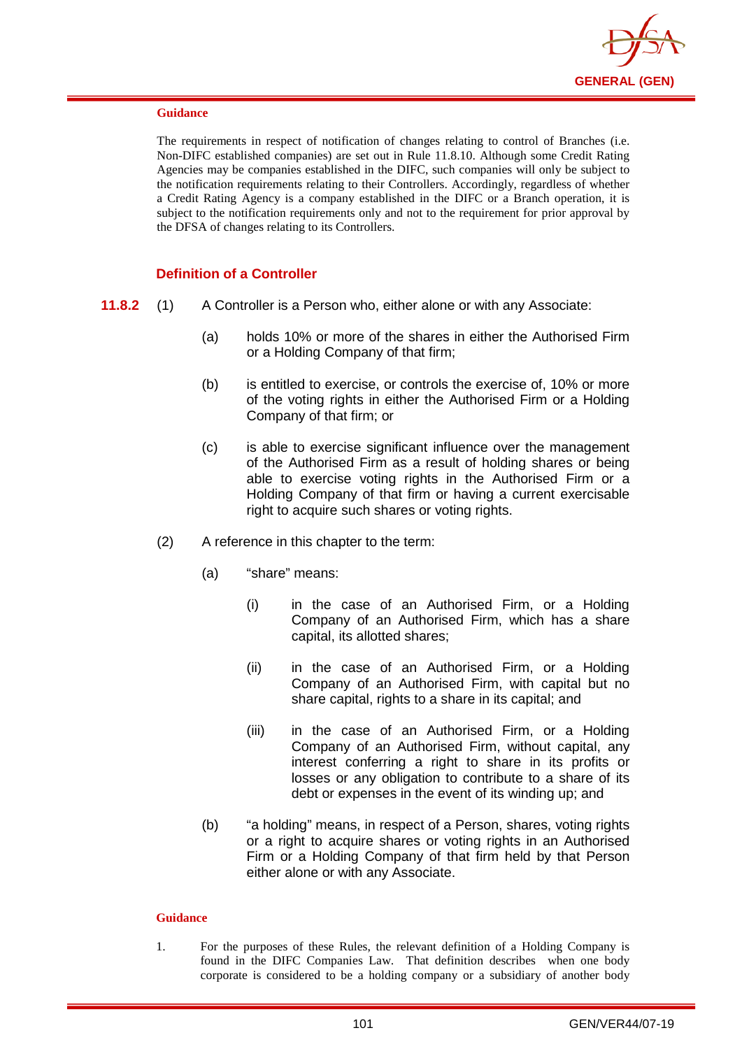**Guidance**

The requirements in respect of notification of changes relating to control of Branches (i.e. Non-DIFC established companies) are set out in Rule 11.8.10. Although some Credit Rating Agencies may be companies established in the DIFC, such companies will only be subject to the notification requirements relating to their Controllers. Accordingly, regardless of whether a Credit Rating Agency is a company established in the DIFC or a Branch operation, it is subject to the notification requirements only and not to the requirement for prior approval by the DFSA of changes relating to its Controllers.

### Definition of a Controller

**11.8.2** (1) A Controller is a Person who, either alone or with any Associate:

(a) holds 10% or more of the shares in either the Authorised Firm or a Holding Company of that firm;

(b) is entitled to exercise, or controls the exercise of, 10% or more of the voting rights in either the Authorised Firm or a Holding Company of that firm; or

(c) is able to exercise significant influence over the management of the Authorised Firm as a result of holding shares or being able to exercise voting rights in the Authorised Firm or a Holding Company of that firm or having a current exercisable right to acquire such shares or voting rights.

(2) A reference in this chapter to the term:

(a) "share" means:

(i) in the case of an Authorised Firm, or a Holding Company of an Authorised Firm, which has a share capital, its allotted shares;

(ii) in the case of an Authorised Firm, or a Holding Company of an Authorised Firm, with capital but no share capital, rights to a share in its capital; and

(iii) in the case of an Authorised Firm, or a Holding Company of an Authorised Firm, without capital, any interest conferring a right to share in its profits or losses or any obligation to contribute to a share of its debt or expenses in the event of its winding up; and

(b) "a holding" means, in respect of a Person, shares, voting rights or a right to acquire shares or voting rights in an Authorised Firm or a Holding Company of that firm held by that Person either alone or with any Associate.

**Guidance**

1. For the purposes of these Rules, the relevant definition of a Holding Company is found in the DIFC Companies Law. That definition describes when one body corporate is considered to be a holding company or a subsidiary of another body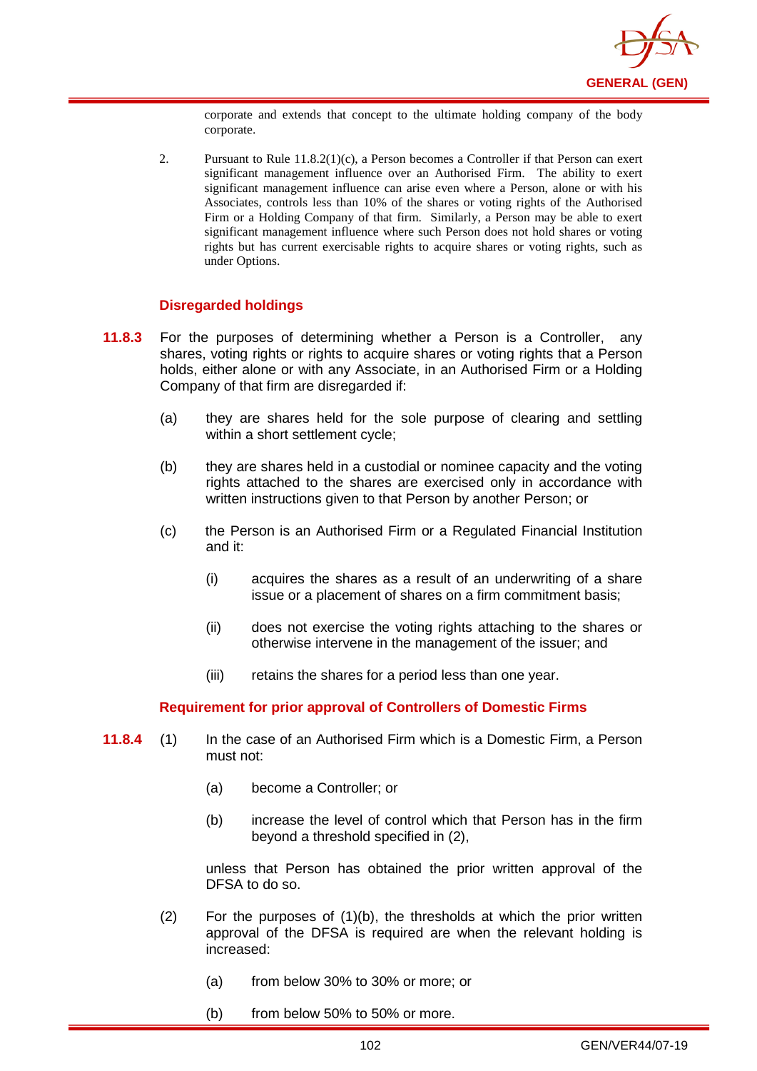corporate and extends that concept to the ultimate holding company of the body corporate.

2. Pursuant to Rule 11.8.2(1)(c), a Person becomes a Controller if that Person can exert significant management influence over an Authorised Firm. The ability to exert significant management influence can arise even where a Person, alone or with his Associates, controls less than 10% of the shares or voting rights of the Authorised Firm or a Holding Company of that firm. Similarly, a Person may be able to exert significant management influence where such Person does not hold shares or voting rights but has current exercisable rights to acquire shares or voting rights, such as under Options.

### Disregarded holdings

**11.8.3** For the purposes of determining whether a Person is a Controller, any shares, voting rights or rights to acquire shares or voting rights that a Person holds, either alone or with any Associate, in an Authorised Firm or a Holding Company of that firm are disregarded if:

(a) they are shares held for the sole purpose of clearing and settling within a short settlement cycle;

(b) they are shares held in a custodial or nominee capacity and the voting rights attached to the shares are exercised only in accordance with written instructions given to that Person by another Person; or

(c) the Person is an Authorised Firm or a Regulated Financial Institution and it:

   (i) acquires the shares as a result of an underwriting of a share issue or a placement of shares on a firm commitment basis;

   (ii) does not exercise the voting rights attaching to the shares or otherwise intervene in the management of the issuer; and

   (iii) retains the shares for a period less than one year.

### Requirement for prior approval of Controllers of Domestic Firms

**11.8.4** (1) In the case of an Authorised Firm which is a Domestic Firm, a Person must not:

   (a) become a Controller; or

   (b) increase the level of control which that Person has in the firm beyond a threshold specified in (2),

   unless that Person has obtained the prior written approval of the DFSA to do so.

(2) For the purposes of (1)(b), the thresholds at which the prior written approval of the DFSA is required are when the relevant holding is increased:

   (a) from below 30% to 30% or more; or

   (b) from below 50% to 50% or more.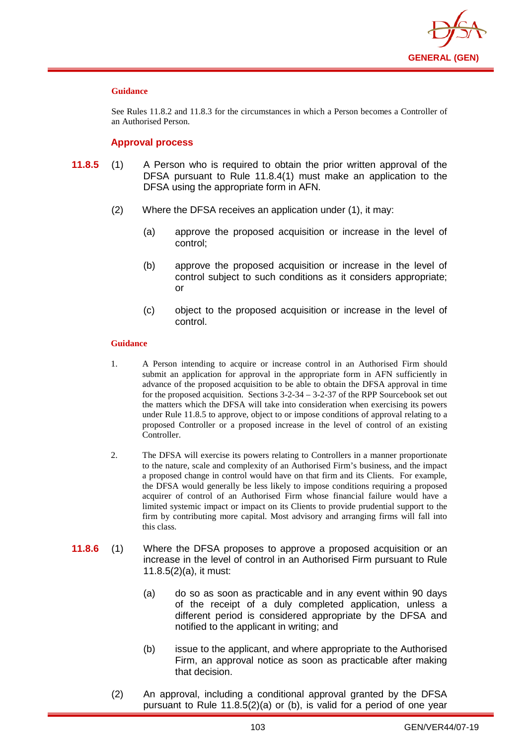**Guidance**

See Rules 11.8.2 and 11.8.3 for the circumstances in which a Person becomes a Controller of an Authorised Person.

### Approval process

**11.8.5** (1) A Person who is required to obtain the prior written approval of the DFSA pursuant to Rule 11.8.4(1) must make an application to the DFSA using the appropriate form in AFN.

(2) Where the DFSA receives an application under (1), it may:

(a) approve the proposed acquisition or increase in the level of control;

(b) approve the proposed acquisition or increase in the level of control subject to such conditions as it considers appropriate; or

(c) object to the proposed acquisition or increase in the level of control.

**Guidance**

1. A Person intending to acquire or increase control in an Authorised Firm should submit an application for approval in the appropriate form in AFN sufficiently in advance of the proposed acquisition to be able to obtain the DFSA approval in time for the proposed acquisition. Sections 3-2-34 – 3-2-37 of the RPP Sourcebook set out the matters which the DFSA will take into consideration when exercising its powers under Rule 11.8.5 to approve, object to or impose conditions of approval relating to a proposed Controller or a proposed increase in the level of control of an existing Controller.

2. The DFSA will exercise its powers relating to Controllers in a manner proportionate to the nature, scale and complexity of an Authorised Firm's business, and the impact a proposed change in control would have on that firm and its Clients. For example, the DFSA would generally be less likely to impose conditions requiring a proposed acquirer of control of an Authorised Firm whose financial failure would have a limited systemic impact or impact on its Clients to provide prudential support to the firm by contributing more capital. Most advisory and arranging firms will fall into this class.

**11.8.6** (1) Where the DFSA proposes to approve a proposed acquisition or an increase in the level of control in an Authorised Firm pursuant to Rule 11.8.5(2)(a), it must:

(a) do so as soon as practicable and in any event within 90 days of the receipt of a duly completed application, unless a different period is considered appropriate by the DFSA and notified to the applicant in writing; and

(b) issue to the applicant, and where appropriate to the Authorised Firm, an approval notice as soon as practicable after making that decision.

(2) An approval, including a conditional approval granted by the DFSA pursuant to Rule 11.8.5(2)(a) or (b), is valid for a period of one year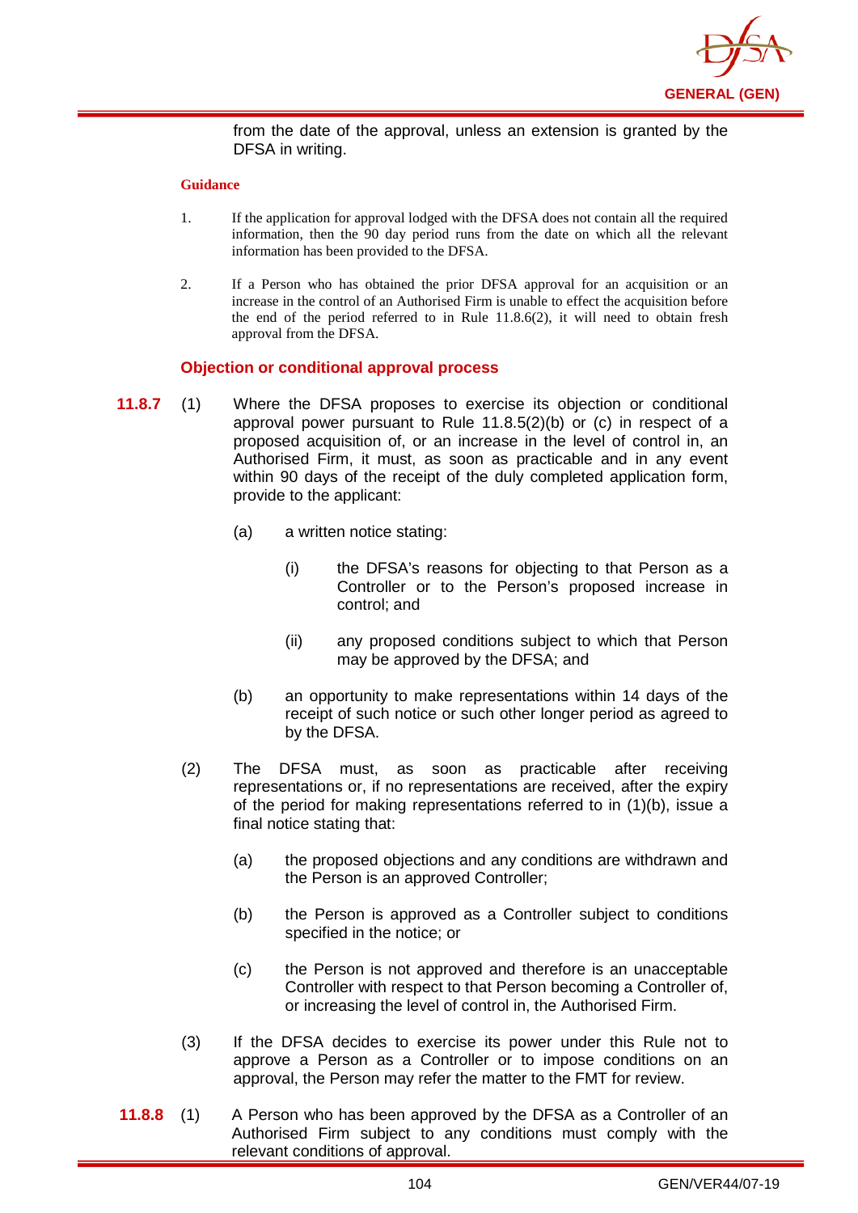from the date of the approval, unless an extension is granted by the DFSA in writing.

**Guidance**

1. If the application for approval lodged with the DFSA does not contain all the required information, then the 90 day period runs from the date on which all the relevant information has been provided to the DFSA.

2. If a Person who has obtained the prior DFSA approval for an acquisition or an increase in the control of an Authorised Firm is unable to effect the acquisition before the end of the period referred to in Rule 11.8.6(2), it will need to obtain fresh approval from the DFSA.

### Objection or conditional approval process

**11.8.7** (1) Where the DFSA proposes to exercise its objection or conditional approval power pursuant to Rule 11.8.5(2)(b) or (c) in respect of a proposed acquisition of, or an increase in the level of control in, an Authorised Firm, it must, as soon as practicable and in any event within 90 days of the receipt of the duly completed application form, provide to the applicant:

(a) a written notice stating:

(i) the DFSA's reasons for objecting to that Person as a Controller or to the Person's proposed increase in control; and

(ii) any proposed conditions subject to which that Person may be approved by the DFSA; and

(b) an opportunity to make representations within 14 days of the receipt of such notice or such other longer period as agreed to by the DFSA.

(2) The DFSA must, as soon as practicable after receiving representations or, if no representations are received, after the expiry of the period for making representations referred to in (1)(b), issue a final notice stating that:

(a) the proposed objections and any conditions are withdrawn and the Person is an approved Controller;

(b) the Person is approved as a Controller subject to conditions specified in the notice; or

(c) the Person is not approved and therefore is an unacceptable Controller with respect to that Person becoming a Controller of, or increasing the level of control in, the Authorised Firm.

(3) If the DFSA decides to exercise its power under this Rule not to approve a Person as a Controller or to impose conditions on an approval, the Person may refer the matter to the FMT for review.

**11.8.8** (1) A Person who has been approved by the DFSA as a Controller of an Authorised Firm subject to any conditions must comply with the relevant conditions of approval.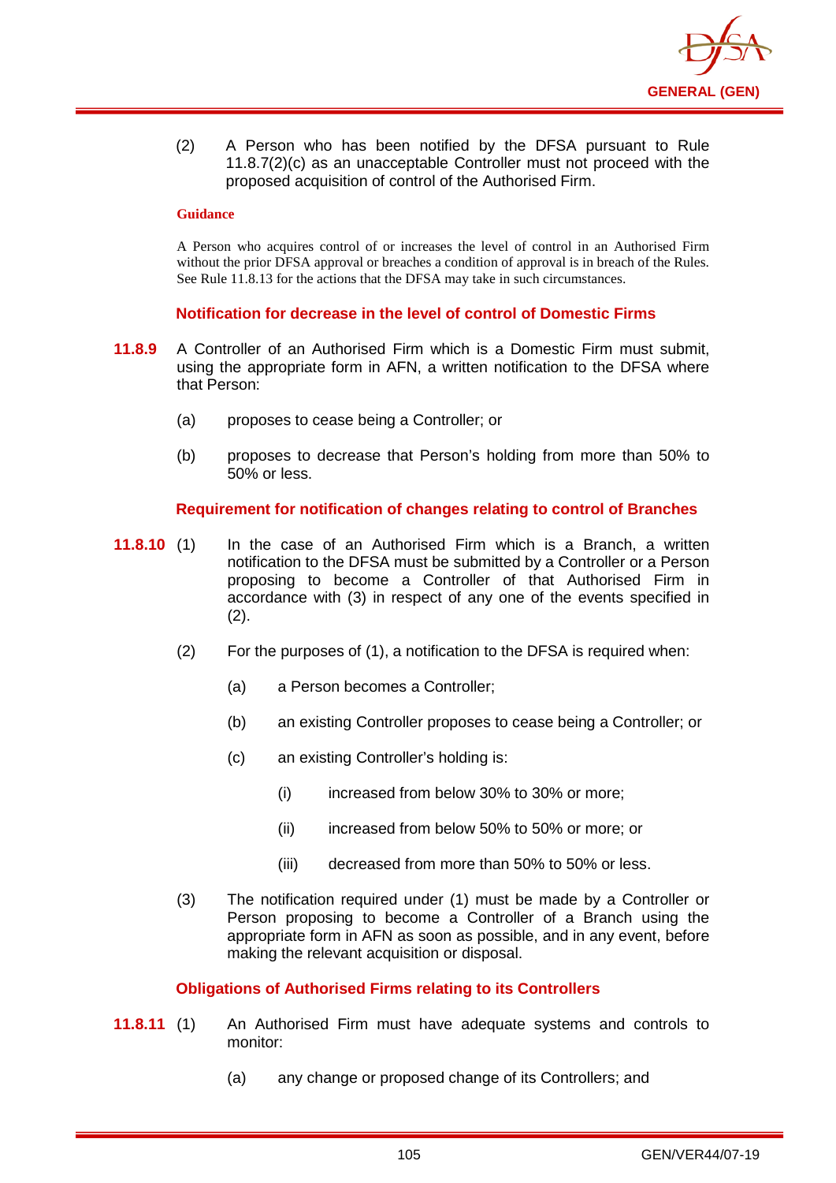(2) A Person who has been notified by the DFSA pursuant to Rule 11.8.7(2)(c) as an unacceptable Controller must not proceed with the proposed acquisition of control of the Authorised Firm.

**Guidance**

A Person who acquires control of or increases the level of control in an Authorised Firm without the prior DFSA approval or breaches a condition of approval is in breach of the Rules. See Rule 11.8.13 for the actions that the DFSA may take in such circumstances.

### Notification for decrease in the level of control of Domestic Firms

**11.8.9** A Controller of an Authorised Firm which is a Domestic Firm must submit, using the appropriate form in AFN, a written notification to the DFSA where that Person:

(a) proposes to cease being a Controller; or

(b) proposes to decrease that Person's holding from more than 50% to 50% or less.

### Requirement for notification of changes relating to control of Branches

**11.8.10** (1) In the case of an Authorised Firm which is a Branch, a written notification to the DFSA must be submitted by a Controller or a Person proposing to become a Controller of that Authorised Firm in accordance with (3) in respect of any one of the events specified in (2).

(2) For the purposes of (1), a notification to the DFSA is required when:

(a) a Person becomes a Controller;

(b) an existing Controller proposes to cease being a Controller; or

(c) an existing Controller's holding is:

(i) increased from below 30% to 30% or more;

(ii) increased from below 50% to 50% or more; or

(iii) decreased from more than 50% to 50% or less.

(3) The notification required under (1) must be made by a Controller or Person proposing to become a Controller of a Branch using the appropriate form in AFN as soon as possible, and in any event, before making the relevant acquisition or disposal.

### Obligations of Authorised Firms relating to its Controllers

**11.8.11** (1) An Authorised Firm must have adequate systems and controls to monitor:

(a) any change or proposed change of its Controllers; and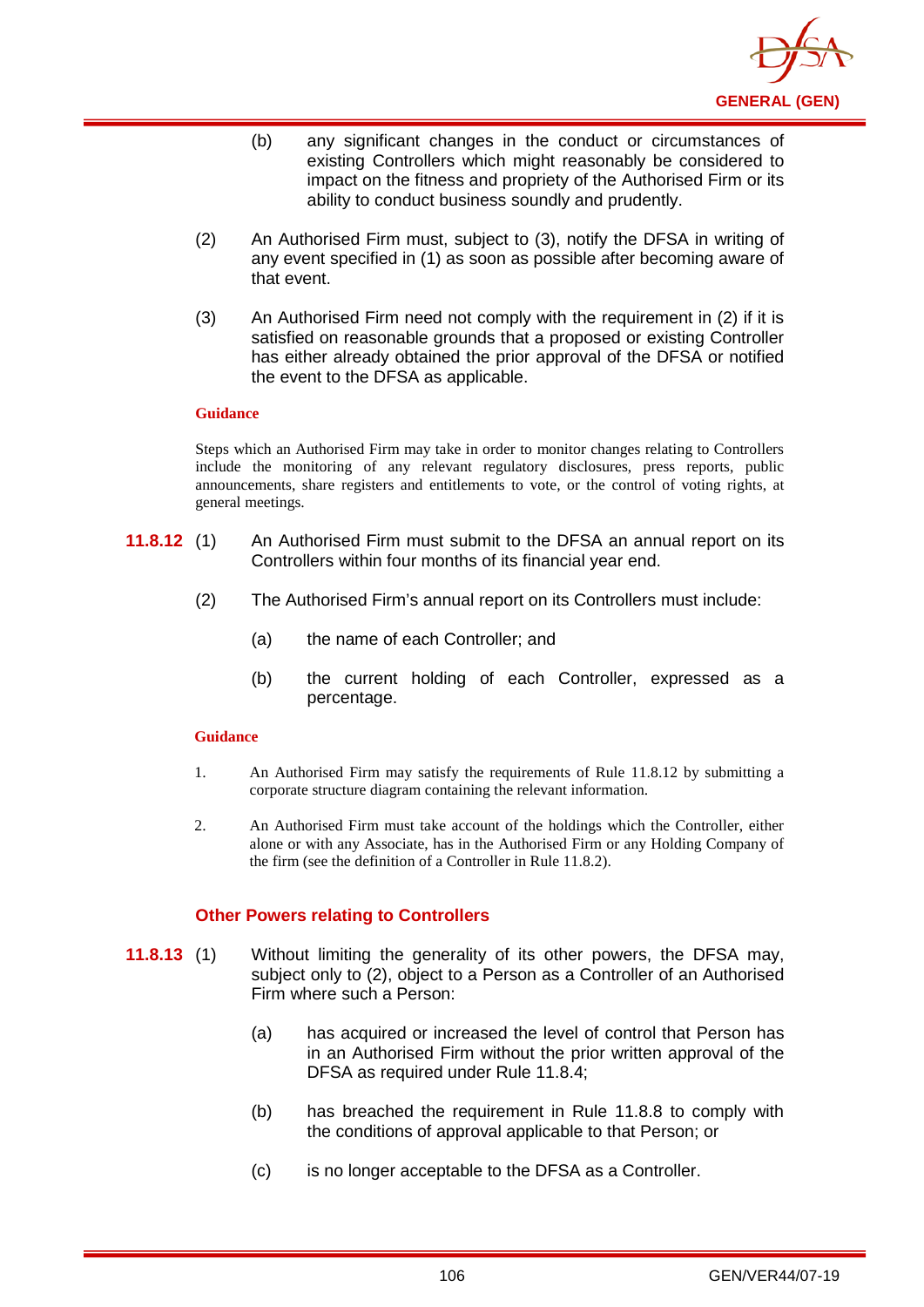(b) any significant changes in the conduct or circumstances of existing Controllers which might reasonably be considered to impact on the fitness and propriety of the Authorised Firm or its ability to conduct business soundly and prudently.

(2) An Authorised Firm must, subject to (3), notify the DFSA in writing of any event specified in (1) as soon as possible after becoming aware of that event.

(3) An Authorised Firm need not comply with the requirement in (2) if it is satisfied on reasonable grounds that a proposed or existing Controller has either already obtained the prior approval of the DFSA or notified the event to the DFSA as applicable.

**Guidance**

Steps which an Authorised Firm may take in order to monitor changes relating to Controllers include the monitoring of any relevant regulatory disclosures, press reports, public announcements, share registers and entitlements to vote, or the control of voting rights, at general meetings.

**11.8.12** (1) An Authorised Firm must submit to the DFSA an annual report on its Controllers within four months of its financial year end.

(2) The Authorised Firm's annual report on its Controllers must include:

(a) the name of each Controller; and

(b) the current holding of each Controller, expressed as a percentage.

**Guidance**

1. An Authorised Firm may satisfy the requirements of Rule 11.8.12 by submitting a corporate structure diagram containing the relevant information.

2. An Authorised Firm must take account of the holdings which the Controller, either alone or with any Associate, has in the Authorised Firm or any Holding Company of the firm (see the definition of a Controller in Rule 11.8.2).

### Other Powers relating to Controllers

**11.8.13** (1) Without limiting the generality of its other powers, the DFSA may, subject only to (2), object to a Person as a Controller of an Authorised Firm where such a Person:

(a) has acquired or increased the level of control that Person has in an Authorised Firm without the prior written approval of the DFSA as required under Rule 11.8.4;

(b) has breached the requirement in Rule 11.8.8 to comply with the conditions of approval applicable to that Person; or

(c) is no longer acceptable to the DFSA as a Controller.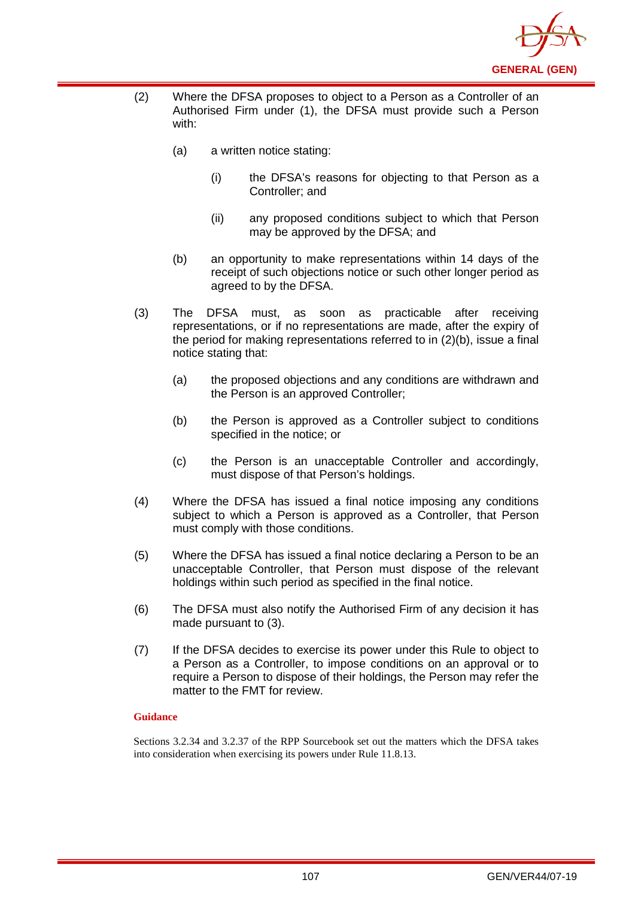(2) Where the DFSA proposes to object to a Person as a Controller of an Authorised Firm under (1), the DFSA must provide such a Person with:

   (a) a written notice stating:

      (i) the DFSA's reasons for objecting to that Person as a Controller; and

      (ii) any proposed conditions subject to which that Person may be approved by the DFSA; and

   (b) an opportunity to make representations within 14 days of the receipt of such objections notice or such other longer period as agreed to by the DFSA.

(3) The DFSA must, as soon as practicable after receiving representations, or if no representations are made, after the expiry of the period for making representations referred to in (2)(b), issue a final notice stating that:

   (a) the proposed objections and any conditions are withdrawn and the Person is an approved Controller;

   (b) the Person is approved as a Controller subject to conditions specified in the notice; or

   (c) the Person is an unacceptable Controller and accordingly, must dispose of that Person's holdings.

(4) Where the DFSA has issued a final notice imposing any conditions subject to which a Person is approved as a Controller, that Person must comply with those conditions.

(5) Where the DFSA has issued a final notice declaring a Person to be an unacceptable Controller, that Person must dispose of the relevant holdings within such period as specified in the final notice.

(6) The DFSA must also notify the Authorised Firm of any decision it has made pursuant to (3).

(7) If the DFSA decides to exercise its power under this Rule to object to a Person as a Controller, to impose conditions on an approval or to require a Person to dispose of their holdings, the Person may refer the matter to the FMT for review.

**Guidance**

Sections 3.2.34 and 3.2.37 of the RPP Sourcebook set out the matters which the DFSA takes into consideration when exercising its powers under Rule 11.8.13.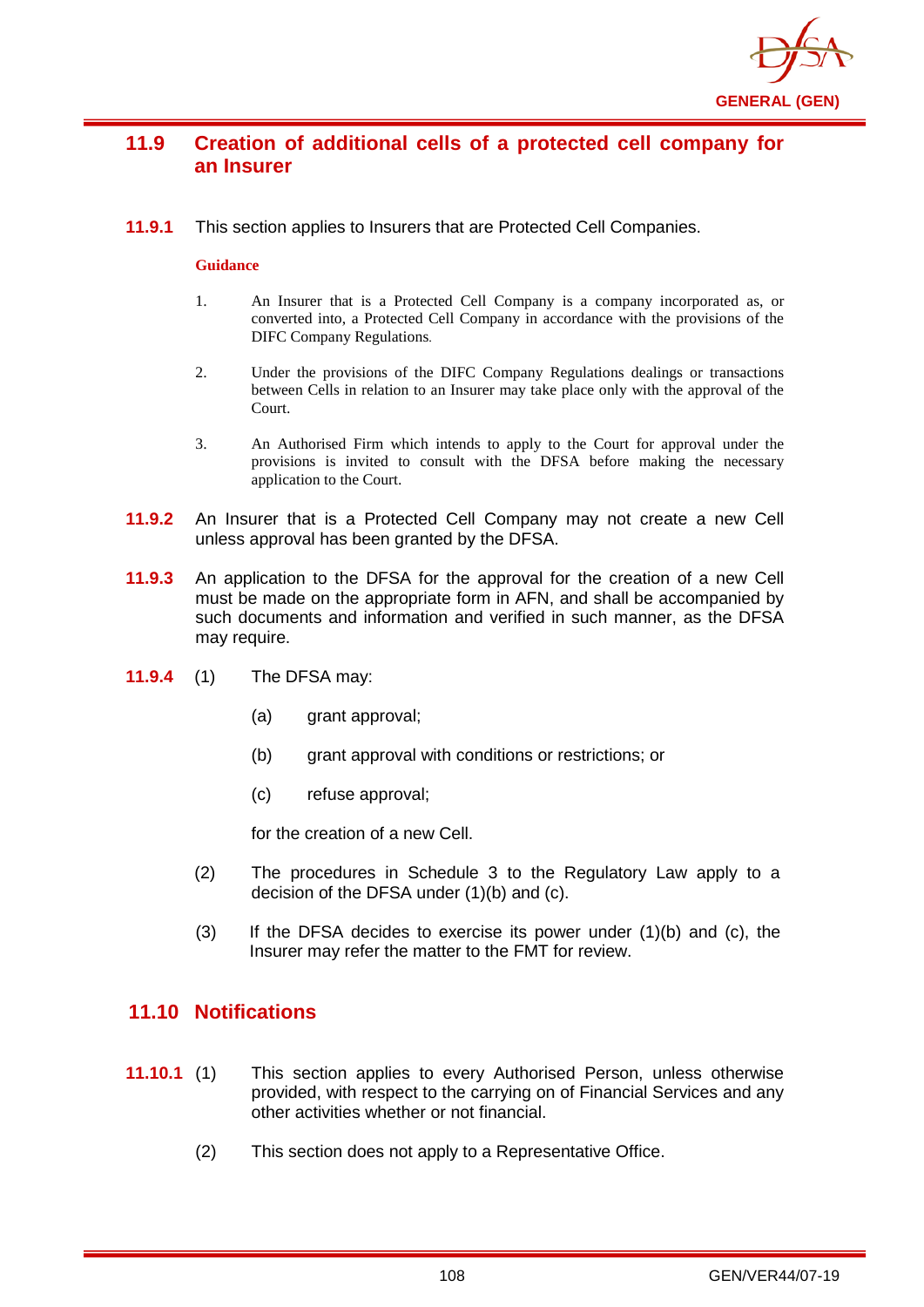## 11.9 Creation of additional cells of a protected cell company for an Insurer

**11.9.1** This section applies to Insurers that are Protected Cell Companies.

**Guidance**

1. An Insurer that is a Protected Cell Company is a company incorporated as, or converted into, a Protected Cell Company in accordance with the provisions of the DIFC Company Regulations.

2. Under the provisions of the DIFC Company Regulations dealings or transactions between Cells in relation to an Insurer may take place only with the approval of the Court.

3. An Authorised Firm which intends to apply to the Court for approval under the provisions is invited to consult with the DFSA before making the necessary application to the Court.

**11.9.2** An Insurer that is a Protected Cell Company may not create a new Cell unless approval has been granted by the DFSA.

**11.9.3** An application to the DFSA for the approval for the creation of a new Cell must be made on the appropriate form in AFN, and shall be accompanied by such documents and information and verified in such manner, as the DFSA may require.

**11.9.4** (1) The DFSA may:

(a) grant approval;

(b) grant approval with conditions or restrictions; or

(c) refuse approval;

for the creation of a new Cell.

(2) The procedures in Schedule 3 to the Regulatory Law apply to a decision of the DFSA under (1)(b) and (c).

(3) If the DFSA decides to exercise its power under (1)(b) and (c), the Insurer may refer the matter to the FMT for review.

## 11.10 Notifications

**11.10.1** (1) This section applies to every Authorised Person, unless otherwise provided, with respect to the carrying on of Financial Services and any other activities whether or not financial.

(2) This section does not apply to a Representative Office.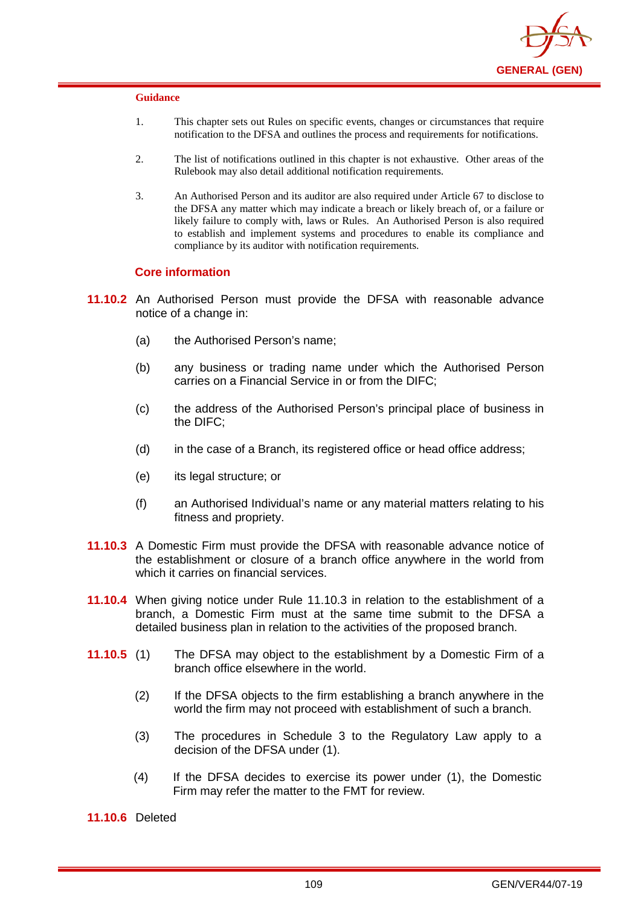**Guidance**

1. This chapter sets out Rules on specific events, changes or circumstances that require notification to the DFSA and outlines the process and requirements for notifications.

2. The list of notifications outlined in this chapter is not exhaustive. Other areas of the Rulebook may also detail additional notification requirements.

3. An Authorised Person and its auditor are also required under Article 67 to disclose to the DFSA any matter which may indicate a breach or likely breach of, or a failure or likely failure to comply with, laws or Rules. An Authorised Person is also required to establish and implement systems and procedures to enable its compliance and compliance by its auditor with notification requirements.

### Core information

**11.10.2** An Authorised Person must provide the DFSA with reasonable advance notice of a change in:

(a) the Authorised Person's name;

(b) any business or trading name under which the Authorised Person carries on a Financial Service in or from the DIFC;

(c) the address of the Authorised Person's principal place of business in the DIFC;

(d) in the case of a Branch, its registered office or head office address;

(e) its legal structure; or

(f) an Authorised Individual's name or any material matters relating to his fitness and propriety.

**11.10.3** A Domestic Firm must provide the DFSA with reasonable advance notice of the establishment or closure of a branch office anywhere in the world from which it carries on financial services.

**11.10.4** When giving notice under Rule 11.10.3 in relation to the establishment of a branch, a Domestic Firm must at the same time submit to the DFSA a detailed business plan in relation to the activities of the proposed branch.

**11.10.5** (1) The DFSA may object to the establishment by a Domestic Firm of a branch office elsewhere in the world.

(2) If the DFSA objects to the firm establishing a branch anywhere in the world the firm may not proceed with establishment of such a branch.

(3) The procedures in Schedule 3 to the Regulatory Law apply to a decision of the DFSA under (1).

(4) If the DFSA decides to exercise its power under (1), the Domestic Firm may refer the matter to the FMT for review.

**11.10.6** Deleted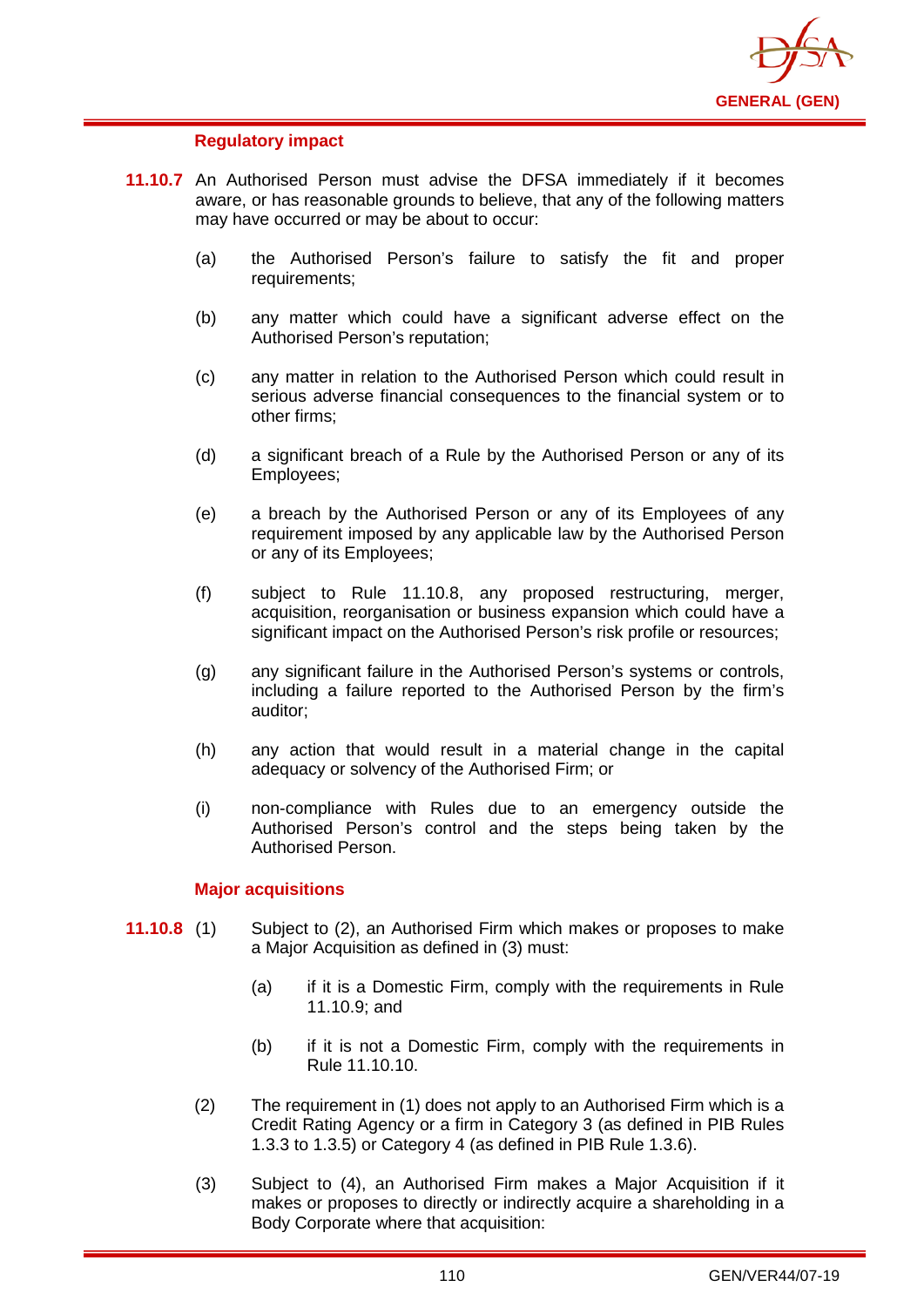### Regulatory impact

**11.10.7** An Authorised Person must advise the DFSA immediately if it becomes aware, or has reasonable grounds to believe, that any of the following matters may have occurred or may be about to occur:

(a) the Authorised Person's failure to satisfy the fit and proper requirements;

(b) any matter which could have a significant adverse effect on the Authorised Person's reputation;

(c) any matter in relation to the Authorised Person which could result in serious adverse financial consequences to the financial system or to other firms;

(d) a significant breach of a Rule by the Authorised Person or any of its Employees;

(e) a breach by the Authorised Person or any of its Employees of any requirement imposed by any applicable law by the Authorised Person or any of its Employees;

(f) subject to Rule 11.10.8, any proposed restructuring, merger, acquisition, reorganisation or business expansion which could have a significant impact on the Authorised Person's risk profile or resources;

(g) any significant failure in the Authorised Person's systems or controls, including a failure reported to the Authorised Person by the firm's auditor;

(h) any action that would result in a material change in the capital adequacy or solvency of the Authorised Firm; or

(i) non-compliance with Rules due to an emergency outside the Authorised Person's control and the steps being taken by the Authorised Person.

### Major acquisitions

**11.10.8** (1) Subject to (2), an Authorised Firm which makes or proposes to make a Major Acquisition as defined in (3) must:

(a) if it is a Domestic Firm, comply with the requirements in Rule 11.10.9; and

(b) if it is not a Domestic Firm, comply with the requirements in Rule 11.10.10.

(2) The requirement in (1) does not apply to an Authorised Firm which is a Credit Rating Agency or a firm in Category 3 (as defined in PIB Rules 1.3.3 to 1.3.5) or Category 4 (as defined in PIB Rule 1.3.6).

(3) Subject to (4), an Authorised Firm makes a Major Acquisition if it makes or proposes to directly or indirectly acquire a shareholding in a Body Corporate where that acquisition: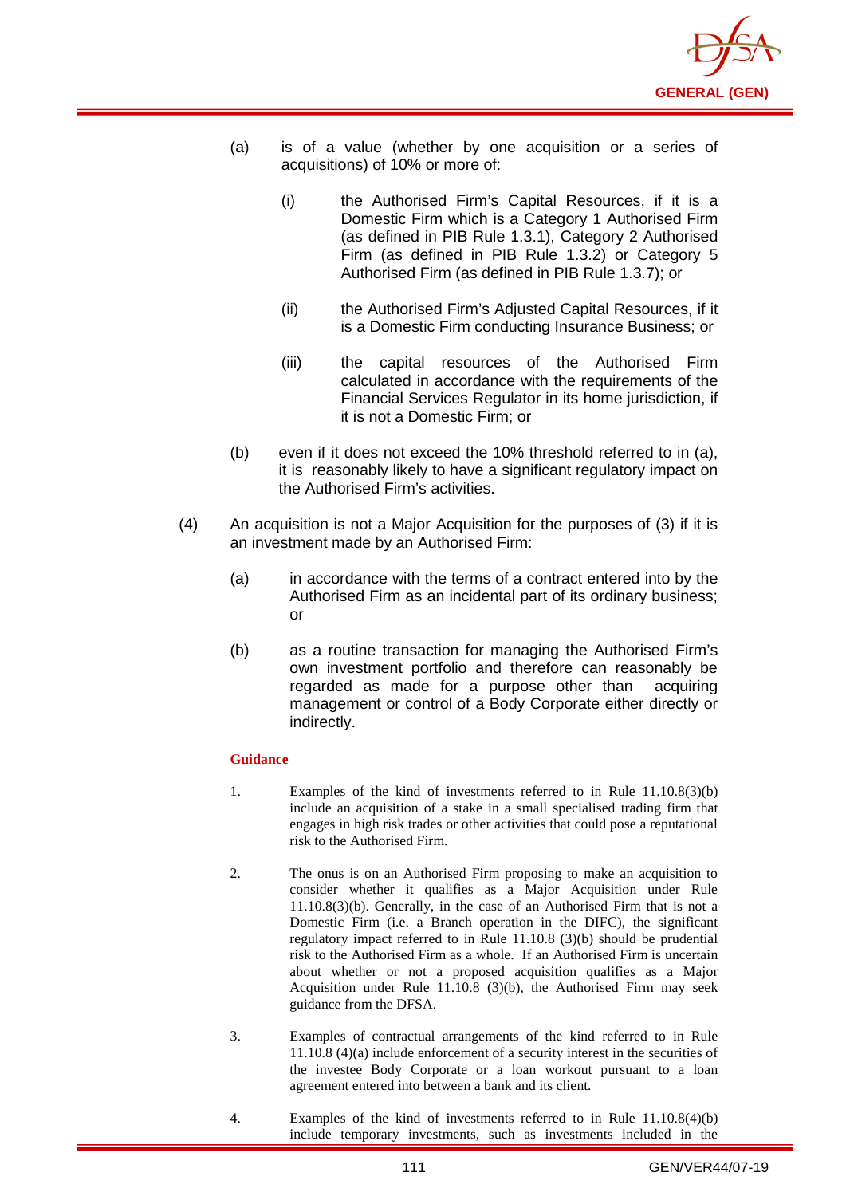(a) is of a value (whether by one acquisition or a series of acquisitions) of 10% or more of:

   (i) the Authorised Firm's Capital Resources, if it is a Domestic Firm which is a Category 1 Authorised Firm (as defined in PIB Rule 1.3.1), Category 2 Authorised Firm (as defined in PIB Rule 1.3.2) or Category 5 Authorised Firm (as defined in PIB Rule 1.3.7); or

   (ii) the Authorised Firm's Adjusted Capital Resources, if it is a Domestic Firm conducting Insurance Business; or

   (iii) the capital resources of the Authorised Firm calculated in accordance with the requirements of the Financial Services Regulator in its home jurisdiction, if it is not a Domestic Firm; or

(b) even if it does not exceed the 10% threshold referred to in (a), it is reasonably likely to have a significant regulatory impact on the Authorised Firm's activities.

(4) An acquisition is not a Major Acquisition for the purposes of (3) if it is an investment made by an Authorised Firm:

   (a) in accordance with the terms of a contract entered into by the Authorised Firm as an incidental part of its ordinary business; or

   (b) as a routine transaction for managing the Authorised Firm's own investment portfolio and therefore can reasonably be regarded as made for a purpose other than acquiring management or control of a Body Corporate either directly or indirectly.

**Guidance**

1. Examples of the kind of investments referred to in Rule 11.10.8(3)(b) include an acquisition of a stake in a small specialised trading firm that engages in high risk trades or other activities that could pose a reputational risk to the Authorised Firm.

2. The onus is on an Authorised Firm proposing to make an acquisition to consider whether it qualifies as a Major Acquisition under Rule 11.10.8(3)(b). Generally, in the case of an Authorised Firm that is not a Domestic Firm (i.e. a Branch operation in the DIFC), the significant regulatory impact referred to in Rule 11.10.8 (3)(b) should be prudential risk to the Authorised Firm as a whole. If an Authorised Firm is uncertain about whether or not a proposed acquisition qualifies as a Major Acquisition under Rule 11.10.8 (3)(b), the Authorised Firm may seek guidance from the DFSA.

3. Examples of contractual arrangements of the kind referred to in Rule 11.10.8 (4)(a) include enforcement of a security interest in the securities of the investee Body Corporate or a loan workout pursuant to a loan agreement entered into between a bank and its client.

4. Examples of the kind of investments referred to in Rule 11.10.8(4)(b) include temporary investments, such as investments included in the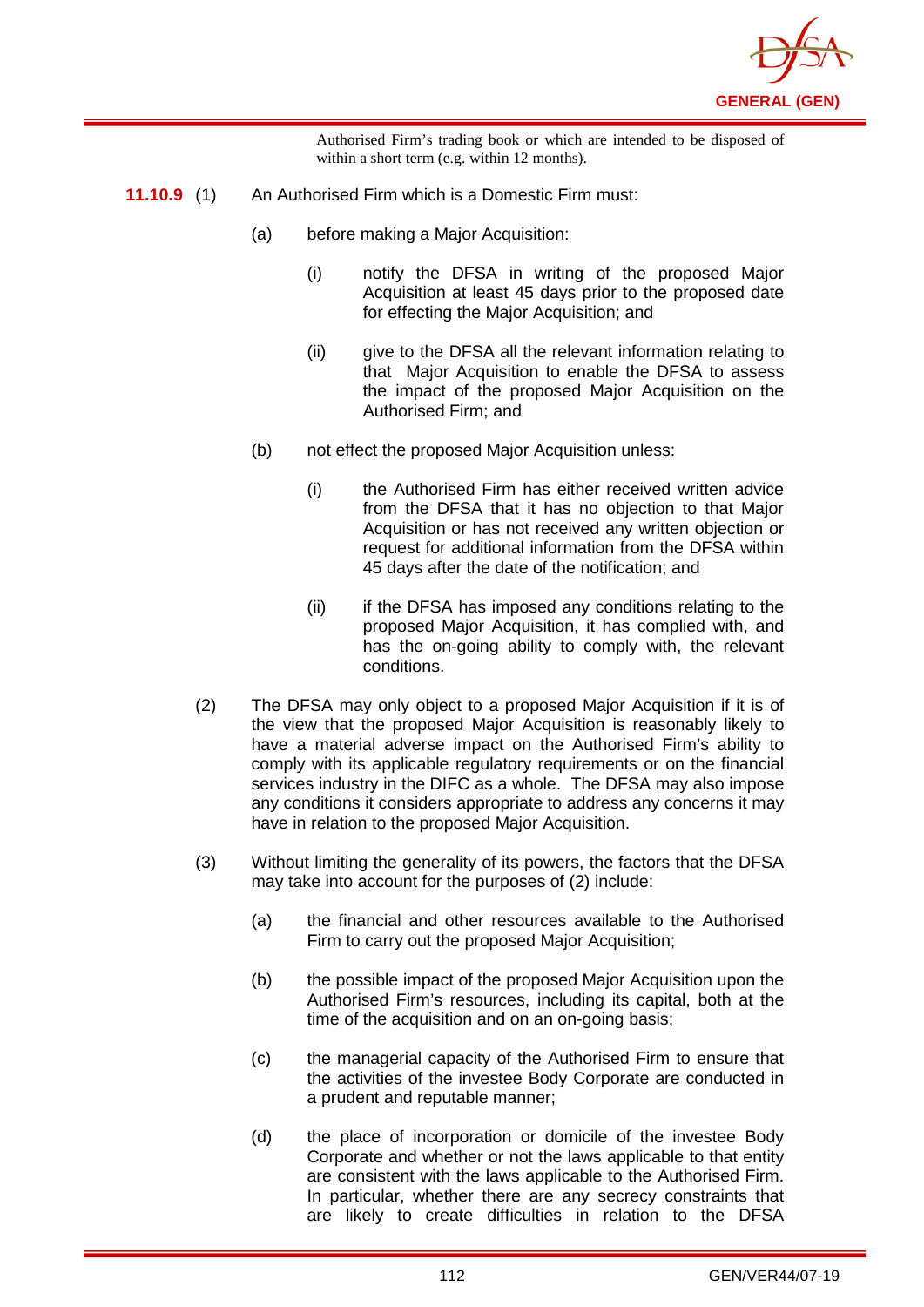Authorised Firm's trading book or which are intended to be disposed of within a short term (e.g. within 12 months).

**11.10.9** (1) An Authorised Firm which is a Domestic Firm must:

(a) before making a Major Acquisition:

(i) notify the DFSA in writing of the proposed Major Acquisition at least 45 days prior to the proposed date for effecting the Major Acquisition; and

(ii) give to the DFSA all the relevant information relating to that Major Acquisition to enable the DFSA to assess the impact of the proposed Major Acquisition on the Authorised Firm; and

(b) not effect the proposed Major Acquisition unless:

(i) the Authorised Firm has either received written advice from the DFSA that it has no objection to that Major Acquisition or has not received any written objection or request for additional information from the DFSA within 45 days after the date of the notification; and

(ii) if the DFSA has imposed any conditions relating to the proposed Major Acquisition, it has complied with, and has the on-going ability to comply with, the relevant conditions.

(2) The DFSA may only object to a proposed Major Acquisition if it is of the view that the proposed Major Acquisition is reasonably likely to have a material adverse impact on the Authorised Firm's ability to comply with its applicable regulatory requirements or on the financial services industry in the DIFC as a whole. The DFSA may also impose any conditions it considers appropriate to address any concerns it may have in relation to the proposed Major Acquisition.

(3) Without limiting the generality of its powers, the factors that the DFSA may take into account for the purposes of (2) include:

(a) the financial and other resources available to the Authorised Firm to carry out the proposed Major Acquisition;

(b) the possible impact of the proposed Major Acquisition upon the Authorised Firm's resources, including its capital, both at the time of the acquisition and on an on-going basis;

(c) the managerial capacity of the Authorised Firm to ensure that the activities of the investee Body Corporate are conducted in a prudent and reputable manner;

(d) the place of incorporation or domicile of the investee Body Corporate and whether or not the laws applicable to that entity are consistent with the laws applicable to the Authorised Firm. In particular, whether there are any secrecy constraints that are likely to create difficulties in relation to the DFSA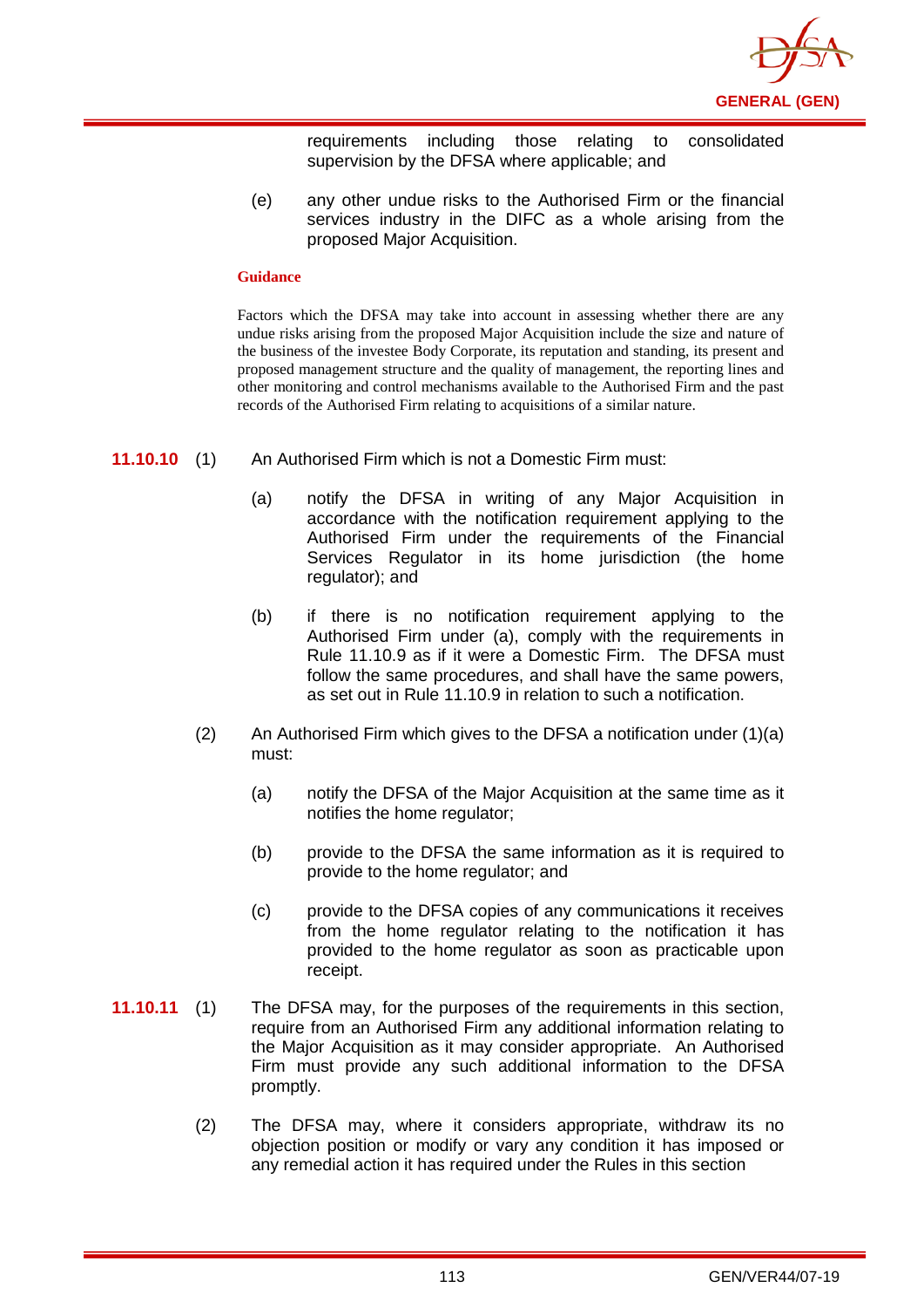requirements including those relating to consolidated supervision by the DFSA where applicable; and

(e) any other undue risks to the Authorised Firm or the financial services industry in the DIFC as a whole arising from the proposed Major Acquisition.

**Guidance**

Factors which the DFSA may take into account in assessing whether there are any undue risks arising from the proposed Major Acquisition include the size and nature of the business of the investee Body Corporate, its reputation and standing, its present and proposed management structure and the quality of management, the reporting lines and other monitoring and control mechanisms available to the Authorised Firm and the past records of the Authorised Firm relating to acquisitions of a similar nature.

**11.10.10** (1) An Authorised Firm which is not a Domestic Firm must:

(a) notify the DFSA in writing of any Major Acquisition in accordance with the notification requirement applying to the Authorised Firm under the requirements of the Financial Services Regulator in its home jurisdiction (the home regulator); and

(b) if there is no notification requirement applying to the Authorised Firm under (a), comply with the requirements in Rule 11.10.9 as if it were a Domestic Firm. The DFSA must follow the same procedures, and shall have the same powers, as set out in Rule 11.10.9 in relation to such a notification.

(2) An Authorised Firm which gives to the DFSA a notification under (1)(a) must:

(a) notify the DFSA of the Major Acquisition at the same time as it notifies the home regulator;

(b) provide to the DFSA the same information as it is required to provide to the home regulator; and

(c) provide to the DFSA copies of any communications it receives from the home regulator relating to the notification it has provided to the home regulator as soon as practicable upon receipt.

**11.10.11** (1) The DFSA may, for the purposes of the requirements in this section, require from an Authorised Firm any additional information relating to the Major Acquisition as it may consider appropriate. An Authorised Firm must provide any such additional information to the DFSA promptly.

(2) The DFSA may, where it considers appropriate, withdraw its no objection position or modify or vary any condition it has imposed or any remedial action it has required under the Rules in this section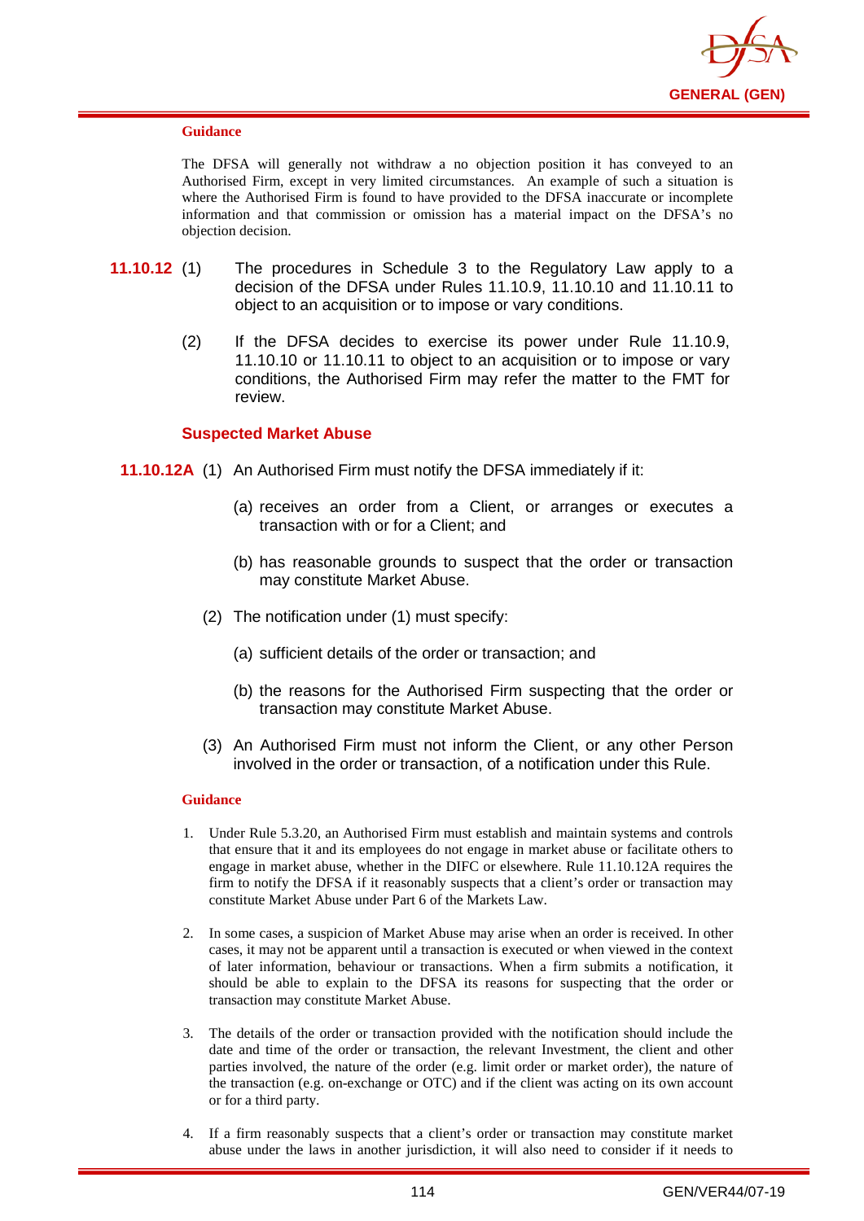#### Guidance

The DFSA will generally not withdraw a no objection position it has conveyed to an Authorised Firm, except in very limited circumstances. An example of such a situation is where the Authorised Firm is found to have provided to the DFSA inaccurate or incomplete information and that commission or omission has a material impact on the DFSA's no objection decision.

**11.10.12** (1) The procedures in Schedule 3 to the Regulatory Law apply to a decision of the DFSA under Rules 11.10.9, 11.10.10 and 11.10.11 to object to an acquisition or to impose or vary conditions.

(2) If the DFSA decides to exercise its power under Rule 11.10.9, 11.10.10 or 11.10.11 to object to an acquisition or to impose or vary conditions, the Authorised Firm may refer the matter to the FMT for review.

### Suspected Market Abuse

**11.10.12A** (1) An Authorised Firm must notify the DFSA immediately if it:

(a) receives an order from a Client, or arranges or executes a transaction with or for a Client; and

(b) has reasonable grounds to suspect that the order or transaction may constitute Market Abuse.

(2) The notification under (1) must specify:

(a) sufficient details of the order or transaction; and

(b) the reasons for the Authorised Firm suspecting that the order or transaction may constitute Market Abuse.

(3) An Authorised Firm must not inform the Client, or any other Person involved in the order or transaction, of a notification under this Rule.

#### Guidance

1. Under Rule 5.3.20, an Authorised Firm must establish and maintain systems and controls that ensure that it and its employees do not engage in market abuse or facilitate others to engage in market abuse, whether in the DIFC or elsewhere. Rule 11.10.12A requires the firm to notify the DFSA if it reasonably suspects that a client's order or transaction may constitute Market Abuse under Part 6 of the Markets Law.

2. In some cases, a suspicion of Market Abuse may arise when an order is received. In other cases, it may not be apparent until a transaction is executed or when viewed in the context of later information, behaviour or transactions. When a firm submits a notification, it should be able to explain to the DFSA its reasons for suspecting that the order or transaction may constitute Market Abuse.

3. The details of the order or transaction provided with the notification should include the date and time of the order or transaction, the relevant Investment, the client and other parties involved, the nature of the order (e.g. limit order or market order), the nature of the transaction (e.g. on-exchange or OTC) and if the client was acting on its own account or for a third party.

4. If a firm reasonably suspects that a client's order or transaction may constitute market abuse under the laws in another jurisdiction, it will also need to consider if it needs to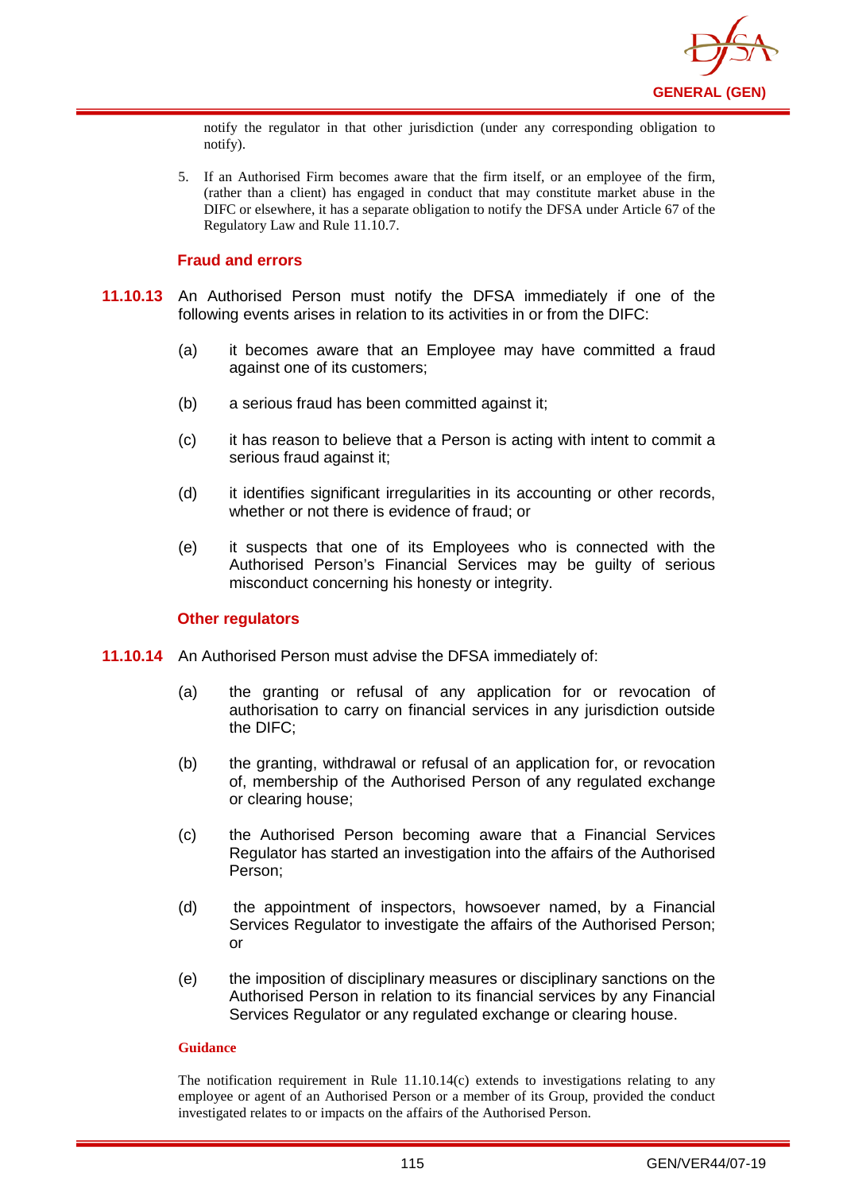notify the regulator in that other jurisdiction (under any corresponding obligation to notify).

5. If an Authorised Firm becomes aware that the firm itself, or an employee of the firm, (rather than a client) has engaged in conduct that may constitute market abuse in the DIFC or elsewhere, it has a separate obligation to notify the DFSA under Article 67 of the Regulatory Law and Rule 11.10.7.

### Fraud and errors

**11.10.13** An Authorised Person must notify the DFSA immediately if one of the following events arises in relation to its activities in or from the DIFC:

(a) it becomes aware that an Employee may have committed a fraud against one of its customers;

(b) a serious fraud has been committed against it;

(c) it has reason to believe that a Person is acting with intent to commit a serious fraud against it;

(d) it identifies significant irregularities in its accounting or other records, whether or not there is evidence of fraud; or

(e) it suspects that one of its Employees who is connected with the Authorised Person's Financial Services may be guilty of serious misconduct concerning his honesty or integrity.

### Other regulators

**11.10.14** An Authorised Person must advise the DFSA immediately of:

(a) the granting or refusal of any application for or revocation of authorisation to carry on financial services in any jurisdiction outside the DIFC;

(b) the granting, withdrawal or refusal of an application for, or revocation of, membership of the Authorised Person of any regulated exchange or clearing house;

(c) the Authorised Person becoming aware that a Financial Services Regulator has started an investigation into the affairs of the Authorised Person;

(d) the appointment of inspectors, howsoever named, by a Financial Services Regulator to investigate the affairs of the Authorised Person; or

(e) the imposition of disciplinary measures or disciplinary sanctions on the Authorised Person in relation to its financial services by any Financial Services Regulator or any regulated exchange or clearing house.

**Guidance**

The notification requirement in Rule 11.10.14(c) extends to investigations relating to any employee or agent of an Authorised Person or a member of its Group, provided the conduct investigated relates to or impacts on the affairs of the Authorised Person.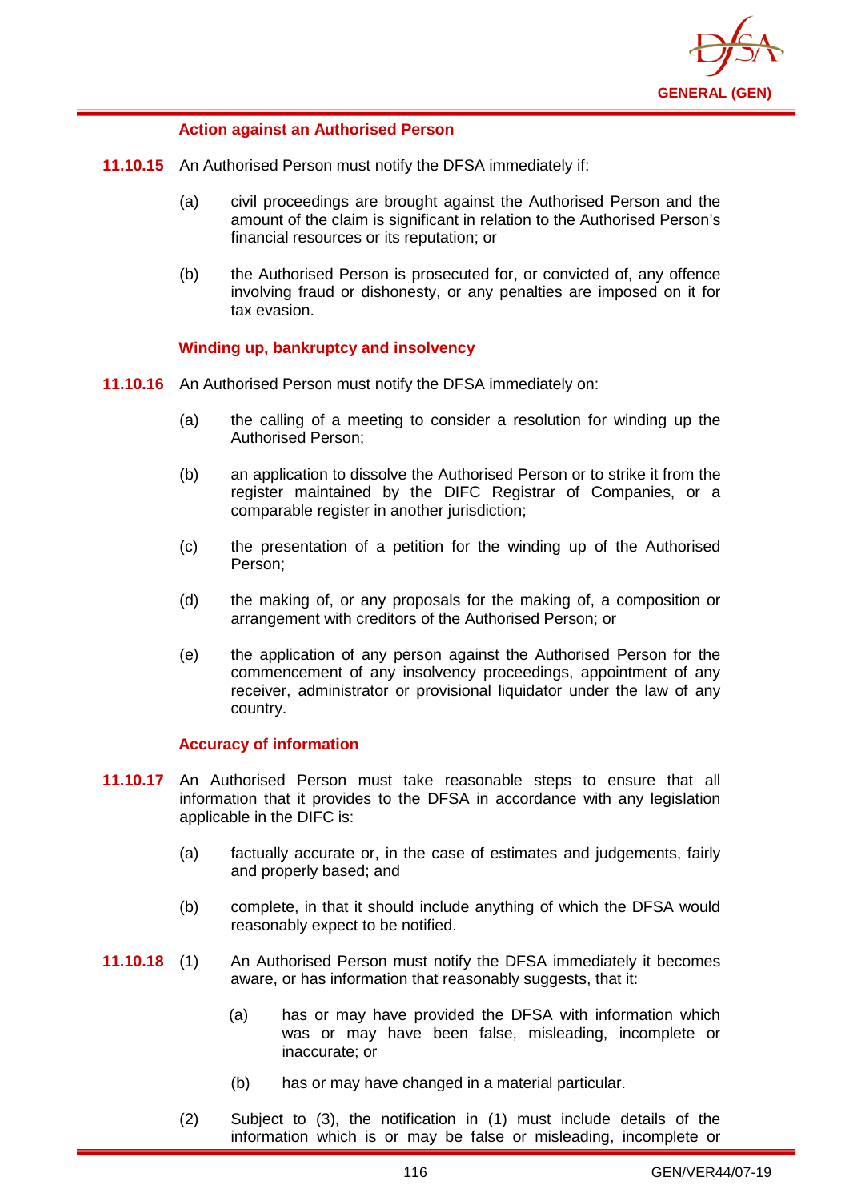#### Action against an Authorised Person

**11.10.15** An Authorised Person must notify the DFSA immediately if:

(a) civil proceedings are brought against the Authorised Person and the amount of the claim is significant in relation to the Authorised Person's financial resources or its reputation; or

(b) the Authorised Person is prosecuted for, or convicted of, any offence involving fraud or dishonesty, or any penalties are imposed on it for tax evasion.

#### Winding up, bankruptcy and insolvency

**11.10.16** An Authorised Person must notify the DFSA immediately on:

(a) the calling of a meeting to consider a resolution for winding up the Authorised Person;

(b) an application to dissolve the Authorised Person or to strike it from the register maintained by the DIFC Registrar of Companies, or a comparable register in another jurisdiction;

(c) the presentation of a petition for the winding up of the Authorised Person;

(d) the making of, or any proposals for the making of, a composition or arrangement with creditors of the Authorised Person; or

(e) the application of any person against the Authorised Person for the commencement of any insolvency proceedings, appointment of any receiver, administrator or provisional liquidator under the law of any country.

#### Accuracy of information

**11.10.17** An Authorised Person must take reasonable steps to ensure that all information that it provides to the DFSA in accordance with any legislation applicable in the DIFC is:

(a) factually accurate or, in the case of estimates and judgements, fairly and properly based; and

(b) complete, in that it should include anything of which the DFSA would reasonably expect to be notified.

**11.10.18** (1) An Authorised Person must notify the DFSA immediately it becomes aware, or has information that reasonably suggests, that it:

(a) has or may have provided the DFSA with information which was or may have been false, misleading, incomplete or inaccurate; or

(b) has or may have changed in a material particular.

(2) Subject to (3), the notification in (1) must include details of the information which is or may be false or misleading, incomplete or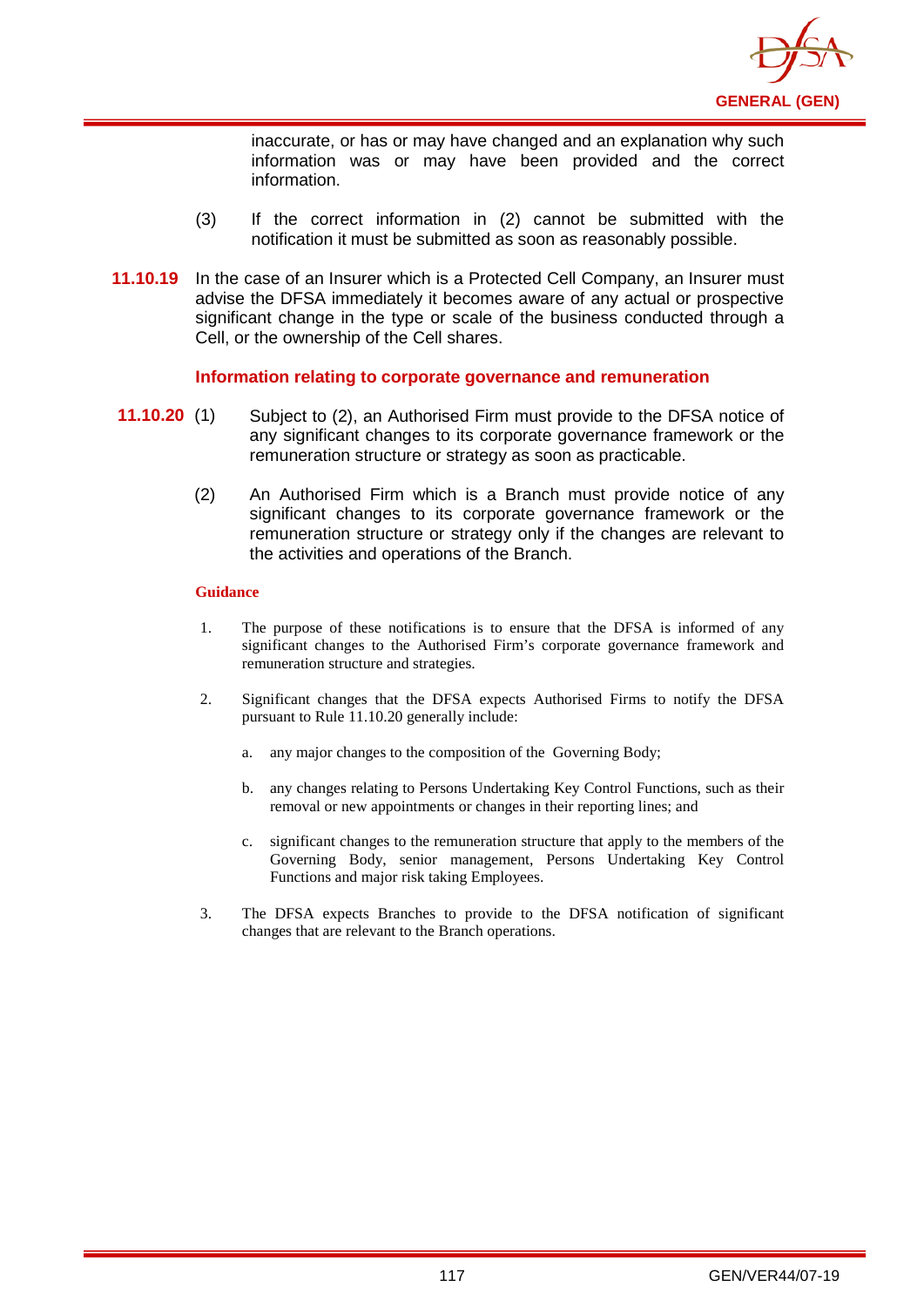inaccurate, or has or may have changed and an explanation why such information was or may have been provided and the correct information.

(3) If the correct information in (2) cannot be submitted with the notification it must be submitted as soon as reasonably possible.

**11.10.19** In the case of an Insurer which is a Protected Cell Company, an Insurer must advise the DFSA immediately it becomes aware of any actual or prospective significant change in the type or scale of the business conducted through a Cell, or the ownership of the Cell shares.

### Information relating to corporate governance and remuneration

**11.10.20** (1) Subject to (2), an Authorised Firm must provide to the DFSA notice of any significant changes to its corporate governance framework or the remuneration structure or strategy as soon as practicable.

(2) An Authorised Firm which is a Branch must provide notice of any significant changes to its corporate governance framework or the remuneration structure or strategy only if the changes are relevant to the activities and operations of the Branch.

**Guidance**

1. The purpose of these notifications is to ensure that the DFSA is informed of any significant changes to the Authorised Firm's corporate governance framework and remuneration structure and strategies.

2. Significant changes that the DFSA expects Authorised Firms to notify the DFSA pursuant to Rule 11.10.20 generally include:

   a. any major changes to the composition of the Governing Body;

   b. any changes relating to Persons Undertaking Key Control Functions, such as their removal or new appointments or changes in their reporting lines; and

   c. significant changes to the remuneration structure that apply to the members of the Governing Body, senior management, Persons Undertaking Key Control Functions and major risk taking Employees.

3. The DFSA expects Branches to provide to the DFSA notification of significant changes that are relevant to the Branch operations.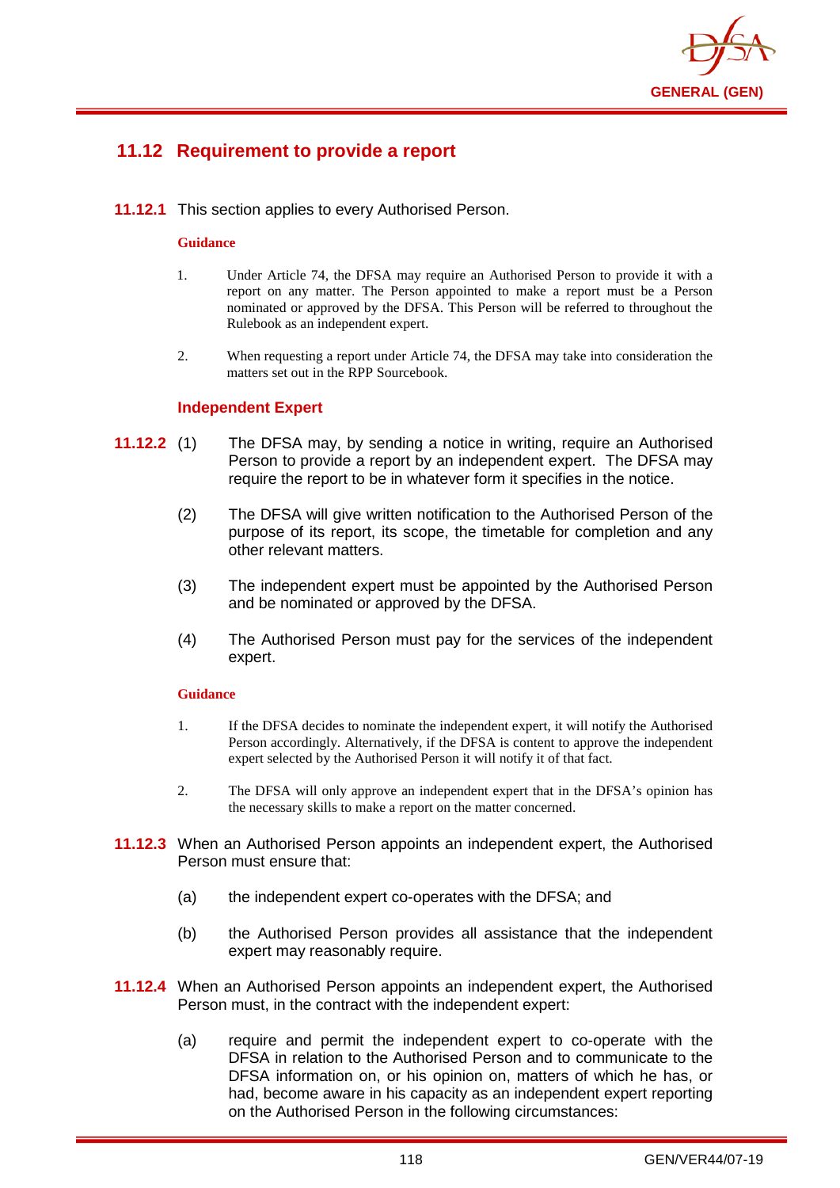## 11.12 Requirement to provide a report

**11.12.1** This section applies to every Authorised Person.

**Guidance**

1. Under Article 74, the DFSA may require an Authorised Person to provide it with a report on any matter. The Person appointed to make a report must be a Person nominated or approved by the DFSA. This Person will be referred to throughout the Rulebook as an independent expert.

2. When requesting a report under Article 74, the DFSA may take into consideration the matters set out in the RPP Sourcebook.

### Independent Expert

**11.12.2** (1) The DFSA may, by sending a notice in writing, require an Authorised Person to provide a report by an independent expert. The DFSA may require the report to be in whatever form it specifies in the notice.

(2) The DFSA will give written notification to the Authorised Person of the purpose of its report, its scope, the timetable for completion and any other relevant matters.

(3) The independent expert must be appointed by the Authorised Person and be nominated or approved by the DFSA.

(4) The Authorised Person must pay for the services of the independent expert.

**Guidance**

1. If the DFSA decides to nominate the independent expert, it will notify the Authorised Person accordingly. Alternatively, if the DFSA is content to approve the independent expert selected by the Authorised Person it will notify it of that fact.

2. The DFSA will only approve an independent expert that in the DFSA's opinion has the necessary skills to make a report on the matter concerned.

**11.12.3** When an Authorised Person appoints an independent expert, the Authorised Person must ensure that:

(a) the independent expert co-operates with the DFSA; and

(b) the Authorised Person provides all assistance that the independent expert may reasonably require.

**11.12.4** When an Authorised Person appoints an independent expert, the Authorised Person must, in the contract with the independent expert:

(a) require and permit the independent expert to co-operate with the DFSA in relation to the Authorised Person and to communicate to the DFSA information on, or his opinion on, matters of which he has, or had, become aware in his capacity as an independent expert reporting on the Authorised Person in the following circumstances: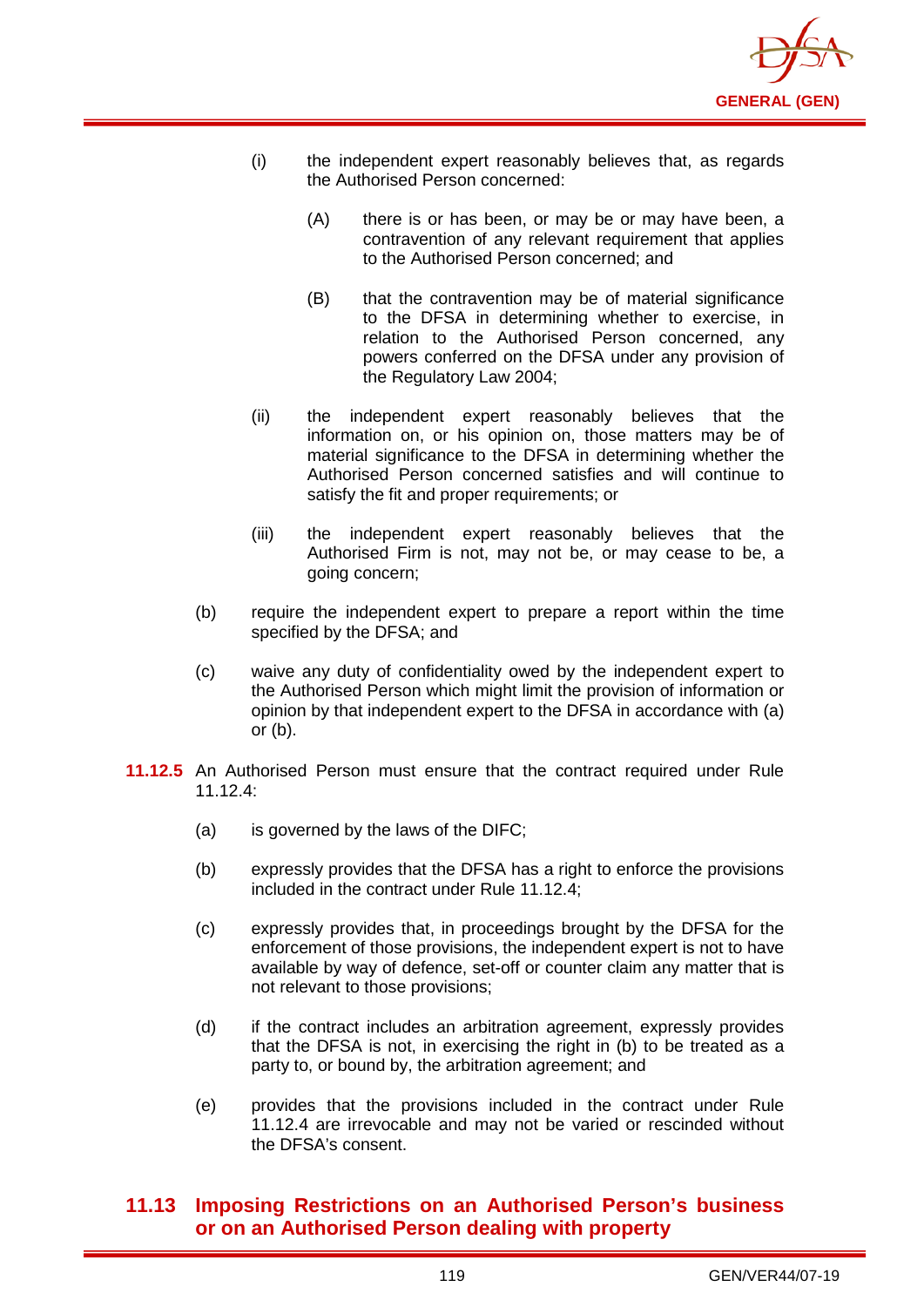(i) the independent expert reasonably believes that, as regards the Authorised Person concerned:

(A) there is or has been, or may be or may have been, a contravention of any relevant requirement that applies to the Authorised Person concerned; and

(B) that the contravention may be of material significance to the DFSA in determining whether to exercise, in relation to the Authorised Person concerned, any powers conferred on the DFSA under any provision of the Regulatory Law 2004;

(ii) the independent expert reasonably believes that the information on, or his opinion on, those matters may be of material significance to the DFSA in determining whether the Authorised Person concerned satisfies and will continue to satisfy the fit and proper requirements; or

(iii) the independent expert reasonably believes that the Authorised Firm is not, may not be, or may cease to be, a going concern;

(b) require the independent expert to prepare a report within the time specified by the DFSA; and

(c) waive any duty of confidentiality owed by the independent expert to the Authorised Person which might limit the provision of information or opinion by that independent expert to the DFSA in accordance with (a) or (b).

**11.12.5** An Authorised Person must ensure that the contract required under Rule 11.12.4:

(a) is governed by the laws of the DIFC;

(b) expressly provides that the DFSA has a right to enforce the provisions included in the contract under Rule 11.12.4;

(c) expressly provides that, in proceedings brought by the DFSA for the enforcement of those provisions, the independent expert is not to have available by way of defence, set-off or counter claim any matter that is not relevant to those provisions;

(d) if the contract includes an arbitration agreement, expressly provides that the DFSA is not, in exercising the right in (b) to be treated as a party to, or bound by, the arbitration agreement; and

(e) provides that the provisions included in the contract under Rule 11.12.4 are irrevocable and may not be varied or rescinded without the DFSA's consent.

## 11.13 Imposing Restrictions on an Authorised Person's business or on an Authorised Person dealing with property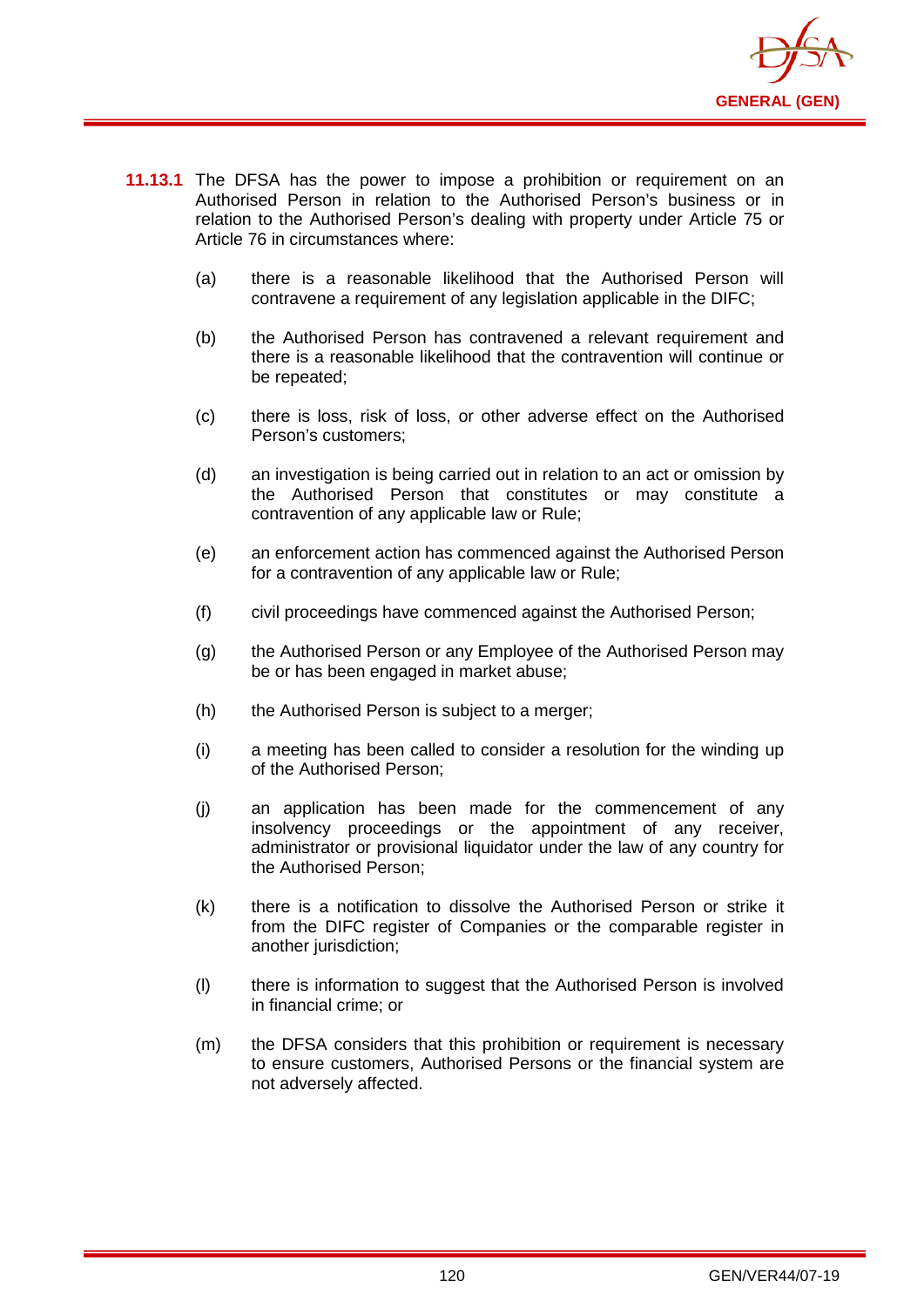**11.13.1** The DFSA has the power to impose a prohibition or requirement on an Authorised Person in relation to the Authorised Person's business or in relation to the Authorised Person's dealing with property under Article 75 or Article 76 in circumstances where:

(a) there is a reasonable likelihood that the Authorised Person will contravene a requirement of any legislation applicable in the DIFC;

(b) the Authorised Person has contravened a relevant requirement and there is a reasonable likelihood that the contravention will continue or be repeated;

(c) there is loss, risk of loss, or other adverse effect on the Authorised Person's customers;

(d) an investigation is being carried out in relation to an act or omission by the Authorised Person that constitutes or may constitute a contravention of any applicable law or Rule;

(e) an enforcement action has commenced against the Authorised Person for a contravention of any applicable law or Rule;

(f) civil proceedings have commenced against the Authorised Person;

(g) the Authorised Person or any Employee of the Authorised Person may be or has been engaged in market abuse;

(h) the Authorised Person is subject to a merger;

(i) a meeting has been called to consider a resolution for the winding up of the Authorised Person;

(j) an application has been made for the commencement of any insolvency proceedings or the appointment of any receiver, administrator or provisional liquidator under the law of any country for the Authorised Person;

(k) there is a notification to dissolve the Authorised Person or strike it from the DIFC register of Companies or the comparable register in another jurisdiction;

(l) there is information to suggest that the Authorised Person is involved in financial crime; or

(m) the DFSA considers that this prohibition or requirement is necessary to ensure customers, Authorised Persons or the financial system are not adversely affected.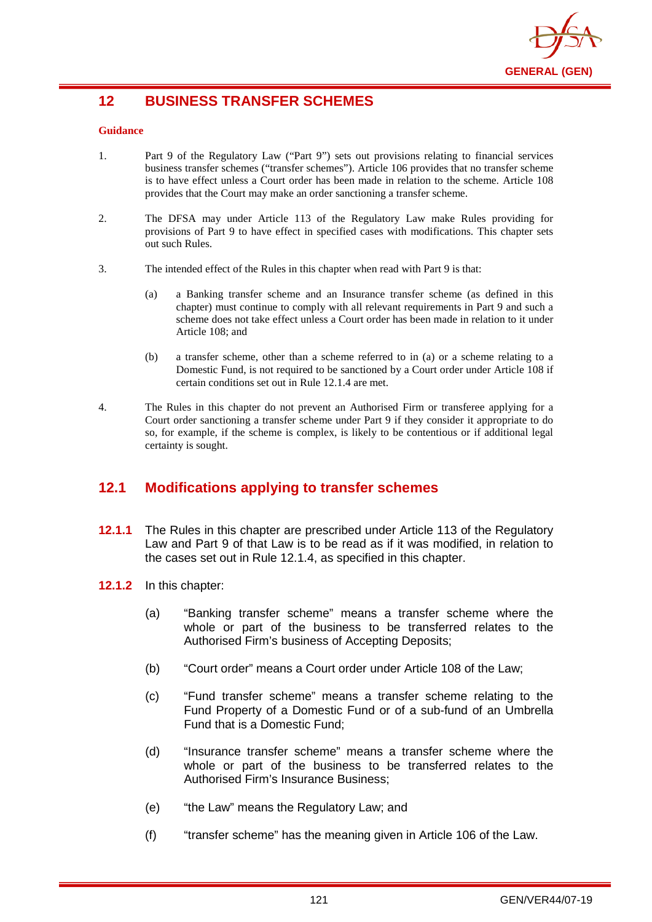# 12 BUSINESS TRANSFER SCHEMES

**Guidance**

1. Part 9 of the Regulatory Law ("Part 9") sets out provisions relating to financial services business transfer schemes ("transfer schemes"). Article 106 provides that no transfer scheme is to have effect unless a Court order has been made in relation to the scheme. Article 108 provides that the Court may make an order sanctioning a transfer scheme.

2. The DFSA may under Article 113 of the Regulatory Law make Rules providing for provisions of Part 9 to have effect in specified cases with modifications. This chapter sets out such Rules.

3. The intended effect of the Rules in this chapter when read with Part 9 is that:

   (a) a Banking transfer scheme and an Insurance transfer scheme (as defined in this chapter) must continue to comply with all relevant requirements in Part 9 and such a scheme does not take effect unless a Court order has been made in relation to it under Article 108; and

   (b) a transfer scheme, other than a scheme referred to in (a) or a scheme relating to a Domestic Fund, is not required to be sanctioned by a Court order under Article 108 if certain conditions set out in Rule 12.1.4 are met.

4. The Rules in this chapter do not prevent an Authorised Firm or transferee applying for a Court order sanctioning a transfer scheme under Part 9 if they consider it appropriate to do so, for example, if the scheme is complex, is likely to be contentious or if additional legal certainty is sought.

## 12.1 Modifications applying to transfer schemes

**12.1.1** The Rules in this chapter are prescribed under Article 113 of the Regulatory Law and Part 9 of that Law is to be read as if it was modified, in relation to the cases set out in Rule 12.1.4, as specified in this chapter.

**12.1.2** In this chapter:

(a) "Banking transfer scheme" means a transfer scheme where the whole or part of the business to be transferred relates to the Authorised Firm's business of Accepting Deposits;

(b) "Court order" means a Court order under Article 108 of the Law;

(c) "Fund transfer scheme" means a transfer scheme relating to the Fund Property of a Domestic Fund or of a sub-fund of an Umbrella Fund that is a Domestic Fund;

(d) "Insurance transfer scheme" means a transfer scheme where the whole or part of the business to be transferred relates to the Authorised Firm's Insurance Business;

(e) "the Law" means the Regulatory Law; and

(f) "transfer scheme" has the meaning given in Article 106 of the Law.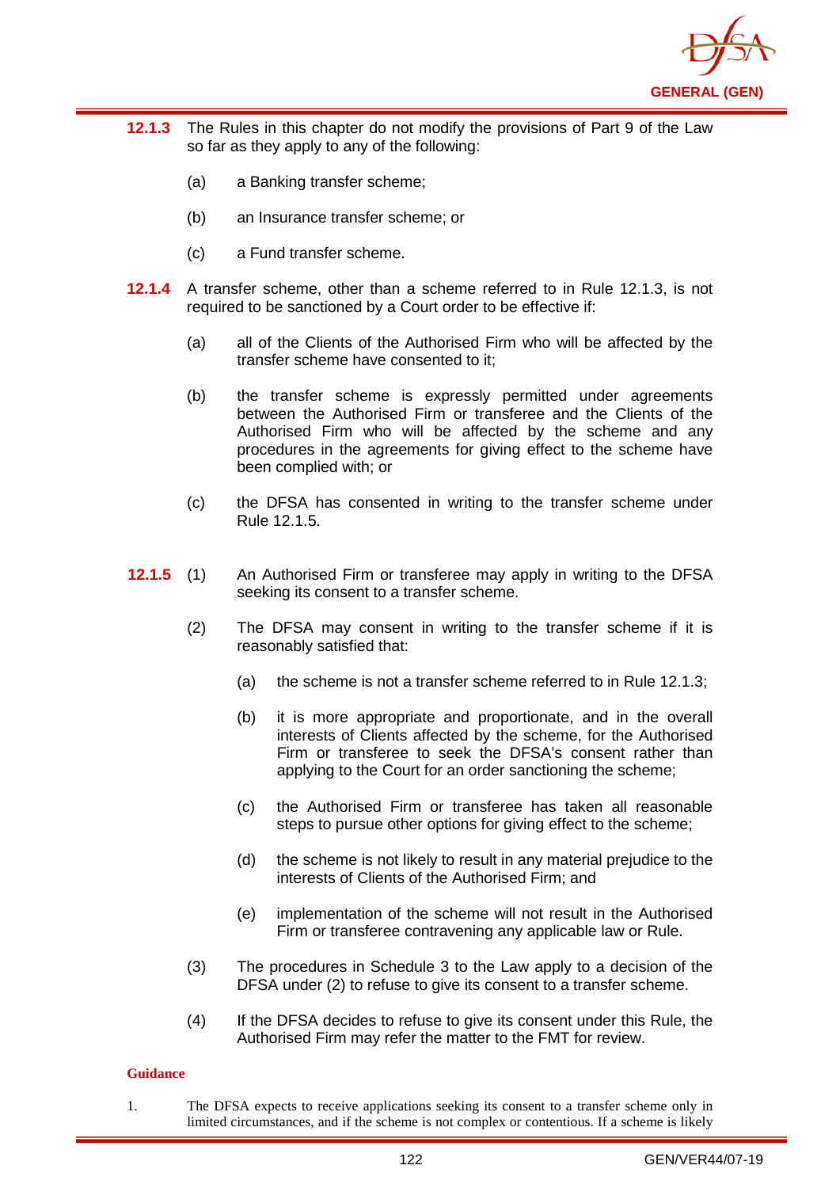**12.1.3** The Rules in this chapter do not modify the provisions of Part 9 of the Law so far as they apply to any of the following:

(a) a Banking transfer scheme;

(b) an Insurance transfer scheme; or

(c) a Fund transfer scheme.

**12.1.4** A transfer scheme, other than a scheme referred to in Rule 12.1.3, is not required to be sanctioned by a Court order to be effective if:

(a) all of the Clients of the Authorised Firm who will be affected by the transfer scheme have consented to it;

(b) the transfer scheme is expressly permitted under agreements between the Authorised Firm or transferee and the Clients of the Authorised Firm who will be affected by the scheme and any procedures in the agreements for giving effect to the scheme have been complied with; or

(c) the DFSA has consented in writing to the transfer scheme under Rule 12.1.5.

**12.1.5** (1) An Authorised Firm or transferee may apply in writing to the DFSA seeking its consent to a transfer scheme.

(2) The DFSA may consent in writing to the transfer scheme if it is reasonably satisfied that:

(a) the scheme is not a transfer scheme referred to in Rule 12.1.3;

(b) it is more appropriate and proportionate, and in the overall interests of Clients affected by the scheme, for the Authorised Firm or transferee to seek the DFSA's consent rather than applying to the Court for an order sanctioning the scheme;

(c) the Authorised Firm or transferee has taken all reasonable steps to pursue other options for giving effect to the scheme;

(d) the scheme is not likely to result in any material prejudice to the interests of Clients of the Authorised Firm; and

(e) implementation of the scheme will not result in the Authorised Firm or transferee contravening any applicable law or Rule.

(3) The procedures in Schedule 3 to the Law apply to a decision of the DFSA under (2) to refuse to give its consent to a transfer scheme.

(4) If the DFSA decides to refuse to give its consent under this Rule, the Authorised Firm may refer the matter to the FMT for review.

**Guidance**

1. The DFSA expects to receive applications seeking its consent to a transfer scheme only in limited circumstances, and if the scheme is not complex or contentious. If a scheme is likely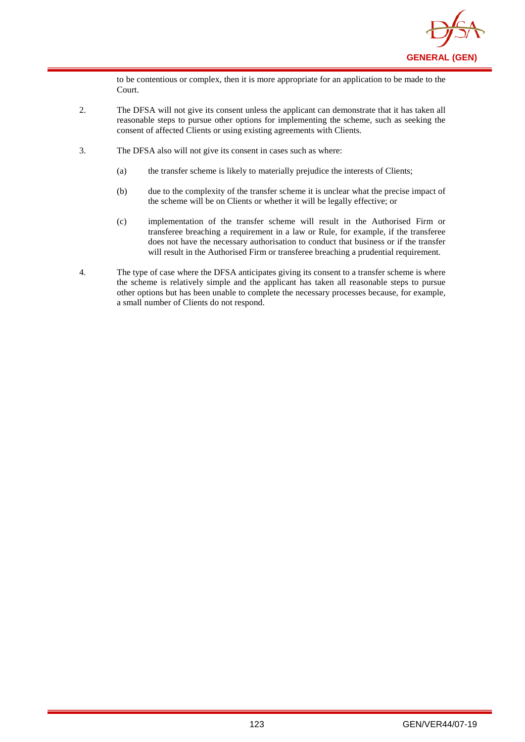to be contentious or complex, then it is more appropriate for an application to be made to the Court.

2. The DFSA will not give its consent unless the applicant can demonstrate that it has taken all reasonable steps to pursue other options for implementing the scheme, such as seeking the consent of affected Clients or using existing agreements with Clients.

3. The DFSA also will not give its consent in cases such as where:

   (a) the transfer scheme is likely to materially prejudice the interests of Clients;

   (b) due to the complexity of the transfer scheme it is unclear what the precise impact of the scheme will be on Clients or whether it will be legally effective; or

   (c) implementation of the transfer scheme will result in the Authorised Firm or transferee breaching a requirement in a law or Rule, for example, if the transferee does not have the necessary authorisation to conduct that business or if the transfer will result in the Authorised Firm or transferee breaching a prudential requirement.

4. The type of case where the DFSA anticipates giving its consent to a transfer scheme is where the scheme is relatively simple and the applicant has taken all reasonable steps to pursue other options but has been unable to complete the necessary processes because, for example, a small number of Clients do not respond.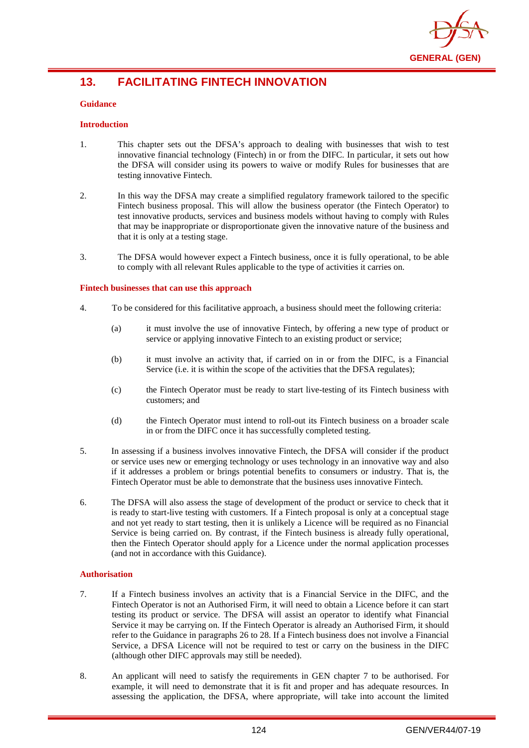# 13. FACILITATING FINTECH INNOVATION

**Guidance**

**Introduction**

1. This chapter sets out the DFSA's approach to dealing with businesses that wish to test innovative financial technology (Fintech) in or from the DIFC. In particular, it sets out how the DFSA will consider using its powers to waive or modify Rules for businesses that are testing innovative Fintech.

2. In this way the DFSA may create a simplified regulatory framework tailored to the specific Fintech business proposal. This will allow the business operator (the Fintech Operator) to test innovative products, services and business models without having to comply with Rules that may be inappropriate or disproportionate given the innovative nature of the business and that it is only at a testing stage.

3. The DFSA would however expect a Fintech business, once it is fully operational, to be able to comply with all relevant Rules applicable to the type of activities it carries on.

**Fintech businesses that can use this approach**

4. To be considered for this facilitative approach, a business should meet the following criteria:

   (a) it must involve the use of innovative Fintech, by offering a new type of product or service or applying innovative Fintech to an existing product or service;

   (b) it must involve an activity that, if carried on in or from the DIFC, is a Financial Service (i.e. it is within the scope of the activities that the DFSA regulates);

   (c) the Fintech Operator must be ready to start live-testing of its Fintech business with customers; and

   (d) the Fintech Operator must intend to roll-out its Fintech business on a broader scale in or from the DIFC once it has successfully completed testing.

5. In assessing if a business involves innovative Fintech, the DFSA will consider if the product or service uses new or emerging technology or uses technology in an innovative way and also if it addresses a problem or brings potential benefits to consumers or industry. That is, the Fintech Operator must be able to demonstrate that the business uses innovative Fintech.

6. The DFSA will also assess the stage of development of the product or service to check that it is ready to start-live testing with customers. If a Fintech proposal is only at a conceptual stage and not yet ready to start testing, then it is unlikely a Licence will be required as no Financial Service is being carried on. By contrast, if the Fintech business is already fully operational, then the Fintech Operator should apply for a Licence under the normal application processes (and not in accordance with this Guidance).

**Authorisation**

7. If a Fintech business involves an activity that is a Financial Service in the DIFC, and the Fintech Operator is not an Authorised Firm, it will need to obtain a Licence before it can start testing its product or service. The DFSA will assist an operator to identify what Financial Service it may be carrying on. If the Fintech Operator is already an Authorised Firm, it should refer to the Guidance in paragraphs 26 to 28. If a Fintech business does not involve a Financial Service, a DFSA Licence will not be required to test or carry on the business in the DIFC (although other DIFC approvals may still be needed).

8. An applicant will need to satisfy the requirements in GEN chapter 7 to be authorised. For example, it will need to demonstrate that it is fit and proper and has adequate resources. In assessing the application, the DFSA, where appropriate, will take into account the limited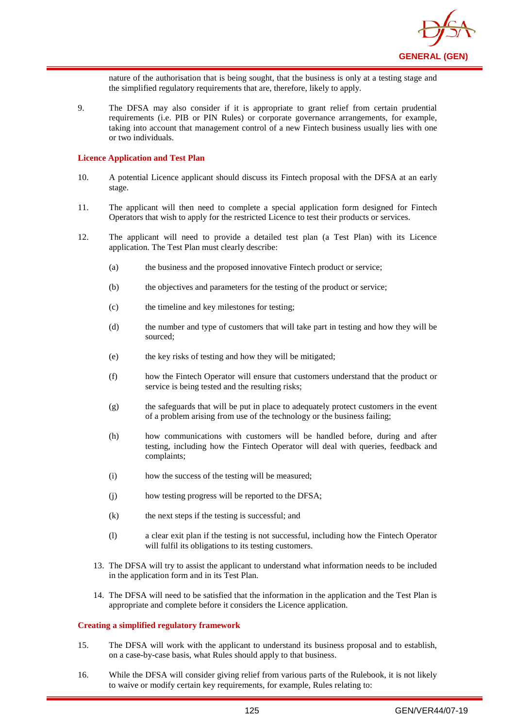nature of the authorisation that is being sought, that the business is only at a testing stage and the simplified regulatory requirements that are, therefore, likely to apply.

9. The DFSA may also consider if it is appropriate to grant relief from certain prudential requirements (i.e. PIB or PIN Rules) or corporate governance arrangements, for example, taking into account that management control of a new Fintech business usually lies with one or two individuals.

### Licence Application and Test Plan

10. A potential Licence applicant should discuss its Fintech proposal with the DFSA at an early stage.

11. The applicant will then need to complete a special application form designed for Fintech Operators that wish to apply for the restricted Licence to test their products or services.

12. The applicant will need to provide a detailed test plan (a Test Plan) with its Licence application. The Test Plan must clearly describe:

    (a) the business and the proposed innovative Fintech product or service;

    (b) the objectives and parameters for the testing of the product or service;

    (c) the timeline and key milestones for testing;

    (d) the number and type of customers that will take part in testing and how they will be sourced;

    (e) the key risks of testing and how they will be mitigated;

    (f) how the Fintech Operator will ensure that customers understand that the product or service is being tested and the resulting risks;

    (g) the safeguards that will be put in place to adequately protect customers in the event of a problem arising from use of the technology or the business failing;

    (h) how communications with customers will be handled before, during and after testing, including how the Fintech Operator will deal with queries, feedback and complaints;

    (i) how the success of the testing will be measured;

    (j) how testing progress will be reported to the DFSA;

    (k) the next steps if the testing is successful; and

    (l) a clear exit plan if the testing is not successful, including how the Fintech Operator will fulfil its obligations to its testing customers.

13. The DFSA will try to assist the applicant to understand what information needs to be included in the application form and in its Test Plan.

14. The DFSA will need to be satisfied that the information in the application and the Test Plan is appropriate and complete before it considers the Licence application.

### Creating a simplified regulatory framework

15. The DFSA will work with the applicant to understand its business proposal and to establish, on a case-by-case basis, what Rules should apply to that business.

16. While the DFSA will consider giving relief from various parts of the Rulebook, it is not likely to waive or modify certain key requirements, for example, Rules relating to: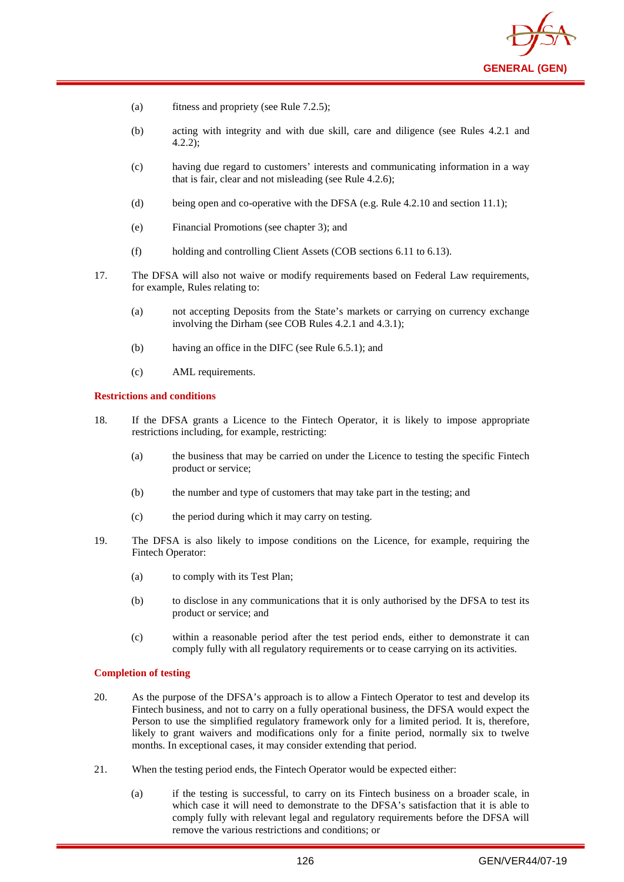(a) fitness and propriety (see Rule 7.2.5);

(b) acting with integrity and with due skill, care and diligence (see Rules 4.2.1 and 4.2.2);

(c) having due regard to customers' interests and communicating information in a way that is fair, clear and not misleading (see Rule 4.2.6);

(d) being open and co-operative with the DFSA (e.g. Rule 4.2.10 and section 11.1);

(e) Financial Promotions (see chapter 3); and

(f) holding and controlling Client Assets (COB sections 6.11 to 6.13).

17. The DFSA will also not waive or modify requirements based on Federal Law requirements, for example, Rules relating to:

(a) not accepting Deposits from the State's markets or carrying on currency exchange involving the Dirham (see COB Rules 4.2.1 and 4.3.1);

(b) having an office in the DIFC (see Rule 6.5.1); and

(c) AML requirements.

**Restrictions and conditions**

18. If the DFSA grants a Licence to the Fintech Operator, it is likely to impose appropriate restrictions including, for example, restricting:

(a) the business that may be carried on under the Licence to testing the specific Fintech product or service;

(b) the number and type of customers that may take part in the testing; and

(c) the period during which it may carry on testing.

19. The DFSA is also likely to impose conditions on the Licence, for example, requiring the Fintech Operator:

(a) to comply with its Test Plan;

(b) to disclose in any communications that it is only authorised by the DFSA to test its product or service; and

(c) within a reasonable period after the test period ends, either to demonstrate it can comply fully with all regulatory requirements or to cease carrying on its activities.

**Completion of testing**

20. As the purpose of the DFSA's approach is to allow a Fintech Operator to test and develop its Fintech business, and not to carry on a fully operational business, the DFSA would expect the Person to use the simplified regulatory framework only for a limited period. It is, therefore, likely to grant waivers and modifications only for a finite period, normally six to twelve months. In exceptional cases, it may consider extending that period.

21. When the testing period ends, the Fintech Operator would be expected either:

(a) if the testing is successful, to carry on its Fintech business on a broader scale, in which case it will need to demonstrate to the DFSA's satisfaction that it is able to comply fully with relevant legal and regulatory requirements before the DFSA will remove the various restrictions and conditions; or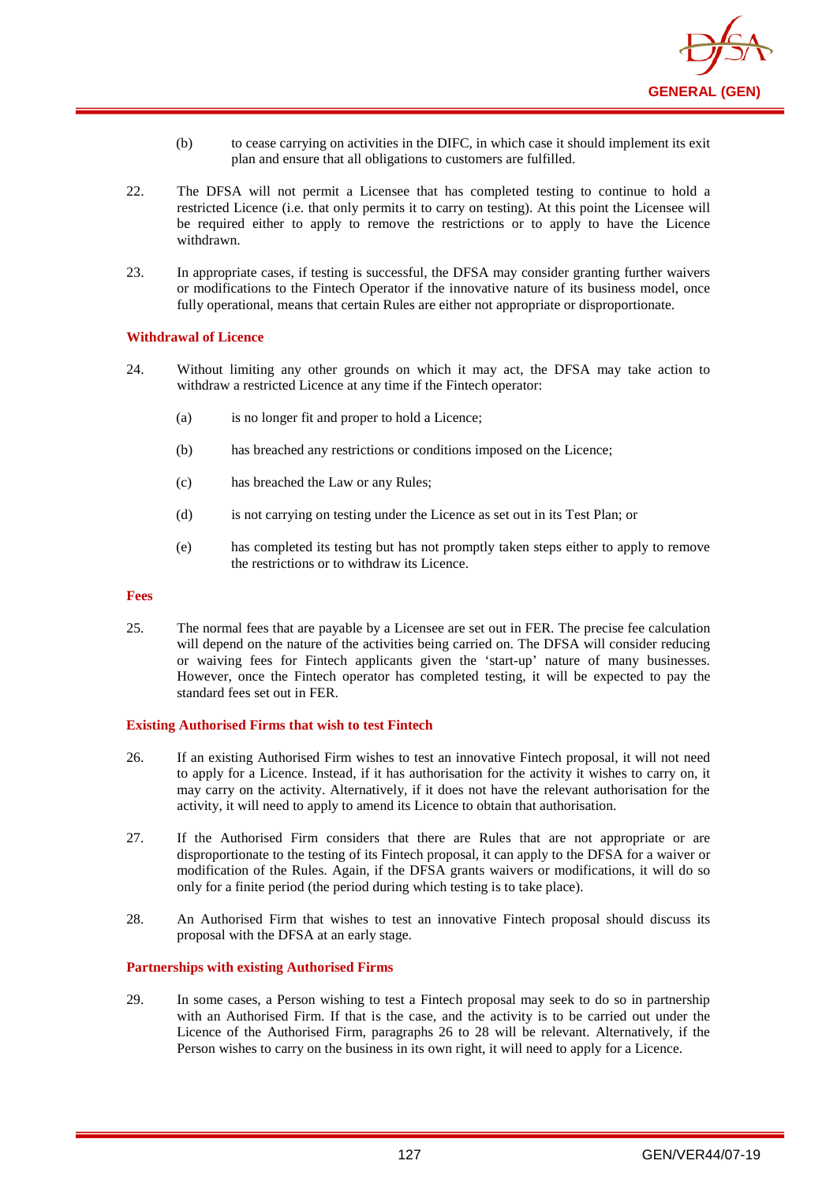(b) to cease carrying on activities in the DIFC, in which case it should implement its exit plan and ensure that all obligations to customers are fulfilled.

22. The DFSA will not permit a Licensee that has completed testing to continue to hold a restricted Licence (i.e. that only permits it to carry on testing). At this point the Licensee will be required either to apply to remove the restrictions or to apply to have the Licence withdrawn.

23. In appropriate cases, if testing is successful, the DFSA may consider granting further waivers or modifications to the Fintech Operator if the innovative nature of its business model, once fully operational, means that certain Rules are either not appropriate or disproportionate.

### Withdrawal of Licence

24. Without limiting any other grounds on which it may act, the DFSA may take action to withdraw a restricted Licence at any time if the Fintech operator:

    (a) is no longer fit and proper to hold a Licence;

    (b) has breached any restrictions or conditions imposed on the Licence;

    (c) has breached the Law or any Rules;

    (d) is not carrying on testing under the Licence as set out in its Test Plan; or

    (e) has completed its testing but has not promptly taken steps either to apply to remove the restrictions or to withdraw its Licence.

### Fees

25. The normal fees that are payable by a Licensee are set out in FER. The precise fee calculation will depend on the nature of the activities being carried on. The DFSA will consider reducing or waiving fees for Fintech applicants given the 'start-up' nature of many businesses. However, once the Fintech operator has completed testing, it will be expected to pay the standard fees set out in FER.

### Existing Authorised Firms that wish to test Fintech

26. If an existing Authorised Firm wishes to test an innovative Fintech proposal, it will not need to apply for a Licence. Instead, if it has authorisation for the activity it wishes to carry on, it may carry on the activity. Alternatively, if it does not have the relevant authorisation for the activity, it will need to apply to amend its Licence to obtain that authorisation.

27. If the Authorised Firm considers that there are Rules that are not appropriate or are disproportionate to the testing of its Fintech proposal, it can apply to the DFSA for a waiver or modification of the Rules. Again, if the DFSA grants waivers or modifications, it will do so only for a finite period (the period during which testing is to take place).

28. An Authorised Firm that wishes to test an innovative Fintech proposal should discuss its proposal with the DFSA at an early stage.

### Partnerships with existing Authorised Firms

29. In some cases, a Person wishing to test a Fintech proposal may seek to do so in partnership with an Authorised Firm. If that is the case, and the activity is to be carried out under the Licence of the Authorised Firm, paragraphs 26 to 28 will be relevant. Alternatively, if the Person wishes to carry on the business in its own right, it will need to apply for a Licence.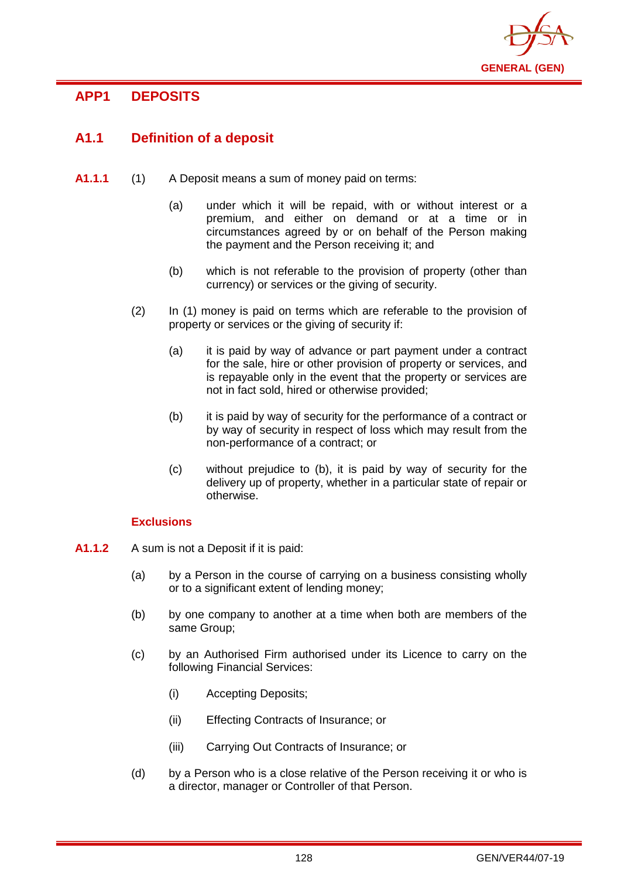## APP1 DEPOSITS

### A1.1 Definition of a deposit

**A1.1.1** (1) A Deposit means a sum of money paid on terms:

(a) under which it will be repaid, with or without interest or a premium, and either on demand or at a time or in circumstances agreed by or on behalf of the Person making the payment and the Person receiving it; and

(b) which is not referable to the provision of property (other than currency) or services or the giving of security.

(2) In (1) money is paid on terms which are referable to the provision of property or services or the giving of security if:

(a) it is paid by way of advance or part payment under a contract for the sale, hire or other provision of property or services, and is repayable only in the event that the property or services are not in fact sold, hired or otherwise provided;

(b) it is paid by way of security for the performance of a contract or by way of security in respect of loss which may result from the non-performance of a contract; or

(c) without prejudice to (b), it is paid by way of security for the delivery up of property, whether in a particular state of repair or otherwise.

#### Exclusions

**A1.1.2** A sum is not a Deposit if it is paid:

(a) by a Person in the course of carrying on a business consisting wholly or to a significant extent of lending money;

(b) by one company to another at a time when both are members of the same Group;

(c) by an Authorised Firm authorised under its Licence to carry on the following Financial Services:

(i) Accepting Deposits;

(ii) Effecting Contracts of Insurance; or

(iii) Carrying Out Contracts of Insurance; or

(d) by a Person who is a close relative of the Person receiving it or who is a director, manager or Controller of that Person.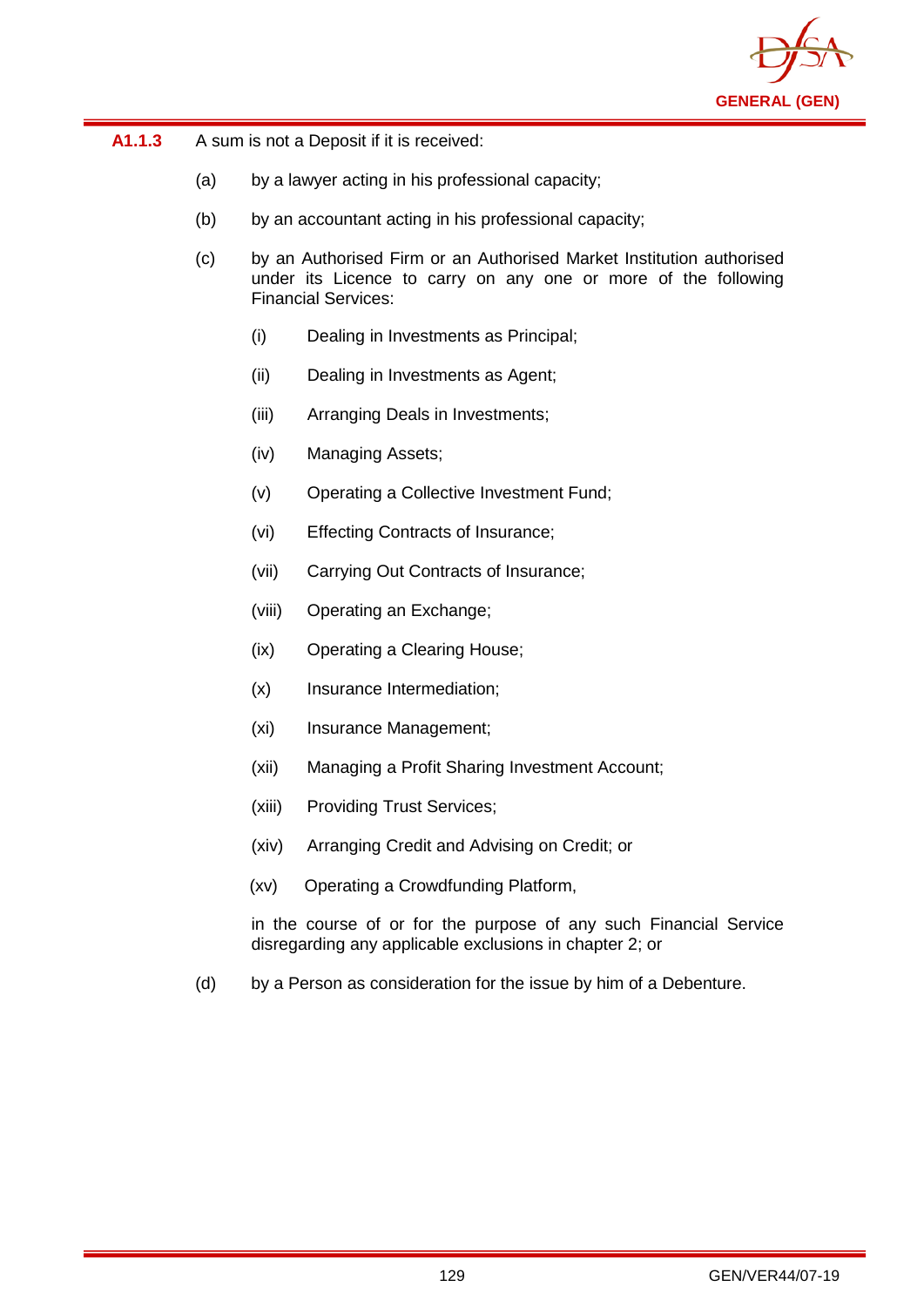**A1.1.3** A sum is not a Deposit if it is received:

(a) by a lawyer acting in his professional capacity;

(b) by an accountant acting in his professional capacity;

(c) by an Authorised Firm or an Authorised Market Institution authorised under its Licence to carry on any one or more of the following Financial Services:

  (i) Dealing in Investments as Principal;

  (ii) Dealing in Investments as Agent;

  (iii) Arranging Deals in Investments;

  (iv) Managing Assets;

  (v) Operating a Collective Investment Fund;

  (vi) Effecting Contracts of Insurance;

  (vii) Carrying Out Contracts of Insurance;

  (viii) Operating an Exchange;

  (ix) Operating a Clearing House;

  (x) Insurance Intermediation;

  (xi) Insurance Management;

  (xii) Managing a Profit Sharing Investment Account;

  (xiii) Providing Trust Services;

  (xiv) Arranging Credit and Advising on Credit; or

  (xv) Operating a Crowdfunding Platform,

in the course of or for the purpose of any such Financial Service disregarding any applicable exclusions in chapter 2; or

(d) by a Person as consideration for the issue by him of a Debenture.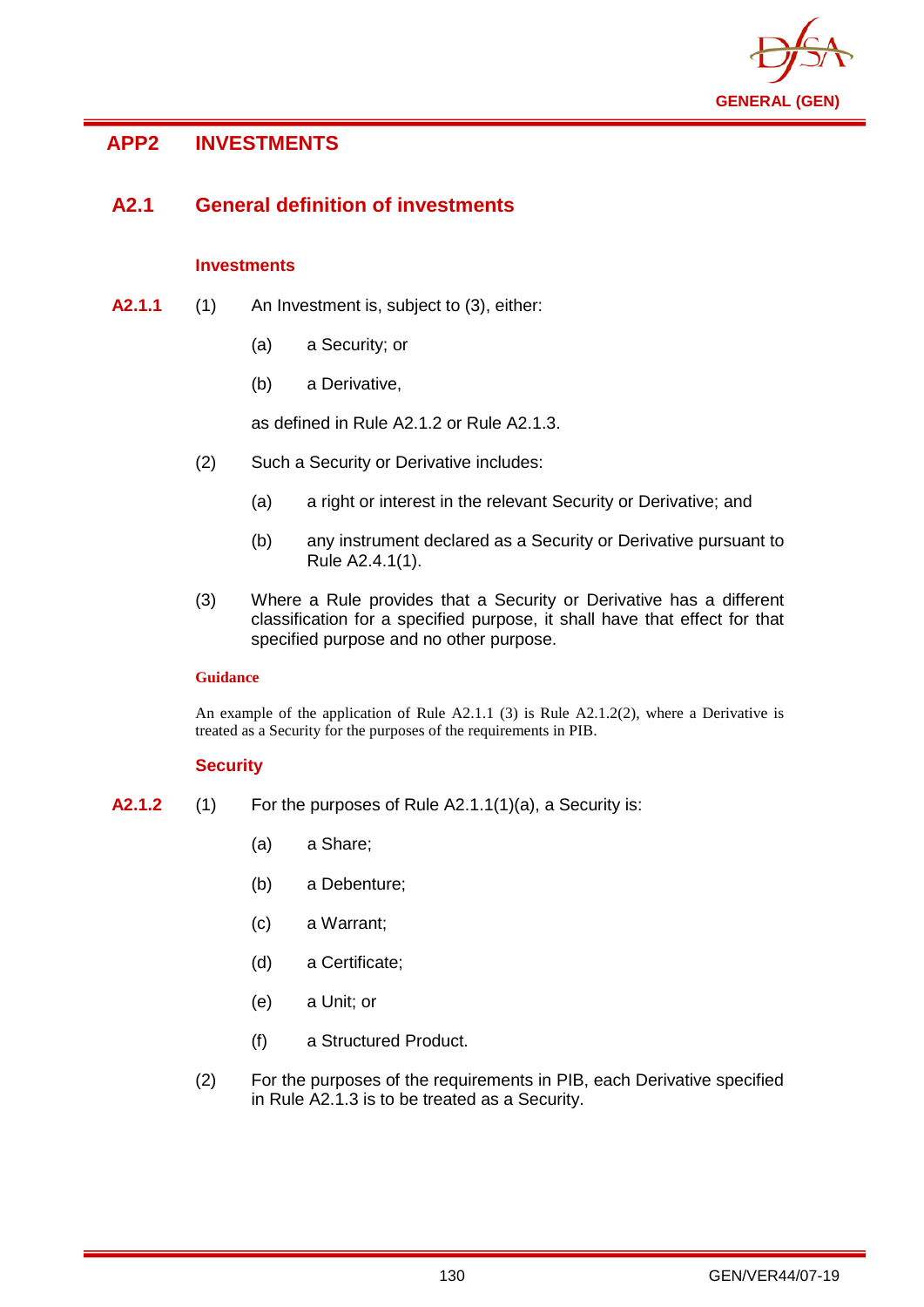# APP2 INVESTMENTS

## A2.1 General definition of investments

### Investments

**A2.1.1** (1) An Investment is, subject to (3), either:

(a) a Security; or

(b) a Derivative,

as defined in Rule A2.1.2 or Rule A2.1.3.

(2) Such a Security or Derivative includes:

(a) a right or interest in the relevant Security or Derivative; and

(b) any instrument declared as a Security or Derivative pursuant to Rule A2.4.1(1).

(3) Where a Rule provides that a Security or Derivative has a different classification for a specified purpose, it shall have that effect for that specified purpose and no other purpose.

**Guidance**

An example of the application of Rule A2.1.1 (3) is Rule A2.1.2(2), where a Derivative is treated as a Security for the purposes of the requirements in PIB.

### Security

**A2.1.2** (1) For the purposes of Rule A2.1.1(1)(a), a Security is:

(a) a Share;

(b) a Debenture;

(c) a Warrant;

(d) a Certificate;

(e) a Unit; or

(f) a Structured Product.

(2) For the purposes of the requirements in PIB, each Derivative specified in Rule A2.1.3 is to be treated as a Security.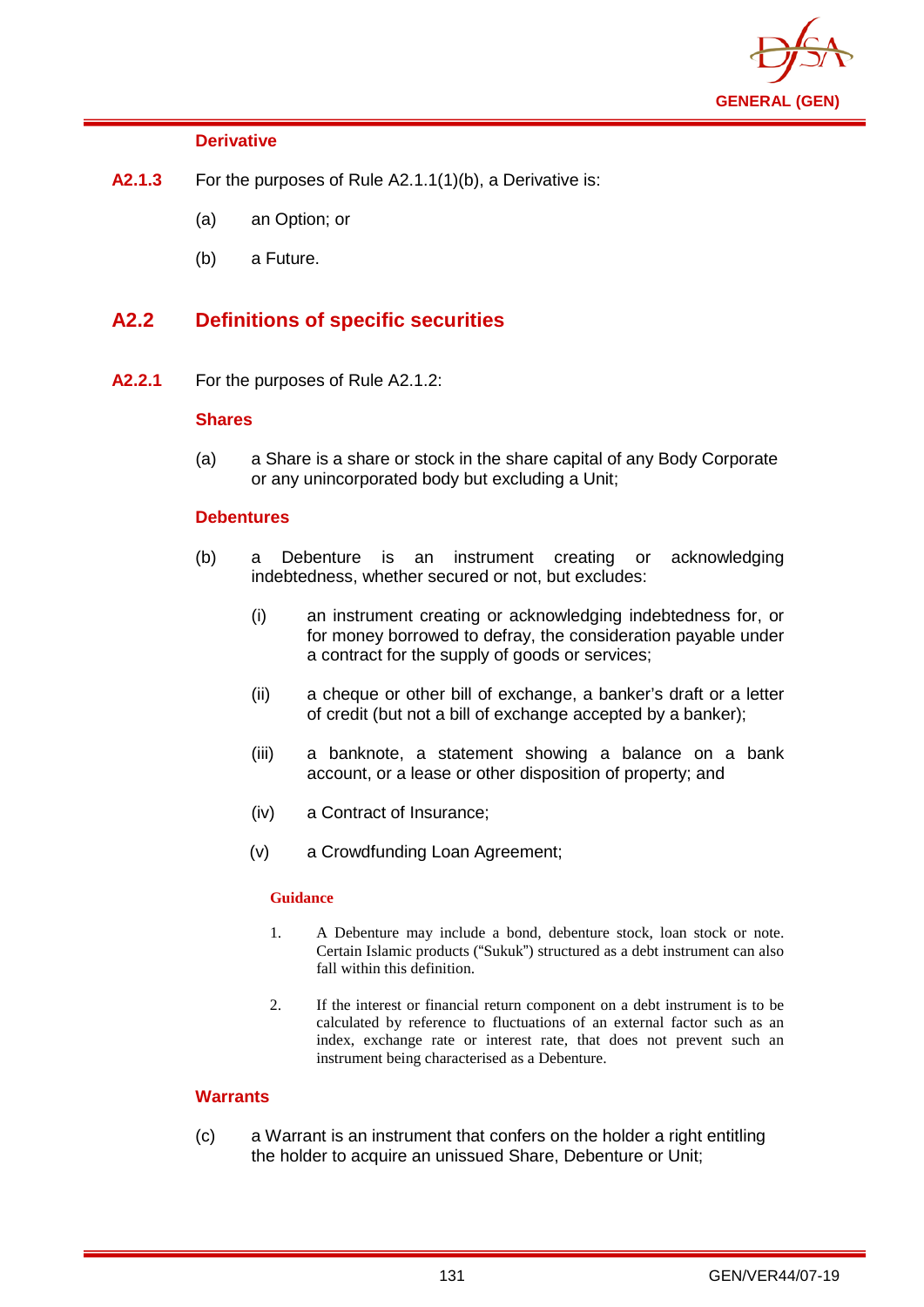#### Derivative

**A2.1.3** For the purposes of Rule A2.1.1(1)(b), a Derivative is:

(a) an Option; or

(b) a Future.

## A2.2 Definitions of specific securities

**A2.2.1** For the purposes of Rule A2.1.2:

#### Shares

(a) a Share is a share or stock in the share capital of any Body Corporate or any unincorporated body but excluding a Unit;

#### Debentures

(b) a Debenture is an instrument creating or acknowledging indebtedness, whether secured or not, but excludes:

(i) an instrument creating or acknowledging indebtedness for, or for money borrowed to defray, the consideration payable under a contract for the supply of goods or services;

(ii) a cheque or other bill of exchange, a banker's draft or a letter of credit (but not a bill of exchange accepted by a banker);

(iii) a banknote, a statement showing a balance on a bank account, or a lease or other disposition of property; and

(iv) a Contract of Insurance;

(v) a Crowdfunding Loan Agreement;

**Guidance**

1. A Debenture may include a bond, debenture stock, loan stock or note. Certain Islamic products ("Sukuk") structured as a debt instrument can also fall within this definition.

2. If the interest or financial return component on a debt instrument is to be calculated by reference to fluctuations of an external factor such as an index, exchange rate or interest rate, that does not prevent such an instrument being characterised as a Debenture.

#### Warrants

(c) a Warrant is an instrument that confers on the holder a right entitling the holder to acquire an unissued Share, Debenture or Unit;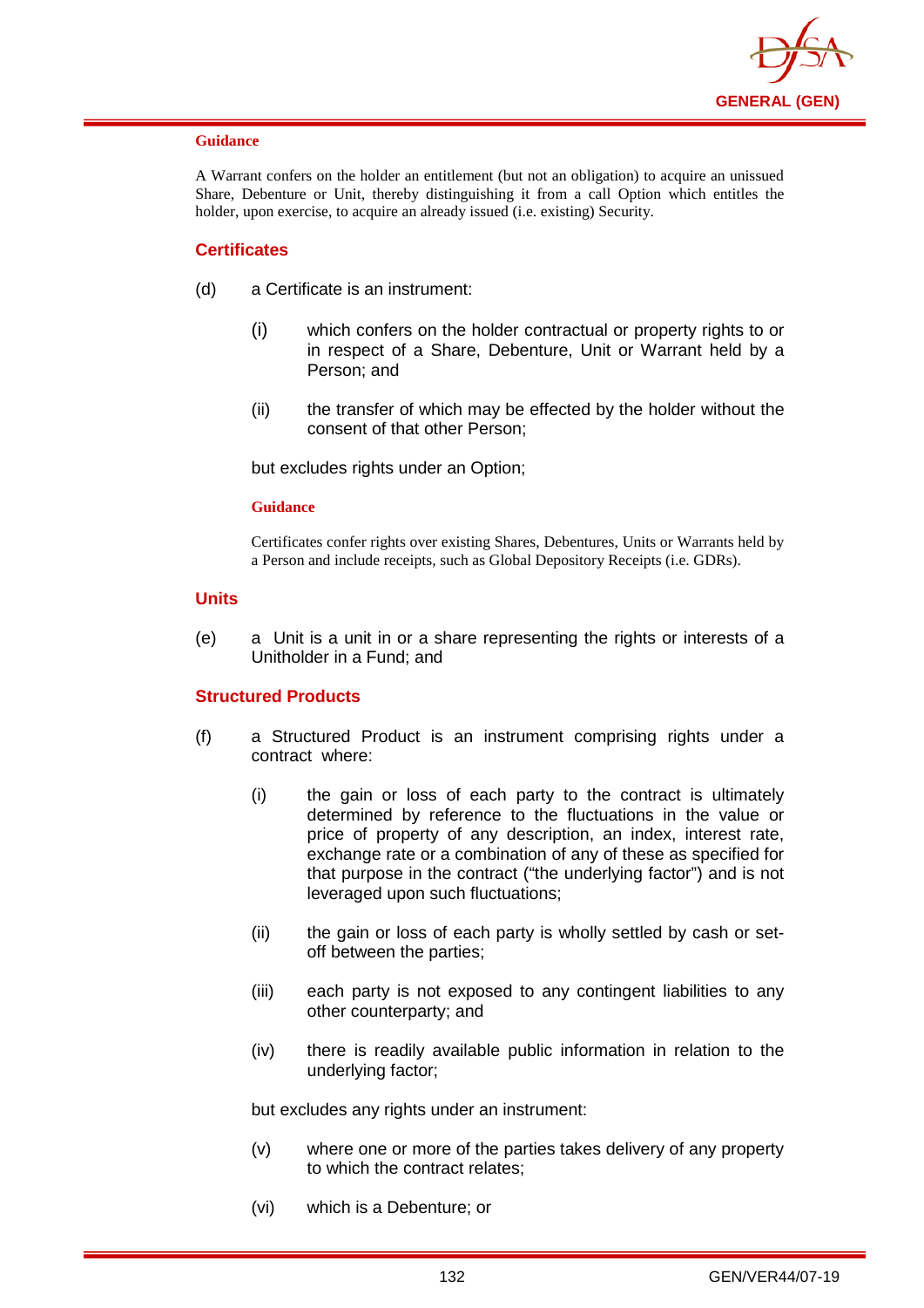#### Guidance

A Warrant confers on the holder an entitlement (but not an obligation) to acquire an unissued Share, Debenture or Unit, thereby distinguishing it from a call Option which entitles the holder, upon exercise, to acquire an already issued (i.e. existing) Security.

### Certificates

(d) a Certificate is an instrument:

(i) which confers on the holder contractual or property rights to or in respect of a Share, Debenture, Unit or Warrant held by a Person; and

(ii) the transfer of which may be effected by the holder without the consent of that other Person;

but excludes rights under an Option;

#### Guidance

Certificates confer rights over existing Shares, Debentures, Units or Warrants held by a Person and include receipts, such as Global Depository Receipts (i.e. GDRs).

### Units

(e) a Unit is a unit in or a share representing the rights or interests of a Unitholder in a Fund; and

### Structured Products

(f) a Structured Product is an instrument comprising rights under a contract where:

(i) the gain or loss of each party to the contract is ultimately determined by reference to the fluctuations in the value or price of property of any description, an index, interest rate, exchange rate or a combination of any of these as specified for that purpose in the contract ("the underlying factor") and is not leveraged upon such fluctuations;

(ii) the gain or loss of each party is wholly settled by cash or set-off between the parties;

(iii) each party is not exposed to any contingent liabilities to any other counterparty; and

(iv) there is readily available public information in relation to the underlying factor;

but excludes any rights under an instrument:

(v) where one or more of the parties takes delivery of any property to which the contract relates;

(vi) which is a Debenture; or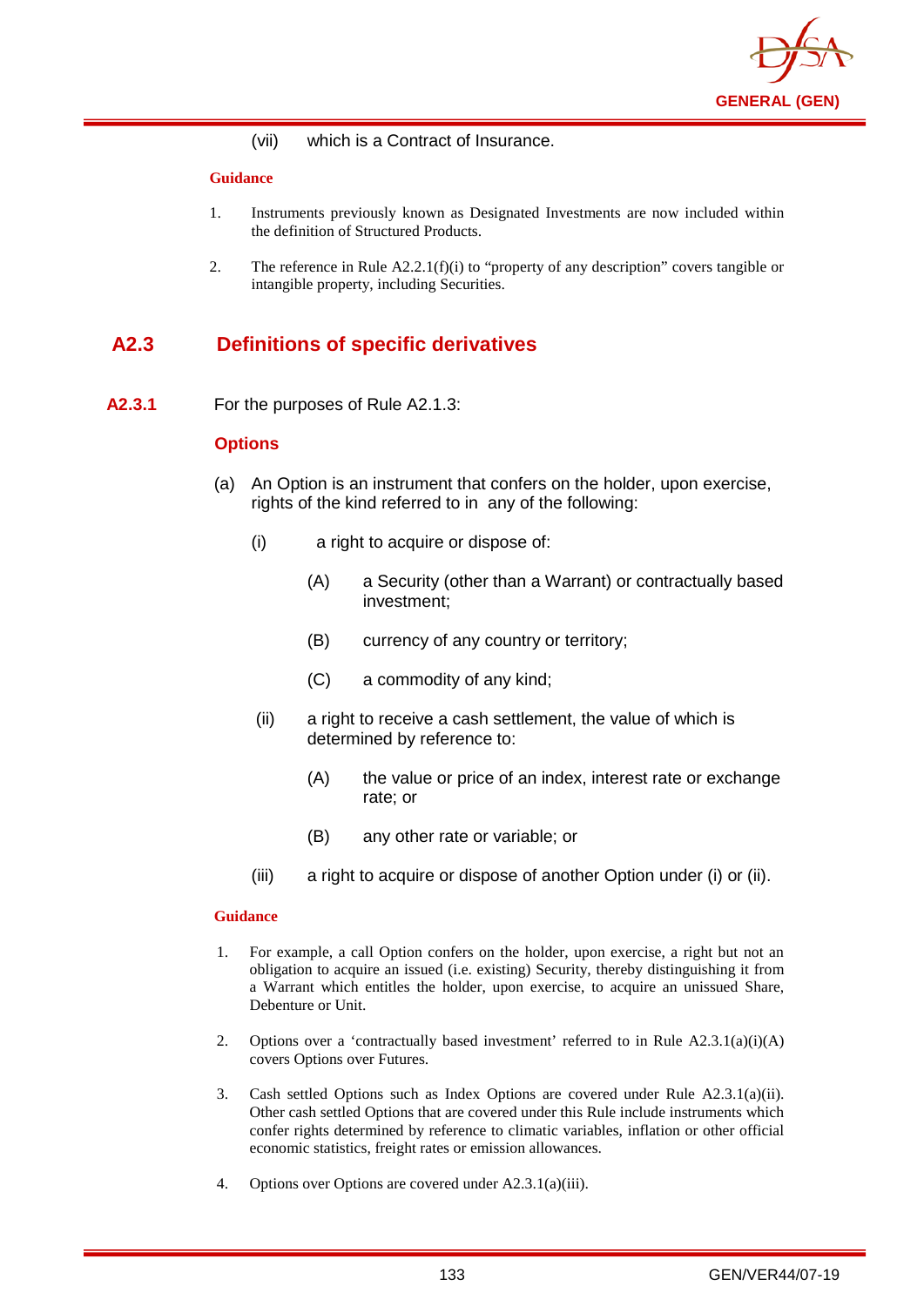(vii) which is a Contract of Insurance.

**Guidance**

1. Instruments previously known as Designated Investments are now included within the definition of Structured Products.

2. The reference in Rule A2.2.1(f)(i) to "property of any description" covers tangible or intangible property, including Securities.

## A2.3 Definitions of specific derivatives

**A2.3.1** For the purposes of Rule A2.1.3:

### Options

(a) An Option is an instrument that confers on the holder, upon exercise, rights of the kind referred to in any of the following:

(i) a right to acquire or dispose of:

(A) a Security (other than a Warrant) or contractually based investment;

(B) currency of any country or territory;

(C) a commodity of any kind;

(ii) a right to receive a cash settlement, the value of which is determined by reference to:

(A) the value or price of an index, interest rate or exchange rate; or

(B) any other rate or variable; or

(iii) a right to acquire or dispose of another Option under (i) or (ii).

**Guidance**

1. For example, a call Option confers on the holder, upon exercise, a right but not an obligation to acquire an issued (i.e. existing) Security, thereby distinguishing it from a Warrant which entitles the holder, upon exercise, to acquire an unissued Share, Debenture or Unit.

2. Options over a 'contractually based investment' referred to in Rule A2.3.1(a)(i)(A) covers Options over Futures.

3. Cash settled Options such as Index Options are covered under Rule A2.3.1(a)(ii). Other cash settled Options that are covered under this Rule include instruments which confer rights determined by reference to climatic variables, inflation or other official economic statistics, freight rates or emission allowances.

4. Options over Options are covered under A2.3.1(a)(iii).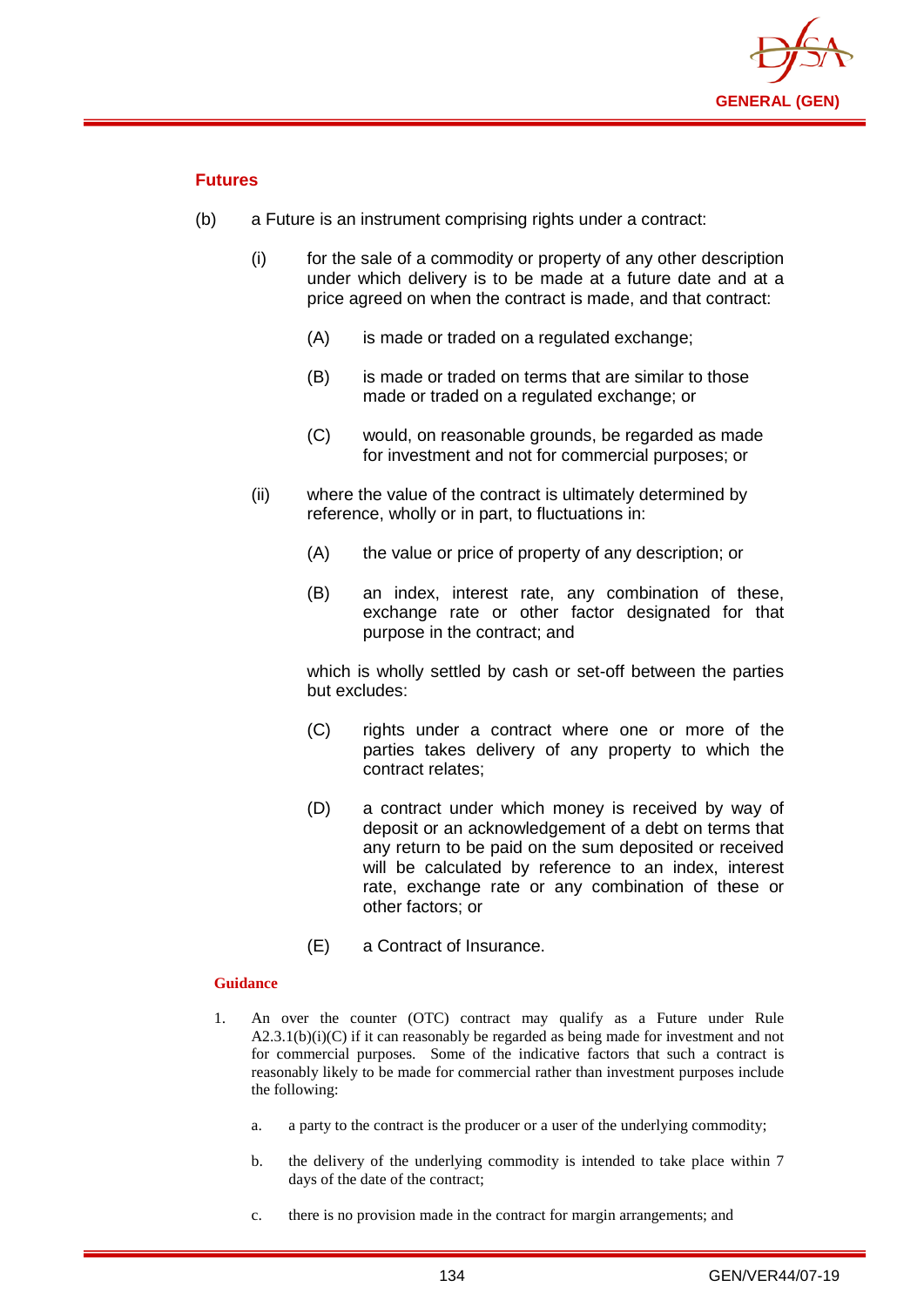#### Futures

(b) a Future is an instrument comprising rights under a contract:

   (i) for the sale of a commodity or property of any other description under which delivery is to be made at a future date and at a price agreed on when the contract is made, and that contract:

      (A) is made or traded on a regulated exchange;

      (B) is made or traded on terms that are similar to those made or traded on a regulated exchange; or

      (C) would, on reasonable grounds, be regarded as made for investment and not for commercial purposes; or

   (ii) where the value of the contract is ultimately determined by reference, wholly or in part, to fluctuations in:

      (A) the value or price of property of any description; or

      (B) an index, interest rate, any combination of these, exchange rate or other factor designated for that purpose in the contract; and

   which is wholly settled by cash or set-off between the parties but excludes:

      (C) rights under a contract where one or more of the parties takes delivery of any property to which the contract relates;

      (D) a contract under which money is received by way of deposit or an acknowledgement of a debt on terms that any return to be paid on the sum deposited or received will be calculated by reference to an index, interest rate, exchange rate or any combination of these or other factors; or

      (E) a Contract of Insurance.

**Guidance**

1. An over the counter (OTC) contract may qualify as a Future under Rule A2.3.1(b)(i)(C) if it can reasonably be regarded as being made for investment and not for commercial purposes. Some of the indicative factors that such a contract is reasonably likely to be made for commercial rather than investment purposes include the following:

   a. a party to the contract is the producer or a user of the underlying commodity;

   b. the delivery of the underlying commodity is intended to take place within 7 days of the date of the contract;

   c. there is no provision made in the contract for margin arrangements; and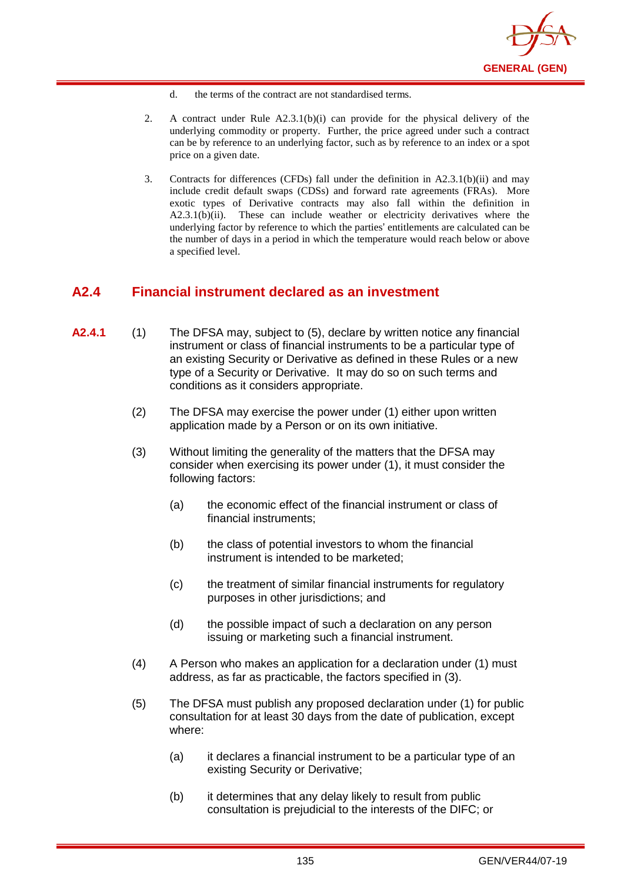d. the terms of the contract are not standardised terms.

2. A contract under Rule A2.3.1(b)(i) can provide for the physical delivery of the underlying commodity or property. Further, the price agreed under such a contract can be by reference to an underlying factor, such as by reference to an index or a spot price on a given date.

3. Contracts for differences (CFDs) fall under the definition in A2.3.1(b)(ii) and may include credit default swaps (CDSs) and forward rate agreements (FRAs). More exotic types of Derivative contracts may also fall within the definition in A2.3.1(b)(ii). These can include weather or electricity derivatives where the underlying factor by reference to which the parties' entitlements are calculated can be the number of days in a period in which the temperature would reach below or above a specified level.

## A2.4 Financial instrument declared as an investment

**A2.4.1** (1) The DFSA may, subject to (5), declare by written notice any financial instrument or class of financial instruments to be a particular type of an existing Security or Derivative as defined in these Rules or a new type of a Security or Derivative. It may do so on such terms and conditions as it considers appropriate.

(2) The DFSA may exercise the power under (1) either upon written application made by a Person or on its own initiative.

(3) Without limiting the generality of the matters that the DFSA may consider when exercising its power under (1), it must consider the following factors:

(a) the economic effect of the financial instrument or class of financial instruments;

(b) the class of potential investors to whom the financial instrument is intended to be marketed;

(c) the treatment of similar financial instruments for regulatory purposes in other jurisdictions; and

(d) the possible impact of such a declaration on any person issuing or marketing such a financial instrument.

(4) A Person who makes an application for a declaration under (1) must address, as far as practicable, the factors specified in (3).

(5) The DFSA must publish any proposed declaration under (1) for public consultation for at least 30 days from the date of publication, except where:

(a) it declares a financial instrument to be a particular type of an existing Security or Derivative;

(b) it determines that any delay likely to result from public consultation is prejudicial to the interests of the DIFC; or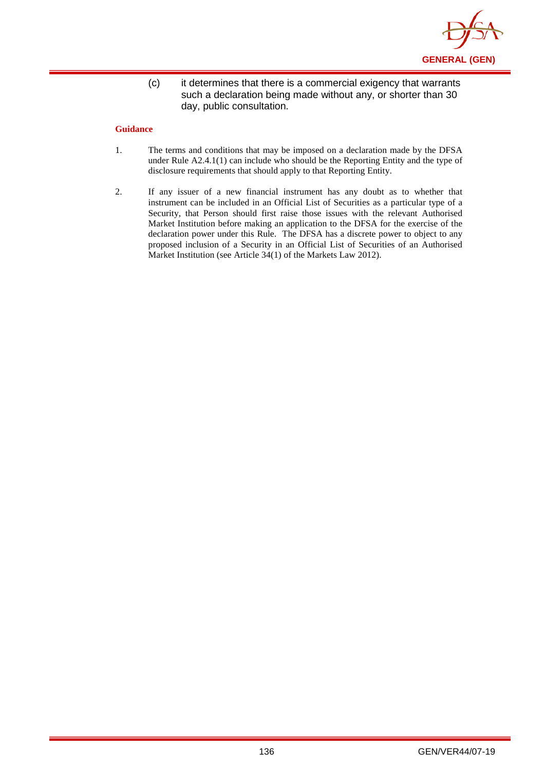(c) it determines that there is a commercial exigency that warrants such a declaration being made without any, or shorter than 30 day, public consultation.

**Guidance**

1. The terms and conditions that may be imposed on a declaration made by the DFSA under Rule A2.4.1(1) can include who should be the Reporting Entity and the type of disclosure requirements that should apply to that Reporting Entity.

2. If any issuer of a new financial instrument has any doubt as to whether that instrument can be included in an Official List of Securities as a particular type of a Security, that Person should first raise those issues with the relevant Authorised Market Institution before making an application to the DFSA for the exercise of the declaration power under this Rule. The DFSA has a discrete power to object to any proposed inclusion of a Security in an Official List of Securities of an Authorised Market Institution (see Article 34(1) of the Markets Law 2012).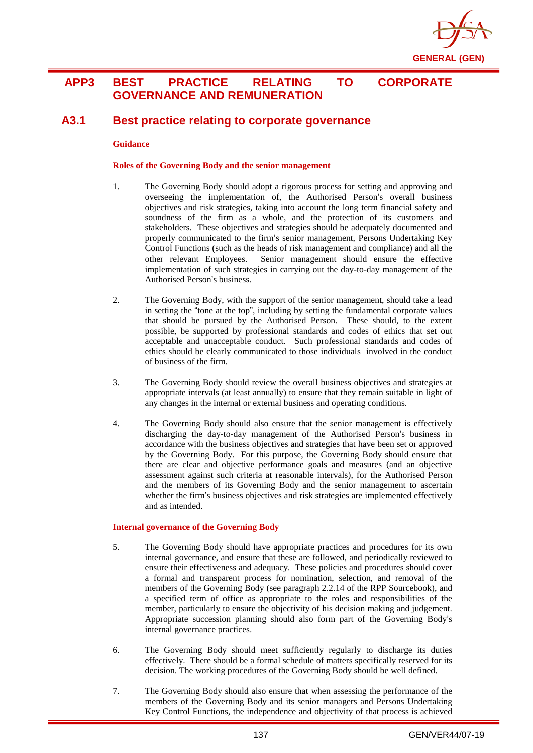# APP3 BEST PRACTICE RELATING TO CORPORATE GOVERNANCE AND REMUNERATION

## A3.1 Best practice relating to corporate governance

**Guidance**

**Roles of the Governing Body and the senior management**

1. The Governing Body should adopt a rigorous process for setting and approving and overseeing the implementation of, the Authorised Person's overall business objectives and risk strategies, taking into account the long term financial safety and soundness of the firm as a whole, and the protection of its customers and stakeholders. These objectives and strategies should be adequately documented and properly communicated to the firm's senior management, Persons Undertaking Key Control Functions (such as the heads of risk management and compliance) and all the other relevant Employees. Senior management should ensure the effective implementation of such strategies in carrying out the day-to-day management of the Authorised Person's business.

2. The Governing Body, with the support of the senior management, should take a lead in setting the "tone at the top", including by setting the fundamental corporate values that should be pursued by the Authorised Person. These should, to the extent possible, be supported by professional standards and codes of ethics that set out acceptable and unacceptable conduct. Such professional standards and codes of ethics should be clearly communicated to those individuals involved in the conduct of business of the firm.

3. The Governing Body should review the overall business objectives and strategies at appropriate intervals (at least annually) to ensure that they remain suitable in light of any changes in the internal or external business and operating conditions.

4. The Governing Body should also ensure that the senior management is effectively discharging the day-to-day management of the Authorised Person's business in accordance with the business objectives and strategies that have been set or approved by the Governing Body. For this purpose, the Governing Body should ensure that there are clear and objective performance goals and measures (and an objective assessment against such criteria at reasonable intervals), for the Authorised Person and the members of its Governing Body and the senior management to ascertain whether the firm's business objectives and risk strategies are implemented effectively and as intended.

**Internal governance of the Governing Body**

5. The Governing Body should have appropriate practices and procedures for its own internal governance, and ensure that these are followed, and periodically reviewed to ensure their effectiveness and adequacy. These policies and procedures should cover a formal and transparent process for nomination, selection, and removal of the members of the Governing Body (see paragraph 2.2.14 of the RPP Sourcebook), and a specified term of office as appropriate to the roles and responsibilities of the member, particularly to ensure the objectivity of his decision making and judgement. Appropriate succession planning should also form part of the Governing Body's internal governance practices.

6. The Governing Body should meet sufficiently regularly to discharge its duties effectively. There should be a formal schedule of matters specifically reserved for its decision. The working procedures of the Governing Body should be well defined.

7. The Governing Body should also ensure that when assessing the performance of the members of the Governing Body and its senior managers and Persons Undertaking Key Control Functions, the independence and objectivity of that process is achieved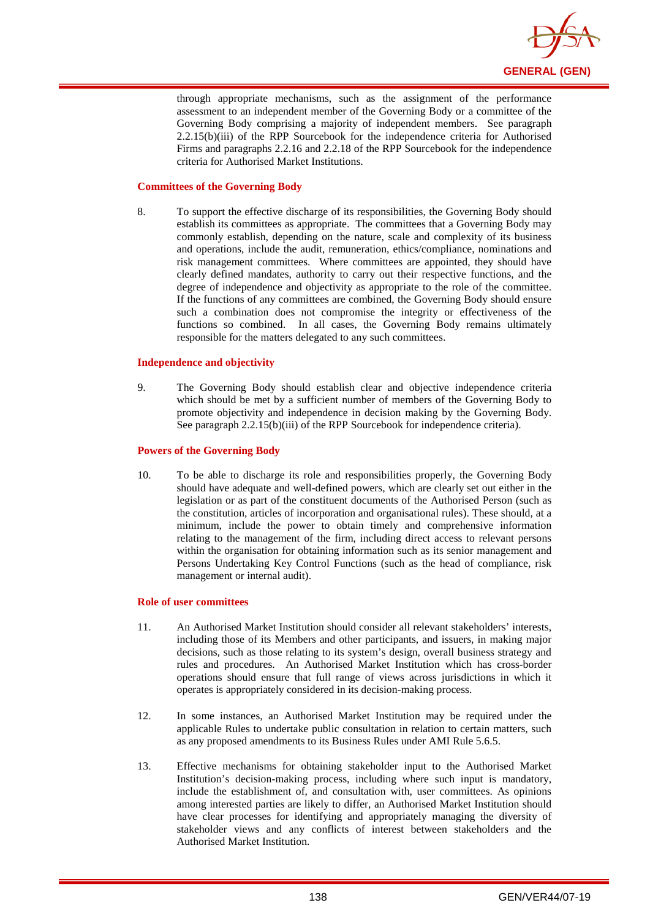through appropriate mechanisms, such as the assignment of the performance assessment to an independent member of the Governing Body or a committee of the Governing Body comprising a majority of independent members. See paragraph 2.2.15(b)(iii) of the RPP Sourcebook for the independence criteria for Authorised Firms and paragraphs 2.2.16 and 2.2.18 of the RPP Sourcebook for the independence criteria for Authorised Market Institutions.

**Committees of the Governing Body**

8. To support the effective discharge of its responsibilities, the Governing Body should establish its committees as appropriate. The committees that a Governing Body may commonly establish, depending on the nature, scale and complexity of its business and operations, include the audit, remuneration, ethics/compliance, nominations and risk management committees. Where committees are appointed, they should have clearly defined mandates, authority to carry out their respective functions, and the degree of independence and objectivity as appropriate to the role of the committee. If the functions of any committees are combined, the Governing Body should ensure such a combination does not compromise the integrity or effectiveness of the functions so combined. In all cases, the Governing Body remains ultimately responsible for the matters delegated to any such committees.

**Independence and objectivity**

9. The Governing Body should establish clear and objective independence criteria which should be met by a sufficient number of members of the Governing Body to promote objectivity and independence in decision making by the Governing Body. See paragraph 2.2.15(b)(iii) of the RPP Sourcebook for independence criteria).

**Powers of the Governing Body**

10. To be able to discharge its role and responsibilities properly, the Governing Body should have adequate and well-defined powers, which are clearly set out either in the legislation or as part of the constituent documents of the Authorised Person (such as the constitution, articles of incorporation and organisational rules). These should, at a minimum, include the power to obtain timely and comprehensive information relating to the management of the firm, including direct access to relevant persons within the organisation for obtaining information such as its senior management and Persons Undertaking Key Control Functions (such as the head of compliance, risk management or internal audit).

**Role of user committees**

11. An Authorised Market Institution should consider all relevant stakeholders' interests, including those of its Members and other participants, and issuers, in making major decisions, such as those relating to its system's design, overall business strategy and rules and procedures. An Authorised Market Institution which has cross-border operations should ensure that full range of views across jurisdictions in which it operates is appropriately considered in its decision-making process.

12. In some instances, an Authorised Market Institution may be required under the applicable Rules to undertake public consultation in relation to certain matters, such as any proposed amendments to its Business Rules under AMI Rule 5.6.5.

13. Effective mechanisms for obtaining stakeholder input to the Authorised Market Institution's decision-making process, including where such input is mandatory, include the establishment of, and consultation with, user committees. As opinions among interested parties are likely to differ, an Authorised Market Institution should have clear processes for identifying and appropriately managing the diversity of stakeholder views and any conflicts of interest between stakeholders and the Authorised Market Institution.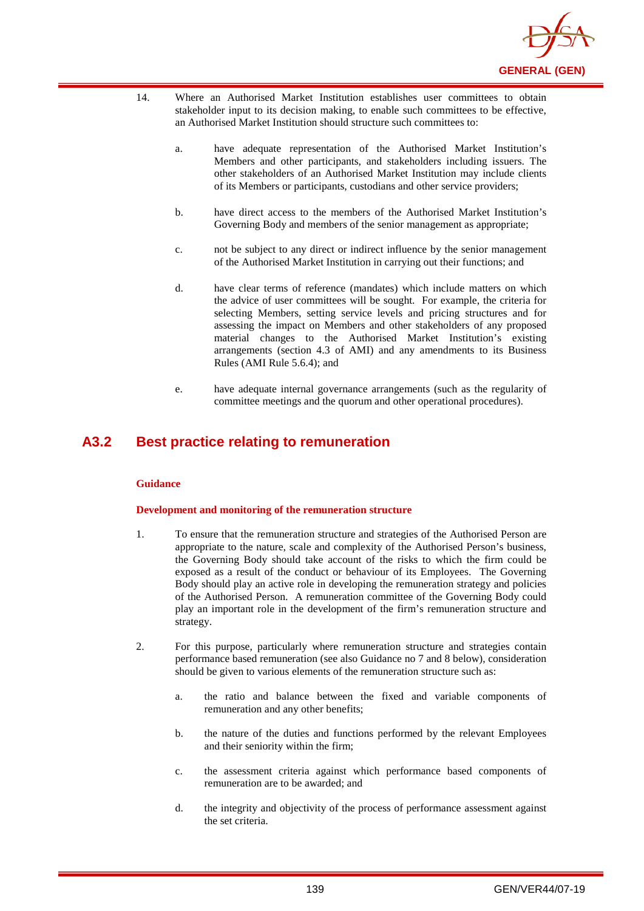14. Where an Authorised Market Institution establishes user committees to obtain stakeholder input to its decision making, to enable such committees to be effective, an Authorised Market Institution should structure such committees to:

    a. have adequate representation of the Authorised Market Institution's Members and other participants, and stakeholders including issuers. The other stakeholders of an Authorised Market Institution may include clients of its Members or participants, custodians and other service providers;

    b. have direct access to the members of the Authorised Market Institution's Governing Body and members of the senior management as appropriate;

    c. not be subject to any direct or indirect influence by the senior management of the Authorised Market Institution in carrying out their functions; and

    d. have clear terms of reference (mandates) which include matters on which the advice of user committees will be sought. For example, the criteria for selecting Members, setting service levels and pricing structures and for assessing the impact on Members and other stakeholders of any proposed material changes to the Authorised Market Institution's existing arrangements (section 4.3 of AMI) and any amendments to its Business Rules (AMI Rule 5.6.4); and

    e. have adequate internal governance arrangements (such as the regularity of committee meetings and the quorum and other operational procedures).

## A3.2 Best practice relating to remuneration

**Guidance**

**Development and monitoring of the remuneration structure**

1. To ensure that the remuneration structure and strategies of the Authorised Person are appropriate to the nature, scale and complexity of the Authorised Person's business, the Governing Body should take account of the risks to which the firm could be exposed as a result of the conduct or behaviour of its Employees. The Governing Body should play an active role in developing the remuneration strategy and policies of the Authorised Person. A remuneration committee of the Governing Body could play an important role in the development of the firm's remuneration structure and strategy.

2. For this purpose, particularly where remuneration structure and strategies contain performance based remuneration (see also Guidance no 7 and 8 below), consideration should be given to various elements of the remuneration structure such as:

    a. the ratio and balance between the fixed and variable components of remuneration and any other benefits;

    b. the nature of the duties and functions performed by the relevant Employees and their seniority within the firm;

    c. the assessment criteria against which performance based components of remuneration are to be awarded; and

    d. the integrity and objectivity of the process of performance assessment against the set criteria.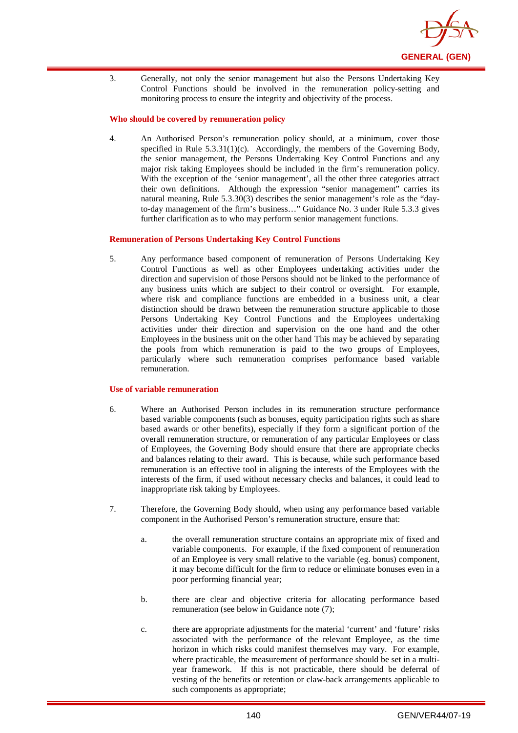3. Generally, not only the senior management but also the Persons Undertaking Key Control Functions should be involved in the remuneration policy-setting and monitoring process to ensure the integrity and objectivity of the process.

**Who should be covered by remuneration policy**

4. An Authorised Person's remuneration policy should, at a minimum, cover those specified in Rule 5.3.31(1)(c). Accordingly, the members of the Governing Body, the senior management, the Persons Undertaking Key Control Functions and any major risk taking Employees should be included in the firm's remuneration policy. With the exception of the 'senior management', all the other three categories attract their own definitions. Although the expression "senior management" carries its natural meaning, Rule 5.3.30(3) describes the senior management's role as the "day-to-day management of the firm's business…" Guidance No. 3 under Rule 5.3.3 gives further clarification as to who may perform senior management functions.

**Remuneration of Persons Undertaking Key Control Functions**

5. Any performance based component of remuneration of Persons Undertaking Key Control Functions as well as other Employees undertaking activities under the direction and supervision of those Persons should not be linked to the performance of any business units which are subject to their control or oversight. For example, where risk and compliance functions are embedded in a business unit, a clear distinction should be drawn between the remuneration structure applicable to those Persons Undertaking Key Control Functions and the Employees undertaking activities under their direction and supervision on the one hand and the other Employees in the business unit on the other hand This may be achieved by separating the pools from which remuneration is paid to the two groups of Employees, particularly where such remuneration comprises performance based variable remuneration.

**Use of variable remuneration**

6. Where an Authorised Person includes in its remuneration structure performance based variable components (such as bonuses, equity participation rights such as share based awards or other benefits), especially if they form a significant portion of the overall remuneration structure, or remuneration of any particular Employees or class of Employees, the Governing Body should ensure that there are appropriate checks and balances relating to their award. This is because, while such performance based remuneration is an effective tool in aligning the interests of the Employees with the interests of the firm, if used without necessary checks and balances, it could lead to inappropriate risk taking by Employees.

7. Therefore, the Governing Body should, when using any performance based variable component in the Authorised Person's remuneration structure, ensure that:

   a. the overall remuneration structure contains an appropriate mix of fixed and variable components. For example, if the fixed component of remuneration of an Employee is very small relative to the variable (eg. bonus) component, it may become difficult for the firm to reduce or eliminate bonuses even in a poor performing financial year;

   b. there are clear and objective criteria for allocating performance based remuneration (see below in Guidance note (7);

   c. there are appropriate adjustments for the material 'current' and 'future' risks associated with the performance of the relevant Employee, as the time horizon in which risks could manifest themselves may vary. For example, where practicable, the measurement of performance should be set in a multi-year framework. If this is not practicable, there should be deferral of vesting of the benefits or retention or claw-back arrangements applicable to such components as appropriate;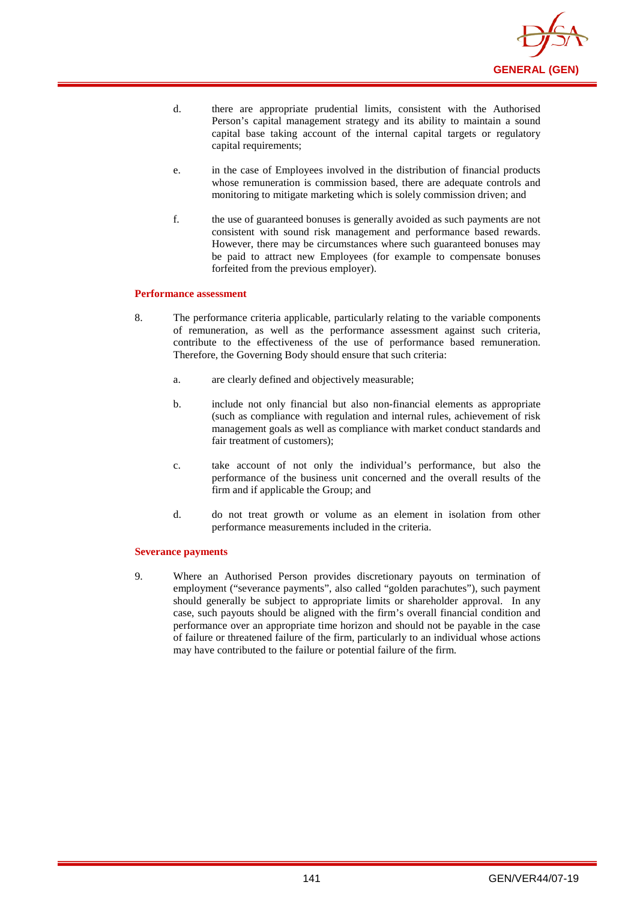d. there are appropriate prudential limits, consistent with the Authorised Person's capital management strategy and its ability to maintain a sound capital base taking account of the internal capital targets or regulatory capital requirements;

e. in the case of Employees involved in the distribution of financial products whose remuneration is commission based, there are adequate controls and monitoring to mitigate marketing which is solely commission driven; and

f. the use of guaranteed bonuses is generally avoided as such payments are not consistent with sound risk management and performance based rewards. However, there may be circumstances where such guaranteed bonuses may be paid to attract new Employees (for example to compensate bonuses forfeited from the previous employer).

**Performance assessment**

8. The performance criteria applicable, particularly relating to the variable components of remuneration, as well as the performance assessment against such criteria, contribute to the effectiveness of the use of performance based remuneration. Therefore, the Governing Body should ensure that such criteria:

   a. are clearly defined and objectively measurable;

   b. include not only financial but also non-financial elements as appropriate (such as compliance with regulation and internal rules, achievement of risk management goals as well as compliance with market conduct standards and fair treatment of customers);

   c. take account of not only the individual's performance, but also the performance of the business unit concerned and the overall results of the firm and if applicable the Group; and

   d. do not treat growth or volume as an element in isolation from other performance measurements included in the criteria.

**Severance payments**

9. Where an Authorised Person provides discretionary payouts on termination of employment ("severance payments", also called "golden parachutes"), such payment should generally be subject to appropriate limits or shareholder approval. In any case, such payouts should be aligned with the firm's overall financial condition and performance over an appropriate time horizon and should not be payable in the case of failure or threatened failure of the firm, particularly to an individual whose actions may have contributed to the failure or potential failure of the firm.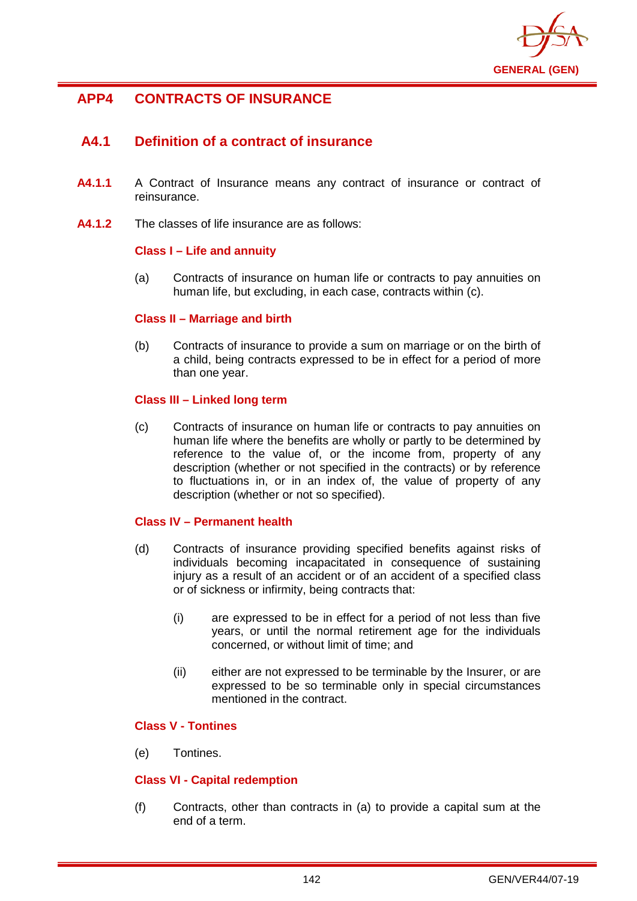## APP4 CONTRACTS OF INSURANCE

### A4.1 Definition of a contract of insurance

**A4.1.1** A Contract of Insurance means any contract of insurance or contract of reinsurance.

**A4.1.2** The classes of life insurance are as follows:

**Class I – Life and annuity**

(a) Contracts of insurance on human life or contracts to pay annuities on human life, but excluding, in each case, contracts within (c).

**Class II – Marriage and birth**

(b) Contracts of insurance to provide a sum on marriage or on the birth of a child, being contracts expressed to be in effect for a period of more than one year.

**Class III – Linked long term**

(c) Contracts of insurance on human life or contracts to pay annuities on human life where the benefits are wholly or partly to be determined by reference to the value of, or the income from, property of any description (whether or not specified in the contracts) or by reference to fluctuations in, or in an index of, the value of property of any description (whether or not so specified).

**Class IV – Permanent health**

(d) Contracts of insurance providing specified benefits against risks of individuals becoming incapacitated in consequence of sustaining injury as a result of an accident or of an accident of a specified class or of sickness or infirmity, being contracts that:

(i) are expressed to be in effect for a period of not less than five years, or until the normal retirement age for the individuals concerned, or without limit of time; and

(ii) either are not expressed to be terminable by the Insurer, or are expressed to be so terminable only in special circumstances mentioned in the contract.

**Class V - Tontines**

(e) Tontines.

**Class VI - Capital redemption**

(f) Contracts, other than contracts in (a) to provide a capital sum at the end of a term.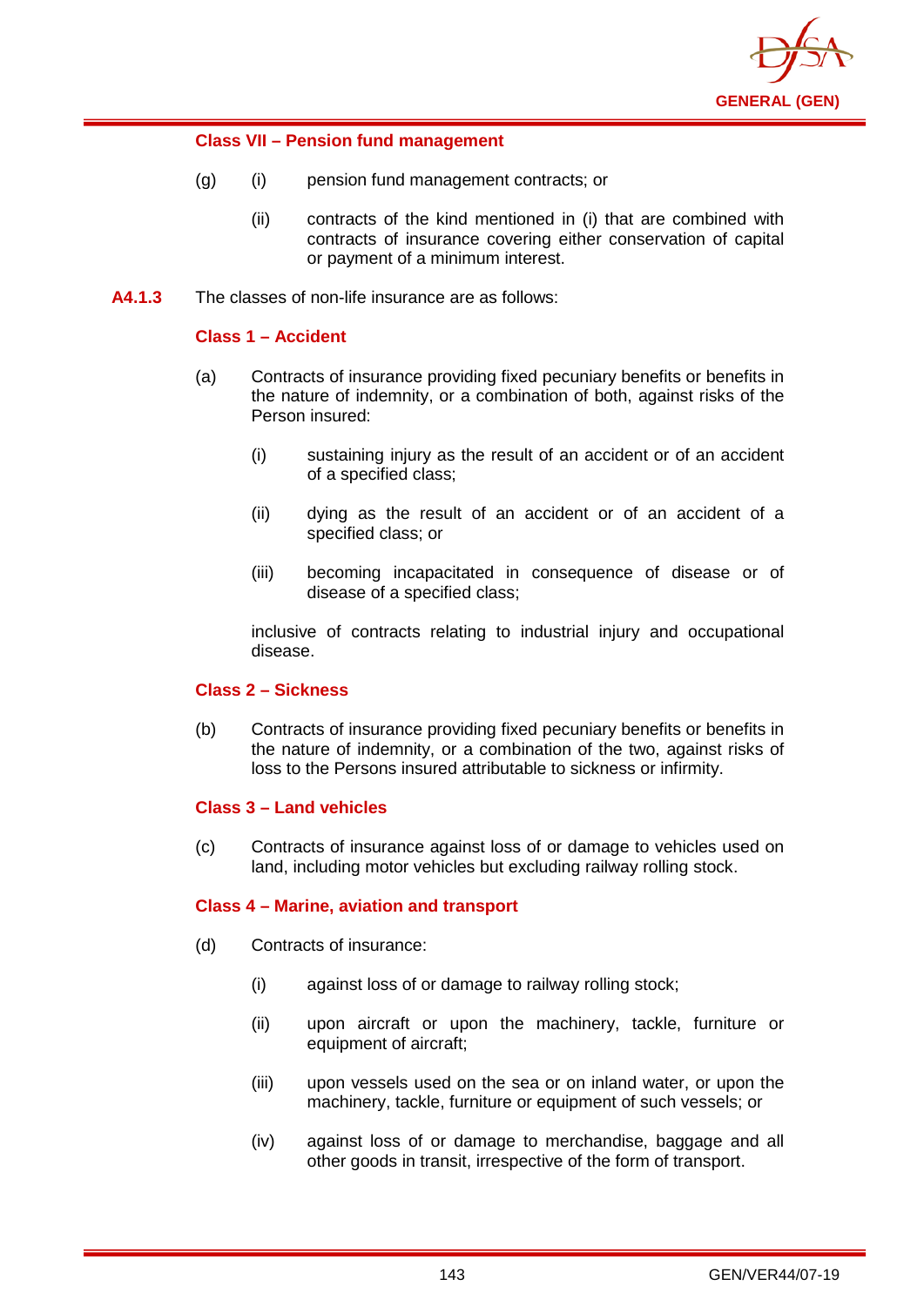**Class VII – Pension fund management**

(g) (i) pension fund management contracts; or

(ii) contracts of the kind mentioned in (i) that are combined with contracts of insurance covering either conservation of capital or payment of a minimum interest.

**A4.1.3** The classes of non-life insurance are as follows:

**Class 1 – Accident**

(a) Contracts of insurance providing fixed pecuniary benefits or benefits in the nature of indemnity, or a combination of both, against risks of the Person insured:

(i) sustaining injury as the result of an accident or of an accident of a specified class;

(ii) dying as the result of an accident or of an accident of a specified class; or

(iii) becoming incapacitated in consequence of disease or of disease of a specified class;

inclusive of contracts relating to industrial injury and occupational disease.

**Class 2 – Sickness**

(b) Contracts of insurance providing fixed pecuniary benefits or benefits in the nature of indemnity, or a combination of the two, against risks of loss to the Persons insured attributable to sickness or infirmity.

**Class 3 – Land vehicles**

(c) Contracts of insurance against loss of or damage to vehicles used on land, including motor vehicles but excluding railway rolling stock.

**Class 4 – Marine, aviation and transport**

(d) Contracts of insurance:

(i) against loss of or damage to railway rolling stock;

(ii) upon aircraft or upon the machinery, tackle, furniture or equipment of aircraft;

(iii) upon vessels used on the sea or on inland water, or upon the machinery, tackle, furniture or equipment of such vessels; or

(iv) against loss of or damage to merchandise, baggage and all other goods in transit, irrespective of the form of transport.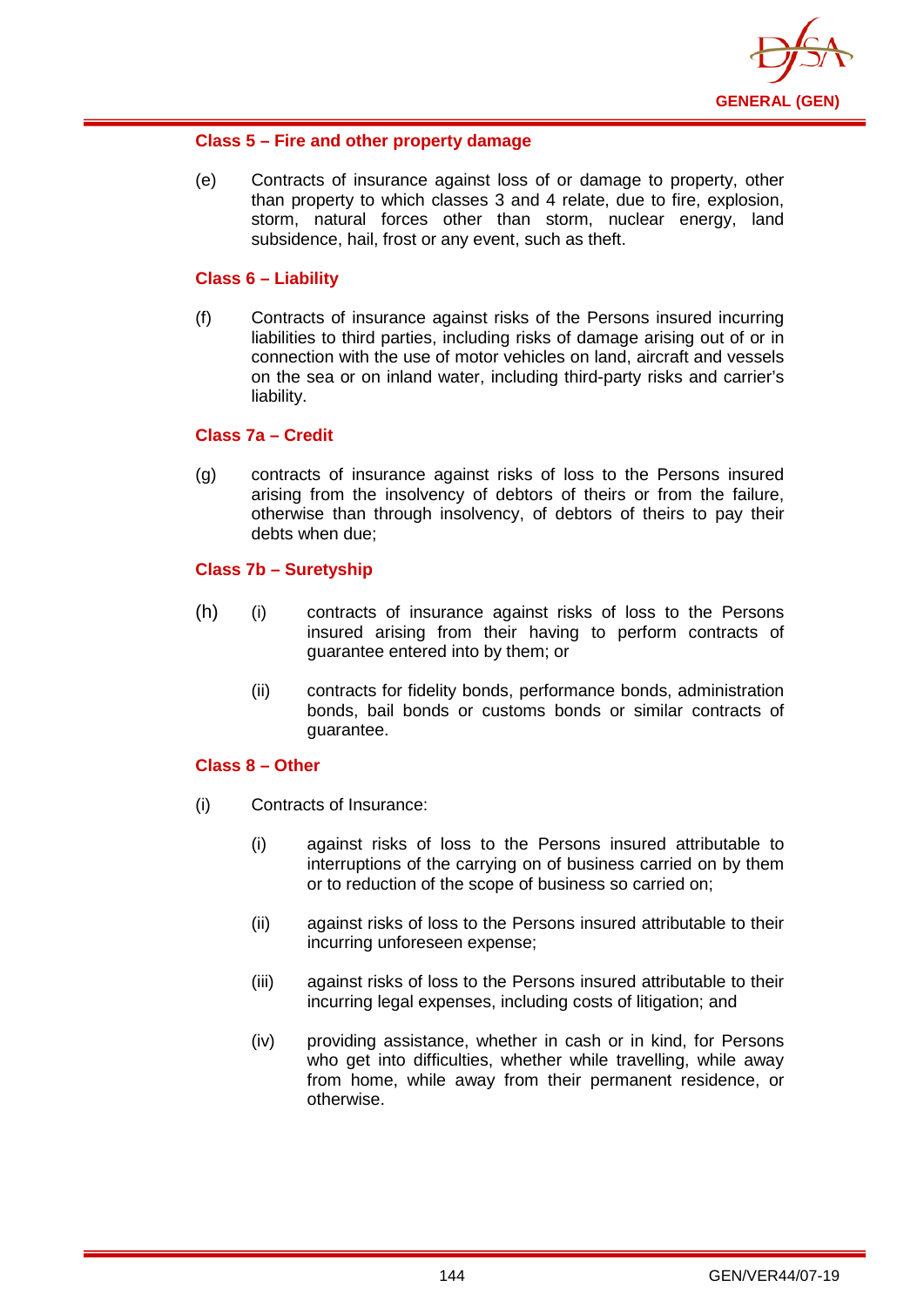#### Class 5 – Fire and other property damage

(e) Contracts of insurance against loss of or damage to property, other than property to which classes 3 and 4 relate, due to fire, explosion, storm, natural forces other than storm, nuclear energy, land subsidence, hail, frost or any event, such as theft.

#### Class 6 – Liability

(f) Contracts of insurance against risks of the Persons insured incurring liabilities to third parties, including risks of damage arising out of or in connection with the use of motor vehicles on land, aircraft and vessels on the sea or on inland water, including third-party risks and carrier's liability.

#### Class 7a – Credit

(g) contracts of insurance against risks of loss to the Persons insured arising from the insolvency of debtors of theirs or from the failure, otherwise than through insolvency, of debtors of theirs to pay their debts when due;

#### Class 7b – Suretyship

(h) (i) contracts of insurance against risks of loss to the Persons insured arising from their having to perform contracts of guarantee entered into by them; or

(ii) contracts for fidelity bonds, performance bonds, administration bonds, bail bonds or customs bonds or similar contracts of guarantee.

#### Class 8 – Other

(i) Contracts of Insurance:

- (i) against risks of loss to the Persons insured attributable to interruptions of the carrying on of business carried on by them or to reduction of the scope of business so carried on;
- (ii) against risks of loss to the Persons insured attributable to their incurring unforeseen expense;
- (iii) against risks of loss to the Persons insured attributable to their incurring legal expenses, including costs of litigation; and
- (iv) providing assistance, whether in cash or in kind, for Persons who get into difficulties, whether while travelling, while away from home, while away from their permanent residence, or otherwise.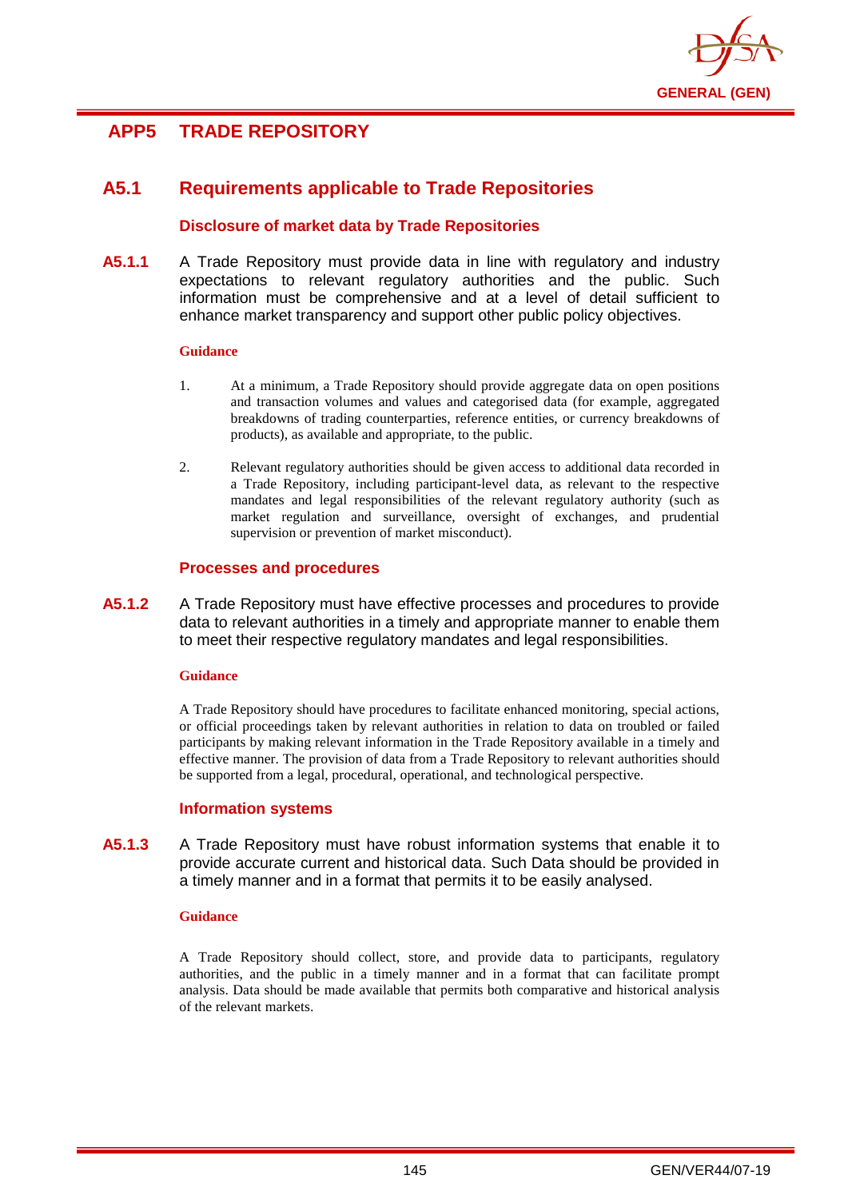# APP5 TRADE REPOSITORY

## A5.1 Requirements applicable to Trade Repositories

### Disclosure of market data by Trade Repositories

**A5.1.1** A Trade Repository must provide data in line with regulatory and industry expectations to relevant regulatory authorities and the public. Such information must be comprehensive and at a level of detail sufficient to enhance market transparency and support other public policy objectives.

**Guidance**

1. At a minimum, a Trade Repository should provide aggregate data on open positions and transaction volumes and values and categorised data (for example, aggregated breakdowns of trading counterparties, reference entities, or currency breakdowns of products), as available and appropriate, to the public.

2. Relevant regulatory authorities should be given access to additional data recorded in a Trade Repository, including participant-level data, as relevant to the respective mandates and legal responsibilities of the relevant regulatory authority (such as market regulation and surveillance, oversight of exchanges, and prudential supervision or prevention of market misconduct).

### Processes and procedures

**A5.1.2** A Trade Repository must have effective processes and procedures to provide data to relevant authorities in a timely and appropriate manner to enable them to meet their respective regulatory mandates and legal responsibilities.

**Guidance**

A Trade Repository should have procedures to facilitate enhanced monitoring, special actions, or official proceedings taken by relevant authorities in relation to data on troubled or failed participants by making relevant information in the Trade Repository available in a timely and effective manner. The provision of data from a Trade Repository to relevant authorities should be supported from a legal, procedural, operational, and technological perspective.

### Information systems

**A5.1.3** A Trade Repository must have robust information systems that enable it to provide accurate current and historical data. Such Data should be provided in a timely manner and in a format that permits it to be easily analysed.

**Guidance**

A Trade Repository should collect, store, and provide data to participants, regulatory authorities, and the public in a timely manner and in a format that can facilitate prompt analysis. Data should be made available that permits both comparative and historical analysis of the relevant markets.